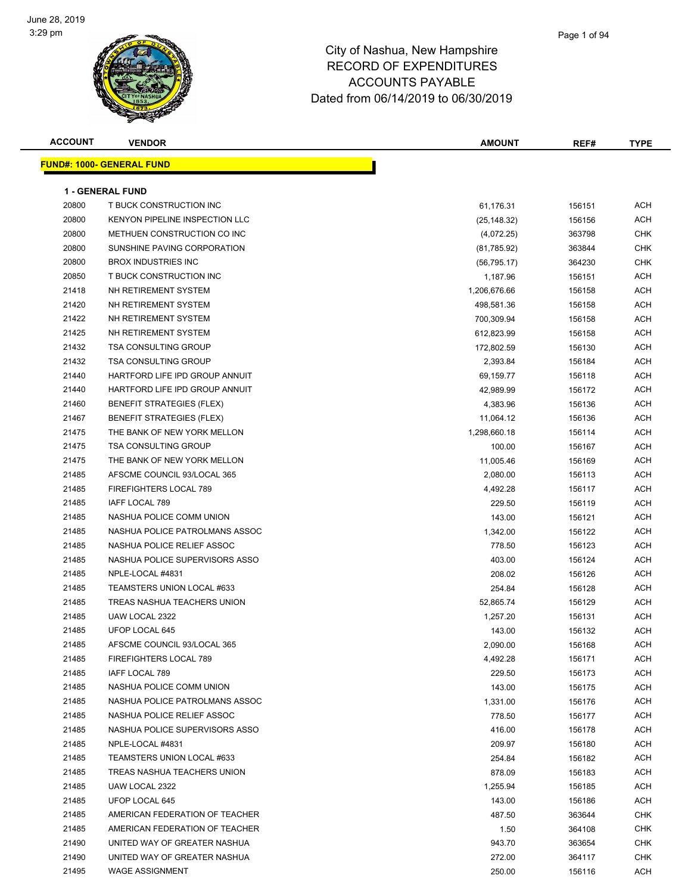June 28, 2019
3:29 pm

# City of Nashua, New Hampshire
## RECORD OF EXPENDITURES
## ACCOUNTS PAYABLE
## Dated from 06/14/2019 to 06/30/2019

| ACCOUNT | VENDOR | AMOUNT | REF# | TYPE |
|---|---|---|---|---|
| **FUND#: 1000- GENERAL FUND** | | | | |
| **1 - GENERAL FUND** | | | | |
| 20800 | T BUCK CONSTRUCTION INC | 61,176.31 | 156151 | ACH |
| 20800 | KENYON PIPELINE INSPECTION LLC | (25,148.32) | 156156 | ACH |
| 20800 | METHUEN CONSTRUCTION CO INC | (4,072.25) | 363798 | CHK |
| 20800 | SUNSHINE PAVING CORPORATION | (81,785.92) | 363844 | CHK |
| 20800 | BROX INDUSTRIES INC | (56,795.17) | 364230 | CHK |
| 20850 | T BUCK CONSTRUCTION INC | 1,187.96 | 156151 | ACH |
| 21418 | NH RETIREMENT SYSTEM | 1,206,676.66 | 156158 | ACH |
| 21420 | NH RETIREMENT SYSTEM | 498,581.36 | 156158 | ACH |
| 21422 | NH RETIREMENT SYSTEM | 700,309.94 | 156158 | ACH |
| 21425 | NH RETIREMENT SYSTEM | 612,823.99 | 156158 | ACH |
| 21432 | TSA CONSULTING GROUP | 172,802.59 | 156130 | ACH |
| 21432 | TSA CONSULTING GROUP | 2,393.84 | 156184 | ACH |
| 21440 | HARTFORD LIFE IPD GROUP ANNUIT | 69,159.77 | 156118 | ACH |
| 21440 | HARTFORD LIFE IPD GROUP ANNUIT | 42,989.99 | 156172 | ACH |
| 21460 | BENEFIT STRATEGIES (FLEX) | 4,383.96 | 156136 | ACH |
| 21467 | BENEFIT STRATEGIES (FLEX) | 11,064.12 | 156136 | ACH |
| 21475 | THE BANK OF NEW YORK MELLON | 1,298,660.18 | 156114 | ACH |
| 21475 | TSA CONSULTING GROUP | 100.00 | 156167 | ACH |
| 21475 | THE BANK OF NEW YORK MELLON | 11,005.46 | 156169 | ACH |
| 21485 | AFSCME COUNCIL 93/LOCAL 365 | 2,080.00 | 156113 | ACH |
| 21485 | FIREFIGHTERS LOCAL 789 | 4,492.28 | 156117 | ACH |
| 21485 | IAFF LOCAL 789 | 229.50 | 156119 | ACH |
| 21485 | NASHUA POLICE COMM UNION | 143.00 | 156121 | ACH |
| 21485 | NASHUA POLICE PATROLMANS ASSOC | 1,342.00 | 156122 | ACH |
| 21485 | NASHUA POLICE RELIEF ASSOC | 778.50 | 156123 | ACH |
| 21485 | NASHUA POLICE SUPERVISORS ASSO | 403.00 | 156124 | ACH |
| 21485 | NPLE-LOCAL #4831 | 208.02 | 156126 | ACH |
| 21485 | TEAMSTERS UNION LOCAL #633 | 254.84 | 156128 | ACH |
| 21485 | TREAS NASHUA TEACHERS UNION | 52,865.74 | 156129 | ACH |
| 21485 | UAW LOCAL 2322 | 1,257.20 | 156131 | ACH |
| 21485 | UFOP LOCAL 645 | 143.00 | 156132 | ACH |
| 21485 | AFSCME COUNCIL 93/LOCAL 365 | 2,090.00 | 156168 | ACH |
| 21485 | FIREFIGHTERS LOCAL 789 | 4,492.28 | 156171 | ACH |
| 21485 | IAFF LOCAL 789 | 229.50 | 156173 | ACH |
| 21485 | NASHUA POLICE COMM UNION | 143.00 | 156175 | ACH |
| 21485 | NASHUA POLICE PATROLMANS ASSOC | 1,331.00 | 156176 | ACH |
| 21485 | NASHUA POLICE RELIEF ASSOC | 778.50 | 156177 | ACH |
| 21485 | NASHUA POLICE SUPERVISORS ASSO | 416.00 | 156178 | ACH |
| 21485 | NPLE-LOCAL #4831 | 209.97 | 156180 | ACH |
| 21485 | TEAMSTERS UNION LOCAL #633 | 254.84 | 156182 | ACH |
| 21485 | TREAS NASHUA TEACHERS UNION | 878.09 | 156183 | ACH |
| 21485 | UAW LOCAL 2322 | 1,255.94 | 156185 | ACH |
| 21485 | UFOP LOCAL 645 | 143.00 | 156186 | ACH |
| 21485 | AMERICAN FEDERATION OF TEACHER | 487.50 | 363644 | CHK |
| 21485 | AMERICAN FEDERATION OF TEACHER | 1.50 | 364108 | CHK |
| 21490 | UNITED WAY OF GREATER NASHUA | 943.70 | 363654 | CHK |
| 21490 | UNITED WAY OF GREATER NASHUA | 272.00 | 364117 | CHK |
| 21495 | WAGE ASSIGNMENT | 250.00 | 156116 | ACH |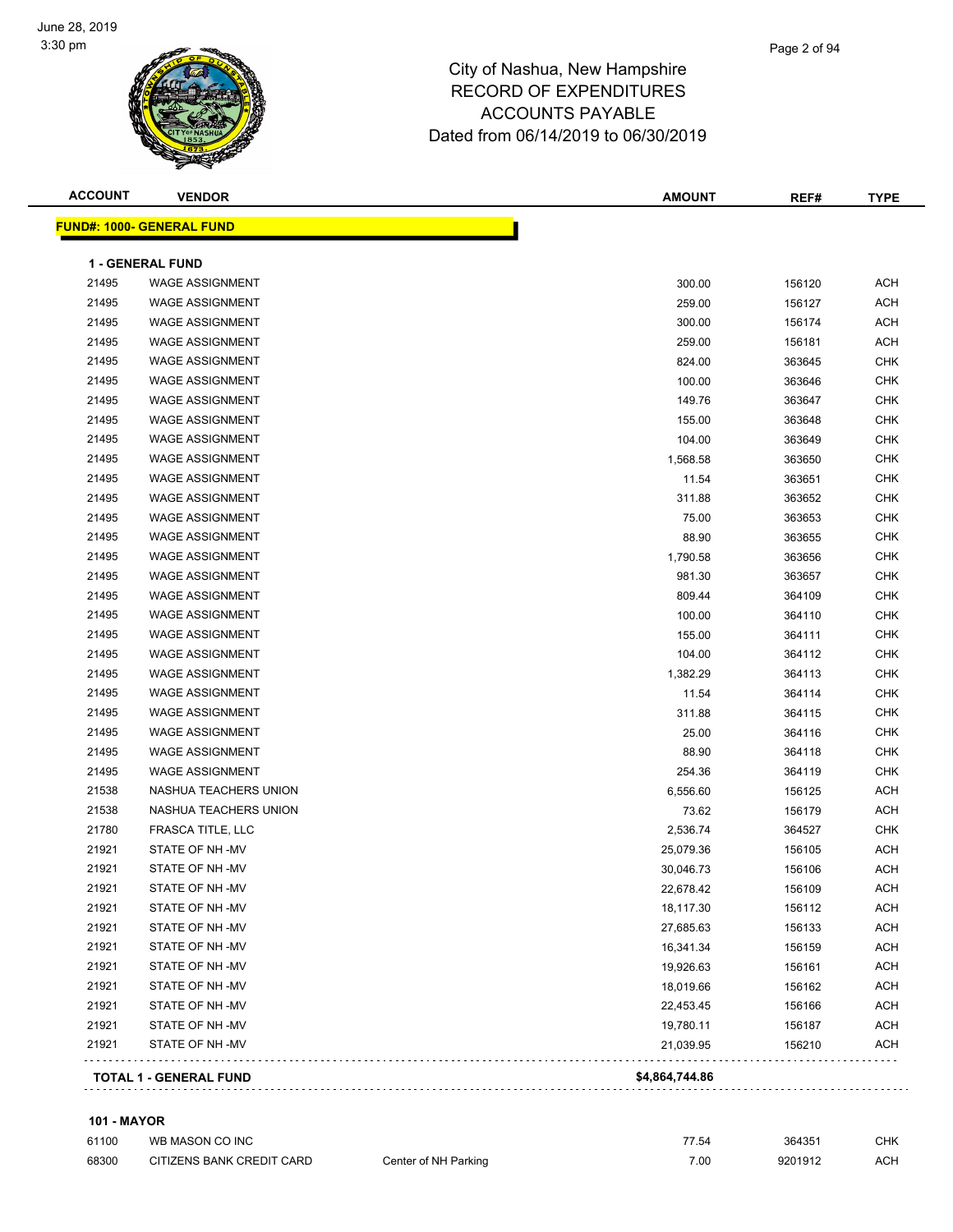# City of Nashua, New Hampshire
## RECORD OF EXPENDITURES
## ACCOUNTS PAYABLE
## Dated from 06/14/2019 to 06/30/2019

| ACCOUNT | VENDOR | | AMOUNT | REF# | TYPE |
|---|---|---|---|---|---|
| **FUND#: 1000- GENERAL FUND** | | | | | |
| **1 - GENERAL FUND** | | | | | |
| 21495 | WAGE ASSIGNMENT | | 300.00 | 156120 | ACH |
| 21495 | WAGE ASSIGNMENT | | 259.00 | 156127 | ACH |
| 21495 | WAGE ASSIGNMENT | | 300.00 | 156174 | ACH |
| 21495 | WAGE ASSIGNMENT | | 259.00 | 156181 | ACH |
| 21495 | WAGE ASSIGNMENT | | 824.00 | 363645 | CHK |
| 21495 | WAGE ASSIGNMENT | | 100.00 | 363646 | CHK |
| 21495 | WAGE ASSIGNMENT | | 149.76 | 363647 | CHK |
| 21495 | WAGE ASSIGNMENT | | 155.00 | 363648 | CHK |
| 21495 | WAGE ASSIGNMENT | | 104.00 | 363649 | CHK |
| 21495 | WAGE ASSIGNMENT | | 1,568.58 | 363650 | CHK |
| 21495 | WAGE ASSIGNMENT | | 11.54 | 363651 | CHK |
| 21495 | WAGE ASSIGNMENT | | 311.88 | 363652 | CHK |
| 21495 | WAGE ASSIGNMENT | | 75.00 | 363653 | CHK |
| 21495 | WAGE ASSIGNMENT | | 88.90 | 363655 | CHK |
| 21495 | WAGE ASSIGNMENT | | 1,790.58 | 363656 | CHK |
| 21495 | WAGE ASSIGNMENT | | 981.30 | 363657 | CHK |
| 21495 | WAGE ASSIGNMENT | | 809.44 | 364109 | CHK |
| 21495 | WAGE ASSIGNMENT | | 100.00 | 364110 | CHK |
| 21495 | WAGE ASSIGNMENT | | 155.00 | 364111 | CHK |
| 21495 | WAGE ASSIGNMENT | | 104.00 | 364112 | CHK |
| 21495 | WAGE ASSIGNMENT | | 1,382.29 | 364113 | CHK |
| 21495 | WAGE ASSIGNMENT | | 11.54 | 364114 | CHK |
| 21495 | WAGE ASSIGNMENT | | 311.88 | 364115 | CHK |
| 21495 | WAGE ASSIGNMENT | | 25.00 | 364116 | CHK |
| 21495 | WAGE ASSIGNMENT | | 88.90 | 364118 | CHK |
| 21495 | WAGE ASSIGNMENT | | 254.36 | 364119 | CHK |
| 21538 | NASHUA TEACHERS UNION | | 6,556.60 | 156125 | ACH |
| 21538 | NASHUA TEACHERS UNION | | 73.62 | 156179 | ACH |
| 21780 | FRASCA TITLE, LLC | | 2,536.74 | 364527 | CHK |
| 21921 | STATE OF NH -MV | | 25,079.36 | 156105 | ACH |
| 21921 | STATE OF NH -MV | | 30,046.73 | 156106 | ACH |
| 21921 | STATE OF NH -MV | | 22,678.42 | 156109 | ACH |
| 21921 | STATE OF NH -MV | | 18,117.30 | 156112 | ACH |
| 21921 | STATE OF NH -MV | | 27,685.63 | 156133 | ACH |
| 21921 | STATE OF NH -MV | | 16,341.34 | 156159 | ACH |
| 21921 | STATE OF NH -MV | | 19,926.63 | 156161 | ACH |
| 21921 | STATE OF NH -MV | | 18,019.66 | 156162 | ACH |
| 21921 | STATE OF NH -MV | | 22,453.45 | 156166 | ACH |
| 21921 | STATE OF NH -MV | | 19,780.11 | 156187 | ACH |
| 21921 | STATE OF NH -MV | | 21,039.95 | 156210 | ACH |
| **TOTAL 1 - GENERAL FUND** | | | **$4,864,744.86** | | |
| **101 - MAYOR** | | | | | |
| 61100 | WB MASON CO INC | | 77.54 | 364351 | CHK |
| 68300 | CITIZENS BANK CREDIT CARD | Center of NH Parking | 7.00 | 9201912 | ACH |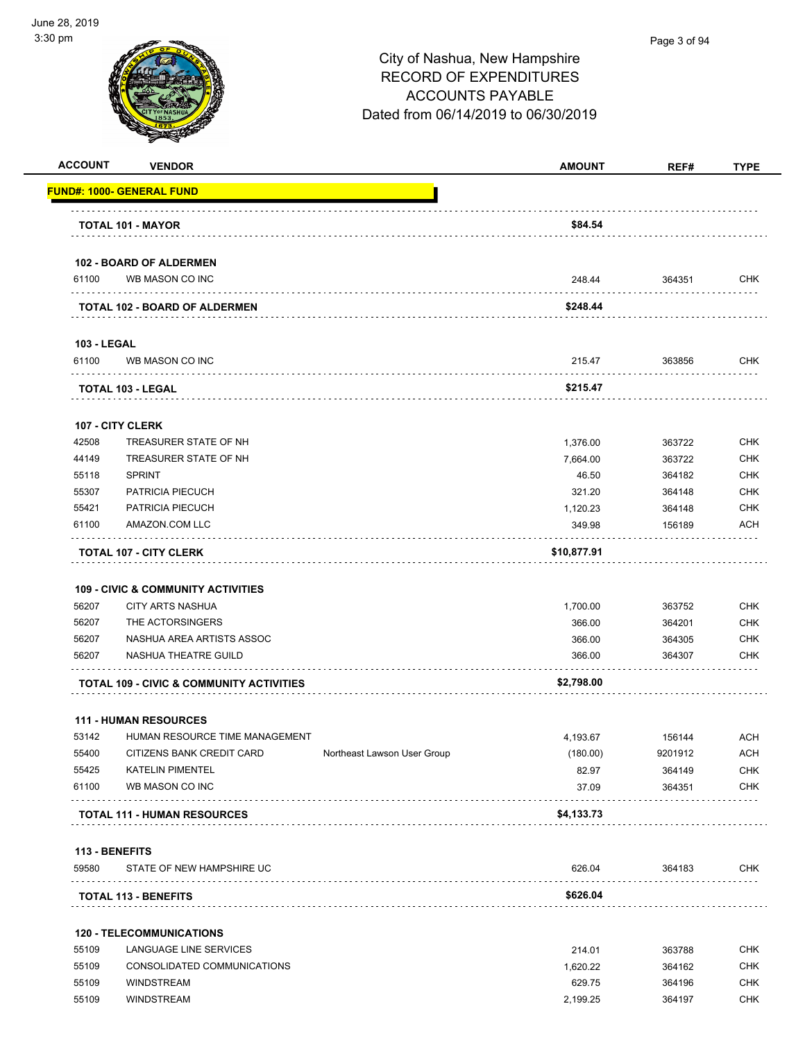June 28, 2019
3:30 pm

# City of Nashua, New Hampshire
## RECORD OF EXPENDITURES
## ACCOUNTS PAYABLE
## Dated from 06/14/2019 to 06/30/2019

| ACCOUNT | VENDOR | | AMOUNT | REF# | TYPE |
|---|---|---|---|---|---|
| **FUND#: 1000- GENERAL FUND** | | | | | |
| **TOTAL 101 - MAYOR** | | | **$84.54** | | |
| **102 - BOARD OF ALDERMEN** | | | | | |
| 61100 | WB MASON CO INC | | 248.44 | 364351 | CHK |
| **TOTAL 102 - BOARD OF ALDERMEN** | | | **$248.44** | | |
| **103 - LEGAL** | | | | | |
| 61100 | WB MASON CO INC | | 215.47 | 363856 | CHK |
| **TOTAL 103 - LEGAL** | | | **$215.47** | | |
| **107 - CITY CLERK** | | | | | |
| 42508 | TREASURER STATE OF NH | | 1,376.00 | 363722 | CHK |
| 44149 | TREASURER STATE OF NH | | 7,664.00 | 363722 | CHK |
| 55118 | SPRINT | | 46.50 | 364182 | CHK |
| 55307 | PATRICIA PIECUCH | | 321.20 | 364148 | CHK |
| 55421 | PATRICIA PIECUCH | | 1,120.23 | 364148 | CHK |
| 61100 | AMAZON.COM LLC | | 349.98 | 156189 | ACH |
| **TOTAL 107 - CITY CLERK** | | | **$10,877.91** | | |
| **109 - CIVIC & COMMUNITY ACTIVITIES** | | | | | |
| 56207 | CITY ARTS NASHUA | | 1,700.00 | 363752 | CHK |
| 56207 | THE ACTORSINGERS | | 366.00 | 364201 | CHK |
| 56207 | NASHUA AREA ARTISTS ASSOC | | 366.00 | 364305 | CHK |
| 56207 | NASHUA THEATRE GUILD | | 366.00 | 364307 | CHK |
| **TOTAL 109 - CIVIC & COMMUNITY ACTIVITIES** | | | **$2,798.00** | | |
| **111 - HUMAN RESOURCES** | | | | | |
| 53142 | HUMAN RESOURCE TIME MANAGEMENT | | 4,193.67 | 156144 | ACH |
| 55400 | CITIZENS BANK CREDIT CARD | Northeast Lawson User Group | (180.00) | 9201912 | ACH |
| 55425 | KATELIN PIMENTEL | | 82.97 | 364149 | CHK |
| 61100 | WB MASON CO INC | | 37.09 | 364351 | CHK |
| **TOTAL 111 - HUMAN RESOURCES** | | | **$4,133.73** | | |
| **113 - BENEFITS** | | | | | |
| 59580 | STATE OF NEW HAMPSHIRE UC | | 626.04 | 364183 | CHK |
| **TOTAL 113 - BENEFITS** | | | **$626.04** | | |
| **120 - TELECOMMUNICATIONS** | | | | | |
| 55109 | LANGUAGE LINE SERVICES | | 214.01 | 363788 | CHK |
| 55109 | CONSOLIDATED COMMUNICATIONS | | 1,620.22 | 364162 | CHK |
| 55109 | WINDSTREAM | | 629.75 | 364196 | CHK |
| 55109 | WINDSTREAM | | 2,199.25 | 364197 | CHK |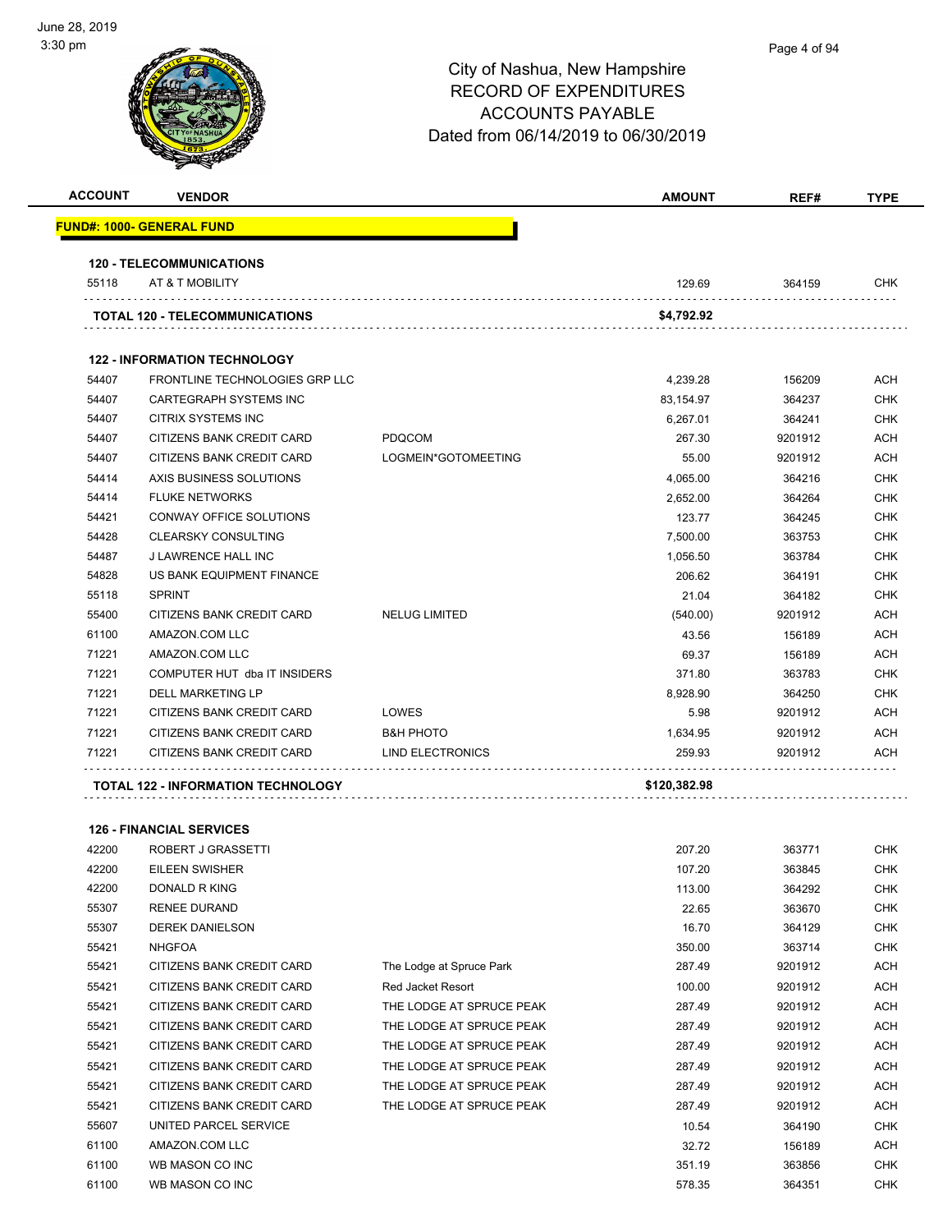# City of Nashua, New Hampshire
# RECORD OF EXPENDITURES
# ACCOUNTS PAYABLE
# Dated from 06/14/2019 to 06/30/2019

| ACCOUNT | VENDOR | | AMOUNT | REF# | TYPE |
|---|---|---|---|---|---|
| **FUND#: 1000- GENERAL FUND** | | | | | |
| **120 - TELECOMMUNICATIONS** | | | | | |
| 55118 | AT & T MOBILITY | | 129.69 | 364159 | CHK |
| **TOTAL 120 - TELECOMMUNICATIONS** | | | **$4,792.92** | | |
| **122 - INFORMATION TECHNOLOGY** | | | | | |
| 54407 | FRONTLINE TECHNOLOGIES GRP LLC | | 4,239.28 | 156209 | ACH |
| 54407 | CARTEGRAPH SYSTEMS INC | | 83,154.97 | 364237 | CHK |
| 54407 | CITRIX SYSTEMS INC | | 6,267.01 | 364241 | CHK |
| 54407 | CITIZENS BANK CREDIT CARD | PDQCOM | 267.30 | 9201912 | ACH |
| 54407 | CITIZENS BANK CREDIT CARD | LOGMEIN*GOTOMEETING | 55.00 | 9201912 | ACH |
| 54414 | AXIS BUSINESS SOLUTIONS | | 4,065.00 | 364216 | CHK |
| 54414 | FLUKE NETWORKS | | 2,652.00 | 364264 | CHK |
| 54421 | CONWAY OFFICE SOLUTIONS | | 123.77 | 364245 | CHK |
| 54428 | CLEARSKY CONSULTING | | 7,500.00 | 363753 | CHK |
| 54487 | J LAWRENCE HALL INC | | 1,056.50 | 363784 | CHK |
| 54828 | US BANK EQUIPMENT FINANCE | | 206.62 | 364191 | CHK |
| 55118 | SPRINT | | 21.04 | 364182 | CHK |
| 55400 | CITIZENS BANK CREDIT CARD | NELUG LIMITED | (540.00) | 9201912 | ACH |
| 61100 | AMAZON.COM LLC | | 43.56 | 156189 | ACH |
| 71221 | AMAZON.COM LLC | | 69.37 | 156189 | ACH |
| 71221 | COMPUTER HUT dba IT INSIDERS | | 371.80 | 363783 | CHK |
| 71221 | DELL MARKETING LP | | 8,928.90 | 364250 | CHK |
| 71221 | CITIZENS BANK CREDIT CARD | LOWES | 5.98 | 9201912 | ACH |
| 71221 | CITIZENS BANK CREDIT CARD | B&H PHOTO | 1,634.95 | 9201912 | ACH |
| 71221 | CITIZENS BANK CREDIT CARD | LIND ELECTRONICS | 259.93 | 9201912 | ACH |
| **TOTAL 122 - INFORMATION TECHNOLOGY** | | | **$120,382.98** | | |
| **126 - FINANCIAL SERVICES** | | | | | |
| 42200 | ROBERT J GRASSETTI | | 207.20 | 363771 | CHK |
| 42200 | EILEEN SWISHER | | 107.20 | 363845 | CHK |
| 42200 | DONALD R KING | | 113.00 | 364292 | CHK |
| 55307 | RENEE DURAND | | 22.65 | 363670 | CHK |
| 55307 | DEREK DANIELSON | | 16.70 | 364129 | CHK |
| 55421 | NHGFOA | | 350.00 | 363714 | CHK |
| 55421 | CITIZENS BANK CREDIT CARD | The Lodge at Spruce Park | 287.49 | 9201912 | ACH |
| 55421 | CITIZENS BANK CREDIT CARD | Red Jacket Resort | 100.00 | 9201912 | ACH |
| 55421 | CITIZENS BANK CREDIT CARD | THE LODGE AT SPRUCE PEAK | 287.49 | 9201912 | ACH |
| 55421 | CITIZENS BANK CREDIT CARD | THE LODGE AT SPRUCE PEAK | 287.49 | 9201912 | ACH |
| 55421 | CITIZENS BANK CREDIT CARD | THE LODGE AT SPRUCE PEAK | 287.49 | 9201912 | ACH |
| 55421 | CITIZENS BANK CREDIT CARD | THE LODGE AT SPRUCE PEAK | 287.49 | 9201912 | ACH |
| 55421 | CITIZENS BANK CREDIT CARD | THE LODGE AT SPRUCE PEAK | 287.49 | 9201912 | ACH |
| 55421 | CITIZENS BANK CREDIT CARD | THE LODGE AT SPRUCE PEAK | 287.49 | 9201912 | ACH |
| 55607 | UNITED PARCEL SERVICE | | 10.54 | 364190 | CHK |
| 61100 | AMAZON.COM LLC | | 32.72 | 156189 | ACH |
| 61100 | WB MASON CO INC | | 351.19 | 363856 | CHK |
| 61100 | WB MASON CO INC | | 578.35 | 364351 | CHK |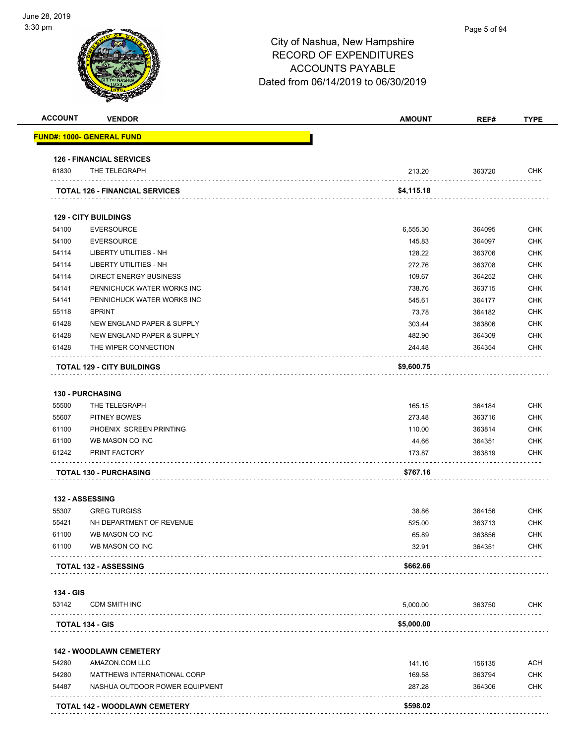# City of Nashua, New Hampshire
# RECORD OF EXPENDITURES
# ACCOUNTS PAYABLE
# Dated from 06/14/2019 to 06/30/2019

| ACCOUNT | VENDOR | AMOUNT | REF# | TYPE |
|---|---|---|---|---|
| **FUND#: 1000- GENERAL FUND** | | | | |
| **126 - FINANCIAL SERVICES** | | | | |
| 61830 | THE TELEGRAPH | 213.20 | 363720 | CHK |
| | **TOTAL 126 - FINANCIAL SERVICES** | **$4,115.18** | | |
| **129 - CITY BUILDINGS** | | | | |
| 54100 | EVERSOURCE | 6,555.30 | 364095 | CHK |
| 54100 | EVERSOURCE | 145.83 | 364097 | CHK |
| 54114 | LIBERTY UTILITIES - NH | 128.22 | 363706 | CHK |
| 54114 | LIBERTY UTILITIES - NH | 272.76 | 363708 | CHK |
| 54114 | DIRECT ENERGY BUSINESS | 109.67 | 364252 | CHK |
| 54141 | PENNICHUCK WATER WORKS INC | 738.76 | 363715 | CHK |
| 54141 | PENNICHUCK WATER WORKS INC | 545.61 | 364177 | CHK |
| 55118 | SPRINT | 73.78 | 364182 | CHK |
| 61428 | NEW ENGLAND PAPER & SUPPLY | 303.44 | 363806 | CHK |
| 61428 | NEW ENGLAND PAPER & SUPPLY | 482.90 | 364309 | CHK |
| 61428 | THE WIPER CONNECTION | 244.48 | 364354 | CHK |
| | **TOTAL 129 - CITY BUILDINGS** | **$9,600.75** | | |
| **130 - PURCHASING** | | | | |
| 55500 | THE TELEGRAPH | 165.15 | 364184 | CHK |
| 55607 | PITNEY BOWES | 273.48 | 363716 | CHK |
| 61100 | PHOENIX SCREEN PRINTING | 110.00 | 363814 | CHK |
| 61100 | WB MASON CO INC | 44.66 | 364351 | CHK |
| 61242 | PRINT FACTORY | 173.87 | 363819 | CHK |
| | **TOTAL 130 - PURCHASING** | **$767.16** | | |
| **132 - ASSESSING** | | | | |
| 55307 | GREG TURGISS | 38.86 | 364156 | CHK |
| 55421 | NH DEPARTMENT OF REVENUE | 525.00 | 363713 | CHK |
| 61100 | WB MASON CO INC | 65.89 | 363856 | CHK |
| 61100 | WB MASON CO INC | 32.91 | 364351 | CHK |
| | **TOTAL 132 - ASSESSING** | **$662.66** | | |
| **134 - GIS** | | | | |
| 53142 | CDM SMITH INC | 5,000.00 | 363750 | CHK |
| | **TOTAL 134 - GIS** | **$5,000.00** | | |
| **142 - WOODLAWN CEMETERY** | | | | |
| 54280 | AMAZON.COM LLC | 141.16 | 156135 | ACH |
| 54280 | MATTHEWS INTERNATIONAL CORP | 169.58 | 363794 | CHK |
| 54487 | NASHUA OUTDOOR POWER EQUIPMENT | 287.28 | 364306 | CHK |
| | **TOTAL 142 - WOODLAWN CEMETERY** | **$598.02** | | |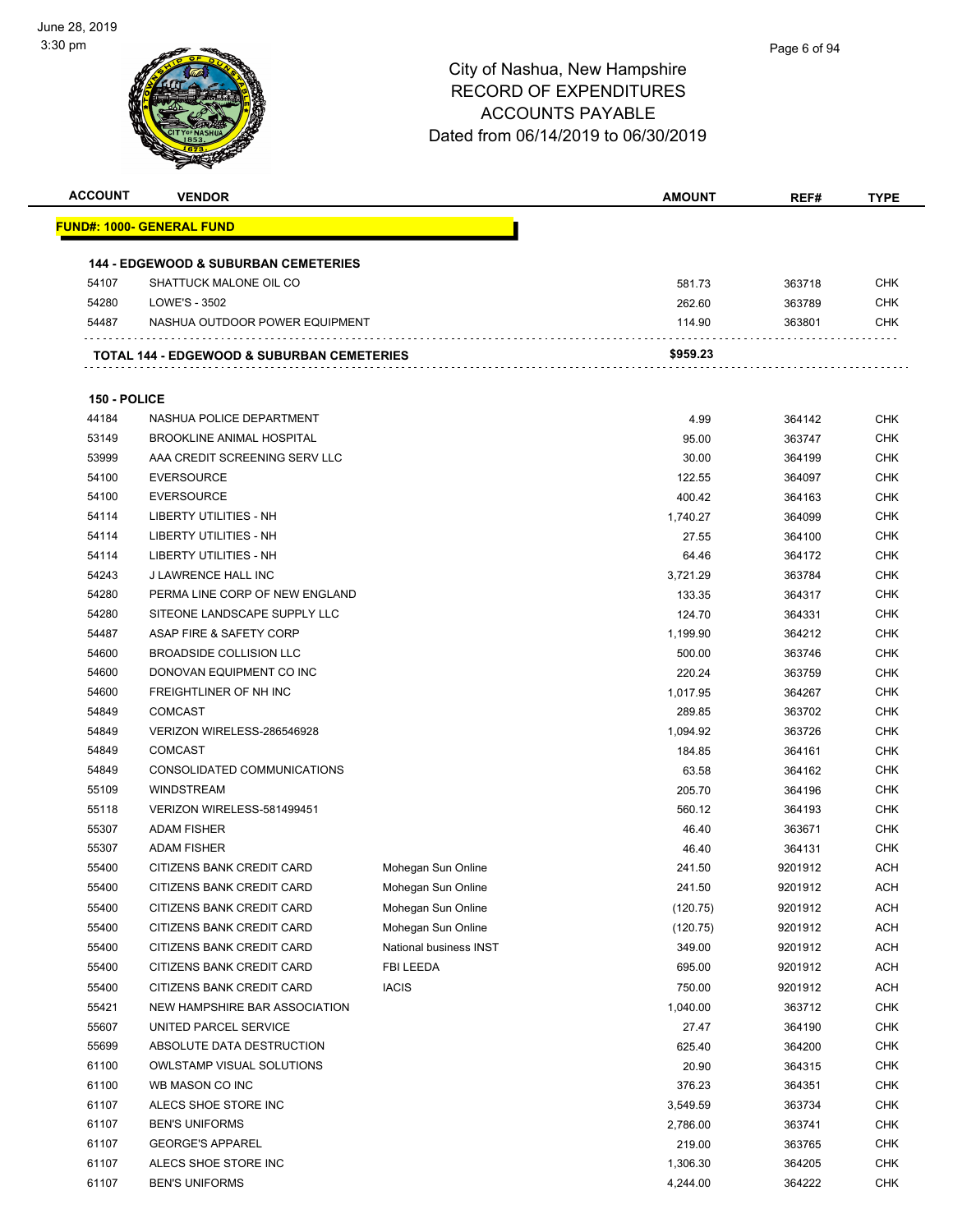City of Nashua, New Hampshire
RECORD OF EXPENDITURES
ACCOUNTS PAYABLE
Dated from 06/14/2019 to 06/30/2019

| ACCOUNT | VENDOR | | AMOUNT | REF# | TYPE |
|---|---|---|---|---|---|
| **FUND#: 1000- GENERAL FUND** | | | | | |
| **144 - EDGEWOOD & SUBURBAN CEMETERIES** | | | | | |
| 54107 | SHATTUCK MALONE OIL CO | | 581.73 | 363718 | CHK |
| 54280 | LOWE'S - 3502 | | 262.60 | 363789 | CHK |
| 54487 | NASHUA OUTDOOR POWER EQUIPMENT | | 114.90 | 363801 | CHK |
| **TOTAL 144 - EDGEWOOD & SUBURBAN CEMETERIES** | | | **$959.23** | | |
| **150 - POLICE** | | | | | |
| 44184 | NASHUA POLICE DEPARTMENT | | 4.99 | 364142 | CHK |
| 53149 | BROOKLINE ANIMAL HOSPITAL | | 95.00 | 363747 | CHK |
| 53999 | AAA CREDIT SCREENING SERV LLC | | 30.00 | 364199 | CHK |
| 54100 | EVERSOURCE | | 122.55 | 364097 | CHK |
| 54100 | EVERSOURCE | | 400.42 | 364163 | CHK |
| 54114 | LIBERTY UTILITIES - NH | | 1,740.27 | 364099 | CHK |
| 54114 | LIBERTY UTILITIES - NH | | 27.55 | 364100 | CHK |
| 54114 | LIBERTY UTILITIES - NH | | 64.46 | 364172 | CHK |
| 54243 | J LAWRENCE HALL INC | | 3,721.29 | 363784 | CHK |
| 54280 | PERMA LINE CORP OF NEW ENGLAND | | 133.35 | 364317 | CHK |
| 54280 | SITEONE LANDSCAPE SUPPLY LLC | | 124.70 | 364331 | CHK |
| 54487 | ASAP FIRE & SAFETY CORP | | 1,199.90 | 364212 | CHK |
| 54600 | BROADSIDE COLLISION LLC | | 500.00 | 363746 | CHK |
| 54600 | DONOVAN EQUIPMENT CO INC | | 220.24 | 363759 | CHK |
| 54600 | FREIGHTLINER OF NH INC | | 1,017.95 | 364267 | CHK |
| 54849 | COMCAST | | 289.85 | 363702 | CHK |
| 54849 | VERIZON WIRELESS-286546928 | | 1,094.92 | 363726 | CHK |
| 54849 | COMCAST | | 184.85 | 364161 | CHK |
| 54849 | CONSOLIDATED COMMUNICATIONS | | 63.58 | 364162 | CHK |
| 55109 | WINDSTREAM | | 205.70 | 364196 | CHK |
| 55118 | VERIZON WIRELESS-581499451 | | 560.12 | 364193 | CHK |
| 55307 | ADAM FISHER | | 46.40 | 363671 | CHK |
| 55307 | ADAM FISHER | | 46.40 | 364131 | CHK |
| 55400 | CITIZENS BANK CREDIT CARD | Mohegan Sun Online | 241.50 | 9201912 | ACH |
| 55400 | CITIZENS BANK CREDIT CARD | Mohegan Sun Online | 241.50 | 9201912 | ACH |
| 55400 | CITIZENS BANK CREDIT CARD | Mohegan Sun Online | (120.75) | 9201912 | ACH |
| 55400 | CITIZENS BANK CREDIT CARD | Mohegan Sun Online | (120.75) | 9201912 | ACH |
| 55400 | CITIZENS BANK CREDIT CARD | National business INST | 349.00 | 9201912 | ACH |
| 55400 | CITIZENS BANK CREDIT CARD | FBI LEEDA | 695.00 | 9201912 | ACH |
| 55400 | CITIZENS BANK CREDIT CARD | IACIS | 750.00 | 9201912 | ACH |
| 55421 | NEW HAMPSHIRE BAR ASSOCIATION | | 1,040.00 | 363712 | CHK |
| 55607 | UNITED PARCEL SERVICE | | 27.47 | 364190 | CHK |
| 55699 | ABSOLUTE DATA DESTRUCTION | | 625.40 | 364200 | CHK |
| 61100 | OWLSTAMP VISUAL SOLUTIONS | | 20.90 | 364315 | CHK |
| 61100 | WB MASON CO INC | | 376.23 | 364351 | CHK |
| 61107 | ALECS SHOE STORE INC | | 3,549.59 | 363734 | CHK |
| 61107 | BEN'S UNIFORMS | | 2,786.00 | 363741 | CHK |
| 61107 | GEORGE'S APPAREL | | 219.00 | 363765 | CHK |
| 61107 | ALECS SHOE STORE INC | | 1,306.30 | 364205 | CHK |
| 61107 | BEN'S UNIFORMS | | 4,244.00 | 364222 | CHK |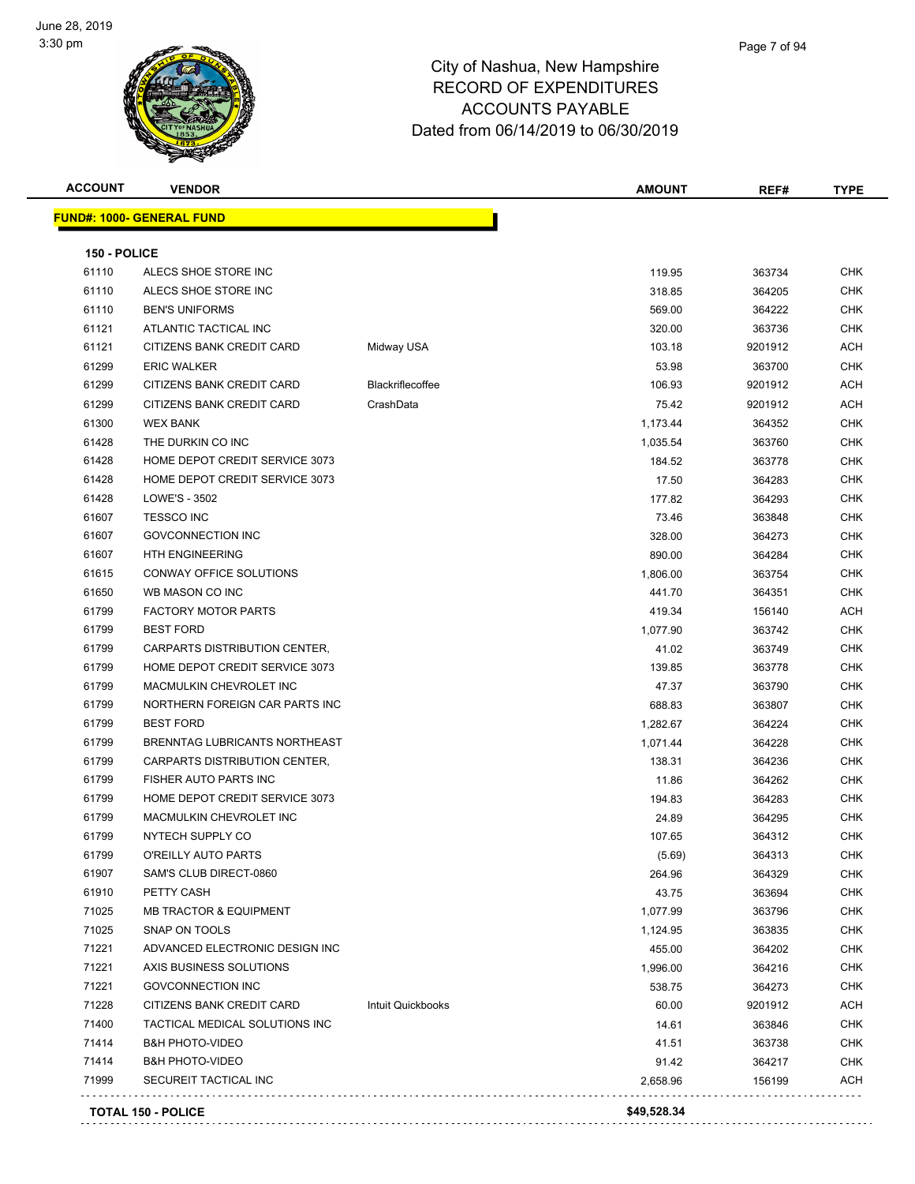# City of Nashua, New Hampshire
## RECORD OF EXPENDITURES
## ACCOUNTS PAYABLE
## Dated from 06/14/2019 to 06/30/2019

June 28, 2019
3:30 pm

**FUND#: 1000- GENERAL FUND**

**150 - POLICE**

| ACCOUNT | VENDOR | | AMOUNT | REF# | TYPE |
|---|---|---|---|---|---|
| 61110 | ALECS SHOE STORE INC | | 119.95 | 363734 | CHK |
| 61110 | ALECS SHOE STORE INC | | 318.85 | 364205 | CHK |
| 61110 | BEN'S UNIFORMS | | 569.00 | 364222 | CHK |
| 61121 | ATLANTIC TACTICAL INC | | 320.00 | 363736 | CHK |
| 61121 | CITIZENS BANK CREDIT CARD | Midway USA | 103.18 | 9201912 | ACH |
| 61299 | ERIC WALKER | | 53.98 | 363700 | CHK |
| 61299 | CITIZENS BANK CREDIT CARD | Blackriflecoffee | 106.93 | 9201912 | ACH |
| 61299 | CITIZENS BANK CREDIT CARD | CrashData | 75.42 | 9201912 | ACH |
| 61300 | WEX BANK | | 1,173.44 | 364352 | CHK |
| 61428 | THE DURKIN CO INC | | 1,035.54 | 363760 | CHK |
| 61428 | HOME DEPOT CREDIT SERVICE 3073 | | 184.52 | 363778 | CHK |
| 61428 | HOME DEPOT CREDIT SERVICE 3073 | | 17.50 | 364283 | CHK |
| 61428 | LOWE'S - 3502 | | 177.82 | 364293 | CHK |
| 61607 | TESSCO INC | | 73.46 | 363848 | CHK |
| 61607 | GOVCONNECTION INC | | 328.00 | 364273 | CHK |
| 61607 | HTH ENGINEERING | | 890.00 | 364284 | CHK |
| 61615 | CONWAY OFFICE SOLUTIONS | | 1,806.00 | 363754 | CHK |
| 61650 | WB MASON CO INC | | 441.70 | 364351 | CHK |
| 61799 | FACTORY MOTOR PARTS | | 419.34 | 156140 | ACH |
| 61799 | BEST FORD | | 1,077.90 | 363742 | CHK |
| 61799 | CARPARTS DISTRIBUTION CENTER, | | 41.02 | 363749 | CHK |
| 61799 | HOME DEPOT CREDIT SERVICE 3073 | | 139.85 | 363778 | CHK |
| 61799 | MACMULKIN CHEVROLET INC | | 47.37 | 363790 | CHK |
| 61799 | NORTHERN FOREIGN CAR PARTS INC | | 688.83 | 363807 | CHK |
| 61799 | BEST FORD | | 1,282.67 | 364224 | CHK |
| 61799 | BRENNTAG LUBRICANTS NORTHEAST | | 1,071.44 | 364228 | CHK |
| 61799 | CARPARTS DISTRIBUTION CENTER, | | 138.31 | 364236 | CHK |
| 61799 | FISHER AUTO PARTS INC | | 11.86 | 364262 | CHK |
| 61799 | HOME DEPOT CREDIT SERVICE 3073 | | 194.83 | 364283 | CHK |
| 61799 | MACMULKIN CHEVROLET INC | | 24.89 | 364295 | CHK |
| 61799 | NYTECH SUPPLY CO | | 107.65 | 364312 | CHK |
| 61799 | O'REILLY AUTO PARTS | | (5.69) | 364313 | CHK |
| 61907 | SAM'S CLUB DIRECT-0860 | | 264.96 | 364329 | CHK |
| 61910 | PETTY CASH | | 43.75 | 363694 | CHK |
| 71025 | MB TRACTOR & EQUIPMENT | | 1,077.99 | 363796 | CHK |
| 71025 | SNAP ON TOOLS | | 1,124.95 | 363835 | CHK |
| 71221 | ADVANCED ELECTRONIC DESIGN INC | | 455.00 | 364202 | CHK |
| 71221 | AXIS BUSINESS SOLUTIONS | | 1,996.00 | 364216 | CHK |
| 71221 | GOVCONNECTION INC | | 538.75 | 364273 | CHK |
| 71228 | CITIZENS BANK CREDIT CARD | Intuit Quickbooks | 60.00 | 9201912 | ACH |
| 71400 | TACTICAL MEDICAL SOLUTIONS INC | | 14.61 | 363846 | CHK |
| 71414 | B&H PHOTO-VIDEO | | 41.51 | 363738 | CHK |
| 71414 | B&H PHOTO-VIDEO | | 91.42 | 364217 | CHK |
| 71999 | SECUREIT TACTICAL INC | | 2,658.96 | 156199 | ACH |
| **TOTAL 150 - POLICE** | | | **$49,528.34** | | |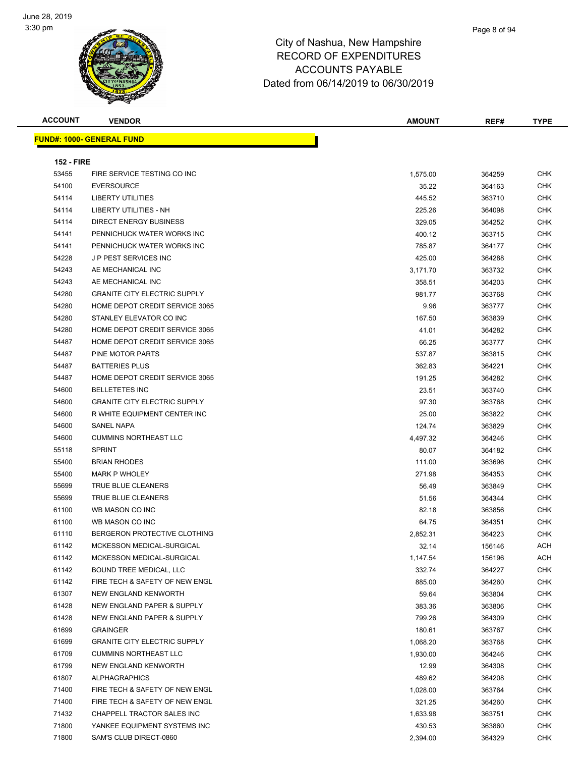# City of Nashua, New Hampshire
# RECORD OF EXPENDITURES
# ACCOUNTS PAYABLE
# Dated from 06/14/2019 to 06/30/2019

June 28, 2019
3:30 pm

**FUND#: 1000- GENERAL FUND**

**152 - FIRE**

| ACCOUNT | VENDOR | AMOUNT | REF# | TYPE |
|---|---|---|---|---|
| 53455 | FIRE SERVICE TESTING CO INC | 1,575.00 | 364259 | CHK |
| 54100 | EVERSOURCE | 35.22 | 364163 | CHK |
| 54114 | LIBERTY UTILITIES | 445.52 | 363710 | CHK |
| 54114 | LIBERTY UTILITIES - NH | 225.26 | 364098 | CHK |
| 54114 | DIRECT ENERGY BUSINESS | 329.05 | 364252 | CHK |
| 54141 | PENNICHUCK WATER WORKS INC | 400.12 | 363715 | CHK |
| 54141 | PENNICHUCK WATER WORKS INC | 785.87 | 364177 | CHK |
| 54228 | J P PEST SERVICES INC | 425.00 | 364288 | CHK |
| 54243 | AE MECHANICAL INC | 3,171.70 | 363732 | CHK |
| 54243 | AE MECHANICAL INC | 358.51 | 364203 | CHK |
| 54280 | GRANITE CITY ELECTRIC SUPPLY | 981.77 | 363768 | CHK |
| 54280 | HOME DEPOT CREDIT SERVICE 3065 | 9.96 | 363777 | CHK |
| 54280 | STANLEY ELEVATOR CO INC | 167.50 | 363839 | CHK |
| 54280 | HOME DEPOT CREDIT SERVICE 3065 | 41.01 | 364282 | CHK |
| 54487 | HOME DEPOT CREDIT SERVICE 3065 | 66.25 | 363777 | CHK |
| 54487 | PINE MOTOR PARTS | 537.87 | 363815 | CHK |
| 54487 | BATTERIES PLUS | 362.83 | 364221 | CHK |
| 54487 | HOME DEPOT CREDIT SERVICE 3065 | 191.25 | 364282 | CHK |
| 54600 | BELLETETES INC | 23.51 | 363740 | CHK |
| 54600 | GRANITE CITY ELECTRIC SUPPLY | 97.30 | 363768 | CHK |
| 54600 | R WHITE EQUIPMENT CENTER INC | 25.00 | 363822 | CHK |
| 54600 | SANEL NAPA | 124.74 | 363829 | CHK |
| 54600 | CUMMINS NORTHEAST LLC | 4,497.32 | 364246 | CHK |
| 55118 | SPRINT | 80.07 | 364182 | CHK |
| 55400 | BRIAN RHODES | 111.00 | 363696 | CHK |
| 55400 | MARK P WHOLEY | 271.98 | 364353 | CHK |
| 55699 | TRUE BLUE CLEANERS | 56.49 | 363849 | CHK |
| 55699 | TRUE BLUE CLEANERS | 51.56 | 364344 | CHK |
| 61100 | WB MASON CO INC | 82.18 | 363856 | CHK |
| 61100 | WB MASON CO INC | 64.75 | 364351 | CHK |
| 61110 | BERGERON PROTECTIVE CLOTHING | 2,852.31 | 364223 | CHK |
| 61142 | MCKESSON MEDICAL-SURGICAL | 32.14 | 156146 | ACH |
| 61142 | MCKESSON MEDICAL-SURGICAL | 1,147.54 | 156196 | ACH |
| 61142 | BOUND TREE MEDICAL, LLC | 332.74 | 364227 | CHK |
| 61142 | FIRE TECH & SAFETY OF NEW ENGL | 885.00 | 364260 | CHK |
| 61307 | NEW ENGLAND KENWORTH | 59.64 | 363804 | CHK |
| 61428 | NEW ENGLAND PAPER & SUPPLY | 383.36 | 363806 | CHK |
| 61428 | NEW ENGLAND PAPER & SUPPLY | 799.26 | 364309 | CHK |
| 61699 | GRAINGER | 180.61 | 363767 | CHK |
| 61699 | GRANITE CITY ELECTRIC SUPPLY | 1,068.20 | 363768 | CHK |
| 61709 | CUMMINS NORTHEAST LLC | 1,930.00 | 364246 | CHK |
| 61799 | NEW ENGLAND KENWORTH | 12.99 | 364308 | CHK |
| 61807 | ALPHAGRAPHICS | 489.62 | 364208 | CHK |
| 71400 | FIRE TECH & SAFETY OF NEW ENGL | 1,028.00 | 363764 | CHK |
| 71400 | FIRE TECH & SAFETY OF NEW ENGL | 321.25 | 364260 | CHK |
| 71432 | CHAPPELL TRACTOR SALES INC | 1,633.98 | 363751 | CHK |
| 71800 | YANKEE EQUIPMENT SYSTEMS INC | 430.53 | 363860 | CHK |
| 71800 | SAM'S CLUB DIRECT-0860 | 2,394.00 | 364329 | CHK |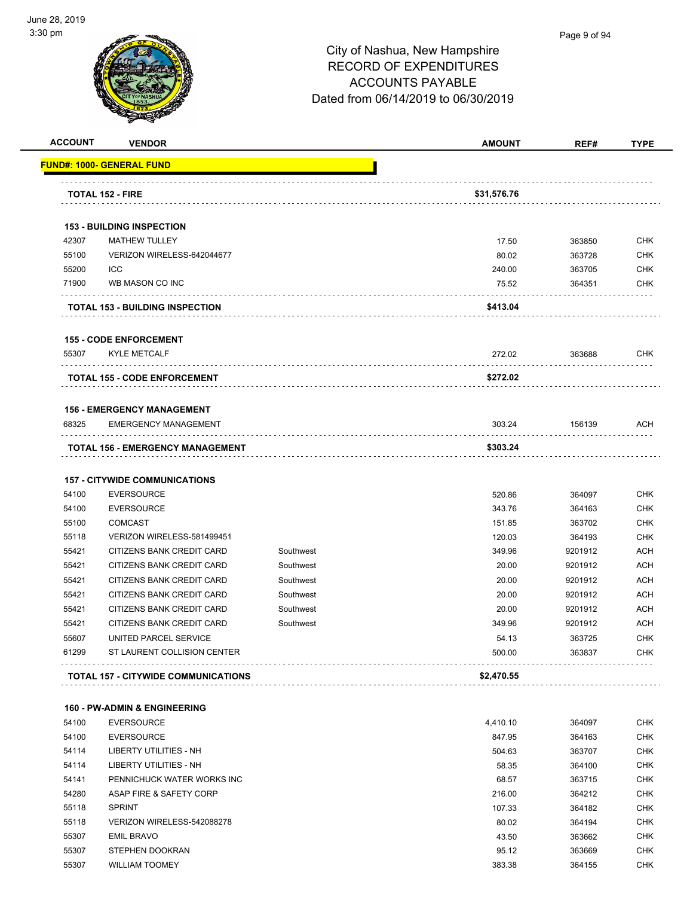City of Nashua, New Hampshire
RECORD OF EXPENDITURES
ACCOUNTS PAYABLE
Dated from 06/14/2019 to 06/30/2019

| ACCOUNT | VENDOR | | AMOUNT | REF# | TYPE |
|---|---|---|---|---|---|
| **FUND#: 1000- GENERAL FUND** | | | | | |
| **TOTAL 152 - FIRE** | | | **$31,576.76** | | |
| **153 - BUILDING INSPECTION** | | | | | |
| 42307 | MATHEW TULLEY | | 17.50 | 363850 | CHK |
| 55100 | VERIZON WIRELESS-642044677 | | 80.02 | 363728 | CHK |
| 55200 | ICC | | 240.00 | 363705 | CHK |
| 71900 | WB MASON CO INC | | 75.52 | 364351 | CHK |
| **TOTAL 153 - BUILDING INSPECTION** | | | **$413.04** | | |
| **155 - CODE ENFORCEMENT** | | | | | |
| 55307 | KYLE METCALF | | 272.02 | 363688 | CHK |
| **TOTAL 155 - CODE ENFORCEMENT** | | | **$272.02** | | |
| **156 - EMERGENCY MANAGEMENT** | | | | | |
| 68325 | EMERGENCY MANAGEMENT | | 303.24 | 156139 | ACH |
| **TOTAL 156 - EMERGENCY MANAGEMENT** | | | **$303.24** | | |
| **157 - CITYWIDE COMMUNICATIONS** | | | | | |
| 54100 | EVERSOURCE | | 520.86 | 364097 | CHK |
| 54100 | EVERSOURCE | | 343.76 | 364163 | CHK |
| 55100 | COMCAST | | 151.85 | 363702 | CHK |
| 55118 | VERIZON WIRELESS-581499451 | | 120.03 | 364193 | CHK |
| 55421 | CITIZENS BANK CREDIT CARD | Southwest | 349.96 | 9201912 | ACH |
| 55421 | CITIZENS BANK CREDIT CARD | Southwest | 20.00 | 9201912 | ACH |
| 55421 | CITIZENS BANK CREDIT CARD | Southwest | 20.00 | 9201912 | ACH |
| 55421 | CITIZENS BANK CREDIT CARD | Southwest | 20.00 | 9201912 | ACH |
| 55421 | CITIZENS BANK CREDIT CARD | Southwest | 20.00 | 9201912 | ACH |
| 55421 | CITIZENS BANK CREDIT CARD | Southwest | 349.96 | 9201912 | ACH |
| 55607 | UNITED PARCEL SERVICE | | 54.13 | 363725 | CHK |
| 61299 | ST LAURENT COLLISION CENTER | | 500.00 | 363837 | CHK |
| **TOTAL 157 - CITYWIDE COMMUNICATIONS** | | | **$2,470.55** | | |
| **160 - PW-ADMIN & ENGINEERING** | | | | | |
| 54100 | EVERSOURCE | | 4,410.10 | 364097 | CHK |
| 54100 | EVERSOURCE | | 847.95 | 364163 | CHK |
| 54114 | LIBERTY UTILITIES - NH | | 504.63 | 363707 | CHK |
| 54114 | LIBERTY UTILITIES - NH | | 58.35 | 364100 | CHK |
| 54141 | PENNICHUCK WATER WORKS INC | | 68.57 | 363715 | CHK |
| 54280 | ASAP FIRE & SAFETY CORP | | 216.00 | 364212 | CHK |
| 55118 | SPRINT | | 107.33 | 364182 | CHK |
| 55118 | VERIZON WIRELESS-542088278 | | 80.02 | 364194 | CHK |
| 55307 | EMIL BRAVO | | 43.50 | 363662 | CHK |
| 55307 | STEPHEN DOOKRAN | | 95.12 | 363669 | CHK |
| 55307 | WILLIAM TOOMEY | | 383.38 | 364155 | CHK |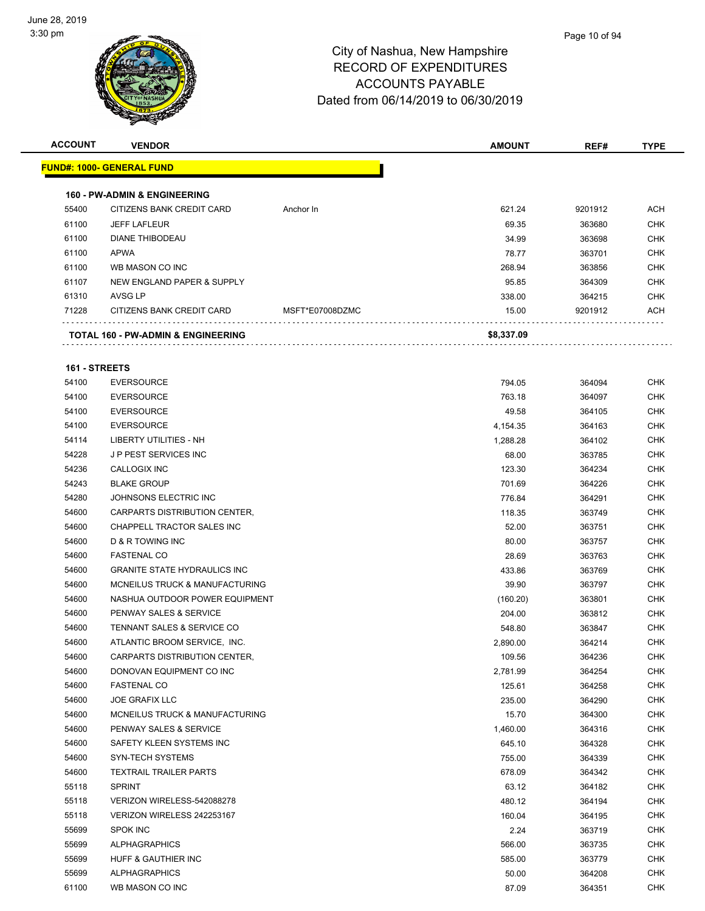# City of Nashua, New Hampshire
## RECORD OF EXPENDITURES
## ACCOUNTS PAYABLE
## Dated from 06/14/2019 to 06/30/2019

June 28, 2019
3:30 pm

**FUND#: 1000- GENERAL FUND**

### 160 - PW-ADMIN & ENGINEERING

| ACCOUNT | VENDOR | | AMOUNT | REF# | TYPE |
|---|---|---|---|---|---|
| 55400 | CITIZENS BANK CREDIT CARD | Anchor In | 621.24 | 9201912 | ACH |
| 61100 | JEFF LAFLEUR | | 69.35 | 363680 | CHK |
| 61100 | DIANE THIBODEAU | | 34.99 | 363698 | CHK |
| 61100 | APWA | | 78.77 | 363701 | CHK |
| 61100 | WB MASON CO INC | | 268.94 | 363856 | CHK |
| 61107 | NEW ENGLAND PAPER & SUPPLY | | 95.85 | 364309 | CHK |
| 61310 | AVSG LP | | 338.00 | 364215 | CHK |
| 71228 | CITIZENS BANK CREDIT CARD | MSFT*E07008DZMC | 15.00 | 9201912 | ACH |
| **TOTAL 160 - PW-ADMIN & ENGINEERING** | | | **$8,337.09** | | |

### 161 - STREETS

| ACCOUNT | VENDOR | AMOUNT | REF# | TYPE |
|---|---|---|---|---|
| 54100 | EVERSOURCE | 794.05 | 364094 | CHK |
| 54100 | EVERSOURCE | 763.18 | 364097 | CHK |
| 54100 | EVERSOURCE | 49.58 | 364105 | CHK |
| 54100 | EVERSOURCE | 4,154.35 | 364163 | CHK |
| 54114 | LIBERTY UTILITIES - NH | 1,288.28 | 364102 | CHK |
| 54228 | J P PEST SERVICES INC | 68.00 | 363785 | CHK |
| 54236 | CALLOGIX INC | 123.30 | 364234 | CHK |
| 54243 | BLAKE GROUP | 701.69 | 364226 | CHK |
| 54280 | JOHNSONS ELECTRIC INC | 776.84 | 364291 | CHK |
| 54600 | CARPARTS DISTRIBUTION CENTER, | 118.35 | 363749 | CHK |
| 54600 | CHAPPELL TRACTOR SALES INC | 52.00 | 363751 | CHK |
| 54600 | D & R TOWING INC | 80.00 | 363757 | CHK |
| 54600 | FASTENAL CO | 28.69 | 363763 | CHK |
| 54600 | GRANITE STATE HYDRAULICS INC | 433.86 | 363769 | CHK |
| 54600 | MCNEILUS TRUCK & MANUFACTURING | 39.90 | 363797 | CHK |
| 54600 | NASHUA OUTDOOR POWER EQUIPMENT | (160.20) | 363801 | CHK |
| 54600 | PENWAY SALES & SERVICE | 204.00 | 363812 | CHK |
| 54600 | TENNANT SALES & SERVICE CO | 548.80 | 363847 | CHK |
| 54600 | ATLANTIC BROOM SERVICE, INC. | 2,890.00 | 364214 | CHK |
| 54600 | CARPARTS DISTRIBUTION CENTER, | 109.56 | 364236 | CHK |
| 54600 | DONOVAN EQUIPMENT CO INC | 2,781.99 | 364254 | CHK |
| 54600 | FASTENAL CO | 125.61 | 364258 | CHK |
| 54600 | JOE GRAFIX LLC | 235.00 | 364290 | CHK |
| 54600 | MCNEILUS TRUCK & MANUFACTURING | 15.70 | 364300 | CHK |
| 54600 | PENWAY SALES & SERVICE | 1,460.00 | 364316 | CHK |
| 54600 | SAFETY KLEEN SYSTEMS INC | 645.10 | 364328 | CHK |
| 54600 | SYN-TECH SYSTEMS | 755.00 | 364339 | CHK |
| 54600 | TEXTRAIL TRAILER PARTS | 678.09 | 364342 | CHK |
| 55118 | SPRINT | 63.12 | 364182 | CHK |
| 55118 | VERIZON WIRELESS-542088278 | 480.12 | 364194 | CHK |
| 55118 | VERIZON WIRELESS 242253167 | 160.04 | 364195 | CHK |
| 55699 | SPOK INC | 2.24 | 363719 | CHK |
| 55699 | ALPHAGRAPHICS | 566.00 | 363735 | CHK |
| 55699 | HUFF & GAUTHIER INC | 585.00 | 363779 | CHK |
| 55699 | ALPHAGRAPHICS | 50.00 | 364208 | CHK |
| 61100 | WB MASON CO INC | 87.09 | 364351 | CHK |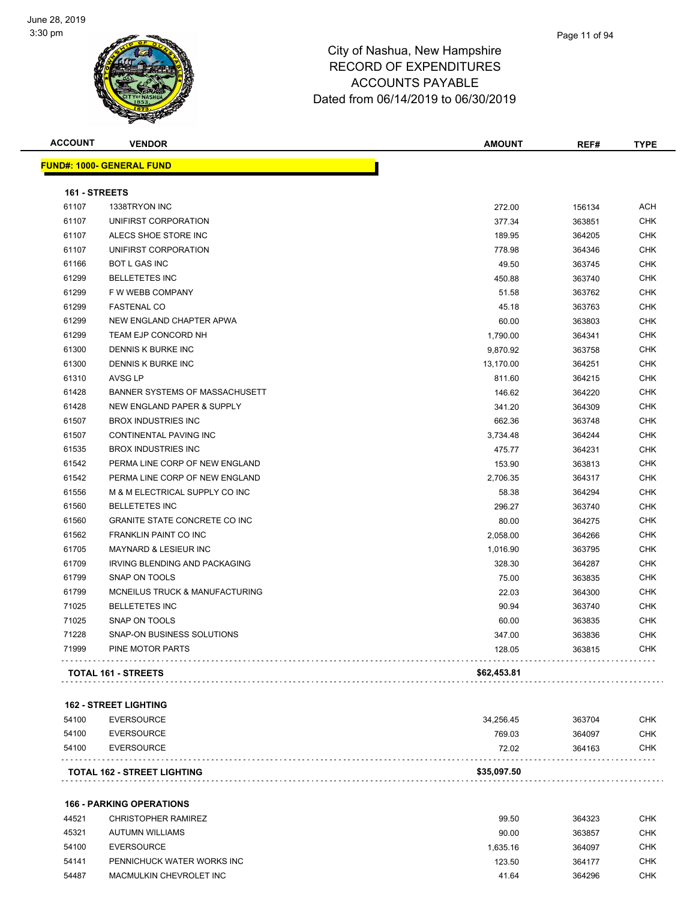June 28, 2019
3:30 pm

# City of Nashua, New Hampshire
## RECORD OF EXPENDITURES
## ACCOUNTS PAYABLE
## Dated from 06/14/2019 to 06/30/2019

| ACCOUNT | VENDOR | AMOUNT | REF# | TYPE |
|---|---|---|---|---|
| **FUND#: 1000- GENERAL FUND** | | | | |
| **161 - STREETS** | | | | |
| 61107 | 1338TRYON INC | 272.00 | 156134 | ACH |
| 61107 | UNIFIRST CORPORATION | 377.34 | 363851 | CHK |
| 61107 | ALECS SHOE STORE INC | 189.95 | 364205 | CHK |
| 61107 | UNIFIRST CORPORATION | 778.98 | 364346 | CHK |
| 61166 | BOT L GAS INC | 49.50 | 363745 | CHK |
| 61299 | BELLETETES INC | 450.88 | 363740 | CHK |
| 61299 | F W WEBB COMPANY | 51.58 | 363762 | CHK |
| 61299 | FASTENAL CO | 45.18 | 363763 | CHK |
| 61299 | NEW ENGLAND CHAPTER APWA | 60.00 | 363803 | CHK |
| 61299 | TEAM EJP CONCORD NH | 1,790.00 | 364341 | CHK |
| 61300 | DENNIS K BURKE INC | 9,870.92 | 363758 | CHK |
| 61300 | DENNIS K BURKE INC | 13,170.00 | 364251 | CHK |
| 61310 | AVSG LP | 811.60 | 364215 | CHK |
| 61428 | BANNER SYSTEMS OF MASSACHUSETT | 146.62 | 364220 | CHK |
| 61428 | NEW ENGLAND PAPER & SUPPLY | 341.20 | 364309 | CHK |
| 61507 | BROX INDUSTRIES INC | 662.36 | 363748 | CHK |
| 61507 | CONTINENTAL PAVING INC | 3,734.48 | 364244 | CHK |
| 61535 | BROX INDUSTRIES INC | 475.77 | 364231 | CHK |
| 61542 | PERMA LINE CORP OF NEW ENGLAND | 153.90 | 363813 | CHK |
| 61542 | PERMA LINE CORP OF NEW ENGLAND | 2,706.35 | 364317 | CHK |
| 61556 | M & M ELECTRICAL SUPPLY CO INC | 58.38 | 364294 | CHK |
| 61560 | BELLETETES INC | 296.27 | 363740 | CHK |
| 61560 | GRANITE STATE CONCRETE CO INC | 80.00 | 364275 | CHK |
| 61562 | FRANKLIN PAINT CO INC | 2,058.00 | 364266 | CHK |
| 61705 | MAYNARD & LESIEUR INC | 1,016.90 | 363795 | CHK |
| 61709 | IRVING BLENDING AND PACKAGING | 328.30 | 364287 | CHK |
| 61799 | SNAP ON TOOLS | 75.00 | 363835 | CHK |
| 61799 | MCNEILUS TRUCK & MANUFACTURING | 22.03 | 364300 | CHK |
| 71025 | BELLETETES INC | 90.94 | 363740 | CHK |
| 71025 | SNAP ON TOOLS | 60.00 | 363835 | CHK |
| 71228 | SNAP-ON BUSINESS SOLUTIONS | 347.00 | 363836 | CHK |
| 71999 | PINE MOTOR PARTS | 128.05 | 363815 | CHK |
| **TOTAL 161 - STREETS** | | **$62,453.81** | | |
| **162 - STREET LIGHTING** | | | | |
| 54100 | EVERSOURCE | 34,256.45 | 363704 | CHK |
| 54100 | EVERSOURCE | 769.03 | 364097 | CHK |
| 54100 | EVERSOURCE | 72.02 | 364163 | CHK |
| **TOTAL 162 - STREET LIGHTING** | | **$35,097.50** | | |
| **166 - PARKING OPERATIONS** | | | | |
| 44521 | CHRISTOPHER RAMIREZ | 99.50 | 364323 | CHK |
| 45321 | AUTUMN WILLIAMS | 90.00 | 363857 | CHK |
| 54100 | EVERSOURCE | 1,635.16 | 364097 | CHK |
| 54141 | PENNICHUCK WATER WORKS INC | 123.50 | 364177 | CHK |
| 54487 | MACMULKIN CHEVROLET INC | 41.64 | 364296 | CHK |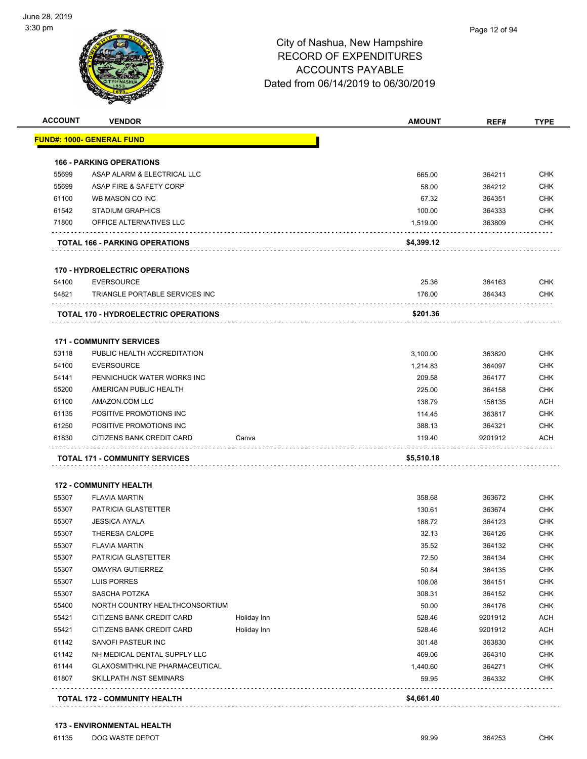# City of Nashua, New Hampshire
## RECORD OF EXPENDITURES
## ACCOUNTS PAYABLE
## Dated from 06/14/2019 to 06/30/2019

June 28, 2019
3:30 pm

| ACCOUNT | VENDOR | | AMOUNT | REF# | TYPE |
|---|---|---|---|---|---|
| **FUND#: 1000- GENERAL FUND** | | | | | |
| **166 - PARKING OPERATIONS** | | | | | |
| 55699 | ASAP ALARM & ELECTRICAL LLC | | 665.00 | 364211 | CHK |
| 55699 | ASAP FIRE & SAFETY CORP | | 58.00 | 364212 | CHK |
| 61100 | WB MASON CO INC | | 67.32 | 364351 | CHK |
| 61542 | STADIUM GRAPHICS | | 100.00 | 364333 | CHK |
| 71800 | OFFICE ALTERNATIVES LLC | | 1,519.00 | 363809 | CHK |
| **TOTAL 166 - PARKING OPERATIONS** | | | **$4,399.12** | | |
| **170 - HYDROELECTRIC OPERATIONS** | | | | | |
| 54100 | EVERSOURCE | | 25.36 | 364163 | CHK |
| 54821 | TRIANGLE PORTABLE SERVICES INC | | 176.00 | 364343 | CHK |
| **TOTAL 170 - HYDROELECTRIC OPERATIONS** | | | **$201.36** | | |
| **171 - COMMUNITY SERVICES** | | | | | |
| 53118 | PUBLIC HEALTH ACCREDITATION | | 3,100.00 | 363820 | CHK |
| 54100 | EVERSOURCE | | 1,214.83 | 364097 | CHK |
| 54141 | PENNICHUCK WATER WORKS INC | | 209.58 | 364177 | CHK |
| 55200 | AMERICAN PUBLIC HEALTH | | 225.00 | 364158 | CHK |
| 61100 | AMAZON.COM LLC | | 138.79 | 156135 | ACH |
| 61135 | POSITIVE PROMOTIONS INC | | 114.45 | 363817 | CHK |
| 61250 | POSITIVE PROMOTIONS INC | | 388.13 | 364321 | CHK |
| 61830 | CITIZENS BANK CREDIT CARD | Canva | 119.40 | 9201912 | ACH |
| **TOTAL 171 - COMMUNITY SERVICES** | | | **$5,510.18** | | |
| **172 - COMMUNITY HEALTH** | | | | | |
| 55307 | FLAVIA MARTIN | | 358.68 | 363672 | CHK |
| 55307 | PATRICIA GLASTETTER | | 130.61 | 363674 | CHK |
| 55307 | JESSICA AYALA | | 188.72 | 364123 | CHK |
| 55307 | THERESA CALOPE | | 32.13 | 364126 | CHK |
| 55307 | FLAVIA MARTIN | | 35.52 | 364132 | CHK |
| 55307 | PATRICIA GLASTETTER | | 72.50 | 364134 | CHK |
| 55307 | OMAYRA GUTIERREZ | | 50.84 | 364135 | CHK |
| 55307 | LUIS PORRES | | 106.08 | 364151 | CHK |
| 55307 | SASCHA POTZKA | | 308.31 | 364152 | CHK |
| 55400 | NORTH COUNTRY HEALTHCONSORTIUM | | 50.00 | 364176 | CHK |
| 55421 | CITIZENS BANK CREDIT CARD | Holiday Inn | 528.46 | 9201912 | ACH |
| 55421 | CITIZENS BANK CREDIT CARD | Holiday Inn | 528.46 | 9201912 | ACH |
| 61142 | SANOFI PASTEUR INC | | 301.48 | 363830 | CHK |
| 61142 | NH MEDICAL DENTAL SUPPLY LLC | | 469.06 | 364310 | CHK |
| 61144 | GLAXOSMITHKLINE PHARMACEUTICAL | | 1,440.60 | 364271 | CHK |
| 61807 | SKILLPATH /NST SEMINARS | | 59.95 | 364332 | CHK |
| **TOTAL 172 - COMMUNITY HEALTH** | | | **$4,661.40** | | |
| **173 - ENVIRONMENTAL HEALTH** | | | | | |
| 61135 | DOG WASTE DEPOT | | 99.99 | 364253 | CHK |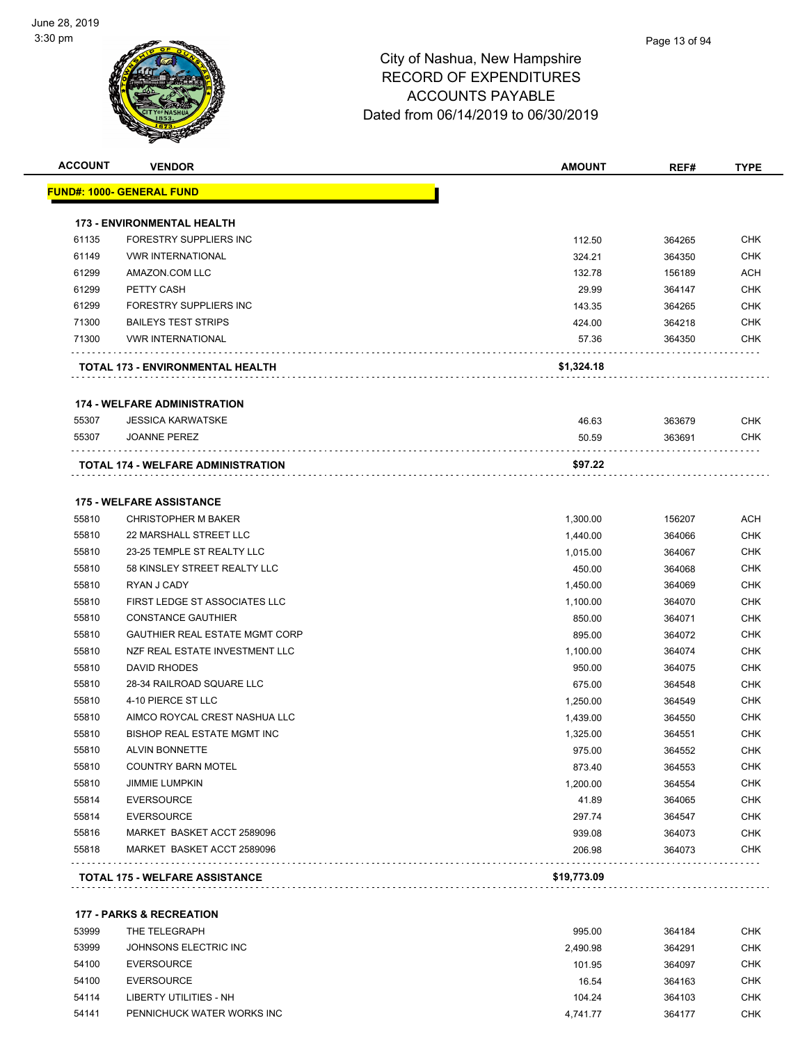June 28, 2019
3:30 pm

# City of Nashua, New Hampshire
## RECORD OF EXPENDITURES
## ACCOUNTS PAYABLE
## Dated from 06/14/2019 to 06/30/2019

| ACCOUNT | VENDOR | AMOUNT | REF# | TYPE |
|---|---|---|---|---|
| **FUND#: 1000- GENERAL FUND** | | | | |
| **173 - ENVIRONMENTAL HEALTH** | | | | |
| 61135 | FORESTRY SUPPLIERS INC | 112.50 | 364265 | CHK |
| 61149 | VWR INTERNATIONAL | 324.21 | 364350 | CHK |
| 61299 | AMAZON.COM LLC | 132.78 | 156189 | ACH |
| 61299 | PETTY CASH | 29.99 | 364147 | CHK |
| 61299 | FORESTRY SUPPLIERS INC | 143.35 | 364265 | CHK |
| 71300 | BAILEYS TEST STRIPS | 424.00 | 364218 | CHK |
| 71300 | VWR INTERNATIONAL | 57.36 | 364350 | CHK |
| **TOTAL 173 - ENVIRONMENTAL HEALTH** | | **$1,324.18** | | |
| **174 - WELFARE ADMINISTRATION** | | | | |
| 55307 | JESSICA KARWATSKE | 46.63 | 363679 | CHK |
| 55307 | JOANNE PEREZ | 50.59 | 363691 | CHK |
| **TOTAL 174 - WELFARE ADMINISTRATION** | | **$97.22** | | |
| **175 - WELFARE ASSISTANCE** | | | | |
| 55810 | CHRISTOPHER M BAKER | 1,300.00 | 156207 | ACH |
| 55810 | 22 MARSHALL STREET LLC | 1,440.00 | 364066 | CHK |
| 55810 | 23-25 TEMPLE ST REALTY LLC | 1,015.00 | 364067 | CHK |
| 55810 | 58 KINSLEY STREET REALTY LLC | 450.00 | 364068 | CHK |
| 55810 | RYAN J CADY | 1,450.00 | 364069 | CHK |
| 55810 | FIRST LEDGE ST ASSOCIATES LLC | 1,100.00 | 364070 | CHK |
| 55810 | CONSTANCE GAUTHIER | 850.00 | 364071 | CHK |
| 55810 | GAUTHIER REAL ESTATE MGMT CORP | 895.00 | 364072 | CHK |
| 55810 | NZF REAL ESTATE INVESTMENT LLC | 1,100.00 | 364074 | CHK |
| 55810 | DAVID RHODES | 950.00 | 364075 | CHK |
| 55810 | 28-34 RAILROAD SQUARE LLC | 675.00 | 364548 | CHK |
| 55810 | 4-10 PIERCE ST LLC | 1,250.00 | 364549 | CHK |
| 55810 | AIMCO ROYCAL CREST NASHUA LLC | 1,439.00 | 364550 | CHK |
| 55810 | BISHOP REAL ESTATE MGMT INC | 1,325.00 | 364551 | CHK |
| 55810 | ALVIN BONNETTE | 975.00 | 364552 | CHK |
| 55810 | COUNTRY BARN MOTEL | 873.40 | 364553 | CHK |
| 55810 | JIMMIE LUMPKIN | 1,200.00 | 364554 | CHK |
| 55814 | EVERSOURCE | 41.89 | 364065 | CHK |
| 55814 | EVERSOURCE | 297.74 | 364547 | CHK |
| 55816 | MARKET BASKET ACCT 2589096 | 939.08 | 364073 | CHK |
| 55818 | MARKET BASKET ACCT 2589096 | 206.98 | 364073 | CHK |
| **TOTAL 175 - WELFARE ASSISTANCE** | | **$19,773.09** | | |
| **177 - PARKS & RECREATION** | | | | |
| 53999 | THE TELEGRAPH | 995.00 | 364184 | CHK |
| 53999 | JOHNSONS ELECTRIC INC | 2,490.98 | 364291 | CHK |
| 54100 | EVERSOURCE | 101.95 | 364097 | CHK |
| 54100 | EVERSOURCE | 16.54 | 364163 | CHK |
| 54114 | LIBERTY UTILITIES - NH | 104.24 | 364103 | CHK |
| 54141 | PENNICHUCK WATER WORKS INC | 4,741.77 | 364177 | CHK |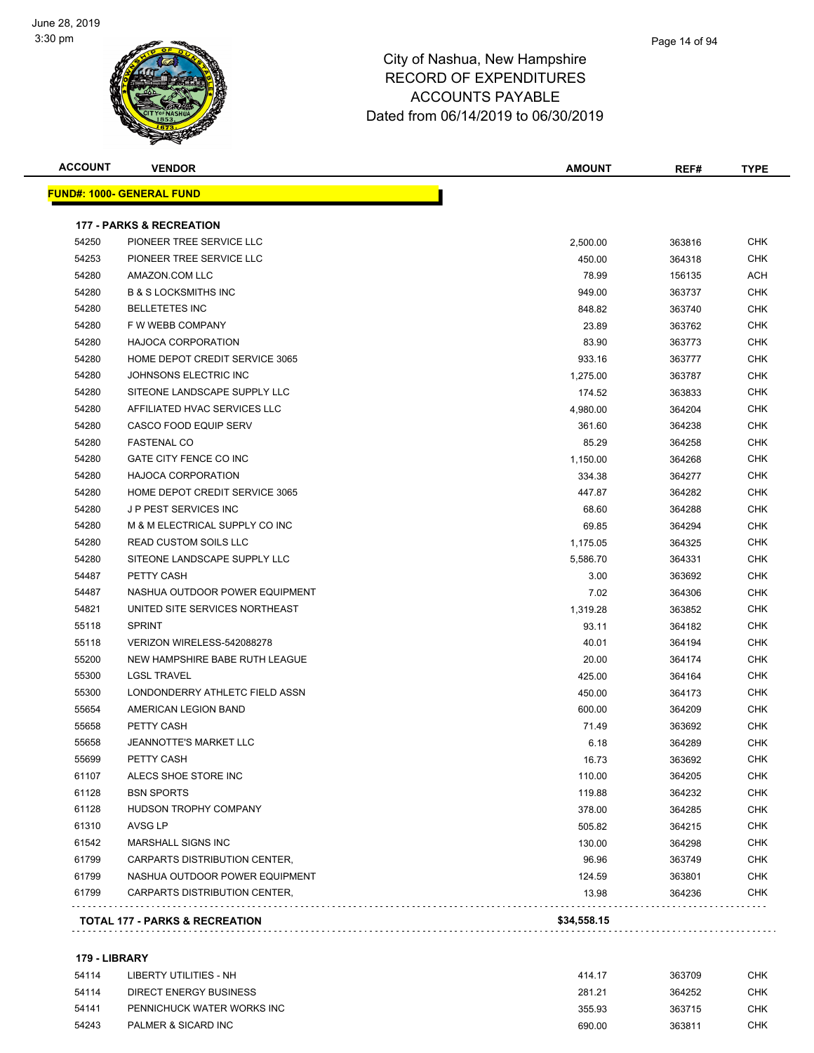# City of Nashua, New Hampshire
# RECORD OF EXPENDITURES
# ACCOUNTS PAYABLE
# Dated from 06/14/2019 to 06/30/2019

| ACCOUNT | VENDOR | AMOUNT | REF# | TYPE |
|---|---|---|---|---|
| **FUND#: 1000- GENERAL FUND** | | | | |
| **177 - PARKS & RECREATION** | | | | |
| 54250 | PIONEER TREE SERVICE LLC | 2,500.00 | 363816 | CHK |
| 54253 | PIONEER TREE SERVICE LLC | 450.00 | 364318 | CHK |
| 54280 | AMAZON.COM LLC | 78.99 | 156135 | ACH |
| 54280 | B & S LOCKSMITHS INC | 949.00 | 363737 | CHK |
| 54280 | BELLETETES INC | 848.82 | 363740 | CHK |
| 54280 | F W WEBB COMPANY | 23.89 | 363762 | CHK |
| 54280 | HAJOCA CORPORATION | 83.90 | 363773 | CHK |
| 54280 | HOME DEPOT CREDIT SERVICE 3065 | 933.16 | 363777 | CHK |
| 54280 | JOHNSONS ELECTRIC INC | 1,275.00 | 363787 | CHK |
| 54280 | SITEONE LANDSCAPE SUPPLY LLC | 174.52 | 363833 | CHK |
| 54280 | AFFILIATED HVAC SERVICES LLC | 4,980.00 | 364204 | CHK |
| 54280 | CASCO FOOD EQUIP SERV | 361.60 | 364238 | CHK |
| 54280 | FASTENAL CO | 85.29 | 364258 | CHK |
| 54280 | GATE CITY FENCE CO INC | 1,150.00 | 364268 | CHK |
| 54280 | HAJOCA CORPORATION | 334.38 | 364277 | CHK |
| 54280 | HOME DEPOT CREDIT SERVICE 3065 | 447.87 | 364282 | CHK |
| 54280 | J P PEST SERVICES INC | 68.60 | 364288 | CHK |
| 54280 | M & M ELECTRICAL SUPPLY CO INC | 69.85 | 364294 | CHK |
| 54280 | READ CUSTOM SOILS LLC | 1,175.05 | 364325 | CHK |
| 54280 | SITEONE LANDSCAPE SUPPLY LLC | 5,586.70 | 364331 | CHK |
| 54487 | PETTY CASH | 3.00 | 363692 | CHK |
| 54487 | NASHUA OUTDOOR POWER EQUIPMENT | 7.02 | 364306 | CHK |
| 54821 | UNITED SITE SERVICES NORTHEAST | 1,319.28 | 363852 | CHK |
| 55118 | SPRINT | 93.11 | 364182 | CHK |
| 55118 | VERIZON WIRELESS-542088278 | 40.01 | 364194 | CHK |
| 55200 | NEW HAMPSHIRE BABE RUTH LEAGUE | 20.00 | 364174 | CHK |
| 55300 | LGSL TRAVEL | 425.00 | 364164 | CHK |
| 55300 | LONDONDERRY ATHLETC FIELD ASSN | 450.00 | 364173 | CHK |
| 55654 | AMERICAN LEGION BAND | 600.00 | 364209 | CHK |
| 55658 | PETTY CASH | 71.49 | 363692 | CHK |
| 55658 | JEANNOTTE'S MARKET LLC | 6.18 | 364289 | CHK |
| 55699 | PETTY CASH | 16.73 | 363692 | CHK |
| 61107 | ALECS SHOE STORE INC | 110.00 | 364205 | CHK |
| 61128 | BSN SPORTS | 119.88 | 364232 | CHK |
| 61128 | HUDSON TROPHY COMPANY | 378.00 | 364285 | CHK |
| 61310 | AVSG LP | 505.82 | 364215 | CHK |
| 61542 | MARSHALL SIGNS INC | 130.00 | 364298 | CHK |
| 61799 | CARPARTS DISTRIBUTION CENTER, | 96.96 | 363749 | CHK |
| 61799 | NASHUA OUTDOOR POWER EQUIPMENT | 124.59 | 363801 | CHK |
| 61799 | CARPARTS DISTRIBUTION CENTER, | 13.98 | 364236 | CHK |
| **TOTAL 177 - PARKS & RECREATION** | | **$34,558.15** | | |
| **179 - LIBRARY** | | | | |
| 54114 | LIBERTY UTILITIES - NH | 414.17 | 363709 | CHK |
| 54114 | DIRECT ENERGY BUSINESS | 281.21 | 364252 | CHK |
| 54141 | PENNICHUCK WATER WORKS INC | 355.93 | 363715 | CHK |
| 54243 | PALMER & SICARD INC | 690.00 | 363811 | CHK |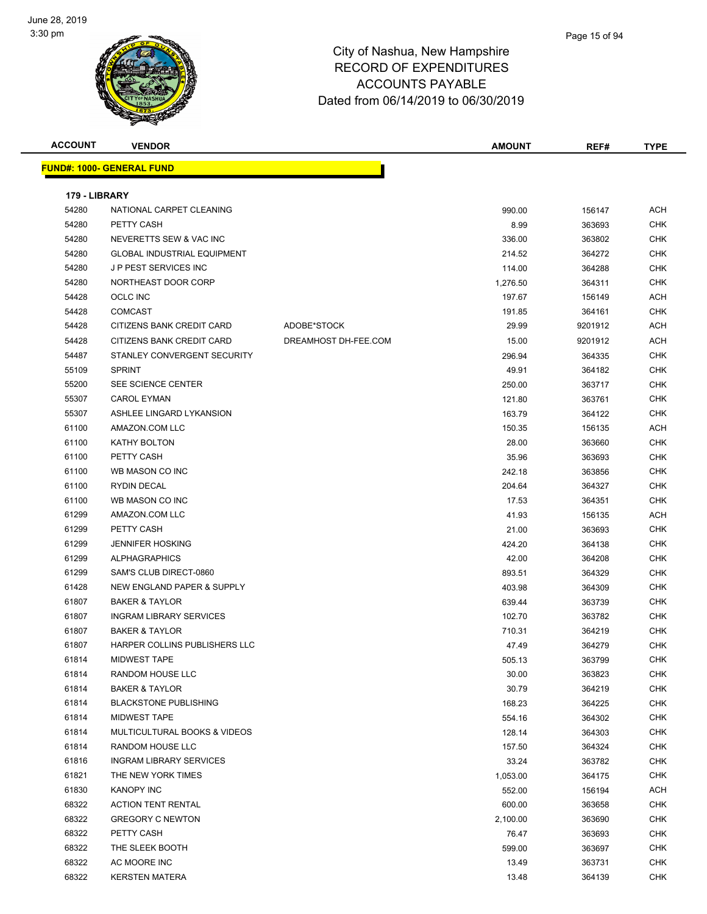# City of Nashua, New Hampshire
## RECORD OF EXPENDITURES
## ACCOUNTS PAYABLE
## Dated from 06/14/2019 to 06/30/2019

| ACCOUNT | VENDOR | | AMOUNT | REF# | TYPE |
|---|---|---|---|---|---|

**FUND#: 1000- GENERAL FUND**

**179 - LIBRARY**

| ACCOUNT | VENDOR | | AMOUNT | REF# | TYPE |
|---|---|---|---|---|---|
| 54280 | NATIONAL CARPET CLEANING | | 990.00 | 156147 | ACH |
| 54280 | PETTY CASH | | 8.99 | 363693 | CHK |
| 54280 | NEVERETTS SEW & VAC INC | | 336.00 | 363802 | CHK |
| 54280 | GLOBAL INDUSTRIAL EQUIPMENT | | 214.52 | 364272 | CHK |
| 54280 | J P PEST SERVICES INC | | 114.00 | 364288 | CHK |
| 54280 | NORTHEAST DOOR CORP | | 1,276.50 | 364311 | CHK |
| 54428 | OCLC INC | | 197.67 | 156149 | ACH |
| 54428 | COMCAST | | 191.85 | 364161 | CHK |
| 54428 | CITIZENS BANK CREDIT CARD | ADOBE*STOCK | 29.99 | 9201912 | ACH |
| 54428 | CITIZENS BANK CREDIT CARD | DREAMHOST DH-FEE.COM | 15.00 | 9201912 | ACH |
| 54487 | STANLEY CONVERGENT SECURITY | | 296.94 | 364335 | CHK |
| 55109 | SPRINT | | 49.91 | 364182 | CHK |
| 55200 | SEE SCIENCE CENTER | | 250.00 | 363717 | CHK |
| 55307 | CAROL EYMAN | | 121.80 | 363761 | CHK |
| 55307 | ASHLEE LINGARD LYKANSION | | 163.79 | 364122 | CHK |
| 61100 | AMAZON.COM LLC | | 150.35 | 156135 | ACH |
| 61100 | KATHY BOLTON | | 28.00 | 363660 | CHK |
| 61100 | PETTY CASH | | 35.96 | 363693 | CHK |
| 61100 | WB MASON CO INC | | 242.18 | 363856 | CHK |
| 61100 | RYDIN DECAL | | 204.64 | 364327 | CHK |
| 61100 | WB MASON CO INC | | 17.53 | 364351 | CHK |
| 61299 | AMAZON.COM LLC | | 41.93 | 156135 | ACH |
| 61299 | PETTY CASH | | 21.00 | 363693 | CHK |
| 61299 | JENNIFER HOSKING | | 424.20 | 364138 | CHK |
| 61299 | ALPHAGRAPHICS | | 42.00 | 364208 | CHK |
| 61299 | SAM'S CLUB DIRECT-0860 | | 893.51 | 364329 | CHK |
| 61428 | NEW ENGLAND PAPER & SUPPLY | | 403.98 | 364309 | CHK |
| 61807 | BAKER & TAYLOR | | 639.44 | 363739 | CHK |
| 61807 | INGRAM LIBRARY SERVICES | | 102.70 | 363782 | CHK |
| 61807 | BAKER & TAYLOR | | 710.31 | 364219 | CHK |
| 61807 | HARPER COLLINS PUBLISHERS LLC | | 47.49 | 364279 | CHK |
| 61814 | MIDWEST TAPE | | 505.13 | 363799 | CHK |
| 61814 | RANDOM HOUSE LLC | | 30.00 | 363823 | CHK |
| 61814 | BAKER & TAYLOR | | 30.79 | 364219 | CHK |
| 61814 | BLACKSTONE PUBLISHING | | 168.23 | 364225 | CHK |
| 61814 | MIDWEST TAPE | | 554.16 | 364302 | CHK |
| 61814 | MULTICULTURAL BOOKS & VIDEOS | | 128.14 | 364303 | CHK |
| 61814 | RANDOM HOUSE LLC | | 157.50 | 364324 | CHK |
| 61816 | INGRAM LIBRARY SERVICES | | 33.24 | 363782 | CHK |
| 61821 | THE NEW YORK TIMES | | 1,053.00 | 364175 | CHK |
| 61830 | KANOPY INC | | 552.00 | 156194 | ACH |
| 68322 | ACTION TENT RENTAL | | 600.00 | 363658 | CHK |
| 68322 | GREGORY C NEWTON | | 2,100.00 | 363690 | CHK |
| 68322 | PETTY CASH | | 76.47 | 363693 | CHK |
| 68322 | THE SLEEK BOOTH | | 599.00 | 363697 | CHK |
| 68322 | AC MOORE INC | | 13.49 | 363731 | CHK |
| 68322 | KERSTEN MATERA | | 13.48 | 364139 | CHK |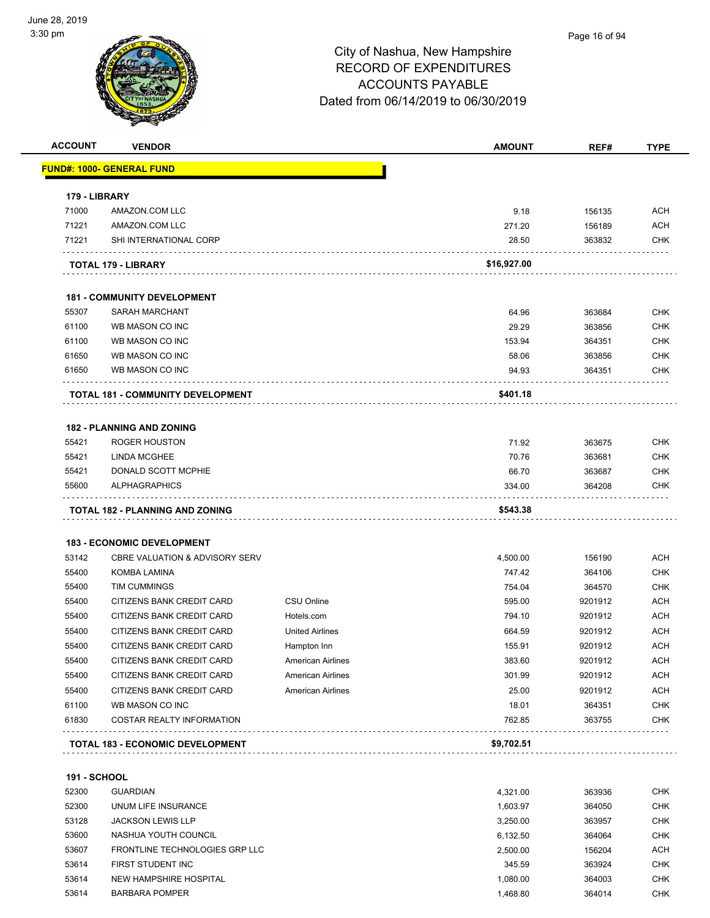# City of Nashua, New Hampshire
## RECORD OF EXPENDITURES
## ACCOUNTS PAYABLE
## Dated from 06/14/2019 to 06/30/2019

| ACCOUNT | VENDOR | | AMOUNT | REF# | TYPE |
|---|---|---|---|---|---|
| **FUND#: 1000- GENERAL FUND** | | | | | |
| **179 - LIBRARY** | | | | | |
| 71000 | AMAZON.COM LLC | | 9.18 | 156135 | ACH |
| 71221 | AMAZON.COM LLC | | 271.20 | 156189 | ACH |
| 71221 | SHI INTERNATIONAL CORP | | 28.50 | 363832 | CHK |
| | **TOTAL 179 - LIBRARY** | | **$16,927.00** | | |
| **181 - COMMUNITY DEVELOPMENT** | | | | | |
| 55307 | SARAH MARCHANT | | 64.96 | 363684 | CHK |
| 61100 | WB MASON CO INC | | 29.29 | 363856 | CHK |
| 61100 | WB MASON CO INC | | 153.94 | 364351 | CHK |
| 61650 | WB MASON CO INC | | 58.06 | 363856 | CHK |
| 61650 | WB MASON CO INC | | 94.93 | 364351 | CHK |
| | **TOTAL 181 - COMMUNITY DEVELOPMENT** | | **$401.18** | | |
| **182 - PLANNING AND ZONING** | | | | | |
| 55421 | ROGER HOUSTON | | 71.92 | 363675 | CHK |
| 55421 | LINDA MCGHEE | | 70.76 | 363681 | CHK |
| 55421 | DONALD SCOTT MCPHIE | | 66.70 | 363687 | CHK |
| 55600 | ALPHAGRAPHICS | | 334.00 | 364208 | CHK |
| | **TOTAL 182 - PLANNING AND ZONING** | | **$543.38** | | |
| **183 - ECONOMIC DEVELOPMENT** | | | | | |
| 53142 | CBRE VALUATION & ADVISORY SERV | | 4,500.00 | 156190 | ACH |
| 55400 | KOMBA LAMINA | | 747.42 | 364106 | CHK |
| 55400 | TIM CUMMINGS | | 754.04 | 364570 | CHK |
| 55400 | CITIZENS BANK CREDIT CARD | CSU Online | 595.00 | 9201912 | ACH |
| 55400 | CITIZENS BANK CREDIT CARD | Hotels.com | 794.10 | 9201912 | ACH |
| 55400 | CITIZENS BANK CREDIT CARD | United Airlines | 664.59 | 9201912 | ACH |
| 55400 | CITIZENS BANK CREDIT CARD | Hampton Inn | 155.91 | 9201912 | ACH |
| 55400 | CITIZENS BANK CREDIT CARD | American Airlines | 383.60 | 9201912 | ACH |
| 55400 | CITIZENS BANK CREDIT CARD | American Airlines | 301.99 | 9201912 | ACH |
| 55400 | CITIZENS BANK CREDIT CARD | American Airlines | 25.00 | 9201912 | ACH |
| 61100 | WB MASON CO INC | | 18.01 | 364351 | CHK |
| 61830 | COSTAR REALTY INFORMATION | | 762.85 | 363755 | CHK |
| | **TOTAL 183 - ECONOMIC DEVELOPMENT** | | **$9,702.51** | | |
| **191 - SCHOOL** | | | | | |
| 52300 | GUARDIAN | | 4,321.00 | 363936 | CHK |
| 52300 | UNUM LIFE INSURANCE | | 1,603.97 | 364050 | CHK |
| 53128 | JACKSON LEWIS LLP | | 3,250.00 | 363957 | CHK |
| 53600 | NASHUA YOUTH COUNCIL | | 6,132.50 | 364064 | CHK |
| 53607 | FRONTLINE TECHNOLOGIES GRP LLC | | 2,500.00 | 156204 | ACH |
| 53614 | FIRST STUDENT INC | | 345.59 | 363924 | CHK |
| 53614 | NEW HAMPSHIRE HOSPITAL | | 1,080.00 | 364003 | CHK |
| 53614 | BARBARA POMPER | | 1,468.80 | 364014 | CHK |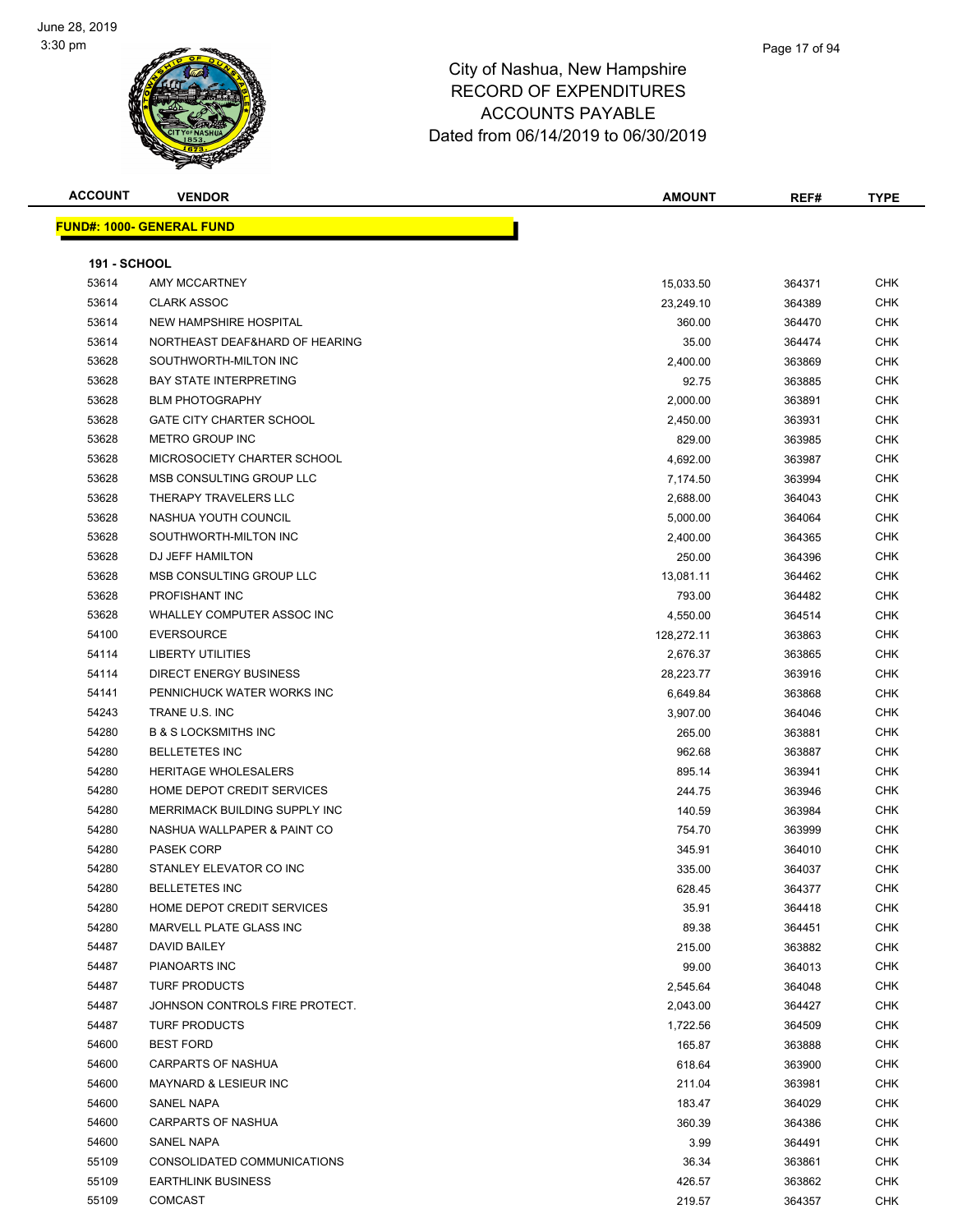# City of Nashua, New Hampshire
# RECORD OF EXPENDITURES
# ACCOUNTS PAYABLE
# Dated from 06/14/2019 to 06/30/2019

| ACCOUNT | VENDOR | AMOUNT | REF# | TYPE |
|---|---|---|---|---|
| **FUND#: 1000- GENERAL FUND** | | | | |
| **191 - SCHOOL** | | | | |
| 53614 | AMY MCCARTNEY | 15,033.50 | 364371 | CHK |
| 53614 | CLARK ASSOC | 23,249.10 | 364389 | CHK |
| 53614 | NEW HAMPSHIRE HOSPITAL | 360.00 | 364470 | CHK |
| 53614 | NORTHEAST DEAF&HARD OF HEARING | 35.00 | 364474 | CHK |
| 53628 | SOUTHWORTH-MILTON INC | 2,400.00 | 363869 | CHK |
| 53628 | BAY STATE INTERPRETING | 92.75 | 363885 | CHK |
| 53628 | BLM PHOTOGRAPHY | 2,000.00 | 363891 | CHK |
| 53628 | GATE CITY CHARTER SCHOOL | 2,450.00 | 363931 | CHK |
| 53628 | METRO GROUP INC | 829.00 | 363985 | CHK |
| 53628 | MICROSOCIETY CHARTER SCHOOL | 4,692.00 | 363987 | CHK |
| 53628 | MSB CONSULTING GROUP LLC | 7,174.50 | 363994 | CHK |
| 53628 | THERAPY TRAVELERS LLC | 2,688.00 | 364043 | CHK |
| 53628 | NASHUA YOUTH COUNCIL | 5,000.00 | 364064 | CHK |
| 53628 | SOUTHWORTH-MILTON INC | 2,400.00 | 364365 | CHK |
| 53628 | DJ JEFF HAMILTON | 250.00 | 364396 | CHK |
| 53628 | MSB CONSULTING GROUP LLC | 13,081.11 | 364462 | CHK |
| 53628 | PROFISHANT INC | 793.00 | 364482 | CHK |
| 53628 | WHALLEY COMPUTER ASSOC INC | 4,550.00 | 364514 | CHK |
| 54100 | EVERSOURCE | 128,272.11 | 363863 | CHK |
| 54114 | LIBERTY UTILITIES | 2,676.37 | 363865 | CHK |
| 54114 | DIRECT ENERGY BUSINESS | 28,223.77 | 363916 | CHK |
| 54141 | PENNICHUCK WATER WORKS INC | 6,649.84 | 363868 | CHK |
| 54243 | TRANE U.S. INC | 3,907.00 | 364046 | CHK |
| 54280 | B & S LOCKSMITHS INC | 265.00 | 363881 | CHK |
| 54280 | BELLETETES INC | 962.68 | 363887 | CHK |
| 54280 | HERITAGE WHOLESALERS | 895.14 | 363941 | CHK |
| 54280 | HOME DEPOT CREDIT SERVICES | 244.75 | 363946 | CHK |
| 54280 | MERRIMACK BUILDING SUPPLY INC | 140.59 | 363984 | CHK |
| 54280 | NASHUA WALLPAPER & PAINT CO | 754.70 | 363999 | CHK |
| 54280 | PASEK CORP | 345.91 | 364010 | CHK |
| 54280 | STANLEY ELEVATOR CO INC | 335.00 | 364037 | CHK |
| 54280 | BELLETETES INC | 628.45 | 364377 | CHK |
| 54280 | HOME DEPOT CREDIT SERVICES | 35.91 | 364418 | CHK |
| 54280 | MARVELL PLATE GLASS INC | 89.38 | 364451 | CHK |
| 54487 | DAVID BAILEY | 215.00 | 363882 | CHK |
| 54487 | PIANOARTS INC | 99.00 | 364013 | CHK |
| 54487 | TURF PRODUCTS | 2,545.64 | 364048 | CHK |
| 54487 | JOHNSON CONTROLS FIRE PROTECT. | 2,043.00 | 364427 | CHK |
| 54487 | TURF PRODUCTS | 1,722.56 | 364509 | CHK |
| 54600 | BEST FORD | 165.87 | 363888 | CHK |
| 54600 | CARPARTS OF NASHUA | 618.64 | 363900 | CHK |
| 54600 | MAYNARD & LESIEUR INC | 211.04 | 363981 | CHK |
| 54600 | SANEL NAPA | 183.47 | 364029 | CHK |
| 54600 | CARPARTS OF NASHUA | 360.39 | 364386 | CHK |
| 54600 | SANEL NAPA | 3.99 | 364491 | CHK |
| 55109 | CONSOLIDATED COMMUNICATIONS | 36.34 | 363861 | CHK |
| 55109 | EARTHLINK BUSINESS | 426.57 | 363862 | CHK |
| 55109 | COMCAST | 219.57 | 364357 | CHK |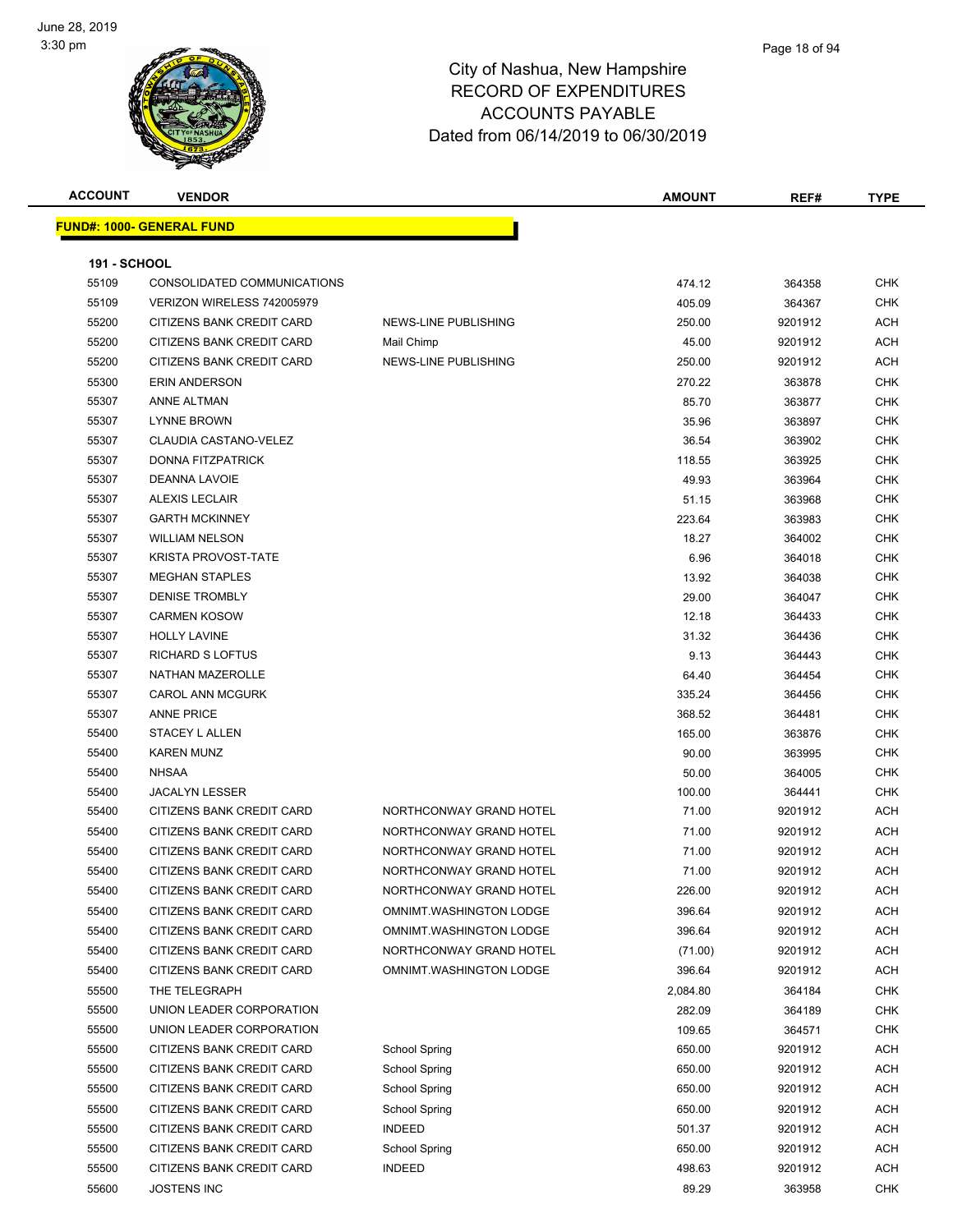# City of Nashua, New Hampshire
## RECORD OF EXPENDITURES
## ACCOUNTS PAYABLE
## Dated from 06/14/2019 to 06/30/2019

June 28, 2019
3:30 pm

**FUND#: 1000- GENERAL FUND**

**191 - SCHOOL**

| ACCOUNT | VENDOR | | AMOUNT | REF# | TYPE |
|---|---|---|---|---|---|
| 55109 | CONSOLIDATED COMMUNICATIONS | | 474.12 | 364358 | CHK |
| 55109 | VERIZON WIRELESS 742005979 | | 405.09 | 364367 | CHK |
| 55200 | CITIZENS BANK CREDIT CARD | NEWS-LINE PUBLISHING | 250.00 | 9201912 | ACH |
| 55200 | CITIZENS BANK CREDIT CARD | Mail Chimp | 45.00 | 9201912 | ACH |
| 55200 | CITIZENS BANK CREDIT CARD | NEWS-LINE PUBLISHING | 250.00 | 9201912 | ACH |
| 55300 | ERIN ANDERSON | | 270.22 | 363878 | CHK |
| 55307 | ANNE ALTMAN | | 85.70 | 363877 | CHK |
| 55307 | LYNNE BROWN | | 35.96 | 363897 | CHK |
| 55307 | CLAUDIA CASTANO-VELEZ | | 36.54 | 363902 | CHK |
| 55307 | DONNA FITZPATRICK | | 118.55 | 363925 | CHK |
| 55307 | DEANNA LAVOIE | | 49.93 | 363964 | CHK |
| 55307 | ALEXIS LECLAIR | | 51.15 | 363968 | CHK |
| 55307 | GARTH MCKINNEY | | 223.64 | 363983 | CHK |
| 55307 | WILLIAM NELSON | | 18.27 | 364002 | CHK |
| 55307 | KRISTA PROVOST-TATE | | 6.96 | 364018 | CHK |
| 55307 | MEGHAN STAPLES | | 13.92 | 364038 | CHK |
| 55307 | DENISE TROMBLY | | 29.00 | 364047 | CHK |
| 55307 | CARMEN KOSOW | | 12.18 | 364433 | CHK |
| 55307 | HOLLY LAVINE | | 31.32 | 364436 | CHK |
| 55307 | RICHARD S LOFTUS | | 9.13 | 364443 | CHK |
| 55307 | NATHAN MAZEROLLE | | 64.40 | 364454 | CHK |
| 55307 | CAROL ANN MCGURK | | 335.24 | 364456 | CHK |
| 55307 | ANNE PRICE | | 368.52 | 364481 | CHK |
| 55400 | STACEY L ALLEN | | 165.00 | 363876 | CHK |
| 55400 | KAREN MUNZ | | 90.00 | 363995 | CHK |
| 55400 | NHSAA | | 50.00 | 364005 | CHK |
| 55400 | JACALYN LESSER | | 100.00 | 364441 | CHK |
| 55400 | CITIZENS BANK CREDIT CARD | NORTHCONWAY GRAND HOTEL | 71.00 | 9201912 | ACH |
| 55400 | CITIZENS BANK CREDIT CARD | NORTHCONWAY GRAND HOTEL | 71.00 | 9201912 | ACH |
| 55400 | CITIZENS BANK CREDIT CARD | NORTHCONWAY GRAND HOTEL | 71.00 | 9201912 | ACH |
| 55400 | CITIZENS BANK CREDIT CARD | NORTHCONWAY GRAND HOTEL | 71.00 | 9201912 | ACH |
| 55400 | CITIZENS BANK CREDIT CARD | NORTHCONWAY GRAND HOTEL | 226.00 | 9201912 | ACH |
| 55400 | CITIZENS BANK CREDIT CARD | OMNIMT.WASHINGTON LODGE | 396.64 | 9201912 | ACH |
| 55400 | CITIZENS BANK CREDIT CARD | OMNIMT.WASHINGTON LODGE | 396.64 | 9201912 | ACH |
| 55400 | CITIZENS BANK CREDIT CARD | NORTHCONWAY GRAND HOTEL | (71.00) | 9201912 | ACH |
| 55400 | CITIZENS BANK CREDIT CARD | OMNIMT.WASHINGTON LODGE | 396.64 | 9201912 | ACH |
| 55500 | THE TELEGRAPH | | 2,084.80 | 364184 | CHK |
| 55500 | UNION LEADER CORPORATION | | 282.09 | 364189 | CHK |
| 55500 | UNION LEADER CORPORATION | | 109.65 | 364571 | CHK |
| 55500 | CITIZENS BANK CREDIT CARD | School Spring | 650.00 | 9201912 | ACH |
| 55500 | CITIZENS BANK CREDIT CARD | School Spring | 650.00 | 9201912 | ACH |
| 55500 | CITIZENS BANK CREDIT CARD | School Spring | 650.00 | 9201912 | ACH |
| 55500 | CITIZENS BANK CREDIT CARD | School Spring | 650.00 | 9201912 | ACH |
| 55500 | CITIZENS BANK CREDIT CARD | INDEED | 501.37 | 9201912 | ACH |
| 55500 | CITIZENS BANK CREDIT CARD | School Spring | 650.00 | 9201912 | ACH |
| 55500 | CITIZENS BANK CREDIT CARD | INDEED | 498.63 | 9201912 | ACH |
| 55600 | JOSTENS INC | | 89.29 | 363958 | CHK |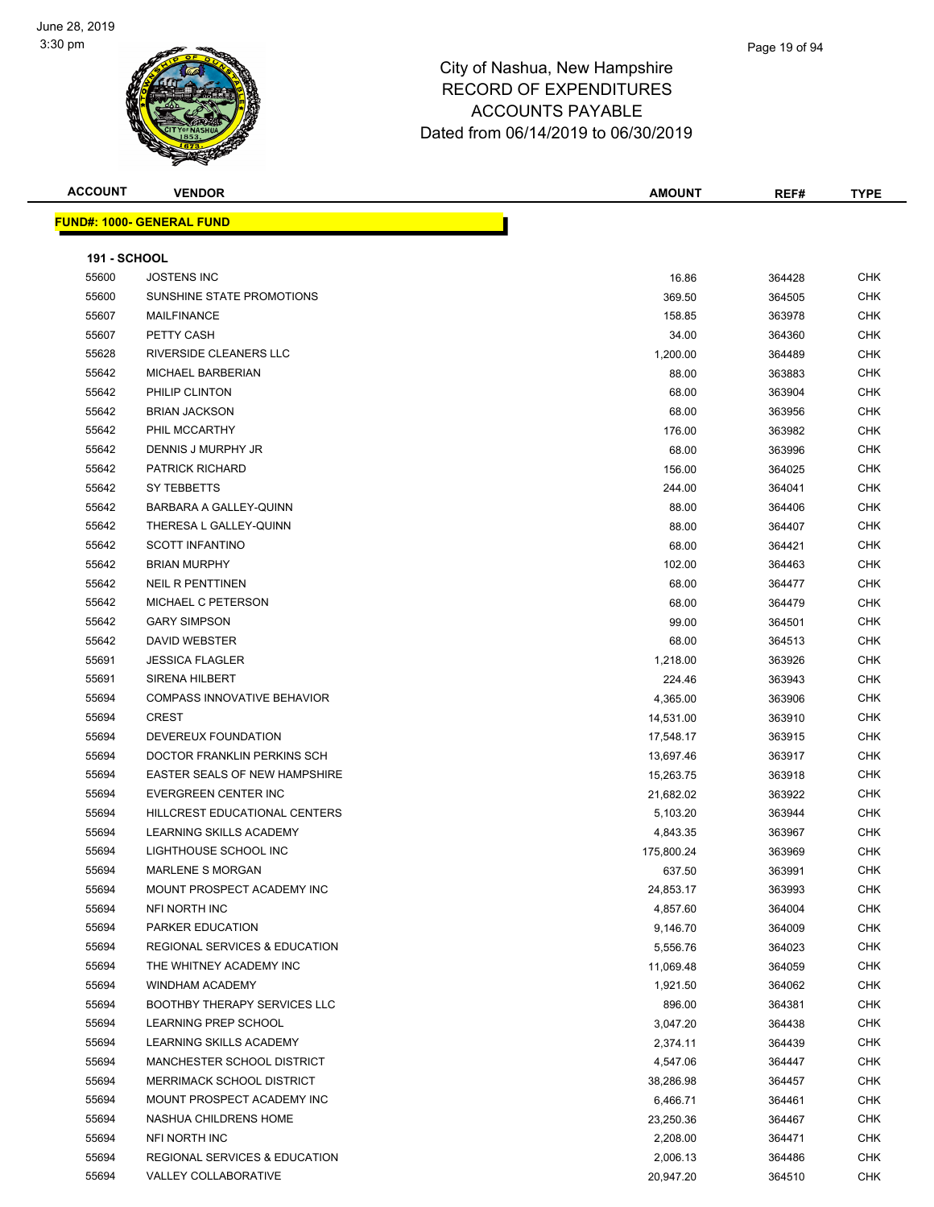# City of Nashua, New Hampshire
## RECORD OF EXPENDITURES
## ACCOUNTS PAYABLE
## Dated from 06/14/2019 to 06/30/2019

June 28, 2019
3:30 pm

| ACCOUNT | VENDOR | AMOUNT | REF# | TYPE |
|---|---|---|---|---|
| **FUND#: 1000- GENERAL FUND** | | | | |
| **191 - SCHOOL** | | | | |
| 55600 | JOSTENS INC | 16.86 | 364428 | CHK |
| 55600 | SUNSHINE STATE PROMOTIONS | 369.50 | 364505 | CHK |
| 55607 | MAILFINANCE | 158.85 | 363978 | CHK |
| 55607 | PETTY CASH | 34.00 | 364360 | CHK |
| 55628 | RIVERSIDE CLEANERS LLC | 1,200.00 | 364489 | CHK |
| 55642 | MICHAEL BARBERIAN | 88.00 | 363883 | CHK |
| 55642 | PHILIP CLINTON | 68.00 | 363904 | CHK |
| 55642 | BRIAN JACKSON | 68.00 | 363956 | CHK |
| 55642 | PHIL MCCARTHY | 176.00 | 363982 | CHK |
| 55642 | DENNIS J MURPHY JR | 68.00 | 363996 | CHK |
| 55642 | PATRICK RICHARD | 156.00 | 364025 | CHK |
| 55642 | SY TEBBETTS | 244.00 | 364041 | CHK |
| 55642 | BARBARA A GALLEY-QUINN | 88.00 | 364406 | CHK |
| 55642 | THERESA L GALLEY-QUINN | 88.00 | 364407 | CHK |
| 55642 | SCOTT INFANTINO | 68.00 | 364421 | CHK |
| 55642 | BRIAN MURPHY | 102.00 | 364463 | CHK |
| 55642 | NEIL R PENTTINEN | 68.00 | 364477 | CHK |
| 55642 | MICHAEL C PETERSON | 68.00 | 364479 | CHK |
| 55642 | GARY SIMPSON | 99.00 | 364501 | CHK |
| 55642 | DAVID WEBSTER | 68.00 | 364513 | CHK |
| 55691 | JESSICA FLAGLER | 1,218.00 | 363926 | CHK |
| 55691 | SIRENA HILBERT | 224.46 | 363943 | CHK |
| 55694 | COMPASS INNOVATIVE BEHAVIOR | 4,365.00 | 363906 | CHK |
| 55694 | CREST | 14,531.00 | 363910 | CHK |
| 55694 | DEVEREUX FOUNDATION | 17,548.17 | 363915 | CHK |
| 55694 | DOCTOR FRANKLIN PERKINS SCH | 13,697.46 | 363917 | CHK |
| 55694 | EASTER SEALS OF NEW HAMPSHIRE | 15,263.75 | 363918 | CHK |
| 55694 | EVERGREEN CENTER INC | 21,682.02 | 363922 | CHK |
| 55694 | HILLCREST EDUCATIONAL CENTERS | 5,103.20 | 363944 | CHK |
| 55694 | LEARNING SKILLS ACADEMY | 4,843.35 | 363967 | CHK |
| 55694 | LIGHTHOUSE SCHOOL INC | 175,800.24 | 363969 | CHK |
| 55694 | MARLENE S MORGAN | 637.50 | 363991 | CHK |
| 55694 | MOUNT PROSPECT ACADEMY INC | 24,853.17 | 363993 | CHK |
| 55694 | NFI NORTH INC | 4,857.60 | 364004 | CHK |
| 55694 | PARKER EDUCATION | 9,146.70 | 364009 | CHK |
| 55694 | REGIONAL SERVICES & EDUCATION | 5,556.76 | 364023 | CHK |
| 55694 | THE WHITNEY ACADEMY INC | 11,069.48 | 364059 | CHK |
| 55694 | WINDHAM ACADEMY | 1,921.50 | 364062 | CHK |
| 55694 | BOOTHBY THERAPY SERVICES LLC | 896.00 | 364381 | CHK |
| 55694 | LEARNING PREP SCHOOL | 3,047.20 | 364438 | CHK |
| 55694 | LEARNING SKILLS ACADEMY | 2,374.11 | 364439 | CHK |
| 55694 | MANCHESTER SCHOOL DISTRICT | 4,547.06 | 364447 | CHK |
| 55694 | MERRIMACK SCHOOL DISTRICT | 38,286.98 | 364457 | CHK |
| 55694 | MOUNT PROSPECT ACADEMY INC | 6,466.71 | 364461 | CHK |
| 55694 | NASHUA CHILDRENS HOME | 23,250.36 | 364467 | CHK |
| 55694 | NFI NORTH INC | 2,208.00 | 364471 | CHK |
| 55694 | REGIONAL SERVICES & EDUCATION | 2,006.13 | 364486 | CHK |
| 55694 | VALLEY COLLABORATIVE | 20,947.20 | 364510 | CHK |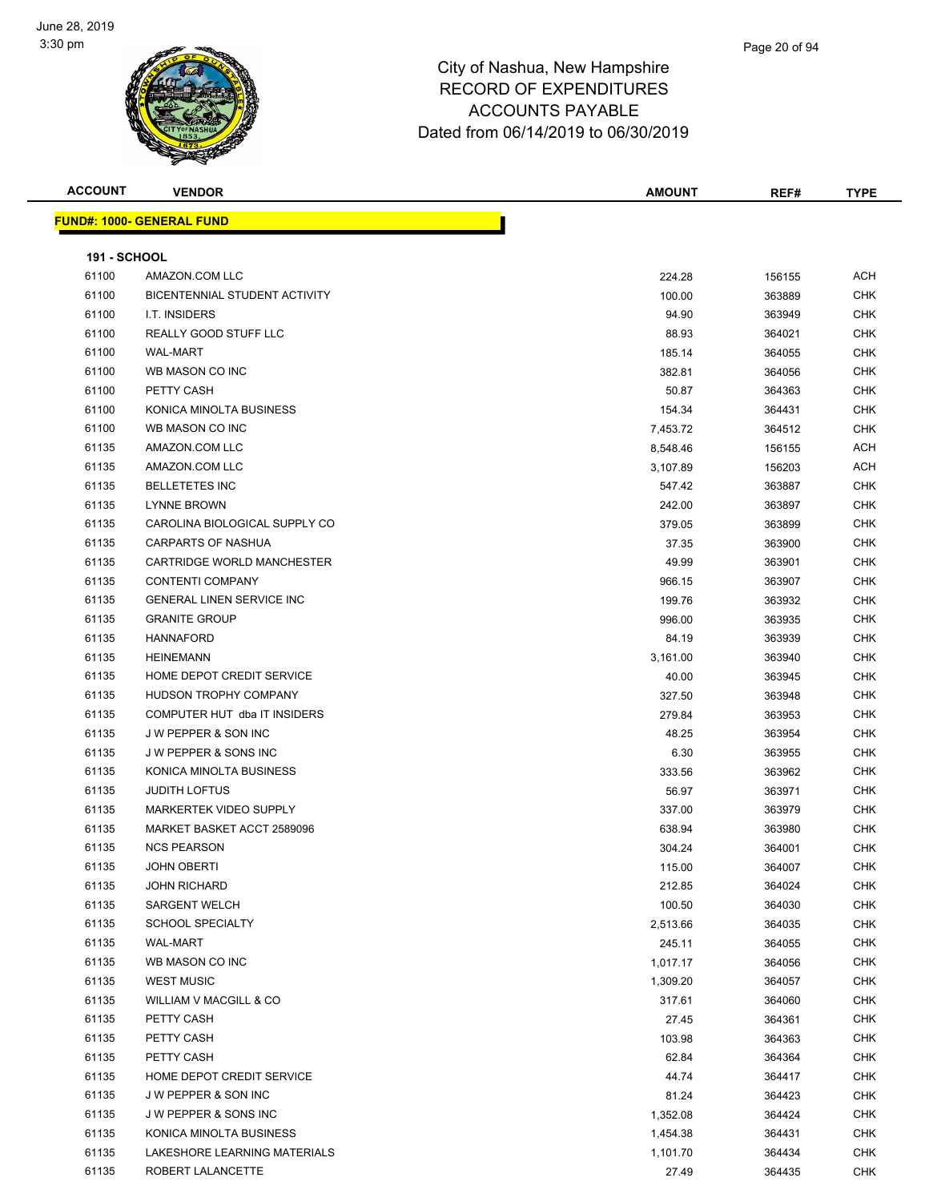# City of Nashua, New Hampshire
## RECORD OF EXPENDITURES
## ACCOUNTS PAYABLE
## Dated from 06/14/2019 to 06/30/2019

| ACCOUNT | VENDOR | AMOUNT | REF# | TYPE |
|---|---|---|---|---|
| **FUND#: 1000- GENERAL FUND** | | | | |
| **191 - SCHOOL** | | | | |
| 61100 | AMAZON.COM LLC | 224.28 | 156155 | ACH |
| 61100 | BICENTENNIAL STUDENT ACTIVITY | 100.00 | 363889 | CHK |
| 61100 | I.T. INSIDERS | 94.90 | 363949 | CHK |
| 61100 | REALLY GOOD STUFF LLC | 88.93 | 364021 | CHK |
| 61100 | WAL-MART | 185.14 | 364055 | CHK |
| 61100 | WB MASON CO INC | 382.81 | 364056 | CHK |
| 61100 | PETTY CASH | 50.87 | 364363 | CHK |
| 61100 | KONICA MINOLTA BUSINESS | 154.34 | 364431 | CHK |
| 61100 | WB MASON CO INC | 7,453.72 | 364512 | CHK |
| 61135 | AMAZON.COM LLC | 8,548.46 | 156155 | ACH |
| 61135 | AMAZON.COM LLC | 3,107.89 | 156203 | ACH |
| 61135 | BELLETETES INC | 547.42 | 363887 | CHK |
| 61135 | LYNNE BROWN | 242.00 | 363897 | CHK |
| 61135 | CAROLINA BIOLOGICAL SUPPLY CO | 379.05 | 363899 | CHK |
| 61135 | CARPARTS OF NASHUA | 37.35 | 363900 | CHK |
| 61135 | CARTRIDGE WORLD MANCHESTER | 49.99 | 363901 | CHK |
| 61135 | CONTENTI COMPANY | 966.15 | 363907 | CHK |
| 61135 | GENERAL LINEN SERVICE INC | 199.76 | 363932 | CHK |
| 61135 | GRANITE GROUP | 996.00 | 363935 | CHK |
| 61135 | HANNAFORD | 84.19 | 363939 | CHK |
| 61135 | HEINEMANN | 3,161.00 | 363940 | CHK |
| 61135 | HOME DEPOT CREDIT SERVICE | 40.00 | 363945 | CHK |
| 61135 | HUDSON TROPHY COMPANY | 327.50 | 363948 | CHK |
| 61135 | COMPUTER HUT dba IT INSIDERS | 279.84 | 363953 | CHK |
| 61135 | J W PEPPER & SON INC | 48.25 | 363954 | CHK |
| 61135 | J W PEPPER & SONS INC | 6.30 | 363955 | CHK |
| 61135 | KONICA MINOLTA BUSINESS | 333.56 | 363962 | CHK |
| 61135 | JUDITH LOFTUS | 56.97 | 363971 | CHK |
| 61135 | MARKERTEK VIDEO SUPPLY | 337.00 | 363979 | CHK |
| 61135 | MARKET BASKET ACCT 2589096 | 638.94 | 363980 | CHK |
| 61135 | NCS PEARSON | 304.24 | 364001 | CHK |
| 61135 | JOHN OBERTI | 115.00 | 364007 | CHK |
| 61135 | JOHN RICHARD | 212.85 | 364024 | CHK |
| 61135 | SARGENT WELCH | 100.50 | 364030 | CHK |
| 61135 | SCHOOL SPECIALTY | 2,513.66 | 364035 | CHK |
| 61135 | WAL-MART | 245.11 | 364055 | CHK |
| 61135 | WB MASON CO INC | 1,017.17 | 364056 | CHK |
| 61135 | WEST MUSIC | 1,309.20 | 364057 | CHK |
| 61135 | WILLIAM V MACGILL & CO | 317.61 | 364060 | CHK |
| 61135 | PETTY CASH | 27.45 | 364361 | CHK |
| 61135 | PETTY CASH | 103.98 | 364363 | CHK |
| 61135 | PETTY CASH | 62.84 | 364364 | CHK |
| 61135 | HOME DEPOT CREDIT SERVICE | 44.74 | 364417 | CHK |
| 61135 | J W PEPPER & SON INC | 81.24 | 364423 | CHK |
| 61135 | J W PEPPER & SONS INC | 1,352.08 | 364424 | CHK |
| 61135 | KONICA MINOLTA BUSINESS | 1,454.38 | 364431 | CHK |
| 61135 | LAKESHORE LEARNING MATERIALS | 1,101.70 | 364434 | CHK |
| 61135 | ROBERT LALANCETTE | 27.49 | 364435 | CHK |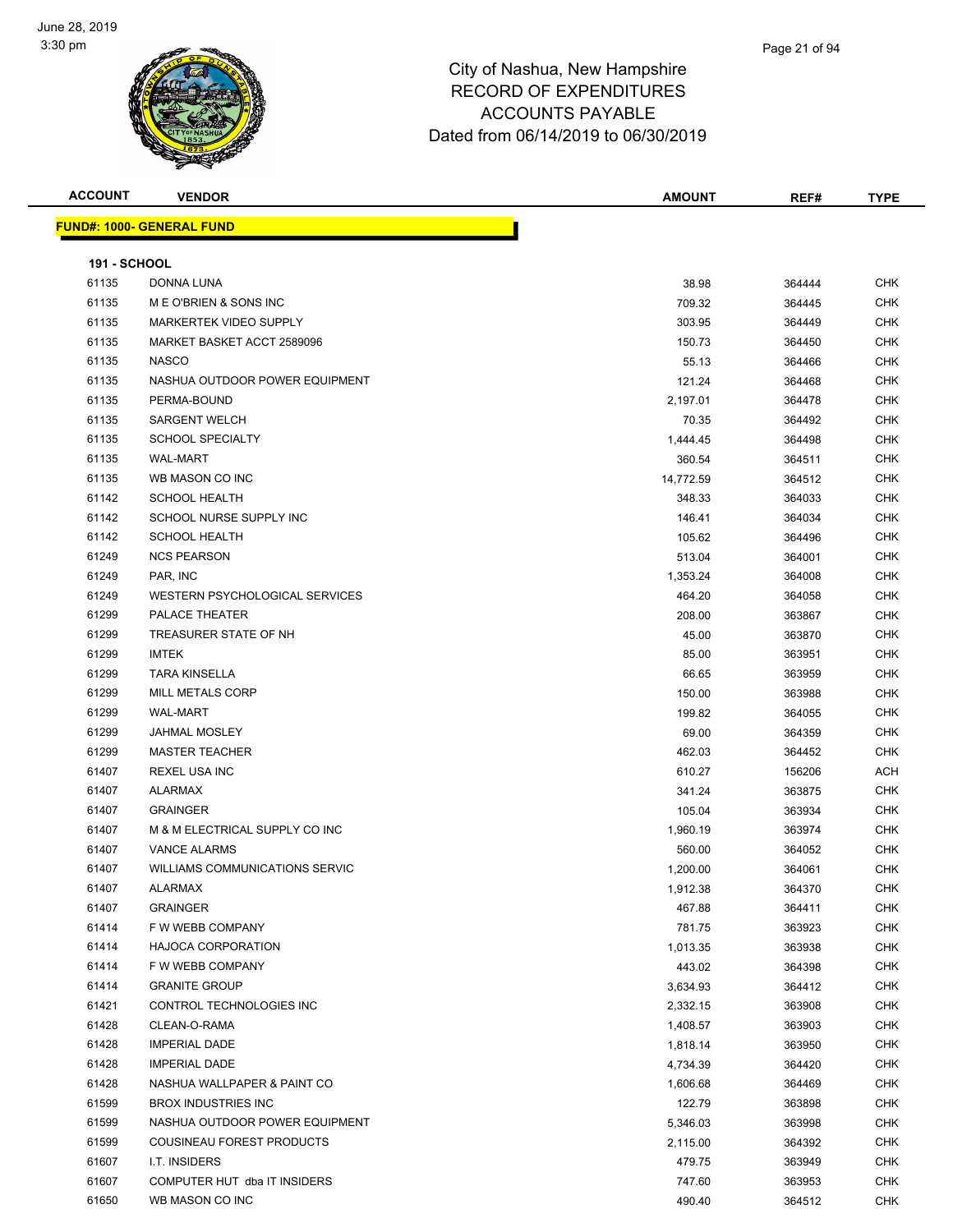# City of Nashua, New Hampshire
## RECORD OF EXPENDITURES
## ACCOUNTS PAYABLE
## Dated from 06/14/2019 to 06/30/2019

| ACCOUNT | VENDOR | AMOUNT | REF# | TYPE |
|---|---|---|---|---|

**FUND#: 1000- GENERAL FUND**

**191 - SCHOOL**

| ACCOUNT | VENDOR | AMOUNT | REF# | TYPE |
|---|---|---|---|---|
| 61135 | DONNA LUNA | 38.98 | 364444 | CHK |
| 61135 | M E O'BRIEN & SONS INC | 709.32 | 364445 | CHK |
| 61135 | MARKERTEK VIDEO SUPPLY | 303.95 | 364449 | CHK |
| 61135 | MARKET BASKET ACCT 2589096 | 150.73 | 364450 | CHK |
| 61135 | NASCO | 55.13 | 364466 | CHK |
| 61135 | NASHUA OUTDOOR POWER EQUIPMENT | 121.24 | 364468 | CHK |
| 61135 | PERMA-BOUND | 2,197.01 | 364478 | CHK |
| 61135 | SARGENT WELCH | 70.35 | 364492 | CHK |
| 61135 | SCHOOL SPECIALTY | 1,444.45 | 364498 | CHK |
| 61135 | WAL-MART | 360.54 | 364511 | CHK |
| 61135 | WB MASON CO INC | 14,772.59 | 364512 | CHK |
| 61142 | SCHOOL HEALTH | 348.33 | 364033 | CHK |
| 61142 | SCHOOL NURSE SUPPLY INC | 146.41 | 364034 | CHK |
| 61142 | SCHOOL HEALTH | 105.62 | 364496 | CHK |
| 61249 | NCS PEARSON | 513.04 | 364001 | CHK |
| 61249 | PAR, INC | 1,353.24 | 364008 | CHK |
| 61249 | WESTERN PSYCHOLOGICAL SERVICES | 464.20 | 364058 | CHK |
| 61299 | PALACE THEATER | 208.00 | 363867 | CHK |
| 61299 | TREASURER STATE OF NH | 45.00 | 363870 | CHK |
| 61299 | IMTEK | 85.00 | 363951 | CHK |
| 61299 | TARA KINSELLA | 66.65 | 363959 | CHK |
| 61299 | MILL METALS CORP | 150.00 | 363988 | CHK |
| 61299 | WAL-MART | 199.82 | 364055 | CHK |
| 61299 | JAHMAL MOSLEY | 69.00 | 364359 | CHK |
| 61299 | MASTER TEACHER | 462.03 | 364452 | CHK |
| 61407 | REXEL USA INC | 610.27 | 156206 | ACH |
| 61407 | ALARMAX | 341.24 | 363875 | CHK |
| 61407 | GRAINGER | 105.04 | 363934 | CHK |
| 61407 | M & M ELECTRICAL SUPPLY CO INC | 1,960.19 | 363974 | CHK |
| 61407 | VANCE ALARMS | 560.00 | 364052 | CHK |
| 61407 | WILLIAMS COMMUNICATIONS SERVIC | 1,200.00 | 364061 | CHK |
| 61407 | ALARMAX | 1,912.38 | 364370 | CHK |
| 61407 | GRAINGER | 467.88 | 364411 | CHK |
| 61414 | F W WEBB COMPANY | 781.75 | 363923 | CHK |
| 61414 | HAJOCA CORPORATION | 1,013.35 | 363938 | CHK |
| 61414 | F W WEBB COMPANY | 443.02 | 364398 | CHK |
| 61414 | GRANITE GROUP | 3,634.93 | 364412 | CHK |
| 61421 | CONTROL TECHNOLOGIES INC | 2,332.15 | 363908 | CHK |
| 61428 | CLEAN-O-RAMA | 1,408.57 | 363903 | CHK |
| 61428 | IMPERIAL DADE | 1,818.14 | 363950 | CHK |
| 61428 | IMPERIAL DADE | 4,734.39 | 364420 | CHK |
| 61428 | NASHUA WALLPAPER & PAINT CO | 1,606.68 | 364469 | CHK |
| 61599 | BROX INDUSTRIES INC | 122.79 | 363898 | CHK |
| 61599 | NASHUA OUTDOOR POWER EQUIPMENT | 5,346.03 | 363998 | CHK |
| 61599 | COUSINEAU FOREST PRODUCTS | 2,115.00 | 364392 | CHK |
| 61607 | I.T. INSIDERS | 479.75 | 363949 | CHK |
| 61607 | COMPUTER HUT dba IT INSIDERS | 747.60 | 363953 | CHK |
| 61650 | WB MASON CO INC | 490.40 | 364512 | CHK |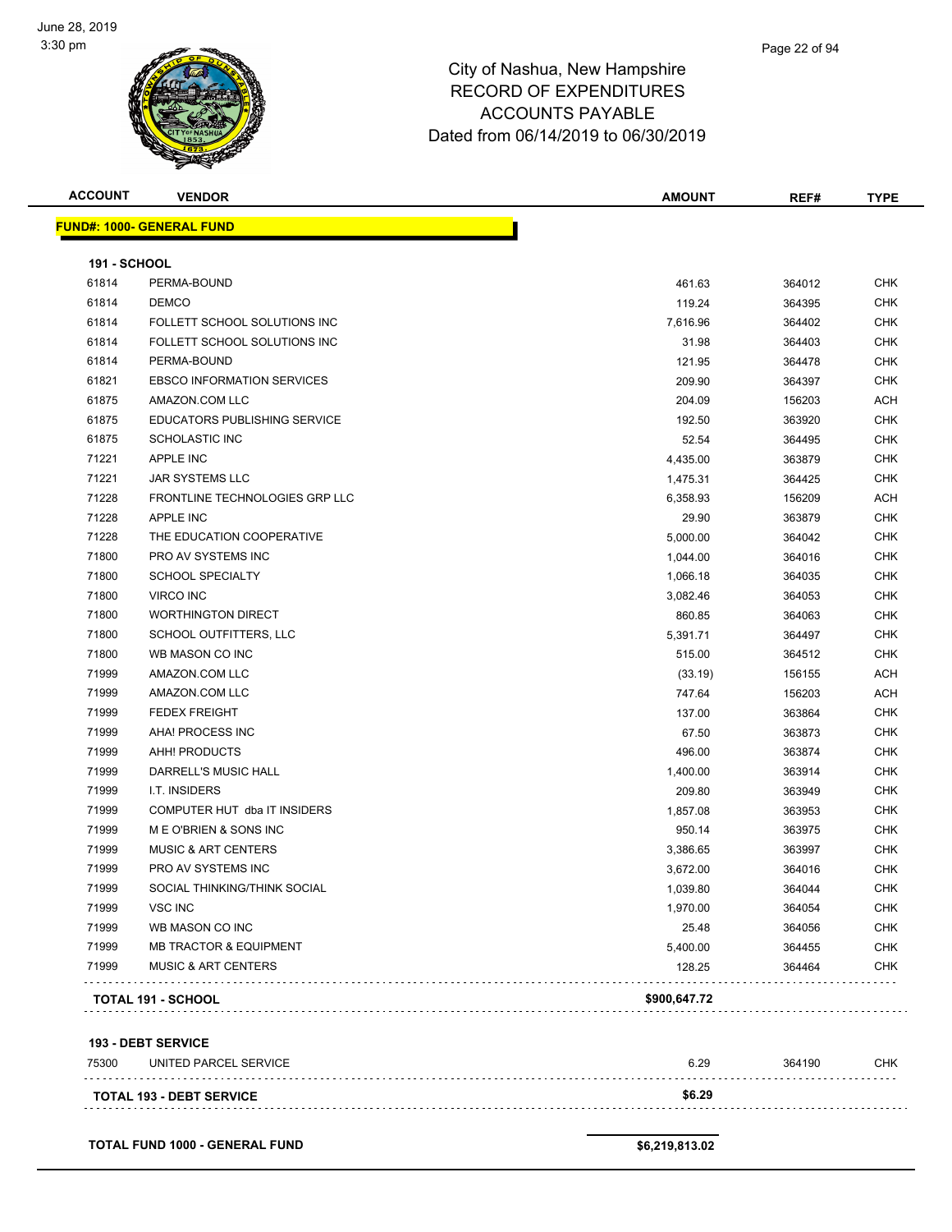# City of Nashua, New Hampshire
## RECORD OF EXPENDITURES
## ACCOUNTS PAYABLE
### Dated from 06/14/2019 to 06/30/2019

| ACCOUNT | VENDOR | AMOUNT | REF# | TYPE |
|---|---|---|---|---|
| **FUND#: 1000- GENERAL FUND** | | | | |
| **191 - SCHOOL** | | | | |
| 61814 | PERMA-BOUND | 461.63 | 364012 | CHK |
| 61814 | DEMCO | 119.24 | 364395 | CHK |
| 61814 | FOLLETT SCHOOL SOLUTIONS INC | 7,616.96 | 364402 | CHK |
| 61814 | FOLLETT SCHOOL SOLUTIONS INC | 31.98 | 364403 | CHK |
| 61814 | PERMA-BOUND | 121.95 | 364478 | CHK |
| 61821 | EBSCO INFORMATION SERVICES | 209.90 | 364397 | CHK |
| 61875 | AMAZON.COM LLC | 204.09 | 156203 | ACH |
| 61875 | EDUCATORS PUBLISHING SERVICE | 192.50 | 363920 | CHK |
| 61875 | SCHOLASTIC INC | 52.54 | 364495 | CHK |
| 71221 | APPLE INC | 4,435.00 | 363879 | CHK |
| 71221 | JAR SYSTEMS LLC | 1,475.31 | 364425 | CHK |
| 71228 | FRONTLINE TECHNOLOGIES GRP LLC | 6,358.93 | 156209 | ACH |
| 71228 | APPLE INC | 29.90 | 363879 | CHK |
| 71228 | THE EDUCATION COOPERATIVE | 5,000.00 | 364042 | CHK |
| 71800 | PRO AV SYSTEMS INC | 1,044.00 | 364016 | CHK |
| 71800 | SCHOOL SPECIALTY | 1,066.18 | 364035 | CHK |
| 71800 | VIRCO INC | 3,082.46 | 364053 | CHK |
| 71800 | WORTHINGTON DIRECT | 860.85 | 364063 | CHK |
| 71800 | SCHOOL OUTFITTERS, LLC | 5,391.71 | 364497 | CHK |
| 71800 | WB MASON CO INC | 515.00 | 364512 | CHK |
| 71999 | AMAZON.COM LLC | (33.19) | 156155 | ACH |
| 71999 | AMAZON.COM LLC | 747.64 | 156203 | ACH |
| 71999 | FEDEX FREIGHT | 137.00 | 363864 | CHK |
| 71999 | AHA! PROCESS INC | 67.50 | 363873 | CHK |
| 71999 | AHH! PRODUCTS | 496.00 | 363874 | CHK |
| 71999 | DARRELL'S MUSIC HALL | 1,400.00 | 363914 | CHK |
| 71999 | I.T. INSIDERS | 209.80 | 363949 | CHK |
| 71999 | COMPUTER HUT dba IT INSIDERS | 1,857.08 | 363953 | CHK |
| 71999 | M E O'BRIEN & SONS INC | 950.14 | 363975 | CHK |
| 71999 | MUSIC & ART CENTERS | 3,386.65 | 363997 | CHK |
| 71999 | PRO AV SYSTEMS INC | 3,672.00 | 364016 | CHK |
| 71999 | SOCIAL THINKING/THINK SOCIAL | 1,039.80 | 364044 | CHK |
| 71999 | VSC INC | 1,970.00 | 364054 | CHK |
| 71999 | WB MASON CO INC | 25.48 | 364056 | CHK |
| 71999 | MB TRACTOR & EQUIPMENT | 5,400.00 | 364455 | CHK |
| 71999 | MUSIC & ART CENTERS | 128.25 | 364464 | CHK |
| **TOTAL 191 - SCHOOL** | | **$900,647.72** | | |
| **193 - DEBT SERVICE** | | | | |
| 75300 | UNITED PARCEL SERVICE | 6.29 | 364190 | CHK |
| **TOTAL 193 - DEBT SERVICE** | | **$6.29** | | |
| **TOTAL FUND 1000 - GENERAL FUND** | | **$6,219,813.02** | | |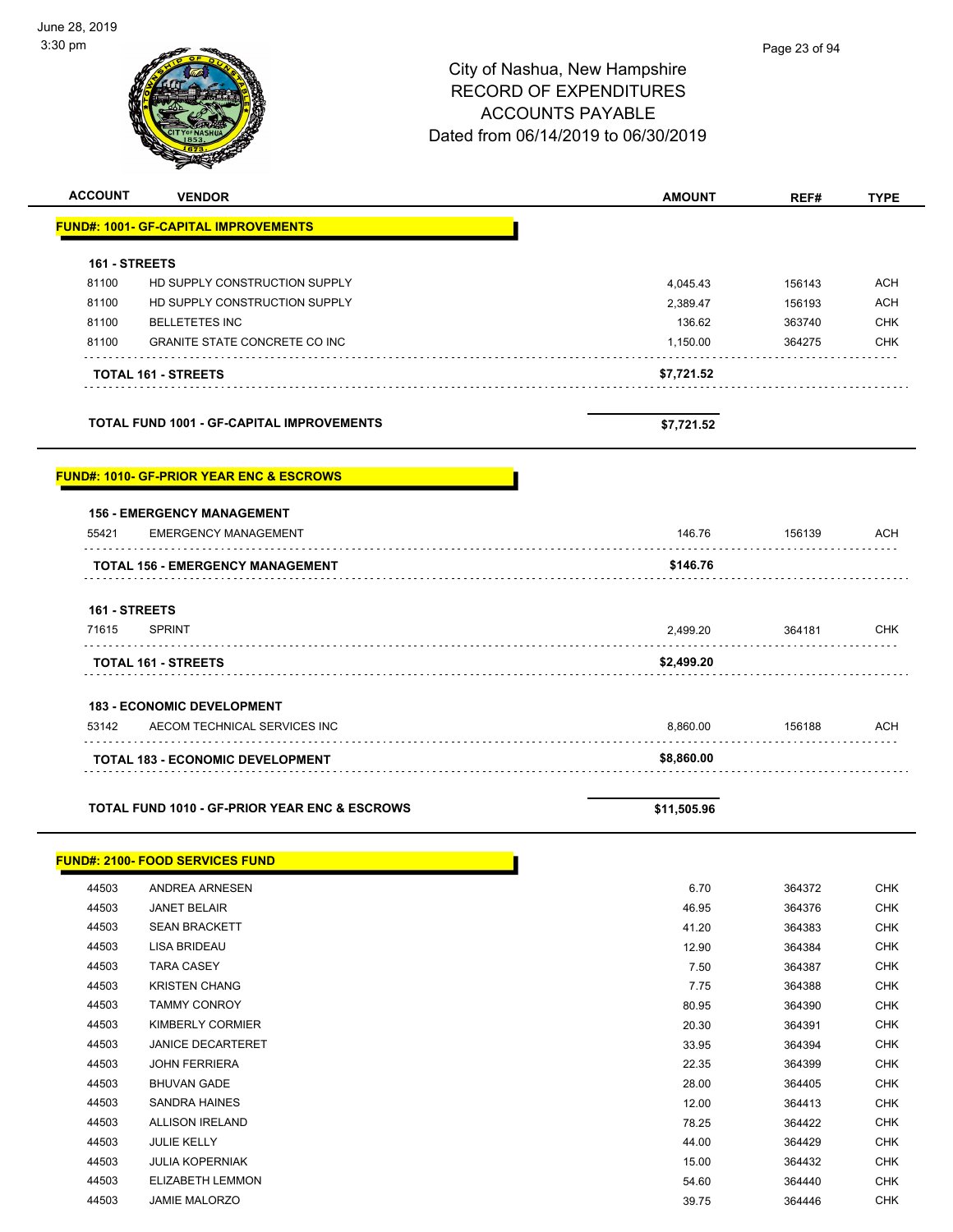City of Nashua, New Hampshire
RECORD OF EXPENDITURES
ACCOUNTS PAYABLE
Dated from 06/14/2019 to 06/30/2019

| ACCOUNT | VENDOR | AMOUNT | REF# | TYPE |
|---|---|---|---|---|
| **FUND#: 1001- GF-CAPITAL IMPROVEMENTS** | | | | |
| **161 - STREETS** | | | | |
| 81100 | HD SUPPLY CONSTRUCTION SUPPLY | 4,045.43 | 156143 | ACH |
| 81100 | HD SUPPLY CONSTRUCTION SUPPLY | 2,389.47 | 156193 | ACH |
| 81100 | BELLETETES INC | 136.62 | 363740 | CHK |
| 81100 | GRANITE STATE CONCRETE CO INC | 1,150.00 | 364275 | CHK |
| | **TOTAL 161 - STREETS** | **$7,721.52** | | |
| | **TOTAL FUND 1001 - GF-CAPITAL IMPROVEMENTS** | **$7,721.52** | | |
| **FUND#: 1010- GF-PRIOR YEAR ENC & ESCROWS** | | | | |
| **156 - EMERGENCY MANAGEMENT** | | | | |
| 55421 | EMERGENCY MANAGEMENT | 146.76 | 156139 | ACH |
| | **TOTAL 156 - EMERGENCY MANAGEMENT** | **$146.76** | | |
| **161 - STREETS** | | | | |
| 71615 | SPRINT | 2,499.20 | 364181 | CHK |
| | **TOTAL 161 - STREETS** | **$2,499.20** | | |
| **183 - ECONOMIC DEVELOPMENT** | | | | |
| 53142 | AECOM TECHNICAL SERVICES INC | 8,860.00 | 156188 | ACH |
| | **TOTAL 183 - ECONOMIC DEVELOPMENT** | **$8,860.00** | | |
| | **TOTAL FUND 1010 - GF-PRIOR YEAR ENC & ESCROWS** | **$11,505.96** | | |
| **FUND#: 2100- FOOD SERVICES FUND** | | | | |
| 44503 | ANDREA ARNESEN | 6.70 | 364372 | CHK |
| 44503 | JANET BELAIR | 46.95 | 364376 | CHK |
| 44503 | SEAN BRACKETT | 41.20 | 364383 | CHK |
| 44503 | LISA BRIDEAU | 12.90 | 364384 | CHK |
| 44503 | TARA CASEY | 7.50 | 364387 | CHK |
| 44503 | KRISTEN CHANG | 7.75 | 364388 | CHK |
| 44503 | TAMMY CONROY | 80.95 | 364390 | CHK |
| 44503 | KIMBERLY CORMIER | 20.30 | 364391 | CHK |
| 44503 | JANICE DECARTERET | 33.95 | 364394 | CHK |
| 44503 | JOHN FERRIERA | 22.35 | 364399 | CHK |
| 44503 | BHUVAN GADE | 28.00 | 364405 | CHK |
| 44503 | SANDRA HAINES | 12.00 | 364413 | CHK |
| 44503 | ALLISON IRELAND | 78.25 | 364422 | CHK |
| 44503 | JULIE KELLY | 44.00 | 364429 | CHK |
| 44503 | JULIA KOPERNIAK | 15.00 | 364432 | CHK |
| 44503 | ELIZABETH LEMMON | 54.60 | 364440 | CHK |
| 44503 | JAMIE MALORZO | 39.75 | 364446 | CHK |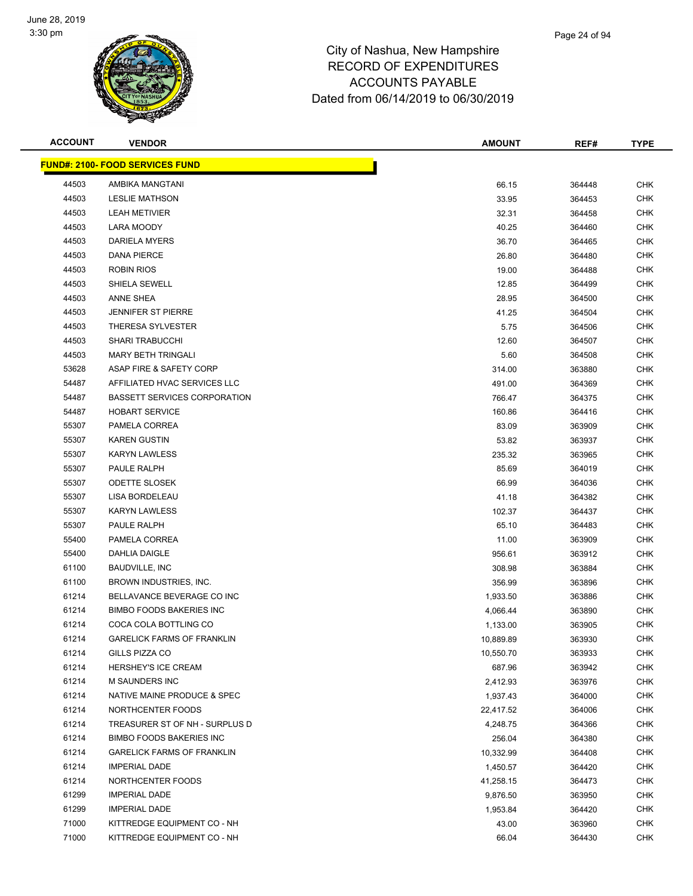City of Nashua, New Hampshire
RECORD OF EXPENDITURES
ACCOUNTS PAYABLE
Dated from 06/14/2019 to 06/30/2019

| ACCOUNT | VENDOR | AMOUNT | REF# | TYPE |
|---|---|---|---|---|
| **FUND#: 2100- FOOD SERVICES FUND** | | | | |
| 44503 | AMBIKA MANGTANI | 66.15 | 364448 | CHK |
| 44503 | LESLIE MATHSON | 33.95 | 364453 | CHK |
| 44503 | LEAH METIVIER | 32.31 | 364458 | CHK |
| 44503 | LARA MOODY | 40.25 | 364460 | CHK |
| 44503 | DARIELA MYERS | 36.70 | 364465 | CHK |
| 44503 | DANA PIERCE | 26.80 | 364480 | CHK |
| 44503 | ROBIN RIOS | 19.00 | 364488 | CHK |
| 44503 | SHIELA SEWELL | 12.85 | 364499 | CHK |
| 44503 | ANNE SHEA | 28.95 | 364500 | CHK |
| 44503 | JENNIFER ST PIERRE | 41.25 | 364504 | CHK |
| 44503 | THERESA SYLVESTER | 5.75 | 364506 | CHK |
| 44503 | SHARI TRABUCCHI | 12.60 | 364507 | CHK |
| 44503 | MARY BETH TRINGALI | 5.60 | 364508 | CHK |
| 53628 | ASAP FIRE & SAFETY CORP | 314.00 | 363880 | CHK |
| 54487 | AFFILIATED HVAC SERVICES LLC | 491.00 | 364369 | CHK |
| 54487 | BASSETT SERVICES CORPORATION | 766.47 | 364375 | CHK |
| 54487 | HOBART SERVICE | 160.86 | 364416 | CHK |
| 55307 | PAMELA CORREA | 83.09 | 363909 | CHK |
| 55307 | KAREN GUSTIN | 53.82 | 363937 | CHK |
| 55307 | KARYN LAWLESS | 235.32 | 363965 | CHK |
| 55307 | PAULE RALPH | 85.69 | 364019 | CHK |
| 55307 | ODETTE SLOSEK | 66.99 | 364036 | CHK |
| 55307 | LISA BORDELEAU | 41.18 | 364382 | CHK |
| 55307 | KARYN LAWLESS | 102.37 | 364437 | CHK |
| 55307 | PAULE RALPH | 65.10 | 364483 | CHK |
| 55400 | PAMELA CORREA | 11.00 | 363909 | CHK |
| 55400 | DAHLIA DAIGLE | 956.61 | 363912 | CHK |
| 61100 | BAUDVILLE, INC | 308.98 | 363884 | CHK |
| 61100 | BROWN INDUSTRIES, INC. | 356.99 | 363896 | CHK |
| 61214 | BELLAVANCE BEVERAGE CO INC | 1,933.50 | 363886 | CHK |
| 61214 | BIMBO FOODS BAKERIES INC | 4,066.44 | 363890 | CHK |
| 61214 | COCA COLA BOTTLING CO | 1,133.00 | 363905 | CHK |
| 61214 | GARELICK FARMS OF FRANKLIN | 10,889.89 | 363930 | CHK |
| 61214 | GILLS PIZZA CO | 10,550.70 | 363933 | CHK |
| 61214 | HERSHEY'S ICE CREAM | 687.96 | 363942 | CHK |
| 61214 | M SAUNDERS INC | 2,412.93 | 363976 | CHK |
| 61214 | NATIVE MAINE PRODUCE & SPEC | 1,937.43 | 364000 | CHK |
| 61214 | NORTHCENTER FOODS | 22,417.52 | 364006 | CHK |
| 61214 | TREASURER ST OF NH - SURPLUS D | 4,248.75 | 364366 | CHK |
| 61214 | BIMBO FOODS BAKERIES INC | 256.04 | 364380 | CHK |
| 61214 | GARELICK FARMS OF FRANKLIN | 10,332.99 | 364408 | CHK |
| 61214 | IMPERIAL DADE | 1,450.57 | 364420 | CHK |
| 61214 | NORTHCENTER FOODS | 41,258.15 | 364473 | CHK |
| 61299 | IMPERIAL DADE | 9,876.50 | 363950 | CHK |
| 61299 | IMPERIAL DADE | 1,953.84 | 364420 | CHK |
| 71000 | KITTREDGE EQUIPMENT CO - NH | 43.00 | 363960 | CHK |
| 71000 | KITTREDGE EQUIPMENT CO - NH | 66.04 | 364430 | CHK |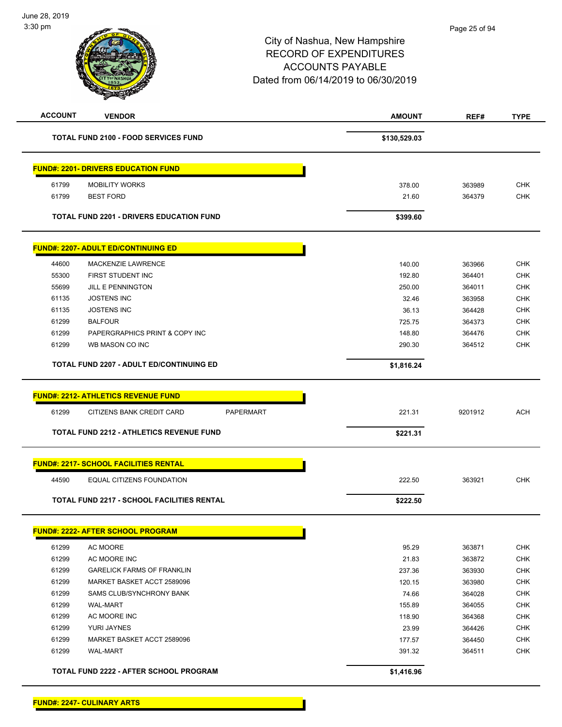# City of Nashua, New Hampshire
# RECORD OF EXPENDITURES
# ACCOUNTS PAYABLE
# Dated from 06/14/2019 to 06/30/2019

| ACCOUNT | VENDOR | | AMOUNT | REF# | TYPE |
|---|---|---|---|---|---|
| | **TOTAL FUND 2100 - FOOD SERVICES FUND** | | **$130,529.03** | | |

**FUND#: 2201- DRIVERS EDUCATION FUND**

| ACCOUNT | VENDOR | | AMOUNT | REF# | TYPE |
|---|---|---|---|---|---|
| 61799 | MOBILITY WORKS | | 378.00 | 363989 | CHK |
| 61799 | BEST FORD | | 21.60 | 364379 | CHK |
| | **TOTAL FUND 2201 - DRIVERS EDUCATION FUND** | | **$399.60** | | |

**FUND#: 2207- ADULT ED/CONTINUING ED**

| ACCOUNT | VENDOR | | AMOUNT | REF# | TYPE |
|---|---|---|---|---|---|
| 44600 | MACKENZIE LAWRENCE | | 140.00 | 363966 | CHK |
| 55300 | FIRST STUDENT INC | | 192.80 | 364401 | CHK |
| 55699 | JILL E PENNINGTON | | 250.00 | 364011 | CHK |
| 61135 | JOSTENS INC | | 32.46 | 363958 | CHK |
| 61135 | JOSTENS INC | | 36.13 | 364428 | CHK |
| 61299 | BALFOUR | | 725.75 | 364373 | CHK |
| 61299 | PAPERGRAPHICS PRINT & COPY INC | | 148.80 | 364476 | CHK |
| 61299 | WB MASON CO INC | | 290.30 | 364512 | CHK |
| | **TOTAL FUND 2207 - ADULT ED/CONTINUING ED** | | **$1,816.24** | | |

**FUND#: 2212- ATHLETICS REVENUE FUND**

| ACCOUNT | VENDOR | | AMOUNT | REF# | TYPE |
|---|---|---|---|---|---|
| 61299 | CITIZENS BANK CREDIT CARD | PAPERMART | 221.31 | 9201912 | ACH |
| | **TOTAL FUND 2212 - ATHLETICS REVENUE FUND** | | **$221.31** | | |

**FUND#: 2217- SCHOOL FACILITIES RENTAL**

| ACCOUNT | VENDOR | | AMOUNT | REF# | TYPE |
|---|---|---|---|---|---|
| 44590 | EQUAL CITIZENS FOUNDATION | | 222.50 | 363921 | CHK |
| | **TOTAL FUND 2217 - SCHOOL FACILITIES RENTAL** | | **$222.50** | | |

**FUND#: 2222- AFTER SCHOOL PROGRAM**

| ACCOUNT | VENDOR | | AMOUNT | REF# | TYPE |
|---|---|---|---|---|---|
| 61299 | AC MOORE | | 95.29 | 363871 | CHK |
| 61299 | AC MOORE INC | | 21.83 | 363872 | CHK |
| 61299 | GARELICK FARMS OF FRANKLIN | | 237.36 | 363930 | CHK |
| 61299 | MARKET BASKET ACCT 2589096 | | 120.15 | 363980 | CHK |
| 61299 | SAMS CLUB/SYNCHRONY BANK | | 74.66 | 364028 | CHK |
| 61299 | WAL-MART | | 155.89 | 364055 | CHK |
| 61299 | AC MOORE INC | | 118.90 | 364368 | CHK |
| 61299 | YURI JAYNES | | 23.99 | 364426 | CHK |
| 61299 | MARKET BASKET ACCT 2589096 | | 177.57 | 364450 | CHK |
| 61299 | WAL-MART | | 391.32 | 364511 | CHK |
| | **TOTAL FUND 2222 - AFTER SCHOOL PROGRAM** | | **$1,416.96** | | |

**FUND#: 2247- CULINARY ARTS**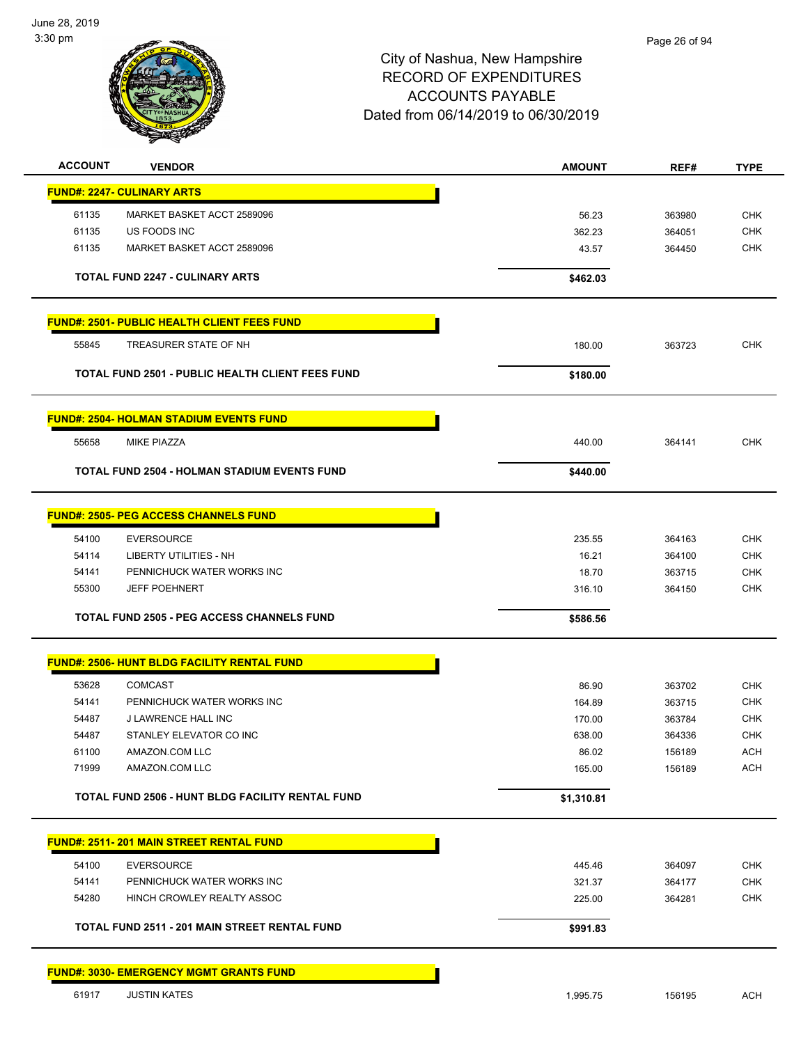# City of Nashua, New Hampshire
## RECORD OF EXPENDITURES
## ACCOUNTS PAYABLE
## Dated from 06/14/2019 to 06/30/2019

June 28, 2019
3:30 pm

| ACCOUNT | VENDOR | AMOUNT | REF# | TYPE |
|---|---|---|---|---|
| **FUND#: 2247- CULINARY ARTS** | | | | |
| 61135 | MARKET BASKET ACCT 2589096 | 56.23 | 363980 | CHK |
| 61135 | US FOODS INC | 362.23 | 364051 | CHK |
| 61135 | MARKET BASKET ACCT 2589096 | 43.57 | 364450 | CHK |
| | **TOTAL FUND 2247 - CULINARY ARTS** | **$462.03** | | |
| **FUND#: 2501- PUBLIC HEALTH CLIENT FEES FUND** | | | | |
| 55845 | TREASURER STATE OF NH | 180.00 | 363723 | CHK |
| | **TOTAL FUND 2501 - PUBLIC HEALTH CLIENT FEES FUND** | **$180.00** | | |
| **FUND#: 2504- HOLMAN STADIUM EVENTS FUND** | | | | |
| 55658 | MIKE PIAZZA | 440.00 | 364141 | CHK |
| | **TOTAL FUND 2504 - HOLMAN STADIUM EVENTS FUND** | **$440.00** | | |
| **FUND#: 2505- PEG ACCESS CHANNELS FUND** | | | | |
| 54100 | EVERSOURCE | 235.55 | 364163 | CHK |
| 54114 | LIBERTY UTILITIES - NH | 16.21 | 364100 | CHK |
| 54141 | PENNICHUCK WATER WORKS INC | 18.70 | 363715 | CHK |
| 55300 | JEFF POEHNERT | 316.10 | 364150 | CHK |
| | **TOTAL FUND 2505 - PEG ACCESS CHANNELS FUND** | **$586.56** | | |
| **FUND#: 2506- HUNT BLDG FACILITY RENTAL FUND** | | | | |
| 53628 | COMCAST | 86.90 | 363702 | CHK |
| 54141 | PENNICHUCK WATER WORKS INC | 164.89 | 363715 | CHK |
| 54487 | J LAWRENCE HALL INC | 170.00 | 363784 | CHK |
| 54487 | STANLEY ELEVATOR CO INC | 638.00 | 364336 | CHK |
| 61100 | AMAZON.COM LLC | 86.02 | 156189 | ACH |
| 71999 | AMAZON.COM LLC | 165.00 | 156189 | ACH |
| | **TOTAL FUND 2506 - HUNT BLDG FACILITY RENTAL FUND** | **$1,310.81** | | |
| **FUND#: 2511- 201 MAIN STREET RENTAL FUND** | | | | |
| 54100 | EVERSOURCE | 445.46 | 364097 | CHK |
| 54141 | PENNICHUCK WATER WORKS INC | 321.37 | 364177 | CHK |
| 54280 | HINCH CROWLEY REALTY ASSOC | 225.00 | 364281 | CHK |
| | **TOTAL FUND 2511 - 201 MAIN STREET RENTAL FUND** | **$991.83** | | |
| **FUND#: 3030- EMERGENCY MGMT GRANTS FUND** | | | | |
| 61917 | JUSTIN KATES | 1,995.75 | 156195 | ACH |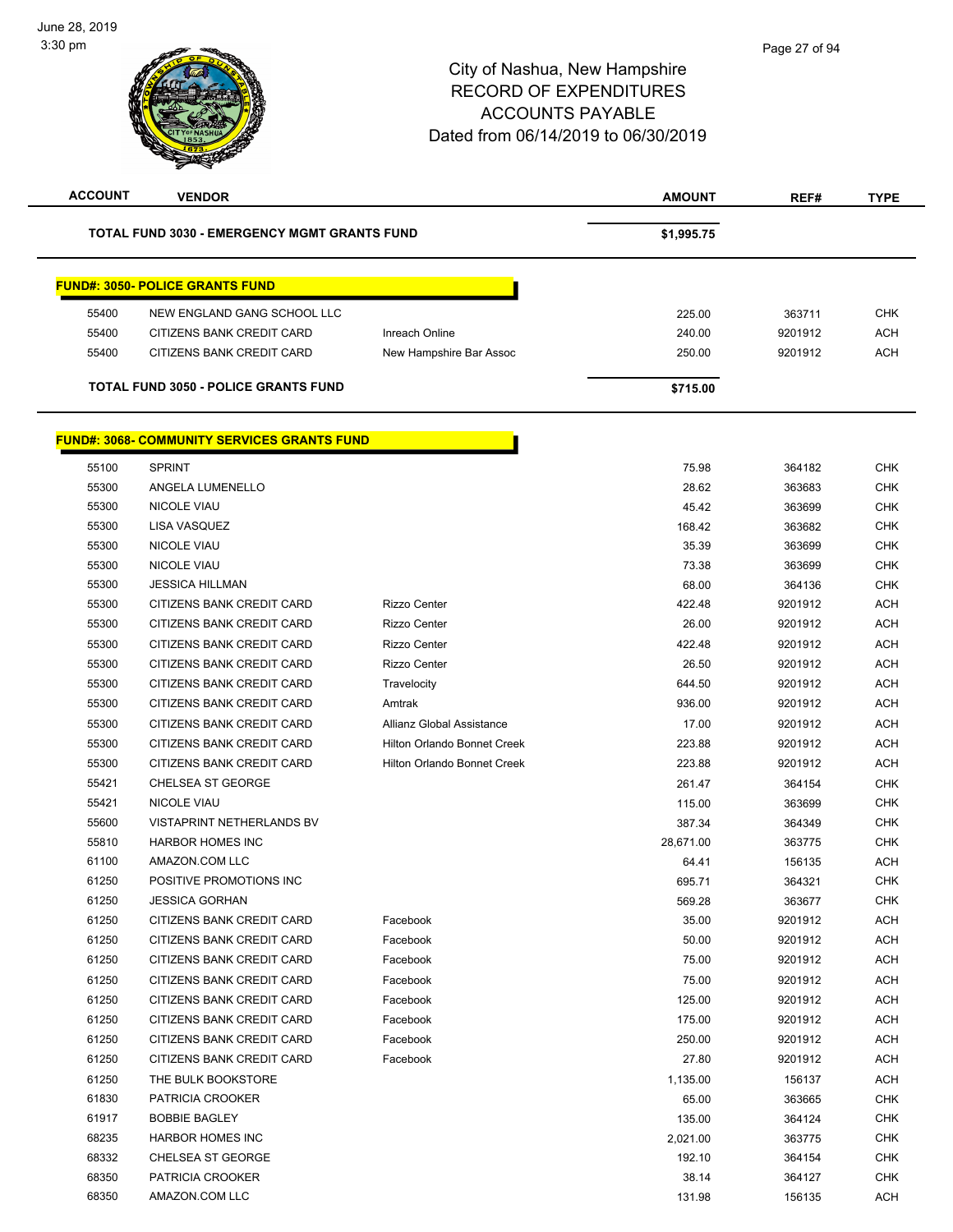# City of Nashua, New Hampshire
## RECORD OF EXPENDITURES
## ACCOUNTS PAYABLE
## Dated from 06/14/2019 to 06/30/2019

| ACCOUNT | VENDOR | | AMOUNT | REF# | TYPE |
|---|---|---|---|---|---|
| **TOTAL FUND 3030 - EMERGENCY MGMT GRANTS FUND** | | | **$1,995.75** | | |

**FUND#: 3050- POLICE GRANTS FUND**

| ACCOUNT | VENDOR | | AMOUNT | REF# | TYPE |
|---|---|---|---|---|---|
| 55400 | NEW ENGLAND GANG SCHOOL LLC | | 225.00 | 363711 | CHK |
| 55400 | CITIZENS BANK CREDIT CARD | Inreach Online | 240.00 | 9201912 | ACH |
| 55400 | CITIZENS BANK CREDIT CARD | New Hampshire Bar Assoc | 250.00 | 9201912 | ACH |
| **TOTAL FUND 3050 - POLICE GRANTS FUND** | | | **$715.00** | | |

**FUND#: 3068- COMMUNITY SERVICES GRANTS FUND**

| ACCOUNT | VENDOR | | AMOUNT | REF# | TYPE |
|---|---|---|---|---|---|
| 55100 | SPRINT | | 75.98 | 364182 | CHK |
| 55300 | ANGELA LUMENELLO | | 28.62 | 363683 | CHK |
| 55300 | NICOLE VIAU | | 45.42 | 363699 | CHK |
| 55300 | LISA VASQUEZ | | 168.42 | 363682 | CHK |
| 55300 | NICOLE VIAU | | 35.39 | 363699 | CHK |
| 55300 | NICOLE VIAU | | 73.38 | 363699 | CHK |
| 55300 | JESSICA HILLMAN | | 68.00 | 364136 | CHK |
| 55300 | CITIZENS BANK CREDIT CARD | Rizzo Center | 422.48 | 9201912 | ACH |
| 55300 | CITIZENS BANK CREDIT CARD | Rizzo Center | 26.00 | 9201912 | ACH |
| 55300 | CITIZENS BANK CREDIT CARD | Rizzo Center | 422.48 | 9201912 | ACH |
| 55300 | CITIZENS BANK CREDIT CARD | Rizzo Center | 26.50 | 9201912 | ACH |
| 55300 | CITIZENS BANK CREDIT CARD | Travelocity | 644.50 | 9201912 | ACH |
| 55300 | CITIZENS BANK CREDIT CARD | Amtrak | 936.00 | 9201912 | ACH |
| 55300 | CITIZENS BANK CREDIT CARD | Allianz Global Assistance | 17.00 | 9201912 | ACH |
| 55300 | CITIZENS BANK CREDIT CARD | Hilton Orlando Bonnet Creek | 223.88 | 9201912 | ACH |
| 55300 | CITIZENS BANK CREDIT CARD | Hilton Orlando Bonnet Creek | 223.88 | 9201912 | ACH |
| 55421 | CHELSEA ST GEORGE | | 261.47 | 364154 | CHK |
| 55421 | NICOLE VIAU | | 115.00 | 363699 | CHK |
| 55600 | VISTAPRINT NETHERLANDS BV | | 387.34 | 364349 | CHK |
| 55810 | HARBOR HOMES INC | | 28,671.00 | 363775 | CHK |
| 61100 | AMAZON.COM LLC | | 64.41 | 156135 | ACH |
| 61250 | POSITIVE PROMOTIONS INC | | 695.71 | 364321 | CHK |
| 61250 | JESSICA GORHAN | | 569.28 | 363677 | CHK |
| 61250 | CITIZENS BANK CREDIT CARD | Facebook | 35.00 | 9201912 | ACH |
| 61250 | CITIZENS BANK CREDIT CARD | Facebook | 50.00 | 9201912 | ACH |
| 61250 | CITIZENS BANK CREDIT CARD | Facebook | 75.00 | 9201912 | ACH |
| 61250 | CITIZENS BANK CREDIT CARD | Facebook | 75.00 | 9201912 | ACH |
| 61250 | CITIZENS BANK CREDIT CARD | Facebook | 125.00 | 9201912 | ACH |
| 61250 | CITIZENS BANK CREDIT CARD | Facebook | 175.00 | 9201912 | ACH |
| 61250 | CITIZENS BANK CREDIT CARD | Facebook | 250.00 | 9201912 | ACH |
| 61250 | CITIZENS BANK CREDIT CARD | Facebook | 27.80 | 9201912 | ACH |
| 61250 | THE BULK BOOKSTORE | | 1,135.00 | 156137 | ACH |
| 61830 | PATRICIA CROOKER | | 65.00 | 363665 | CHK |
| 61917 | BOBBIE BAGLEY | | 135.00 | 364124 | CHK |
| 68235 | HARBOR HOMES INC | | 2,021.00 | 363775 | CHK |
| 68332 | CHELSEA ST GEORGE | | 192.10 | 364154 | CHK |
| 68350 | PATRICIA CROOKER | | 38.14 | 364127 | CHK |
| 68350 | AMAZON.COM LLC | | 131.98 | 156135 | ACH |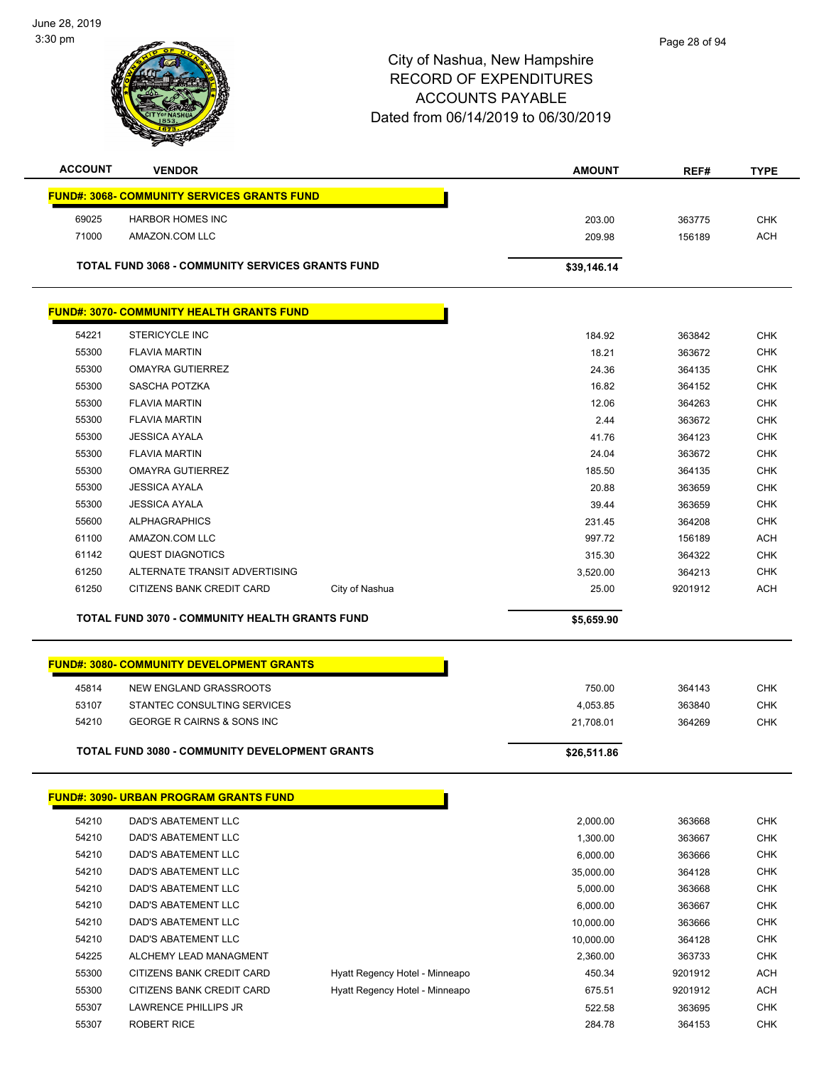June 28, 2019
3:30 pm

# City of Nashua, New Hampshire
## RECORD OF EXPENDITURES
## ACCOUNTS PAYABLE
### Dated from 06/14/2019 to 06/30/2019

| ACCOUNT | VENDOR | | AMOUNT | REF# | TYPE |
|---|---|---|---|---|---|
| **FUND#: 3068- COMMUNITY SERVICES GRANTS FUND** | | | | | |
| 69025 | HARBOR HOMES INC | | 203.00 | 363775 | CHK |
| 71000 | AMAZON.COM LLC | | 209.98 | 156189 | ACH |
| **TOTAL FUND 3068 - COMMUNITY SERVICES GRANTS FUND** | | | **$39,146.14** | | |
| **FUND#: 3070- COMMUNITY HEALTH GRANTS FUND** | | | | | |
| 54221 | STERICYCLE INC | | 184.92 | 363842 | CHK |
| 55300 | FLAVIA MARTIN | | 18.21 | 363672 | CHK |
| 55300 | OMAYRA GUTIERREZ | | 24.36 | 364135 | CHK |
| 55300 | SASCHA POTZKA | | 16.82 | 364152 | CHK |
| 55300 | FLAVIA MARTIN | | 12.06 | 364263 | CHK |
| 55300 | FLAVIA MARTIN | | 2.44 | 363672 | CHK |
| 55300 | JESSICA AYALA | | 41.76 | 364123 | CHK |
| 55300 | FLAVIA MARTIN | | 24.04 | 363672 | CHK |
| 55300 | OMAYRA GUTIERREZ | | 185.50 | 364135 | CHK |
| 55300 | JESSICA AYALA | | 20.88 | 363659 | CHK |
| 55300 | JESSICA AYALA | | 39.44 | 363659 | CHK |
| 55600 | ALPHAGRAPHICS | | 231.45 | 364208 | CHK |
| 61100 | AMAZON.COM LLC | | 997.72 | 156189 | ACH |
| 61142 | QUEST DIAGNOTICS | | 315.30 | 364322 | CHK |
| 61250 | ALTERNATE TRANSIT ADVERTISING | | 3,520.00 | 364213 | CHK |
| 61250 | CITIZENS BANK CREDIT CARD | City of Nashua | 25.00 | 9201912 | ACH |
| **TOTAL FUND 3070 - COMMUNITY HEALTH GRANTS FUND** | | | **$5,659.90** | | |
| **FUND#: 3080- COMMUNITY DEVELOPMENT GRANTS** | | | | | |
| 45814 | NEW ENGLAND GRASSROOTS | | 750.00 | 364143 | CHK |
| 53107 | STANTEC CONSULTING SERVICES | | 4,053.85 | 363840 | CHK |
| 54210 | GEORGE R CAIRNS & SONS INC | | 21,708.01 | 364269 | CHK |
| **TOTAL FUND 3080 - COMMUNITY DEVELOPMENT GRANTS** | | | **$26,511.86** | | |
| **FUND#: 3090- URBAN PROGRAM GRANTS FUND** | | | | | |
| 54210 | DAD'S ABATEMENT LLC | | 2,000.00 | 363668 | CHK |
| 54210 | DAD'S ABATEMENT LLC | | 1,300.00 | 363667 | CHK |
| 54210 | DAD'S ABATEMENT LLC | | 6,000.00 | 363666 | CHK |
| 54210 | DAD'S ABATEMENT LLC | | 35,000.00 | 364128 | CHK |
| 54210 | DAD'S ABATEMENT LLC | | 5,000.00 | 363668 | CHK |
| 54210 | DAD'S ABATEMENT LLC | | 6,000.00 | 363667 | CHK |
| 54210 | DAD'S ABATEMENT LLC | | 10,000.00 | 363666 | CHK |
| 54210 | DAD'S ABATEMENT LLC | | 10,000.00 | 364128 | CHK |
| 54225 | ALCHEMY LEAD MANAGMENT | | 2,360.00 | 363733 | CHK |
| 55300 | CITIZENS BANK CREDIT CARD | Hyatt Regency Hotel - Minneapo | 450.34 | 9201912 | ACH |
| 55300 | CITIZENS BANK CREDIT CARD | Hyatt Regency Hotel - Minneapo | 675.51 | 9201912 | ACH |
| 55307 | LAWRENCE PHILLIPS JR | | 522.58 | 363695 | CHK |
| 55307 | ROBERT RICE | | 284.78 | 364153 | CHK |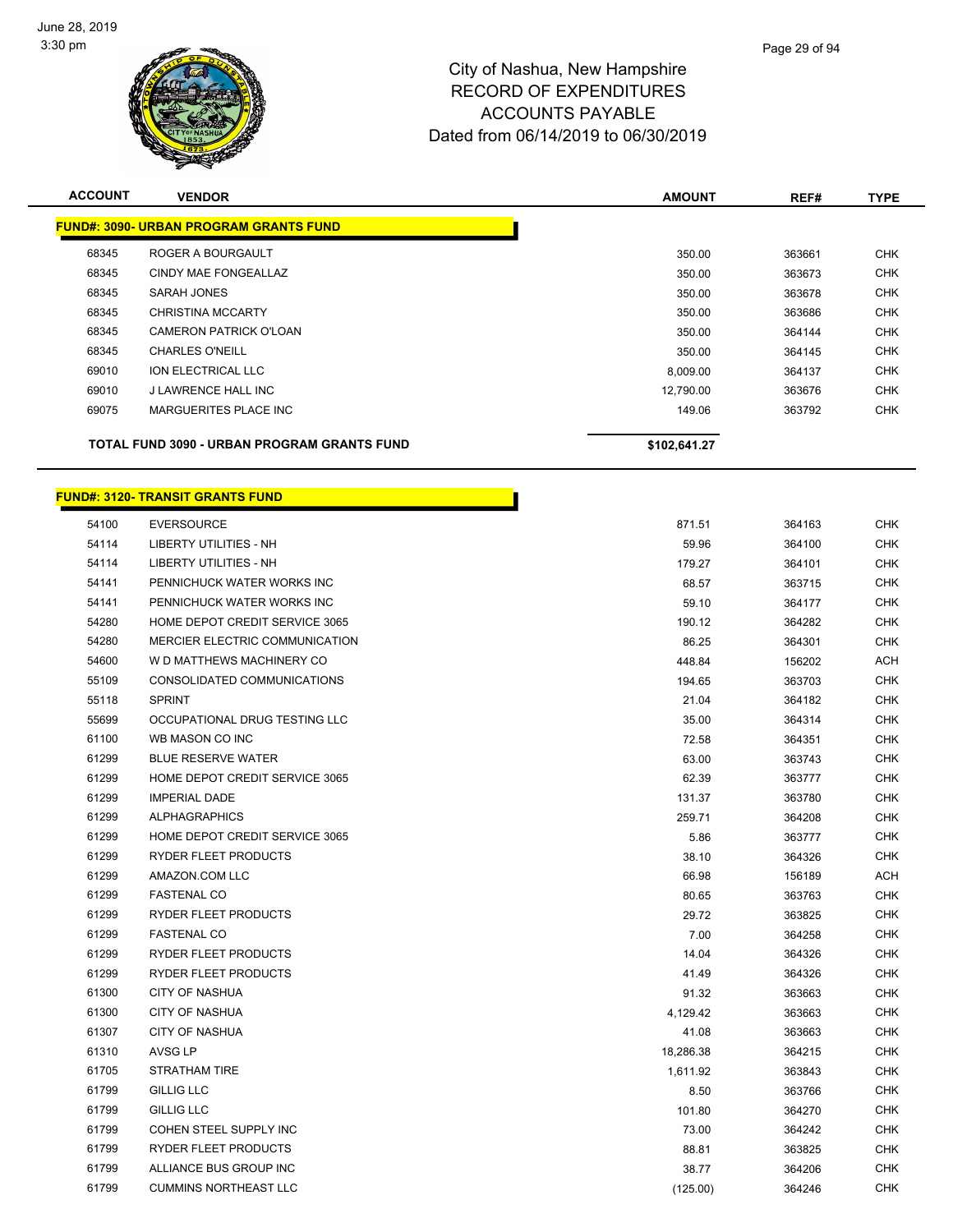June 28, 2019
3:30 pm

# City of Nashua, New Hampshire
## RECORD OF EXPENDITURES
## ACCOUNTS PAYABLE
## Dated from 06/14/2019 to 06/30/2019

| ACCOUNT | VENDOR | AMOUNT | REF# | TYPE |
|---|---|---|---|---|
| **FUND#: 3090- URBAN PROGRAM GRANTS FUND** | | | | |
| 68345 | ROGER A BOURGAULT | 350.00 | 363661 | CHK |
| 68345 | CINDY MAE FONGEALLAZ | 350.00 | 363673 | CHK |
| 68345 | SARAH JONES | 350.00 | 363678 | CHK |
| 68345 | CHRISTINA MCCARTY | 350.00 | 363686 | CHK |
| 68345 | CAMERON PATRICK O'LOAN | 350.00 | 364144 | CHK |
| 68345 | CHARLES O'NEILL | 350.00 | 364145 | CHK |
| 69010 | ION ELECTRICAL LLC | 8,009.00 | 364137 | CHK |
| 69010 | J LAWRENCE HALL INC | 12,790.00 | 363676 | CHK |
| 69075 | MARGUERITES PLACE INC | 149.06 | 363792 | CHK |
| **TOTAL FUND 3090 - URBAN PROGRAM GRANTS FUND** | | **$102,641.27** | | |

| ACCOUNT | VENDOR | AMOUNT | REF# | TYPE |
|---|---|---|---|---|
| **FUND#: 3120- TRANSIT GRANTS FUND** | | | | |
| 54100 | EVERSOURCE | 871.51 | 364163 | CHK |
| 54114 | LIBERTY UTILITIES - NH | 59.96 | 364100 | CHK |
| 54114 | LIBERTY UTILITIES - NH | 179.27 | 364101 | CHK |
| 54141 | PENNICHUCK WATER WORKS INC | 68.57 | 363715 | CHK |
| 54141 | PENNICHUCK WATER WORKS INC | 59.10 | 364177 | CHK |
| 54280 | HOME DEPOT CREDIT SERVICE 3065 | 190.12 | 364282 | CHK |
| 54280 | MERCIER ELECTRIC COMMUNICATION | 86.25 | 364301 | CHK |
| 54600 | W D MATTHEWS MACHINERY CO | 448.84 | 156202 | ACH |
| 55109 | CONSOLIDATED COMMUNICATIONS | 194.65 | 363703 | CHK |
| 55118 | SPRINT | 21.04 | 364182 | CHK |
| 55699 | OCCUPATIONAL DRUG TESTING LLC | 35.00 | 364314 | CHK |
| 61100 | WB MASON CO INC | 72.58 | 364351 | CHK |
| 61299 | BLUE RESERVE WATER | 63.00 | 363743 | CHK |
| 61299 | HOME DEPOT CREDIT SERVICE 3065 | 62.39 | 363777 | CHK |
| 61299 | IMPERIAL DADE | 131.37 | 363780 | CHK |
| 61299 | ALPHAGRAPHICS | 259.71 | 364208 | CHK |
| 61299 | HOME DEPOT CREDIT SERVICE 3065 | 5.86 | 363777 | CHK |
| 61299 | RYDER FLEET PRODUCTS | 38.10 | 364326 | CHK |
| 61299 | AMAZON.COM LLC | 66.98 | 156189 | ACH |
| 61299 | FASTENAL CO | 80.65 | 363763 | CHK |
| 61299 | RYDER FLEET PRODUCTS | 29.72 | 363825 | CHK |
| 61299 | FASTENAL CO | 7.00 | 364258 | CHK |
| 61299 | RYDER FLEET PRODUCTS | 14.04 | 364326 | CHK |
| 61299 | RYDER FLEET PRODUCTS | 41.49 | 364326 | CHK |
| 61300 | CITY OF NASHUA | 91.32 | 363663 | CHK |
| 61300 | CITY OF NASHUA | 4,129.42 | 363663 | CHK |
| 61307 | CITY OF NASHUA | 41.08 | 363663 | CHK |
| 61310 | AVSG LP | 18,286.38 | 364215 | CHK |
| 61705 | STRATHAM TIRE | 1,611.92 | 363843 | CHK |
| 61799 | GILLIG LLC | 8.50 | 363766 | CHK |
| 61799 | GILLIG LLC | 101.80 | 364270 | CHK |
| 61799 | COHEN STEEL SUPPLY INC | 73.00 | 364242 | CHK |
| 61799 | RYDER FLEET PRODUCTS | 88.81 | 363825 | CHK |
| 61799 | ALLIANCE BUS GROUP INC | 38.77 | 364206 | CHK |
| 61799 | CUMMINS NORTHEAST LLC | (125.00) | 364246 | CHK |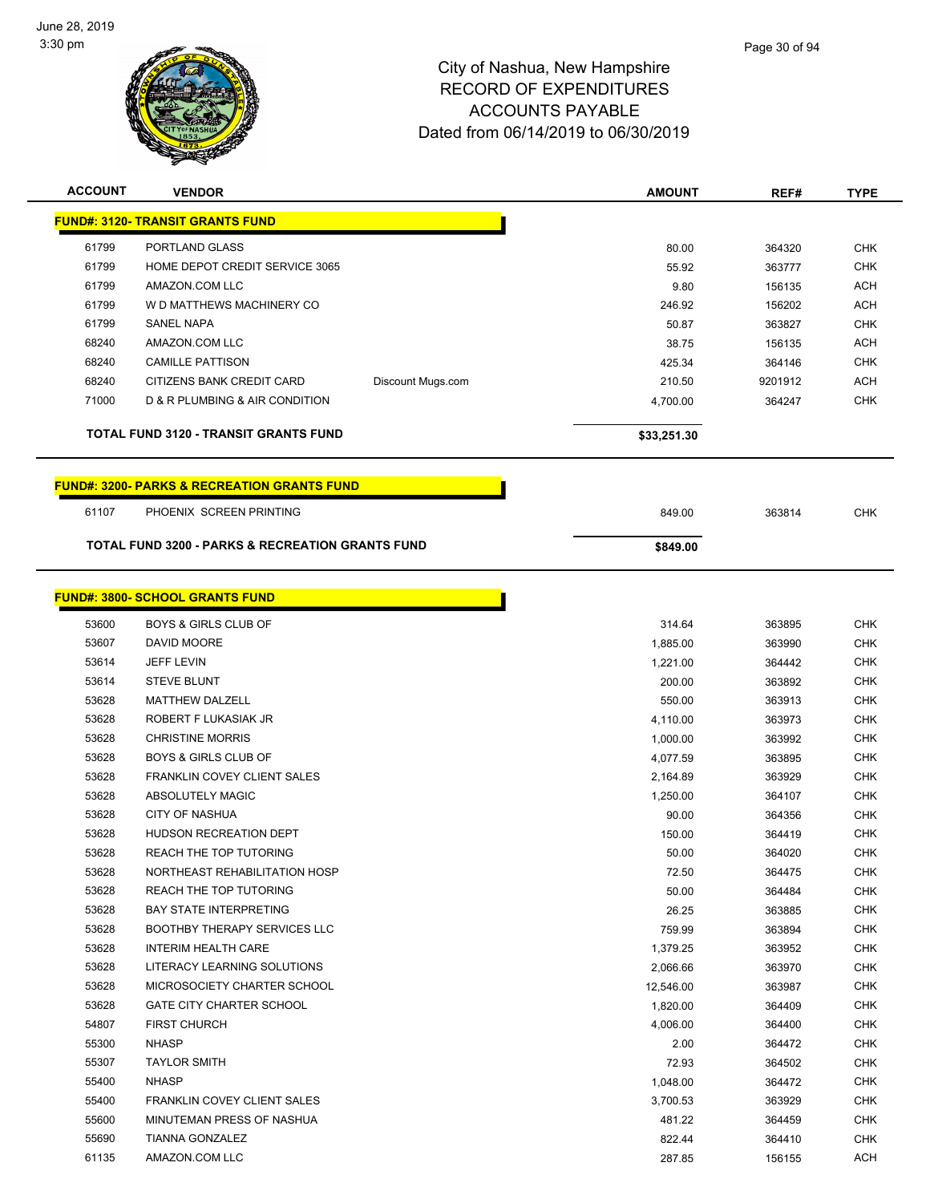# City of Nashua, New Hampshire
## RECORD OF EXPENDITURES
## ACCOUNTS PAYABLE
## Dated from 06/14/2019 to 06/30/2019

| ACCOUNT | VENDOR | | AMOUNT | REF# | TYPE |
|---|---|---|---|---|---|
| **FUND#: 3120- TRANSIT GRANTS FUND** | | | | | |
| 61799 | PORTLAND GLASS | | 80.00 | 364320 | CHK |
| 61799 | HOME DEPOT CREDIT SERVICE 3065 | | 55.92 | 363777 | CHK |
| 61799 | AMAZON.COM LLC | | 9.80 | 156135 | ACH |
| 61799 | W D MATTHEWS MACHINERY CO | | 246.92 | 156202 | ACH |
| 61799 | SANEL NAPA | | 50.87 | 363827 | CHK |
| 68240 | AMAZON.COM LLC | | 38.75 | 156135 | ACH |
| 68240 | CAMILLE PATTISON | | 425.34 | 364146 | CHK |
| 68240 | CITIZENS BANK CREDIT CARD | Discount Mugs.com | 210.50 | 9201912 | ACH |
| 71000 | D & R PLUMBING & AIR CONDITION | | 4,700.00 | 364247 | CHK |
| **TOTAL FUND 3120 - TRANSIT GRANTS FUND** | | | **$33,251.30** | | |
| **FUND#: 3200- PARKS & RECREATION GRANTS FUND** | | | | | |
| 61107 | PHOENIX SCREEN PRINTING | | 849.00 | 363814 | CHK |
| **TOTAL FUND 3200 - PARKS & RECREATION GRANTS FUND** | | | **$849.00** | | |
| **FUND#: 3800- SCHOOL GRANTS FUND** | | | | | |
| 53600 | BOYS & GIRLS CLUB OF | | 314.64 | 363895 | CHK |
| 53607 | DAVID MOORE | | 1,885.00 | 363990 | CHK |
| 53614 | JEFF LEVIN | | 1,221.00 | 364442 | CHK |
| 53614 | STEVE BLUNT | | 200.00 | 363892 | CHK |
| 53628 | MATTHEW DALZELL | | 550.00 | 363913 | CHK |
| 53628 | ROBERT F LUKASIAK JR | | 4,110.00 | 363973 | CHK |
| 53628 | CHRISTINE MORRIS | | 1,000.00 | 363992 | CHK |
| 53628 | BOYS & GIRLS CLUB OF | | 4,077.59 | 363895 | CHK |
| 53628 | FRANKLIN COVEY CLIENT SALES | | 2,164.89 | 363929 | CHK |
| 53628 | ABSOLUTELY MAGIC | | 1,250.00 | 364107 | CHK |
| 53628 | CITY OF NASHUA | | 90.00 | 364356 | CHK |
| 53628 | HUDSON RECREATION DEPT | | 150.00 | 364419 | CHK |
| 53628 | REACH THE TOP TUTORING | | 50.00 | 364020 | CHK |
| 53628 | NORTHEAST REHABILITATION HOSP | | 72.50 | 364475 | CHK |
| 53628 | REACH THE TOP TUTORING | | 50.00 | 364484 | CHK |
| 53628 | BAY STATE INTERPRETING | | 26.25 | 363885 | CHK |
| 53628 | BOOTHBY THERAPY SERVICES LLC | | 759.99 | 363894 | CHK |
| 53628 | INTERIM HEALTH CARE | | 1,379.25 | 363952 | CHK |
| 53628 | LITERACY LEARNING SOLUTIONS | | 2,066.66 | 363970 | CHK |
| 53628 | MICROSOCIETY CHARTER SCHOOL | | 12,546.00 | 363987 | CHK |
| 53628 | GATE CITY CHARTER SCHOOL | | 1,820.00 | 364409 | CHK |
| 54807 | FIRST CHURCH | | 4,006.00 | 364400 | CHK |
| 55300 | NHASP | | 2.00 | 364472 | CHK |
| 55307 | TAYLOR SMITH | | 72.93 | 364502 | CHK |
| 55400 | NHASP | | 1,048.00 | 364472 | CHK |
| 55400 | FRANKLIN COVEY CLIENT SALES | | 3,700.53 | 363929 | CHK |
| 55600 | MINUTEMAN PRESS OF NASHUA | | 481.22 | 364459 | CHK |
| 55690 | TIANNA GONZALEZ | | 822.44 | 364410 | CHK |
| 61135 | AMAZON.COM LLC | | 287.85 | 156155 | ACH |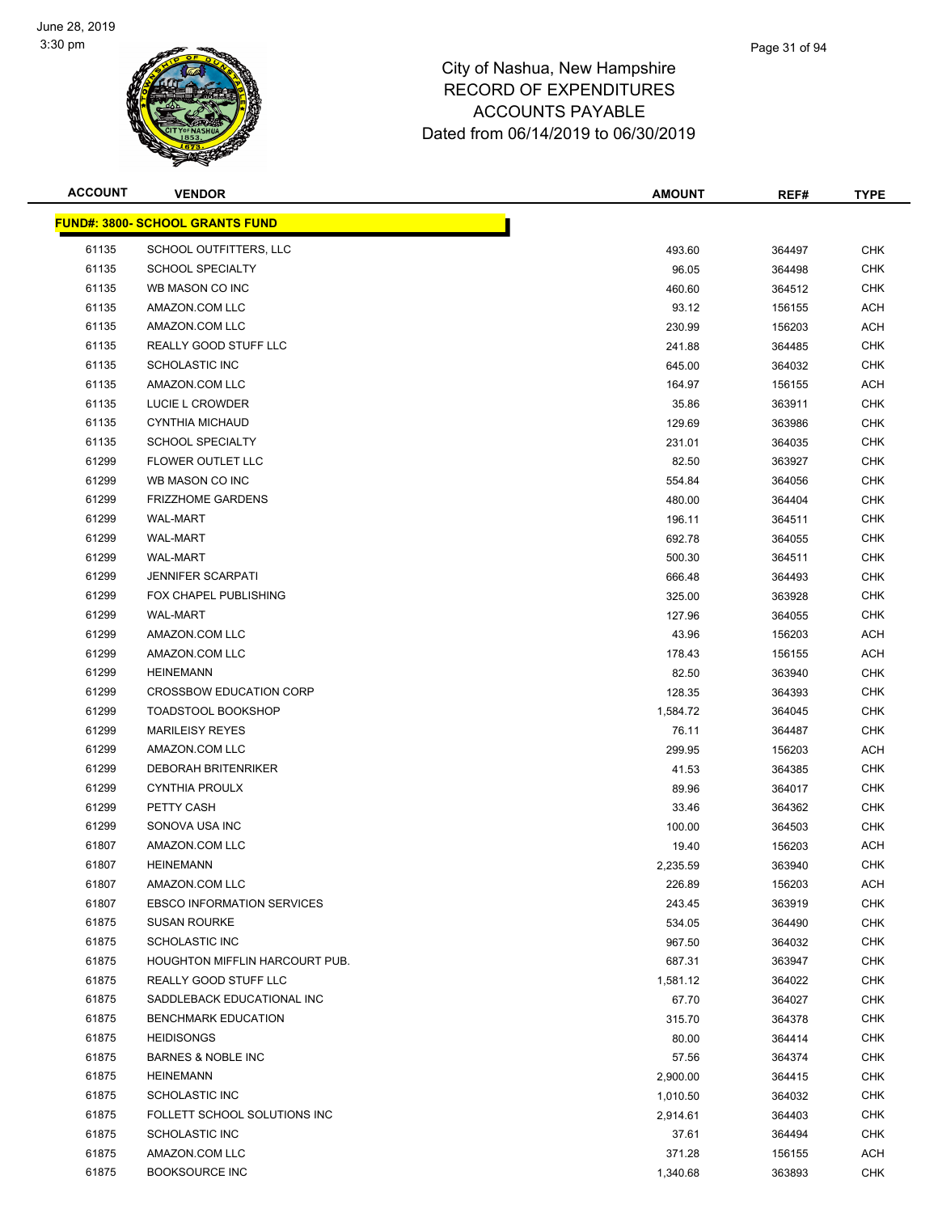June 28, 2019
3:30 pm

# City of Nashua, New Hampshire
## RECORD OF EXPENDITURES
## ACCOUNTS PAYABLE
## Dated from 06/14/2019 to 06/30/2019

| ACCOUNT | VENDOR | AMOUNT | REF# | TYPE |
|---|---|---|---|---|
| **FUND#: 3800- SCHOOL GRANTS FUND** | | | | |
| 61135 | SCHOOL OUTFITTERS, LLC | 493.60 | 364497 | CHK |
| 61135 | SCHOOL SPECIALTY | 96.05 | 364498 | CHK |
| 61135 | WB MASON CO INC | 460.60 | 364512 | CHK |
| 61135 | AMAZON.COM LLC | 93.12 | 156155 | ACH |
| 61135 | AMAZON.COM LLC | 230.99 | 156203 | ACH |
| 61135 | REALLY GOOD STUFF LLC | 241.88 | 364485 | CHK |
| 61135 | SCHOLASTIC INC | 645.00 | 364032 | CHK |
| 61135 | AMAZON.COM LLC | 164.97 | 156155 | ACH |
| 61135 | LUCIE L CROWDER | 35.86 | 363911 | CHK |
| 61135 | CYNTHIA MICHAUD | 129.69 | 363986 | CHK |
| 61135 | SCHOOL SPECIALTY | 231.01 | 364035 | CHK |
| 61299 | FLOWER OUTLET LLC | 82.50 | 363927 | CHK |
| 61299 | WB MASON CO INC | 554.84 | 364056 | CHK |
| 61299 | FRIZZHOME GARDENS | 480.00 | 364404 | CHK |
| 61299 | WAL-MART | 196.11 | 364511 | CHK |
| 61299 | WAL-MART | 692.78 | 364055 | CHK |
| 61299 | WAL-MART | 500.30 | 364511 | CHK |
| 61299 | JENNIFER SCARPATI | 666.48 | 364493 | CHK |
| 61299 | FOX CHAPEL PUBLISHING | 325.00 | 363928 | CHK |
| 61299 | WAL-MART | 127.96 | 364055 | CHK |
| 61299 | AMAZON.COM LLC | 43.96 | 156203 | ACH |
| 61299 | AMAZON.COM LLC | 178.43 | 156155 | ACH |
| 61299 | HEINEMANN | 82.50 | 363940 | CHK |
| 61299 | CROSSBOW EDUCATION CORP | 128.35 | 364393 | CHK |
| 61299 | TOADSTOOL BOOKSHOP | 1,584.72 | 364045 | CHK |
| 61299 | MARILEISY REYES | 76.11 | 364487 | CHK |
| 61299 | AMAZON.COM LLC | 299.95 | 156203 | ACH |
| 61299 | DEBORAH BRITENRIKER | 41.53 | 364385 | CHK |
| 61299 | CYNTHIA PROULX | 89.96 | 364017 | CHK |
| 61299 | PETTY CASH | 33.46 | 364362 | CHK |
| 61299 | SONOVA USA INC | 100.00 | 364503 | CHK |
| 61807 | AMAZON.COM LLC | 19.40 | 156203 | ACH |
| 61807 | HEINEMANN | 2,235.59 | 363940 | CHK |
| 61807 | AMAZON.COM LLC | 226.89 | 156203 | ACH |
| 61807 | EBSCO INFORMATION SERVICES | 243.45 | 363919 | CHK |
| 61875 | SUSAN ROURKE | 534.05 | 364490 | CHK |
| 61875 | SCHOLASTIC INC | 967.50 | 364032 | CHK |
| 61875 | HOUGHTON MIFFLIN HARCOURT PUB. | 687.31 | 363947 | CHK |
| 61875 | REALLY GOOD STUFF LLC | 1,581.12 | 364022 | CHK |
| 61875 | SADDLEBACK EDUCATIONAL INC | 67.70 | 364027 | CHK |
| 61875 | BENCHMARK EDUCATION | 315.70 | 364378 | CHK |
| 61875 | HEIDISONGS | 80.00 | 364414 | CHK |
| 61875 | BARNES & NOBLE INC | 57.56 | 364374 | CHK |
| 61875 | HEINEMANN | 2,900.00 | 364415 | CHK |
| 61875 | SCHOLASTIC INC | 1,010.50 | 364032 | CHK |
| 61875 | FOLLETT SCHOOL SOLUTIONS INC | 2,914.61 | 364403 | CHK |
| 61875 | SCHOLASTIC INC | 37.61 | 364494 | CHK |
| 61875 | AMAZON.COM LLC | 371.28 | 156155 | ACH |
| 61875 | BOOKSOURCE INC | 1,340.68 | 363893 | CHK |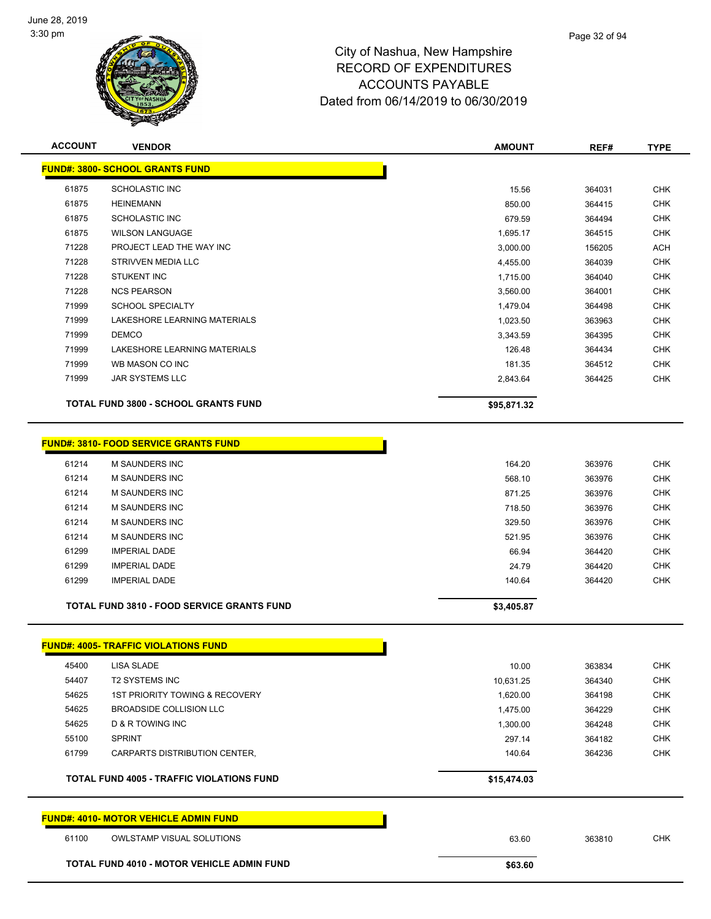# City of Nashua, New Hampshire
# RECORD OF EXPENDITURES
# ACCOUNTS PAYABLE
# Dated from 06/14/2019 to 06/30/2019

| ACCOUNT | VENDOR | AMOUNT | REF# | TYPE |
|---|---|---|---|---|
| **FUND#: 3800- SCHOOL GRANTS FUND** | | | | |
| 61875 | SCHOLASTIC INC | 15.56 | 364031 | CHK |
| 61875 | HEINEMANN | 850.00 | 364415 | CHK |
| 61875 | SCHOLASTIC INC | 679.59 | 364494 | CHK |
| 61875 | WILSON LANGUAGE | 1,695.17 | 364515 | CHK |
| 71228 | PROJECT LEAD THE WAY INC | 3,000.00 | 156205 | ACH |
| 71228 | STRIVVEN MEDIA LLC | 4,455.00 | 364039 | CHK |
| 71228 | STUKENT INC | 1,715.00 | 364040 | CHK |
| 71228 | NCS PEARSON | 3,560.00 | 364001 | CHK |
| 71999 | SCHOOL SPECIALTY | 1,479.04 | 364498 | CHK |
| 71999 | LAKESHORE LEARNING MATERIALS | 1,023.50 | 363963 | CHK |
| 71999 | DEMCO | 3,343.59 | 364395 | CHK |
| 71999 | LAKESHORE LEARNING MATERIALS | 126.48 | 364434 | CHK |
| 71999 | WB MASON CO INC | 181.35 | 364512 | CHK |
| 71999 | JAR SYSTEMS LLC | 2,843.64 | 364425 | CHK |
| | **TOTAL FUND 3800 - SCHOOL GRANTS FUND** | **$95,871.32** | | |
| **FUND#: 3810- FOOD SERVICE GRANTS FUND** | | | | |
| 61214 | M SAUNDERS INC | 164.20 | 363976 | CHK |
| 61214 | M SAUNDERS INC | 568.10 | 363976 | CHK |
| 61214 | M SAUNDERS INC | 871.25 | 363976 | CHK |
| 61214 | M SAUNDERS INC | 718.50 | 363976 | CHK |
| 61214 | M SAUNDERS INC | 329.50 | 363976 | CHK |
| 61214 | M SAUNDERS INC | 521.95 | 363976 | CHK |
| 61299 | IMPERIAL DADE | 66.94 | 364420 | CHK |
| 61299 | IMPERIAL DADE | 24.79 | 364420 | CHK |
| 61299 | IMPERIAL DADE | 140.64 | 364420 | CHK |
| | **TOTAL FUND 3810 - FOOD SERVICE GRANTS FUND** | **$3,405.87** | | |
| **FUND#: 4005- TRAFFIC VIOLATIONS FUND** | | | | |
| 45400 | LISA SLADE | 10.00 | 363834 | CHK |
| 54407 | T2 SYSTEMS INC | 10,631.25 | 364340 | CHK |
| 54625 | 1ST PRIORITY TOWING & RECOVERY | 1,620.00 | 364198 | CHK |
| 54625 | BROADSIDE COLLISION LLC | 1,475.00 | 364229 | CHK |
| 54625 | D & R TOWING INC | 1,300.00 | 364248 | CHK |
| 55100 | SPRINT | 297.14 | 364182 | CHK |
| 61799 | CARPARTS DISTRIBUTION CENTER, | 140.64 | 364236 | CHK |
| | **TOTAL FUND 4005 - TRAFFIC VIOLATIONS FUND** | **$15,474.03** | | |
| **FUND#: 4010- MOTOR VEHICLE ADMIN FUND** | | | | |
| 61100 | OWLSTAMP VISUAL SOLUTIONS | 63.60 | 363810 | CHK |
| | **TOTAL FUND 4010 - MOTOR VEHICLE ADMIN FUND** | **$63.60** | | |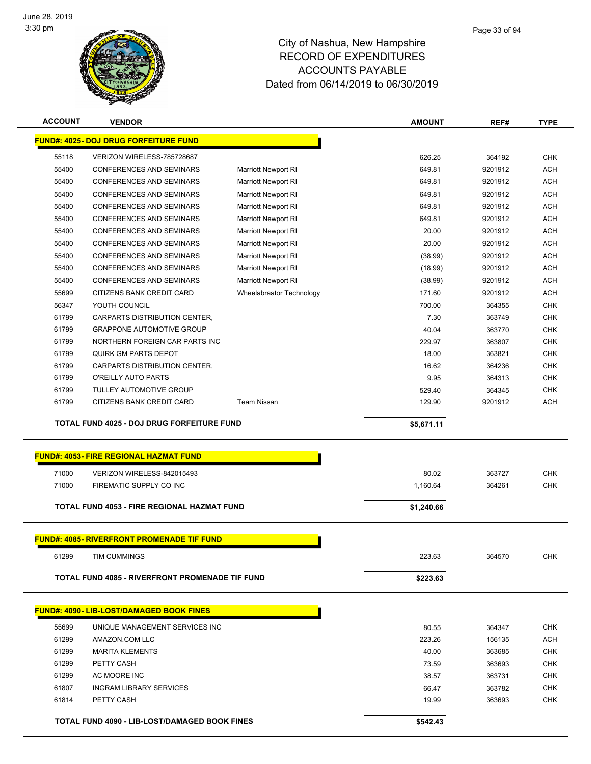City of Nashua, New Hampshire
RECORD OF EXPENDITURES
ACCOUNTS PAYABLE
Dated from 06/14/2019 to 06/30/2019

| ACCOUNT | VENDOR | | AMOUNT | REF# | TYPE |
|---|---|---|---|---|---|
| **FUND#: 4025- DOJ DRUG FORFEITURE FUND** | | | | | |
| 55118 | VERIZON WIRELESS-785728687 | | 626.25 | 364192 | CHK |
| 55400 | CONFERENCES AND SEMINARS | Marriott Newport RI | 649.81 | 9201912 | ACH |
| 55400 | CONFERENCES AND SEMINARS | Marriott Newport RI | 649.81 | 9201912 | ACH |
| 55400 | CONFERENCES AND SEMINARS | Marriott Newport RI | 649.81 | 9201912 | ACH |
| 55400 | CONFERENCES AND SEMINARS | Marriott Newport RI | 649.81 | 9201912 | ACH |
| 55400 | CONFERENCES AND SEMINARS | Marriott Newport RI | 649.81 | 9201912 | ACH |
| 55400 | CONFERENCES AND SEMINARS | Marriott Newport RI | 20.00 | 9201912 | ACH |
| 55400 | CONFERENCES AND SEMINARS | Marriott Newport RI | 20.00 | 9201912 | ACH |
| 55400 | CONFERENCES AND SEMINARS | Marriott Newport RI | (38.99) | 9201912 | ACH |
| 55400 | CONFERENCES AND SEMINARS | Marriott Newport RI | (18.99) | 9201912 | ACH |
| 55400 | CONFERENCES AND SEMINARS | Marriott Newport RI | (38.99) | 9201912 | ACH |
| 55699 | CITIZENS BANK CREDIT CARD | Wheelabraator Technology | 171.60 | 9201912 | ACH |
| 56347 | YOUTH COUNCIL | | 700.00 | 364355 | CHK |
| 61799 | CARPARTS DISTRIBUTION CENTER, | | 7.30 | 363749 | CHK |
| 61799 | GRAPPONE AUTOMOTIVE GROUP | | 40.04 | 363770 | CHK |
| 61799 | NORTHERN FOREIGN CAR PARTS INC | | 229.97 | 363807 | CHK |
| 61799 | QUIRK GM PARTS DEPOT | | 18.00 | 363821 | CHK |
| 61799 | CARPARTS DISTRIBUTION CENTER, | | 16.62 | 364236 | CHK |
| 61799 | O'REILLY AUTO PARTS | | 9.95 | 364313 | CHK |
| 61799 | TULLEY AUTOMOTIVE GROUP | | 529.40 | 364345 | CHK |
| 61799 | CITIZENS BANK CREDIT CARD | Team Nissan | 129.90 | 9201912 | ACH |
| **TOTAL FUND 4025 - DOJ DRUG FORFEITURE FUND** | | | **$5,671.11** | | |
| **FUND#: 4053- FIRE REGIONAL HAZMAT FUND** | | | | | |
| 71000 | VERIZON WIRELESS-842015493 | | 80.02 | 363727 | CHK |
| 71000 | FIREMATIC SUPPLY CO INC | | 1,160.64 | 364261 | CHK |
| **TOTAL FUND 4053 - FIRE REGIONAL HAZMAT FUND** | | | **$1,240.66** | | |
| **FUND#: 4085- RIVERFRONT PROMENADE TIF FUND** | | | | | |
| 61299 | TIM CUMMINGS | | 223.63 | 364570 | CHK |
| **TOTAL FUND 4085 - RIVERFRONT PROMENADE TIF FUND** | | | **$223.63** | | |
| **FUND#: 4090- LIB-LOST/DAMAGED BOOK FINES** | | | | | |
| 55699 | UNIQUE MANAGEMENT SERVICES INC | | 80.55 | 364347 | CHK |
| 61299 | AMAZON.COM LLC | | 223.26 | 156135 | ACH |
| 61299 | MARITA KLEMENTS | | 40.00 | 363685 | CHK |
| 61299 | PETTY CASH | | 73.59 | 363693 | CHK |
| 61299 | AC MOORE INC | | 38.57 | 363731 | CHK |
| 61807 | INGRAM LIBRARY SERVICES | | 66.47 | 363782 | CHK |
| 61814 | PETTY CASH | | 19.99 | 363693 | CHK |
| **TOTAL FUND 4090 - LIB-LOST/DAMAGED BOOK FINES** | | | **$542.43** | | |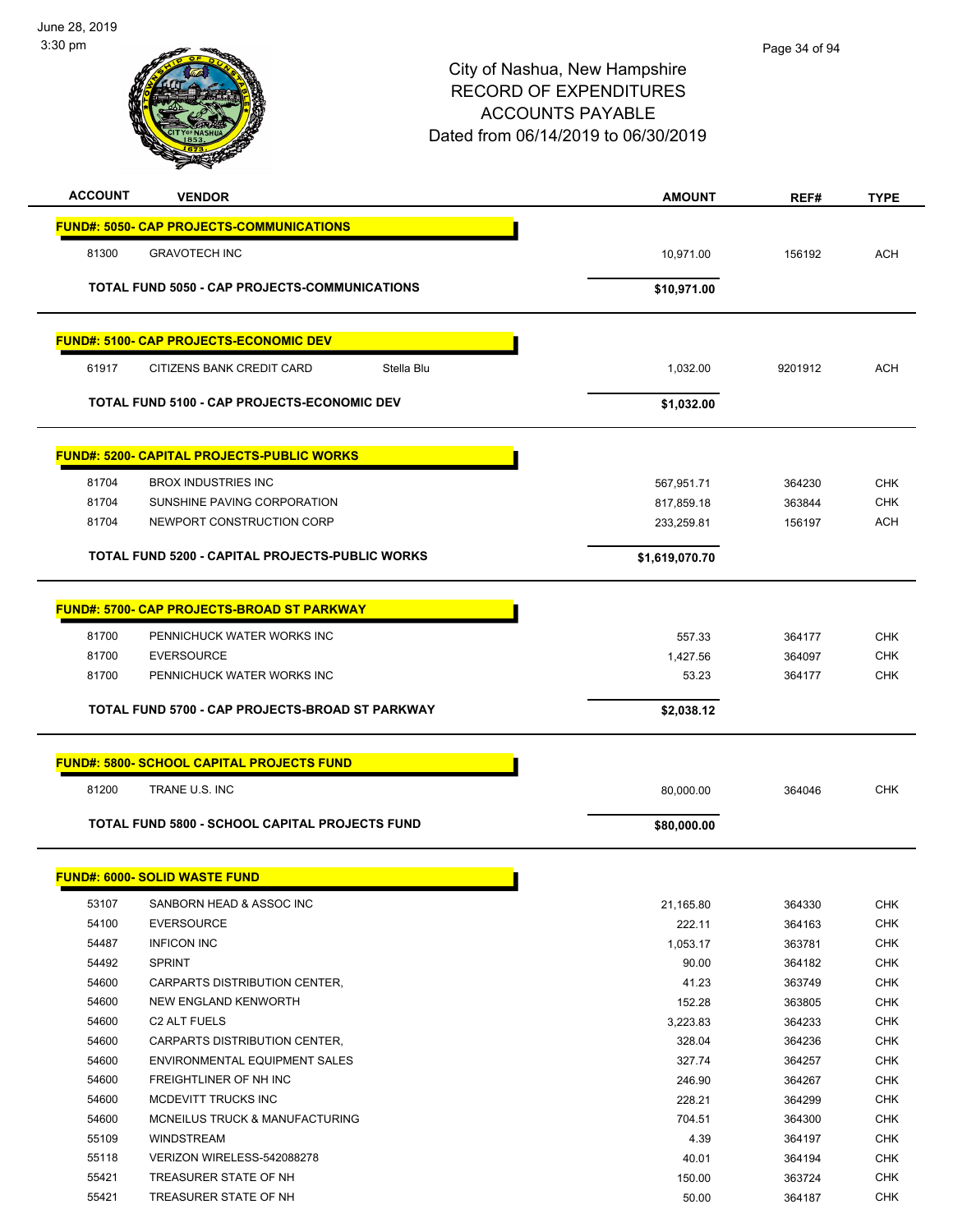City of Nashua, New Hampshire
RECORD OF EXPENDITURES
ACCOUNTS PAYABLE
Dated from 06/14/2019 to 06/30/2019

| ACCOUNT | VENDOR | | AMOUNT | REF# | TYPE |
|---|---|---|---|---|---|
| **FUND#: 5050- CAP PROJECTS-COMMUNICATIONS** | | | | | |
| 81300 | GRAVOTECH INC | | 10,971.00 | 156192 | ACH |
| | **TOTAL FUND 5050 - CAP PROJECTS-COMMUNICATIONS** | | **$10,971.00** | | |
| **FUND#: 5100- CAP PROJECTS-ECONOMIC DEV** | | | | | |
| 61917 | CITIZENS BANK CREDIT CARD | Stella Blu | 1,032.00 | 9201912 | ACH |
| | **TOTAL FUND 5100 - CAP PROJECTS-ECONOMIC DEV** | | **$1,032.00** | | |
| **FUND#: 5200- CAPITAL PROJECTS-PUBLIC WORKS** | | | | | |
| 81704 | BROX INDUSTRIES INC | | 567,951.71 | 364230 | CHK |
| 81704 | SUNSHINE PAVING CORPORATION | | 817,859.18 | 363844 | CHK |
| 81704 | NEWPORT CONSTRUCTION CORP | | 233,259.81 | 156197 | ACH |
| | **TOTAL FUND 5200 - CAPITAL PROJECTS-PUBLIC WORKS** | | **$1,619,070.70** | | |
| **FUND#: 5700- CAP PROJECTS-BROAD ST PARKWAY** | | | | | |
| 81700 | PENNICHUCK WATER WORKS INC | | 557.33 | 364177 | CHK |
| 81700 | EVERSOURCE | | 1,427.56 | 364097 | CHK |
| 81700 | PENNICHUCK WATER WORKS INC | | 53.23 | 364177 | CHK |
| | **TOTAL FUND 5700 - CAP PROJECTS-BROAD ST PARKWAY** | | **$2,038.12** | | |
| **FUND#: 5800- SCHOOL CAPITAL PROJECTS FUND** | | | | | |
| 81200 | TRANE U.S. INC | | 80,000.00 | 364046 | CHK |
| | **TOTAL FUND 5800 - SCHOOL CAPITAL PROJECTS FUND** | | **$80,000.00** | | |
| **FUND#: 6000- SOLID WASTE FUND** | | | | | |
| 53107 | SANBORN HEAD & ASSOC INC | | 21,165.80 | 364330 | CHK |
| 54100 | EVERSOURCE | | 222.11 | 364163 | CHK |
| 54487 | INFICON INC | | 1,053.17 | 363781 | CHK |
| 54492 | SPRINT | | 90.00 | 364182 | CHK |
| 54600 | CARPARTS DISTRIBUTION CENTER, | | 41.23 | 363749 | CHK |
| 54600 | NEW ENGLAND KENWORTH | | 152.28 | 363805 | CHK |
| 54600 | C2 ALT FUELS | | 3,223.83 | 364233 | CHK |
| 54600 | CARPARTS DISTRIBUTION CENTER, | | 328.04 | 364236 | CHK |
| 54600 | ENVIRONMENTAL EQUIPMENT SALES | | 327.74 | 364257 | CHK |
| 54600 | FREIGHTLINER OF NH INC | | 246.90 | 364267 | CHK |
| 54600 | MCDEVITT TRUCKS INC | | 228.21 | 364299 | CHK |
| 54600 | MCNEILUS TRUCK & MANUFACTURING | | 704.51 | 364300 | CHK |
| 55109 | WINDSTREAM | | 4.39 | 364197 | CHK |
| 55118 | VERIZON WIRELESS-542088278 | | 40.01 | 364194 | CHK |
| 55421 | TREASURER STATE OF NH | | 150.00 | 363724 | CHK |
| 55421 | TREASURER STATE OF NH | | 50.00 | 364187 | CHK |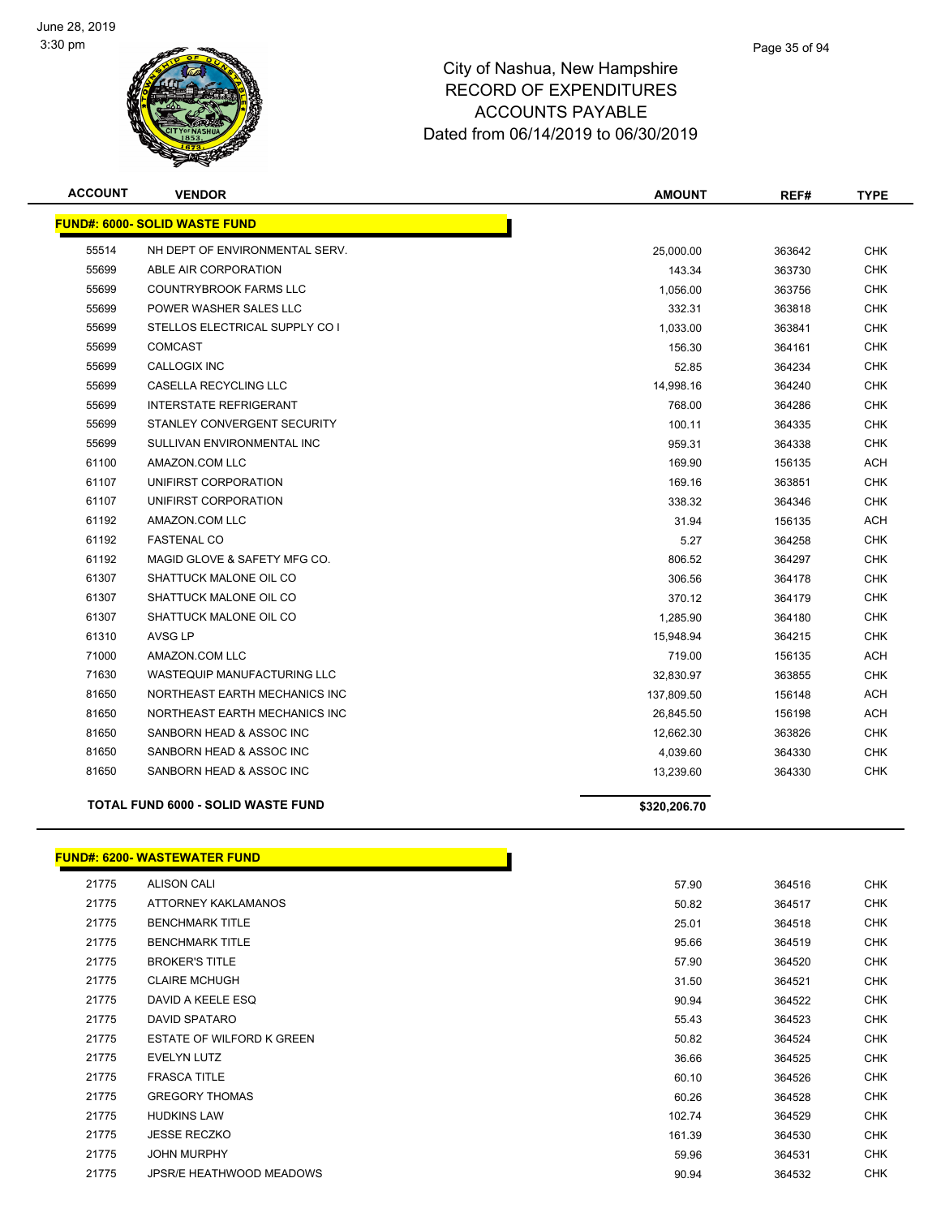# City of Nashua, New Hampshire
# RECORD OF EXPENDITURES
# ACCOUNTS PAYABLE
# Dated from 06/14/2019 to 06/30/2019

| ACCOUNT | VENDOR | AMOUNT | REF# | TYPE |
|---|---|---|---|---|
| **FUND#: 6000- SOLID WASTE FUND** | | | | |
| 55514 | NH DEPT OF ENVIRONMENTAL SERV. | 25,000.00 | 363642 | CHK |
| 55699 | ABLE AIR CORPORATION | 143.34 | 363730 | CHK |
| 55699 | COUNTRYBROOK FARMS LLC | 1,056.00 | 363756 | CHK |
| 55699 | POWER WASHER SALES LLC | 332.31 | 363818 | CHK |
| 55699 | STELLOS ELECTRICAL SUPPLY CO I | 1,033.00 | 363841 | CHK |
| 55699 | COMCAST | 156.30 | 364161 | CHK |
| 55699 | CALLOGIX INC | 52.85 | 364234 | CHK |
| 55699 | CASELLA RECYCLING LLC | 14,998.16 | 364240 | CHK |
| 55699 | INTERSTATE REFRIGERANT | 768.00 | 364286 | CHK |
| 55699 | STANLEY CONVERGENT SECURITY | 100.11 | 364335 | CHK |
| 55699 | SULLIVAN ENVIRONMENTAL INC | 959.31 | 364338 | CHK |
| 61100 | AMAZON.COM LLC | 169.90 | 156135 | ACH |
| 61107 | UNIFIRST CORPORATION | 169.16 | 363851 | CHK |
| 61107 | UNIFIRST CORPORATION | 338.32 | 364346 | CHK |
| 61192 | AMAZON.COM LLC | 31.94 | 156135 | ACH |
| 61192 | FASTENAL CO | 5.27 | 364258 | CHK |
| 61192 | MAGID GLOVE & SAFETY MFG CO. | 806.52 | 364297 | CHK |
| 61307 | SHATTUCK MALONE OIL CO | 306.56 | 364178 | CHK |
| 61307 | SHATTUCK MALONE OIL CO | 370.12 | 364179 | CHK |
| 61307 | SHATTUCK MALONE OIL CO | 1,285.90 | 364180 | CHK |
| 61310 | AVSG LP | 15,948.94 | 364215 | CHK |
| 71000 | AMAZON.COM LLC | 719.00 | 156135 | ACH |
| 71630 | WASTEQUIP MANUFACTURING LLC | 32,830.97 | 363855 | CHK |
| 81650 | NORTHEAST EARTH MECHANICS INC | 137,809.50 | 156148 | ACH |
| 81650 | NORTHEAST EARTH MECHANICS INC | 26,845.50 | 156198 | ACH |
| 81650 | SANBORN HEAD & ASSOC INC | 12,662.30 | 363826 | CHK |
| 81650 | SANBORN HEAD & ASSOC INC | 4,039.60 | 364330 | CHK |
| 81650 | SANBORN HEAD & ASSOC INC | 13,239.60 | 364330 | CHK |
| **TOTAL FUND 6000 - SOLID WASTE FUND** | | **$320,206.70** | | |

| ACCOUNT | VENDOR | AMOUNT | REF# | TYPE |
|---|---|---|---|---|
| **FUND#: 6200- WASTEWATER FUND** | | | | |
| 21775 | ALISON CALI | 57.90 | 364516 | CHK |
| 21775 | ATTORNEY KAKLAMANOS | 50.82 | 364517 | CHK |
| 21775 | BENCHMARK TITLE | 25.01 | 364518 | CHK |
| 21775 | BENCHMARK TITLE | 95.66 | 364519 | CHK |
| 21775 | BROKER'S TITLE | 57.90 | 364520 | CHK |
| 21775 | CLAIRE MCHUGH | 31.50 | 364521 | CHK |
| 21775 | DAVID A KEELE ESQ | 90.94 | 364522 | CHK |
| 21775 | DAVID SPATARO | 55.43 | 364523 | CHK |
| 21775 | ESTATE OF WILFORD K GREEN | 50.82 | 364524 | CHK |
| 21775 | EVELYN LUTZ | 36.66 | 364525 | CHK |
| 21775 | FRASCA TITLE | 60.10 | 364526 | CHK |
| 21775 | GREGORY THOMAS | 60.26 | 364528 | CHK |
| 21775 | HUDKINS LAW | 102.74 | 364529 | CHK |
| 21775 | JESSE RECZKO | 161.39 | 364530 | CHK |
| 21775 | JOHN MURPHY | 59.96 | 364531 | CHK |
| 21775 | JPSR/E HEATHWOOD MEADOWS | 90.94 | 364532 | CHK |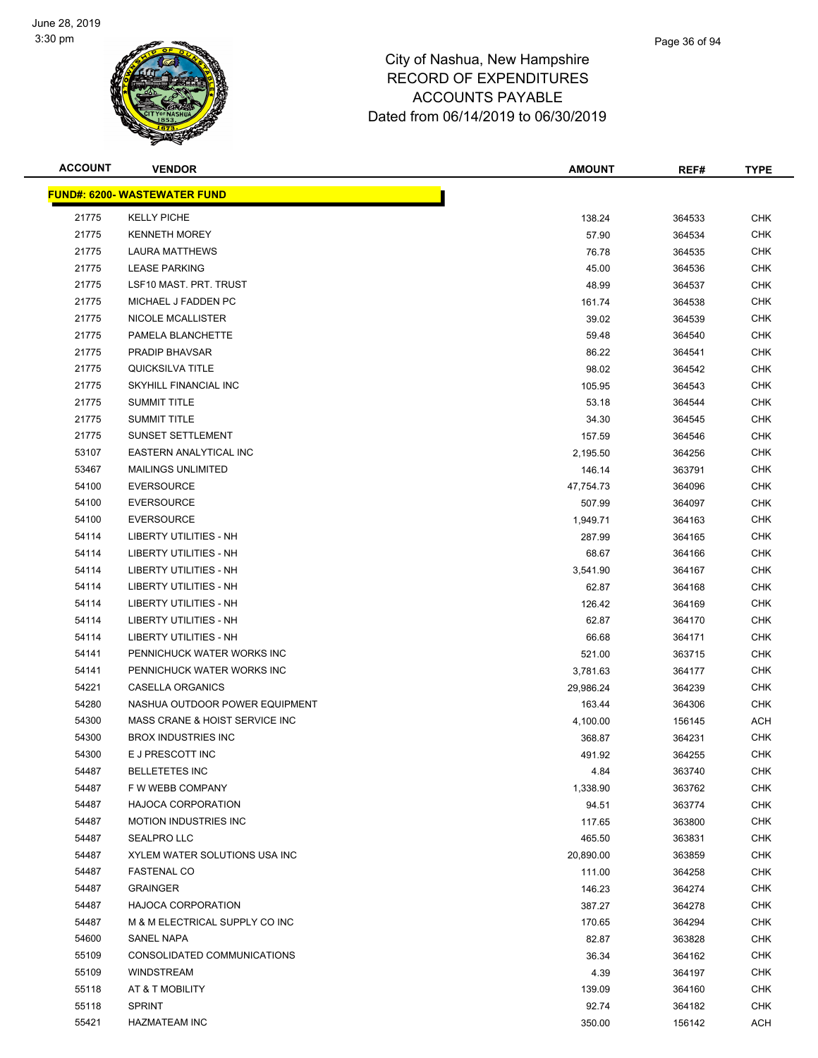# City of Nashua, New Hampshire
## RECORD OF EXPENDITURES
## ACCOUNTS PAYABLE
## Dated from 06/14/2019 to 06/30/2019

| ACCOUNT | VENDOR | AMOUNT | REF# | TYPE |
|---|---|---|---|---|
| **FUND#: 6200- WASTEWATER FUND** | | | | |
| 21775 | KELLY PICHE | 138.24 | 364533 | CHK |
| 21775 | KENNETH MOREY | 57.90 | 364534 | CHK |
| 21775 | LAURA MATTHEWS | 76.78 | 364535 | CHK |
| 21775 | LEASE PARKING | 45.00 | 364536 | CHK |
| 21775 | LSF10 MAST. PRT. TRUST | 48.99 | 364537 | CHK |
| 21775 | MICHAEL J FADDEN PC | 161.74 | 364538 | CHK |
| 21775 | NICOLE MCALLISTER | 39.02 | 364539 | CHK |
| 21775 | PAMELA BLANCHETTE | 59.48 | 364540 | CHK |
| 21775 | PRADIP BHAVSAR | 86.22 | 364541 | CHK |
| 21775 | QUICKSILVA TITLE | 98.02 | 364542 | CHK |
| 21775 | SKYHILL FINANCIAL INC | 105.95 | 364543 | CHK |
| 21775 | SUMMIT TITLE | 53.18 | 364544 | CHK |
| 21775 | SUMMIT TITLE | 34.30 | 364545 | CHK |
| 21775 | SUNSET SETTLEMENT | 157.59 | 364546 | CHK |
| 53107 | EASTERN ANALYTICAL INC | 2,195.50 | 364256 | CHK |
| 53467 | MAILINGS UNLIMITED | 146.14 | 363791 | CHK |
| 54100 | EVERSOURCE | 47,754.73 | 364096 | CHK |
| 54100 | EVERSOURCE | 507.99 | 364097 | CHK |
| 54100 | EVERSOURCE | 1,949.71 | 364163 | CHK |
| 54114 | LIBERTY UTILITIES - NH | 287.99 | 364165 | CHK |
| 54114 | LIBERTY UTILITIES - NH | 68.67 | 364166 | CHK |
| 54114 | LIBERTY UTILITIES - NH | 3,541.90 | 364167 | CHK |
| 54114 | LIBERTY UTILITIES - NH | 62.87 | 364168 | CHK |
| 54114 | LIBERTY UTILITIES - NH | 126.42 | 364169 | CHK |
| 54114 | LIBERTY UTILITIES - NH | 62.87 | 364170 | CHK |
| 54114 | LIBERTY UTILITIES - NH | 66.68 | 364171 | CHK |
| 54141 | PENNICHUCK WATER WORKS INC | 521.00 | 363715 | CHK |
| 54141 | PENNICHUCK WATER WORKS INC | 3,781.63 | 364177 | CHK |
| 54221 | CASELLA ORGANICS | 29,986.24 | 364239 | CHK |
| 54280 | NASHUA OUTDOOR POWER EQUIPMENT | 163.44 | 364306 | CHK |
| 54300 | MASS CRANE & HOIST SERVICE INC | 4,100.00 | 156145 | ACH |
| 54300 | BROX INDUSTRIES INC | 368.87 | 364231 | CHK |
| 54300 | E J PRESCOTT INC | 491.92 | 364255 | CHK |
| 54487 | BELLETETES INC | 4.84 | 363740 | CHK |
| 54487 | F W WEBB COMPANY | 1,338.90 | 363762 | CHK |
| 54487 | HAJOCA CORPORATION | 94.51 | 363774 | CHK |
| 54487 | MOTION INDUSTRIES INC | 117.65 | 363800 | CHK |
| 54487 | SEALPRO LLC | 465.50 | 363831 | CHK |
| 54487 | XYLEM WATER SOLUTIONS USA INC | 20,890.00 | 363859 | CHK |
| 54487 | FASTENAL CO | 111.00 | 364258 | CHK |
| 54487 | GRAINGER | 146.23 | 364274 | CHK |
| 54487 | HAJOCA CORPORATION | 387.27 | 364278 | CHK |
| 54487 | M & M ELECTRICAL SUPPLY CO INC | 170.65 | 364294 | CHK |
| 54600 | SANEL NAPA | 82.87 | 363828 | CHK |
| 55109 | CONSOLIDATED COMMUNICATIONS | 36.34 | 364162 | CHK |
| 55109 | WINDSTREAM | 4.39 | 364197 | CHK |
| 55118 | AT & T MOBILITY | 139.09 | 364160 | CHK |
| 55118 | SPRINT | 92.74 | 364182 | CHK |
| 55421 | HAZMATEAM INC | 350.00 | 156142 | ACH |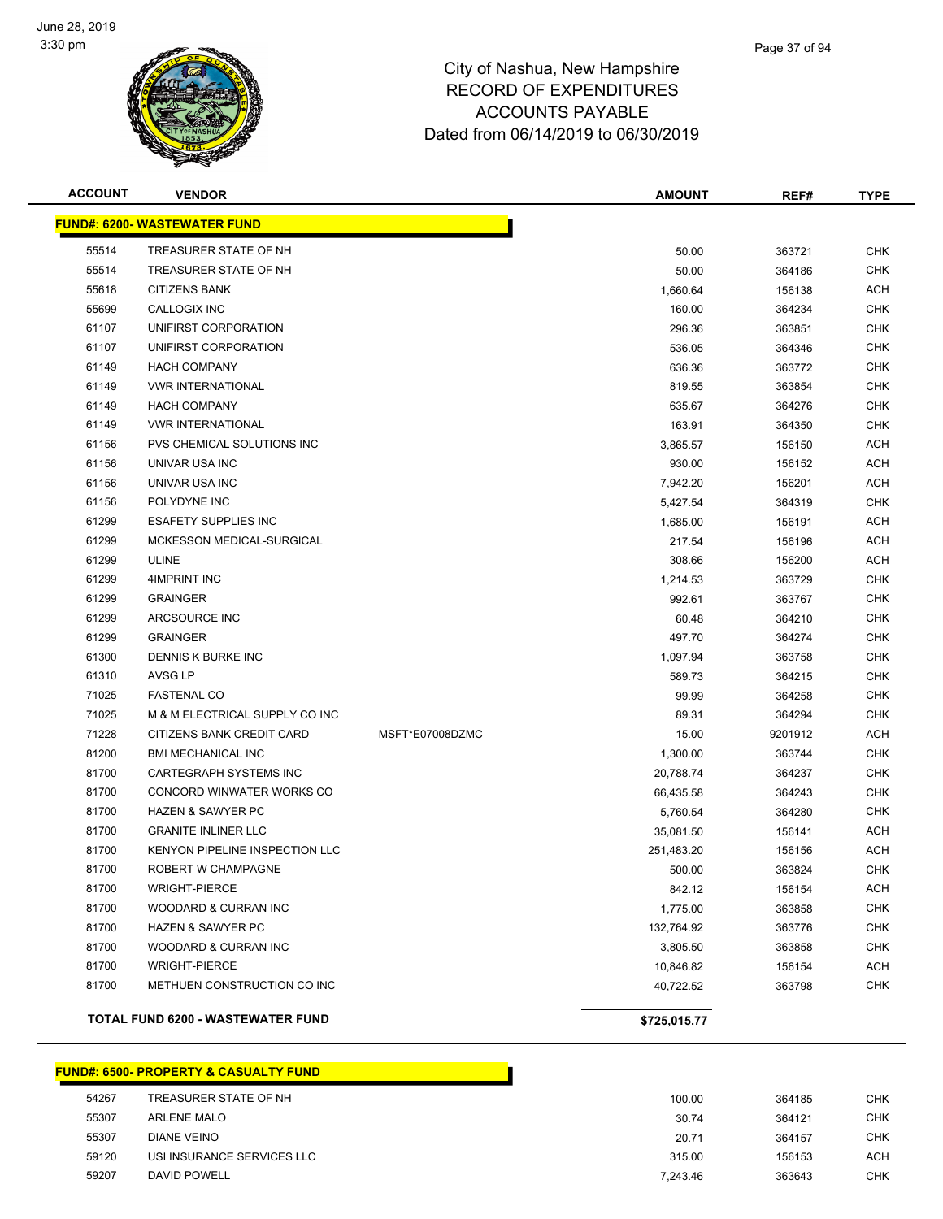City of Nashua, New Hampshire
RECORD OF EXPENDITURES
ACCOUNTS PAYABLE
Dated from 06/14/2019 to 06/30/2019

| ACCOUNT | VENDOR | | AMOUNT | REF# | TYPE |
|---|---|---|---|---|---|
| **FUND#: 6200- WASTEWATER FUND** | | | | | |
| 55514 | TREASURER STATE OF NH | | 50.00 | 363721 | CHK |
| 55514 | TREASURER STATE OF NH | | 50.00 | 364186 | CHK |
| 55618 | CITIZENS BANK | | 1,660.64 | 156138 | ACH |
| 55699 | CALLOGIX INC | | 160.00 | 364234 | CHK |
| 61107 | UNIFIRST CORPORATION | | 296.36 | 363851 | CHK |
| 61107 | UNIFIRST CORPORATION | | 536.05 | 364346 | CHK |
| 61149 | HACH COMPANY | | 636.36 | 363772 | CHK |
| 61149 | VWR INTERNATIONAL | | 819.55 | 363854 | CHK |
| 61149 | HACH COMPANY | | 635.67 | 364276 | CHK |
| 61149 | VWR INTERNATIONAL | | 163.91 | 364350 | CHK |
| 61156 | PVS CHEMICAL SOLUTIONS INC | | 3,865.57 | 156150 | ACH |
| 61156 | UNIVAR USA INC | | 930.00 | 156152 | ACH |
| 61156 | UNIVAR USA INC | | 7,942.20 | 156201 | ACH |
| 61156 | POLYDYNE INC | | 5,427.54 | 364319 | CHK |
| 61299 | ESAFETY SUPPLIES INC | | 1,685.00 | 156191 | ACH |
| 61299 | MCKESSON MEDICAL-SURGICAL | | 217.54 | 156196 | ACH |
| 61299 | ULINE | | 308.66 | 156200 | ACH |
| 61299 | 4IMPRINT INC | | 1,214.53 | 363729 | CHK |
| 61299 | GRAINGER | | 992.61 | 363767 | CHK |
| 61299 | ARCSOURCE INC | | 60.48 | 364210 | CHK |
| 61299 | GRAINGER | | 497.70 | 364274 | CHK |
| 61300 | DENNIS K BURKE INC | | 1,097.94 | 363758 | CHK |
| 61310 | AVSG LP | | 589.73 | 364215 | CHK |
| 71025 | FASTENAL CO | | 99.99 | 364258 | CHK |
| 71025 | M & M ELECTRICAL SUPPLY CO INC | | 89.31 | 364294 | CHK |
| 71228 | CITIZENS BANK CREDIT CARD | MSFT*E07008DZMC | 15.00 | 9201912 | ACH |
| 81200 | BMI MECHANICAL INC | | 1,300.00 | 363744 | CHK |
| 81700 | CARTEGRAPH SYSTEMS INC | | 20,788.74 | 364237 | CHK |
| 81700 | CONCORD WINWATER WORKS CO | | 66,435.58 | 364243 | CHK |
| 81700 | HAZEN & SAWYER PC | | 5,760.54 | 364280 | CHK |
| 81700 | GRANITE INLINER LLC | | 35,081.50 | 156141 | ACH |
| 81700 | KENYON PIPELINE INSPECTION LLC | | 251,483.20 | 156156 | ACH |
| 81700 | ROBERT W CHAMPAGNE | | 500.00 | 363824 | CHK |
| 81700 | WRIGHT-PIERCE | | 842.12 | 156154 | ACH |
| 81700 | WOODARD & CURRAN INC | | 1,775.00 | 363858 | CHK |
| 81700 | HAZEN & SAWYER PC | | 132,764.92 | 363776 | CHK |
| 81700 | WOODARD & CURRAN INC | | 3,805.50 | 363858 | CHK |
| 81700 | WRIGHT-PIERCE | | 10,846.82 | 156154 | ACH |
| 81700 | METHUEN CONSTRUCTION CO INC | | 40,722.52 | 363798 | CHK |
| **TOTAL FUND 6200 - WASTEWATER FUND** | | | **$725,015.77** | | |

| ACCOUNT | VENDOR | AMOUNT | REF# | TYPE |
|---|---|---|---|---|
| **FUND#: 6500- PROPERTY & CASUALTY FUND** | | | | |
| 54267 | TREASURER STATE OF NH | 100.00 | 364185 | CHK |
| 55307 | ARLENE MALO | 30.74 | 364121 | CHK |
| 55307 | DIANE VEINO | 20.71 | 364157 | CHK |
| 59120 | USI INSURANCE SERVICES LLC | 315.00 | 156153 | ACH |
| 59207 | DAVID POWELL | 7,243.46 | 363643 | CHK |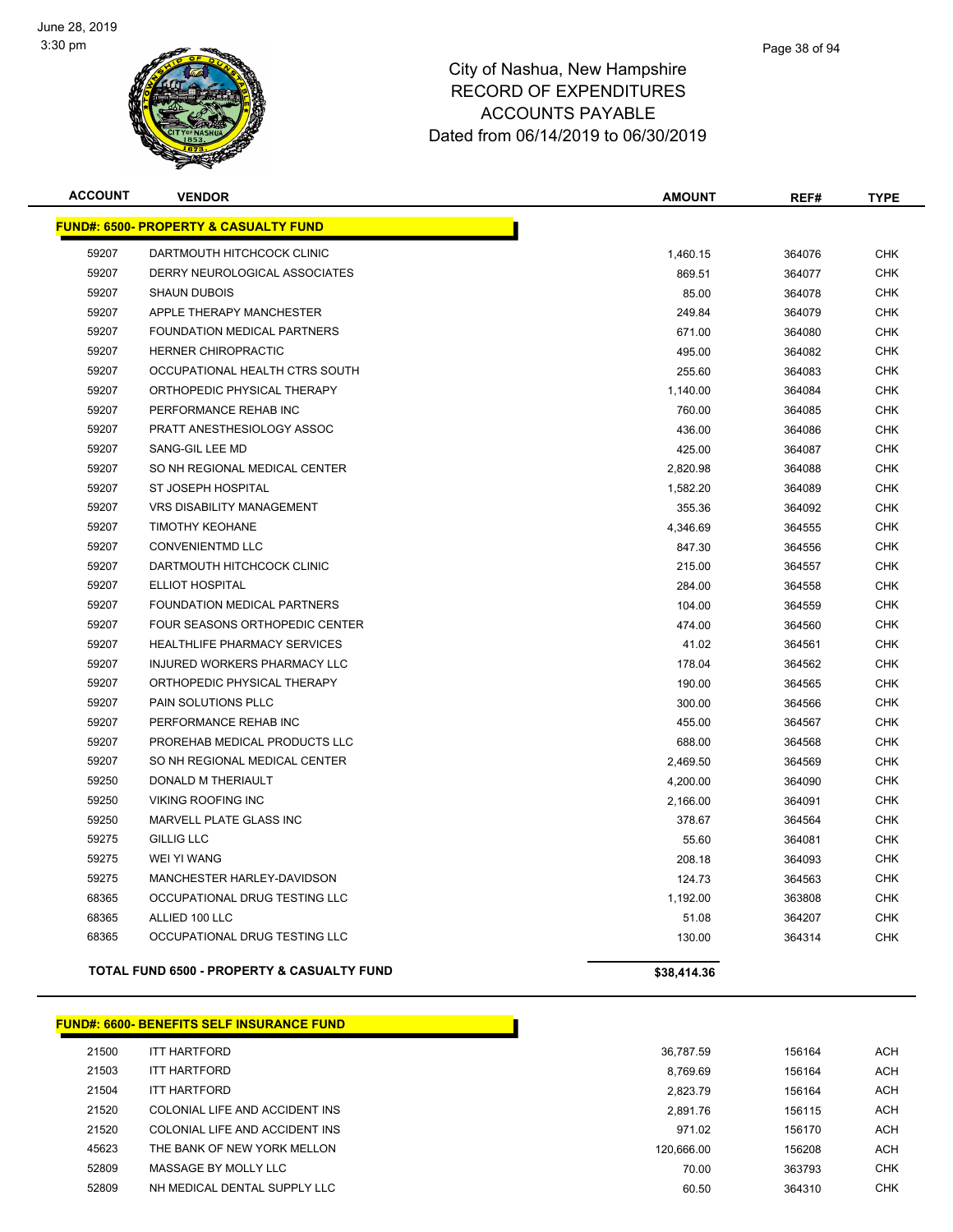# City of Nashua, New Hampshire
# RECORD OF EXPENDITURES
# ACCOUNTS PAYABLE
# Dated from 06/14/2019 to 06/30/2019

| ACCOUNT | VENDOR | AMOUNT | REF# | TYPE |
|---|---|---|---|---|
| **FUND#: 6500- PROPERTY & CASUALTY FUND** | | | | |
| 59207 | DARTMOUTH HITCHCOCK CLINIC | 1,460.15 | 364076 | CHK |
| 59207 | DERRY NEUROLOGICAL ASSOCIATES | 869.51 | 364077 | CHK |
| 59207 | SHAUN DUBOIS | 85.00 | 364078 | CHK |
| 59207 | APPLE THERAPY MANCHESTER | 249.84 | 364079 | CHK |
| 59207 | FOUNDATION MEDICAL PARTNERS | 671.00 | 364080 | CHK |
| 59207 | HERNER CHIROPRACTIC | 495.00 | 364082 | CHK |
| 59207 | OCCUPATIONAL HEALTH CTRS SOUTH | 255.60 | 364083 | CHK |
| 59207 | ORTHOPEDIC PHYSICAL THERAPY | 1,140.00 | 364084 | CHK |
| 59207 | PERFORMANCE REHAB INC | 760.00 | 364085 | CHK |
| 59207 | PRATT ANESTHESIOLOGY ASSOC | 436.00 | 364086 | CHK |
| 59207 | SANG-GIL LEE MD | 425.00 | 364087 | CHK |
| 59207 | SO NH REGIONAL MEDICAL CENTER | 2,820.98 | 364088 | CHK |
| 59207 | ST JOSEPH HOSPITAL | 1,582.20 | 364089 | CHK |
| 59207 | VRS DISABILITY MANAGEMENT | 355.36 | 364092 | CHK |
| 59207 | TIMOTHY KEOHANE | 4,346.69 | 364555 | CHK |
| 59207 | CONVENIENTMD LLC | 847.30 | 364556 | CHK |
| 59207 | DARTMOUTH HITCHCOCK CLINIC | 215.00 | 364557 | CHK |
| 59207 | ELLIOT HOSPITAL | 284.00 | 364558 | CHK |
| 59207 | FOUNDATION MEDICAL PARTNERS | 104.00 | 364559 | CHK |
| 59207 | FOUR SEASONS ORTHOPEDIC CENTER | 474.00 | 364560 | CHK |
| 59207 | HEALTHLIFE PHARMACY SERVICES | 41.02 | 364561 | CHK |
| 59207 | INJURED WORKERS PHARMACY LLC | 178.04 | 364562 | CHK |
| 59207 | ORTHOPEDIC PHYSICAL THERAPY | 190.00 | 364565 | CHK |
| 59207 | PAIN SOLUTIONS PLLC | 300.00 | 364566 | CHK |
| 59207 | PERFORMANCE REHAB INC | 455.00 | 364567 | CHK |
| 59207 | PROREHAB MEDICAL PRODUCTS LLC | 688.00 | 364568 | CHK |
| 59207 | SO NH REGIONAL MEDICAL CENTER | 2,469.50 | 364569 | CHK |
| 59250 | DONALD M THERIAULT | 4,200.00 | 364090 | CHK |
| 59250 | VIKING ROOFING INC | 2,166.00 | 364091 | CHK |
| 59250 | MARVELL PLATE GLASS INC | 378.67 | 364564 | CHK |
| 59275 | GILLIG LLC | 55.60 | 364081 | CHK |
| 59275 | WEI YI WANG | 208.18 | 364093 | CHK |
| 59275 | MANCHESTER HARLEY-DAVIDSON | 124.73 | 364563 | CHK |
| 68365 | OCCUPATIONAL DRUG TESTING LLC | 1,192.00 | 363808 | CHK |
| 68365 | ALLIED 100 LLC | 51.08 | 364207 | CHK |
| 68365 | OCCUPATIONAL DRUG TESTING LLC | 130.00 | 364314 | CHK |
| | **TOTAL FUND 6500 - PROPERTY & CASUALTY FUND** | **$38,414.36** | | |

| ACCOUNT | VENDOR | AMOUNT | REF# | TYPE |
|---|---|---|---|---|
| **FUND#: 6600- BENEFITS SELF INSURANCE FUND** | | | | |
| 21500 | ITT HARTFORD | 36,787.59 | 156164 | ACH |
| 21503 | ITT HARTFORD | 8,769.69 | 156164 | ACH |
| 21504 | ITT HARTFORD | 2,823.79 | 156164 | ACH |
| 21520 | COLONIAL LIFE AND ACCIDENT INS | 2,891.76 | 156115 | ACH |
| 21520 | COLONIAL LIFE AND ACCIDENT INS | 971.02 | 156170 | ACH |
| 45623 | THE BANK OF NEW YORK MELLON | 120,666.00 | 156208 | ACH |
| 52809 | MASSAGE BY MOLLY LLC | 70.00 | 363793 | CHK |
| 52809 | NH MEDICAL DENTAL SUPPLY LLC | 60.50 | 364310 | CHK |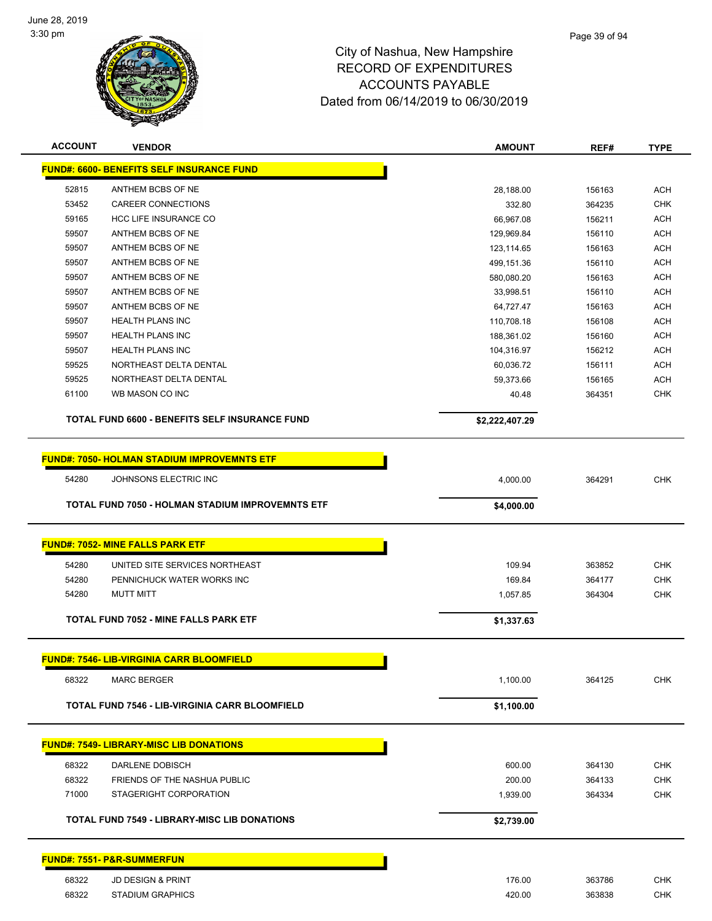# City of Nashua, New Hampshire
## RECORD OF EXPENDITURES
## ACCOUNTS PAYABLE
## Dated from 06/14/2019 to 06/30/2019

| ACCOUNT | VENDOR | AMOUNT | REF# | TYPE |
|---|---|---|---|---|
| **FUND#: 6600- BENEFITS SELF INSURANCE FUND** | | | | |
| 52815 | ANTHEM BCBS OF NE | 28,188.00 | 156163 | ACH |
| 53452 | CAREER CONNECTIONS | 332.80 | 364235 | CHK |
| 59165 | HCC LIFE INSURANCE CO | 66,967.08 | 156211 | ACH |
| 59507 | ANTHEM BCBS OF NE | 129,969.84 | 156110 | ACH |
| 59507 | ANTHEM BCBS OF NE | 123,114.65 | 156163 | ACH |
| 59507 | ANTHEM BCBS OF NE | 499,151.36 | 156110 | ACH |
| 59507 | ANTHEM BCBS OF NE | 580,080.20 | 156163 | ACH |
| 59507 | ANTHEM BCBS OF NE | 33,998.51 | 156110 | ACH |
| 59507 | ANTHEM BCBS OF NE | 64,727.47 | 156163 | ACH |
| 59507 | HEALTH PLANS INC | 110,708.18 | 156108 | ACH |
| 59507 | HEALTH PLANS INC | 188,361.02 | 156160 | ACH |
| 59507 | HEALTH PLANS INC | 104,316.97 | 156212 | ACH |
| 59525 | NORTHEAST DELTA DENTAL | 60,036.72 | 156111 | ACH |
| 59525 | NORTHEAST DELTA DENTAL | 59,373.66 | 156165 | ACH |
| 61100 | WB MASON CO INC | 40.48 | 364351 | CHK |
| | **TOTAL FUND 6600 - BENEFITS SELF INSURANCE FUND** | **$2,222,407.29** | | |
| **FUND#: 7050- HOLMAN STADIUM IMPROVEMNTS ETF** | | | | |
| 54280 | JOHNSONS ELECTRIC INC | 4,000.00 | 364291 | CHK |
| | **TOTAL FUND 7050 - HOLMAN STADIUM IMPROVEMNTS ETF** | **$4,000.00** | | |
| **FUND#: 7052- MINE FALLS PARK ETF** | | | | |
| 54280 | UNITED SITE SERVICES NORTHEAST | 109.94 | 363852 | CHK |
| 54280 | PENNICHUCK WATER WORKS INC | 169.84 | 364177 | CHK |
| 54280 | MUTT MITT | 1,057.85 | 364304 | CHK |
| | **TOTAL FUND 7052 - MINE FALLS PARK ETF** | **$1,337.63** | | |
| **FUND#: 7546- LIB-VIRGINIA CARR BLOOMFIELD** | | | | |
| 68322 | MARC BERGER | 1,100.00 | 364125 | CHK |
| | **TOTAL FUND 7546 - LIB-VIRGINIA CARR BLOOMFIELD** | **$1,100.00** | | |
| **FUND#: 7549- LIBRARY-MISC LIB DONATIONS** | | | | |
| 68322 | DARLENE DOBISCH | 600.00 | 364130 | CHK |
| 68322 | FRIENDS OF THE NASHUA PUBLIC | 200.00 | 364133 | CHK |
| 71000 | STAGERIGHT CORPORATION | 1,939.00 | 364334 | CHK |
| | **TOTAL FUND 7549 - LIBRARY-MISC LIB DONATIONS** | **$2,739.00** | | |
| **FUND#: 7551- P&R-SUMMERFUN** | | | | |
| 68322 | JD DESIGN & PRINT | 176.00 | 363786 | CHK |
| 68322 | STADIUM GRAPHICS | 420.00 | 363838 | CHK |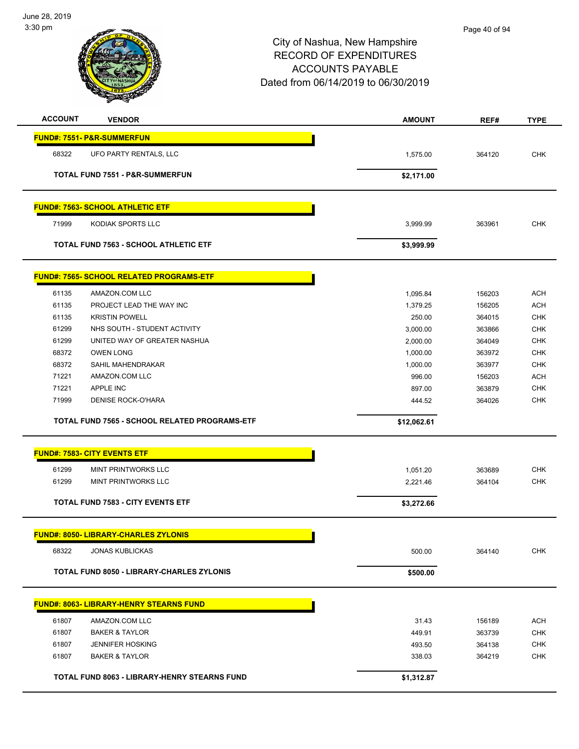City of Nashua, New Hampshire
RECORD OF EXPENDITURES
ACCOUNTS PAYABLE
Dated from 06/14/2019 to 06/30/2019

| ACCOUNT | VENDOR | AMOUNT | REF# | TYPE |
|---|---|---|---|---|
| **FUND#: 7551- P&R-SUMMERFUN** | | | | |
| 68322 | UFO PARTY RENTALS, LLC | 1,575.00 | 364120 | CHK |
| | **TOTAL FUND 7551 - P&R-SUMMERFUN** | **$2,171.00** | | |
| **FUND#: 7563- SCHOOL ATHLETIC ETF** | | | | |
| 71999 | KODIAK SPORTS LLC | 3,999.99 | 363961 | CHK |
| | **TOTAL FUND 7563 - SCHOOL ATHLETIC ETF** | **$3,999.99** | | |
| **FUND#: 7565- SCHOOL RELATED PROGRAMS-ETF** | | | | |
| 61135 | AMAZON.COM LLC | 1,095.84 | 156203 | ACH |
| 61135 | PROJECT LEAD THE WAY INC | 1,379.25 | 156205 | ACH |
| 61135 | KRISTIN POWELL | 250.00 | 364015 | CHK |
| 61299 | NHS SOUTH - STUDENT ACTIVITY | 3,000.00 | 363866 | CHK |
| 61299 | UNITED WAY OF GREATER NASHUA | 2,000.00 | 364049 | CHK |
| 68372 | OWEN LONG | 1,000.00 | 363972 | CHK |
| 68372 | SAHIL MAHENDRAKAR | 1,000.00 | 363977 | CHK |
| 71221 | AMAZON.COM LLC | 996.00 | 156203 | ACH |
| 71221 | APPLE INC | 897.00 | 363879 | CHK |
| 71999 | DENISE ROCK-O'HARA | 444.52 | 364026 | CHK |
| | **TOTAL FUND 7565 - SCHOOL RELATED PROGRAMS-ETF** | **$12,062.61** | | |
| **FUND#: 7583- CITY EVENTS ETF** | | | | |
| 61299 | MINT PRINTWORKS LLC | 1,051.20 | 363689 | CHK |
| 61299 | MINT PRINTWORKS LLC | 2,221.46 | 364104 | CHK |
| | **TOTAL FUND 7583 - CITY EVENTS ETF** | **$3,272.66** | | |
| **FUND#: 8050- LIBRARY-CHARLES ZYLONIS** | | | | |
| 68322 | JONAS KUBLICKAS | 500.00 | 364140 | CHK |
| | **TOTAL FUND 8050 - LIBRARY-CHARLES ZYLONIS** | **$500.00** | | |
| **FUND#: 8063- LIBRARY-HENRY STEARNS FUND** | | | | |
| 61807 | AMAZON.COM LLC | 31.43 | 156189 | ACH |
| 61807 | BAKER & TAYLOR | 449.91 | 363739 | CHK |
| 61807 | JENNIFER HOSKING | 493.50 | 364138 | CHK |
| 61807 | BAKER & TAYLOR | 338.03 | 364219 | CHK |
| | **TOTAL FUND 8063 - LIBRARY-HENRY STEARNS FUND** | **$1,312.87** | | |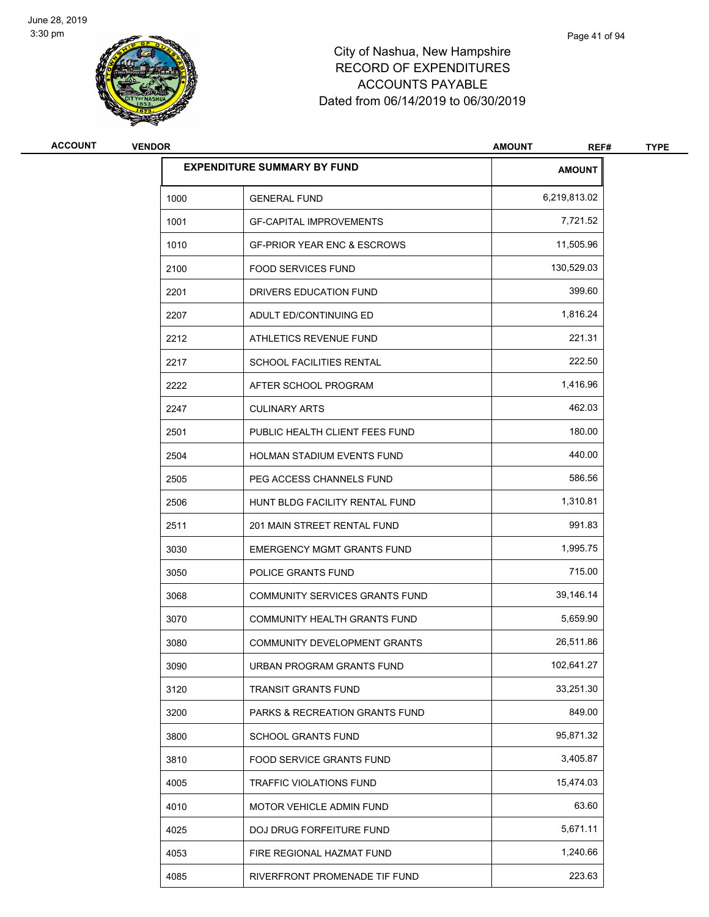# City of Nashua, New Hampshire
# RECORD OF EXPENDITURES
# ACCOUNTS PAYABLE
# Dated from 06/14/2019 to 06/30/2019

| ACCOUNT | VENDOR | AMOUNT | REF# | TYPE |
|---|---|---|---|---|

| EXPENDITURE SUMMARY BY FUND | | AMOUNT |
|---|---|---|
| 1000 | GENERAL FUND | 6,219,813.02 |
| 1001 | GF-CAPITAL IMPROVEMENTS | 7,721.52 |
| 1010 | GF-PRIOR YEAR ENC & ESCROWS | 11,505.96 |
| 2100 | FOOD SERVICES FUND | 130,529.03 |
| 2201 | DRIVERS EDUCATION FUND | 399.60 |
| 2207 | ADULT ED/CONTINUING ED | 1,816.24 |
| 2212 | ATHLETICS REVENUE FUND | 221.31 |
| 2217 | SCHOOL FACILITIES RENTAL | 222.50 |
| 2222 | AFTER SCHOOL PROGRAM | 1,416.96 |
| 2247 | CULINARY ARTS | 462.03 |
| 2501 | PUBLIC HEALTH CLIENT FEES FUND | 180.00 |
| 2504 | HOLMAN STADIUM EVENTS FUND | 440.00 |
| 2505 | PEG ACCESS CHANNELS FUND | 586.56 |
| 2506 | HUNT BLDG FACILITY RENTAL FUND | 1,310.81 |
| 2511 | 201 MAIN STREET RENTAL FUND | 991.83 |
| 3030 | EMERGENCY MGMT GRANTS FUND | 1,995.75 |
| 3050 | POLICE GRANTS FUND | 715.00 |
| 3068 | COMMUNITY SERVICES GRANTS FUND | 39,146.14 |
| 3070 | COMMUNITY HEALTH GRANTS FUND | 5,659.90 |
| 3080 | COMMUNITY DEVELOPMENT GRANTS | 26,511.86 |
| 3090 | URBAN PROGRAM GRANTS FUND | 102,641.27 |
| 3120 | TRANSIT GRANTS FUND | 33,251.30 |
| 3200 | PARKS & RECREATION GRANTS FUND | 849.00 |
| 3800 | SCHOOL GRANTS FUND | 95,871.32 |
| 3810 | FOOD SERVICE GRANTS FUND | 3,405.87 |
| 4005 | TRAFFIC VIOLATIONS FUND | 15,474.03 |
| 4010 | MOTOR VEHICLE ADMIN FUND | 63.60 |
| 4025 | DOJ DRUG FORFEITURE FUND | 5,671.11 |
| 4053 | FIRE REGIONAL HAZMAT FUND | 1,240.66 |
| 4085 | RIVERFRONT PROMENADE TIF FUND | 223.63 |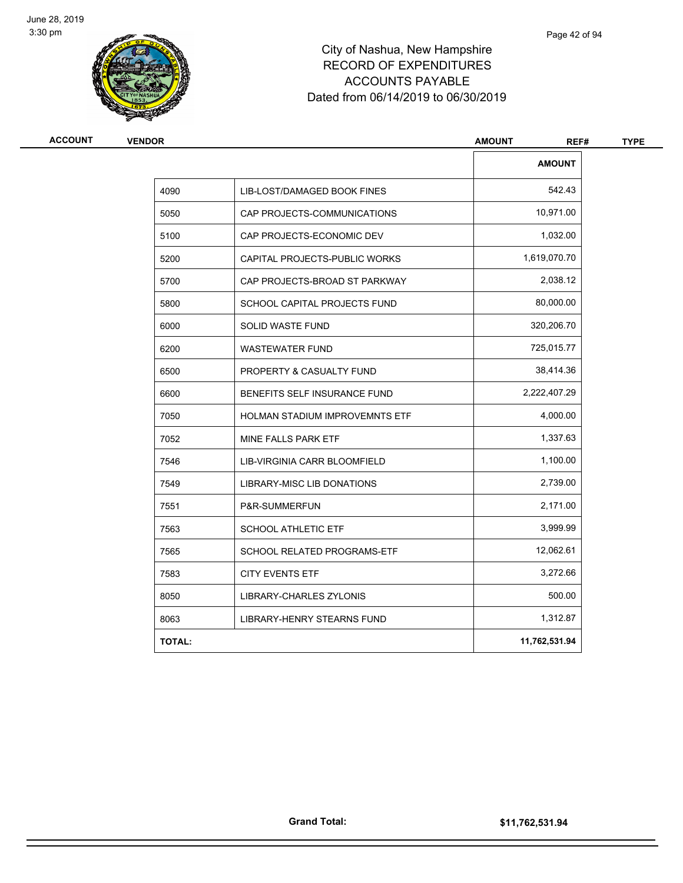City of Nashua, New Hampshire
RECORD OF EXPENDITURES
ACCOUNTS PAYABLE
Dated from 06/14/2019 to 06/30/2019

| ACCOUNT | VENDOR | AMOUNT | REF# | TYPE |
|---|---|---|---|---|

| | | AMOUNT |
|---|---|---|
| 4090 | LIB-LOST/DAMAGED BOOK FINES | 542.43 |
| 5050 | CAP PROJECTS-COMMUNICATIONS | 10,971.00 |
| 5100 | CAP PROJECTS-ECONOMIC DEV | 1,032.00 |
| 5200 | CAPITAL PROJECTS-PUBLIC WORKS | 1,619,070.70 |
| 5700 | CAP PROJECTS-BROAD ST PARKWAY | 2,038.12 |
| 5800 | SCHOOL CAPITAL PROJECTS FUND | 80,000.00 |
| 6000 | SOLID WASTE FUND | 320,206.70 |
| 6200 | WASTEWATER FUND | 725,015.77 |
| 6500 | PROPERTY & CASUALTY FUND | 38,414.36 |
| 6600 | BENEFITS SELF INSURANCE FUND | 2,222,407.29 |
| 7050 | HOLMAN STADIUM IMPROVEMNTS ETF | 4,000.00 |
| 7052 | MINE FALLS PARK ETF | 1,337.63 |
| 7546 | LIB-VIRGINIA CARR BLOOMFIELD | 1,100.00 |
| 7549 | LIBRARY-MISC LIB DONATIONS | 2,739.00 |
| 7551 | P&R-SUMMERFUN | 2,171.00 |
| 7563 | SCHOOL ATHLETIC ETF | 3,999.99 |
| 7565 | SCHOOL RELATED PROGRAMS-ETF | 12,062.61 |
| 7583 | CITY EVENTS ETF | 3,272.66 |
| 8050 | LIBRARY-CHARLES ZYLONIS | 500.00 |
| 8063 | LIBRARY-HENRY STEARNS FUND | 1,312.87 |
| **TOTAL:** | | **11,762,531.94** |

**Grand Total:** **$11,762,531.94**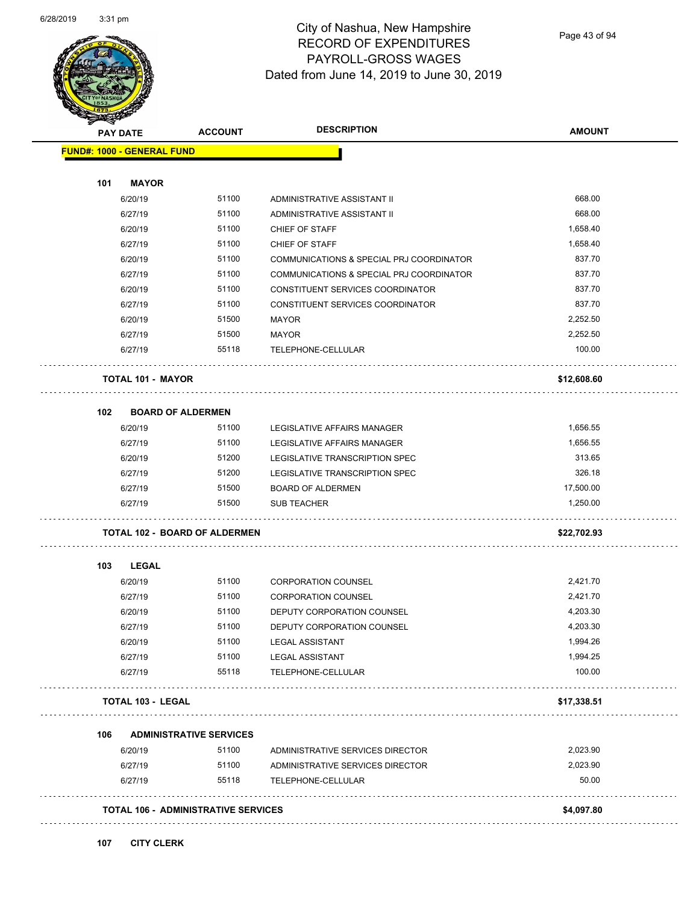# City of Nashua, New Hampshire
## RECORD OF EXPENDITURES
## PAYROLL-GROSS WAGES
### Dated from June 14, 2019 to June 30, 2019

| PAY DATE | ACCOUNT | DESCRIPTION | AMOUNT |
|---|---|---|---|
| **FUND#: 1000 - GENERAL FUND** | | | |
| **101 MAYOR** | | | |
| 6/20/19 | 51100 | ADMINISTRATIVE ASSISTANT II | 668.00 |
| 6/27/19 | 51100 | ADMINISTRATIVE ASSISTANT II | 668.00 |
| 6/20/19 | 51100 | CHIEF OF STAFF | 1,658.40 |
| 6/27/19 | 51100 | CHIEF OF STAFF | 1,658.40 |
| 6/20/19 | 51100 | COMMUNICATIONS & SPECIAL PRJ COORDINATOR | 837.70 |
| 6/27/19 | 51100 | COMMUNICATIONS & SPECIAL PRJ COORDINATOR | 837.70 |
| 6/20/19 | 51100 | CONSTITUENT SERVICES COORDINATOR | 837.70 |
| 6/27/19 | 51100 | CONSTITUENT SERVICES COORDINATOR | 837.70 |
| 6/20/19 | 51500 | MAYOR | 2,252.50 |
| 6/27/19 | 51500 | MAYOR | 2,252.50 |
| 6/27/19 | 55118 | TELEPHONE-CELLULAR | 100.00 |
| **TOTAL 101 - MAYOR** | | | **$12,608.60** |
| **102 BOARD OF ALDERMEN** | | | |
| 6/20/19 | 51100 | LEGISLATIVE AFFAIRS MANAGER | 1,656.55 |
| 6/27/19 | 51100 | LEGISLATIVE AFFAIRS MANAGER | 1,656.55 |
| 6/20/19 | 51200 | LEGISLATIVE TRANSCRIPTION SPEC | 313.65 |
| 6/27/19 | 51200 | LEGISLATIVE TRANSCRIPTION SPEC | 326.18 |
| 6/27/19 | 51500 | BOARD OF ALDERMEN | 17,500.00 |
| 6/27/19 | 51500 | SUB TEACHER | 1,250.00 |
| **TOTAL 102 - BOARD OF ALDERMEN** | | | **$22,702.93** |
| **103 LEGAL** | | | |
| 6/20/19 | 51100 | CORPORATION COUNSEL | 2,421.70 |
| 6/27/19 | 51100 | CORPORATION COUNSEL | 2,421.70 |
| 6/20/19 | 51100 | DEPUTY CORPORATION COUNSEL | 4,203.30 |
| 6/27/19 | 51100 | DEPUTY CORPORATION COUNSEL | 4,203.30 |
| 6/20/19 | 51100 | LEGAL ASSISTANT | 1,994.26 |
| 6/27/19 | 51100 | LEGAL ASSISTANT | 1,994.25 |
| 6/27/19 | 55118 | TELEPHONE-CELLULAR | 100.00 |
| **TOTAL 103 - LEGAL** | | | **$17,338.51** |
| **106 ADMINISTRATIVE SERVICES** | | | |
| 6/20/19 | 51100 | ADMINISTRATIVE SERVICES DIRECTOR | 2,023.90 |
| 6/27/19 | 51100 | ADMINISTRATIVE SERVICES DIRECTOR | 2,023.90 |
| 6/27/19 | 55118 | TELEPHONE-CELLULAR | 50.00 |
| **TOTAL 106 - ADMINISTRATIVE SERVICES** | | | **$4,097.80** |
| **107 CITY CLERK** | | | |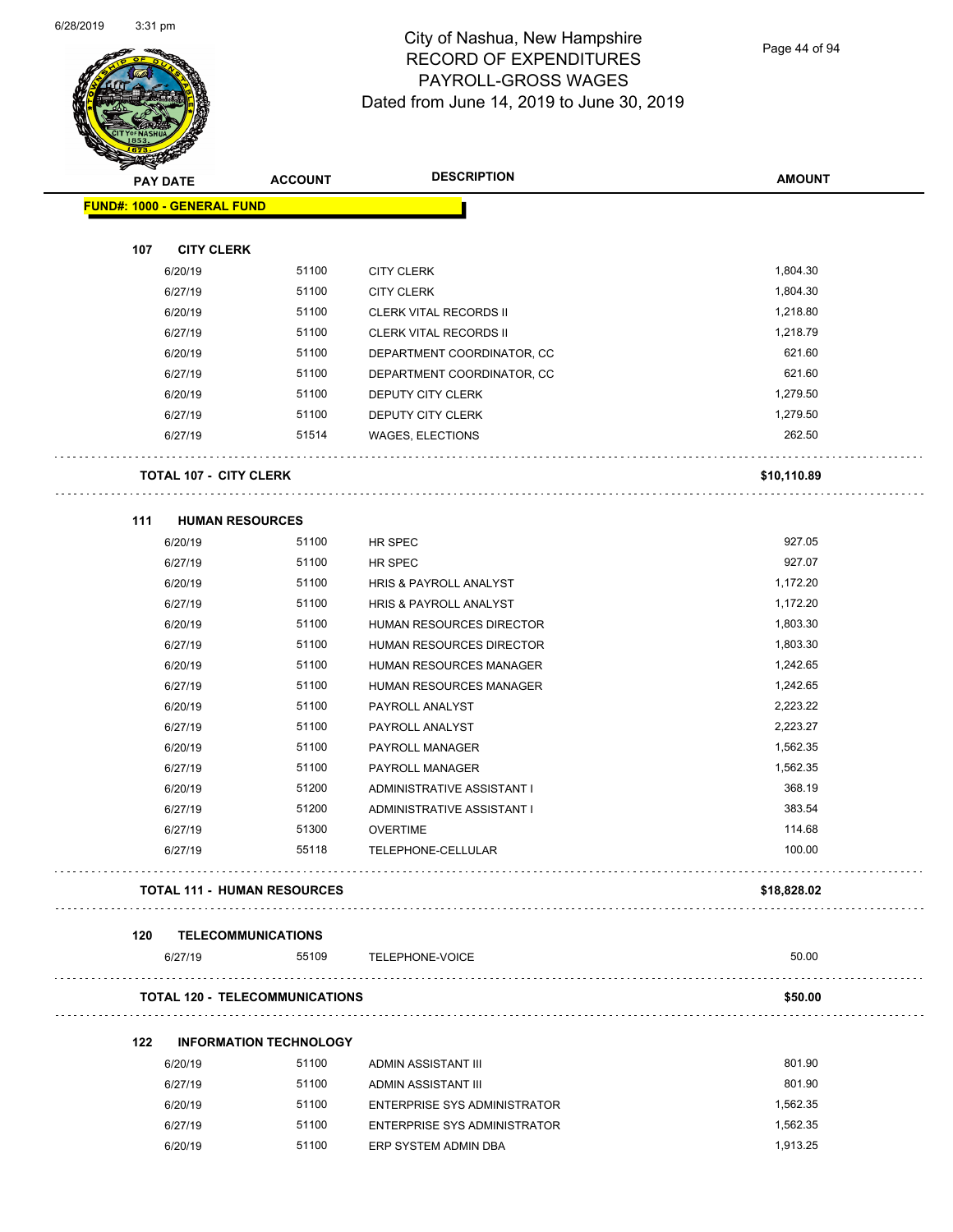# City of Nashua, New Hampshire
## RECORD OF EXPENDITURES
## PAYROLL-GROSS WAGES
## Dated from June 14, 2019 to June 30, 2019

| PAY DATE | ACCOUNT | DESCRIPTION | AMOUNT |
|---|---|---|---|
| **FUND#: 1000 - GENERAL FUND** | | | |
| **107 CITY CLERK** | | | |
| 6/20/19 | 51100 | CITY CLERK | 1,804.30 |
| 6/27/19 | 51100 | CITY CLERK | 1,804.30 |
| 6/20/19 | 51100 | CLERK VITAL RECORDS II | 1,218.80 |
| 6/27/19 | 51100 | CLERK VITAL RECORDS II | 1,218.79 |
| 6/20/19 | 51100 | DEPARTMENT COORDINATOR, CC | 621.60 |
| 6/27/19 | 51100 | DEPARTMENT COORDINATOR, CC | 621.60 |
| 6/20/19 | 51100 | DEPUTY CITY CLERK | 1,279.50 |
| 6/27/19 | 51100 | DEPUTY CITY CLERK | 1,279.50 |
| 6/27/19 | 51514 | WAGES, ELECTIONS | 262.50 |
| **TOTAL 107 - CITY CLERK** | | | **$10,110.89** |
| **111 HUMAN RESOURCES** | | | |
| 6/20/19 | 51100 | HR SPEC | 927.05 |
| 6/27/19 | 51100 | HR SPEC | 927.07 |
| 6/20/19 | 51100 | HRIS & PAYROLL ANALYST | 1,172.20 |
| 6/27/19 | 51100 | HRIS & PAYROLL ANALYST | 1,172.20 |
| 6/20/19 | 51100 | HUMAN RESOURCES DIRECTOR | 1,803.30 |
| 6/27/19 | 51100 | HUMAN RESOURCES DIRECTOR | 1,803.30 |
| 6/20/19 | 51100 | HUMAN RESOURCES MANAGER | 1,242.65 |
| 6/27/19 | 51100 | HUMAN RESOURCES MANAGER | 1,242.65 |
| 6/20/19 | 51100 | PAYROLL ANALYST | 2,223.22 |
| 6/27/19 | 51100 | PAYROLL ANALYST | 2,223.27 |
| 6/20/19 | 51100 | PAYROLL MANAGER | 1,562.35 |
| 6/27/19 | 51100 | PAYROLL MANAGER | 1,562.35 |
| 6/20/19 | 51200 | ADMINISTRATIVE ASSISTANT I | 368.19 |
| 6/27/19 | 51200 | ADMINISTRATIVE ASSISTANT I | 383.54 |
| 6/27/19 | 51300 | OVERTIME | 114.68 |
| 6/27/19 | 55118 | TELEPHONE-CELLULAR | 100.00 |
| **TOTAL 111 - HUMAN RESOURCES** | | | **$18,828.02** |
| **120 TELECOMMUNICATIONS** | | | |
| 6/27/19 | 55109 | TELEPHONE-VOICE | 50.00 |
| **TOTAL 120 - TELECOMMUNICATIONS** | | | **$50.00** |
| **122 INFORMATION TECHNOLOGY** | | | |
| 6/20/19 | 51100 | ADMIN ASSISTANT III | 801.90 |
| 6/27/19 | 51100 | ADMIN ASSISTANT III | 801.90 |
| 6/20/19 | 51100 | ENTERPRISE SYS ADMINISTRATOR | 1,562.35 |
| 6/27/19 | 51100 | ENTERPRISE SYS ADMINISTRATOR | 1,562.35 |
| 6/20/19 | 51100 | ERP SYSTEM ADMIN DBA | 1,913.25 |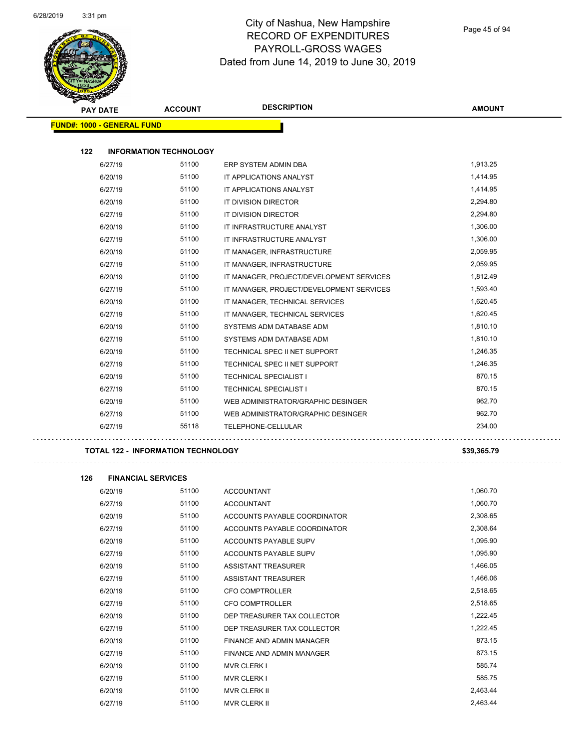# City of Nashua, New Hampshire
## RECORD OF EXPENDITURES
## PAYROLL-GROSS WAGES
## Dated from June 14, 2019 to June 30, 2019

**FUND#: 1000 - GENERAL FUND**

### 122 INFORMATION TECHNOLOGY

| PAY DATE | ACCOUNT | DESCRIPTION | AMOUNT |
|---|---|---|---|
| 6/27/19 | 51100 | ERP SYSTEM ADMIN DBA | 1,913.25 |
| 6/20/19 | 51100 | IT APPLICATIONS ANALYST | 1,414.95 |
| 6/27/19 | 51100 | IT APPLICATIONS ANALYST | 1,414.95 |
| 6/20/19 | 51100 | IT DIVISION DIRECTOR | 2,294.80 |
| 6/27/19 | 51100 | IT DIVISION DIRECTOR | 2,294.80 |
| 6/20/19 | 51100 | IT INFRASTRUCTURE ANALYST | 1,306.00 |
| 6/27/19 | 51100 | IT INFRASTRUCTURE ANALYST | 1,306.00 |
| 6/20/19 | 51100 | IT MANAGER, INFRASTRUCTURE | 2,059.95 |
| 6/27/19 | 51100 | IT MANAGER, INFRASTRUCTURE | 2,059.95 |
| 6/20/19 | 51100 | IT MANAGER, PROJECT/DEVELOPMENT SERVICES | 1,812.49 |
| 6/27/19 | 51100 | IT MANAGER, PROJECT/DEVELOPMENT SERVICES | 1,593.40 |
| 6/20/19 | 51100 | IT MANAGER, TECHNICAL SERVICES | 1,620.45 |
| 6/27/19 | 51100 | IT MANAGER, TECHNICAL SERVICES | 1,620.45 |
| 6/20/19 | 51100 | SYSTEMS ADM DATABASE ADM | 1,810.10 |
| 6/27/19 | 51100 | SYSTEMS ADM DATABASE ADM | 1,810.10 |
| 6/20/19 | 51100 | TECHNICAL SPEC II NET SUPPORT | 1,246.35 |
| 6/27/19 | 51100 | TECHNICAL SPEC II NET SUPPORT | 1,246.35 |
| 6/20/19 | 51100 | TECHNICAL SPECIALIST I | 870.15 |
| 6/27/19 | 51100 | TECHNICAL SPECIALIST I | 870.15 |
| 6/20/19 | 51100 | WEB ADMINISTRATOR/GRAPHIC DESINGER | 962.70 |
| 6/27/19 | 51100 | WEB ADMINISTRATOR/GRAPHIC DESINGER | 962.70 |
| 6/27/19 | 55118 | TELEPHONE-CELLULAR | 234.00 |

**TOTAL 122 - INFORMATION TECHNOLOGY** **$39,365.79**

### 126 FINANCIAL SERVICES

| PAY DATE | ACCOUNT | DESCRIPTION | AMOUNT |
|---|---|---|---|
| 6/20/19 | 51100 | ACCOUNTANT | 1,060.70 |
| 6/27/19 | 51100 | ACCOUNTANT | 1,060.70 |
| 6/20/19 | 51100 | ACCOUNTS PAYABLE COORDINATOR | 2,308.65 |
| 6/27/19 | 51100 | ACCOUNTS PAYABLE COORDINATOR | 2,308.64 |
| 6/20/19 | 51100 | ACCOUNTS PAYABLE SUPV | 1,095.90 |
| 6/27/19 | 51100 | ACCOUNTS PAYABLE SUPV | 1,095.90 |
| 6/20/19 | 51100 | ASSISTANT TREASURER | 1,466.05 |
| 6/27/19 | 51100 | ASSISTANT TREASURER | 1,466.06 |
| 6/20/19 | 51100 | CFO COMPTROLLER | 2,518.65 |
| 6/27/19 | 51100 | CFO COMPTROLLER | 2,518.65 |
| 6/20/19 | 51100 | DEP TREASURER TAX COLLECTOR | 1,222.45 |
| 6/27/19 | 51100 | DEP TREASURER TAX COLLECTOR | 1,222.45 |
| 6/20/19 | 51100 | FINANCE AND ADMIN MANAGER | 873.15 |
| 6/27/19 | 51100 | FINANCE AND ADMIN MANAGER | 873.15 |
| 6/20/19 | 51100 | MVR CLERK I | 585.74 |
| 6/27/19 | 51100 | MVR CLERK I | 585.75 |
| 6/20/19 | 51100 | MVR CLERK II | 2,463.44 |
| 6/27/19 | 51100 | MVR CLERK II | 2,463.44 |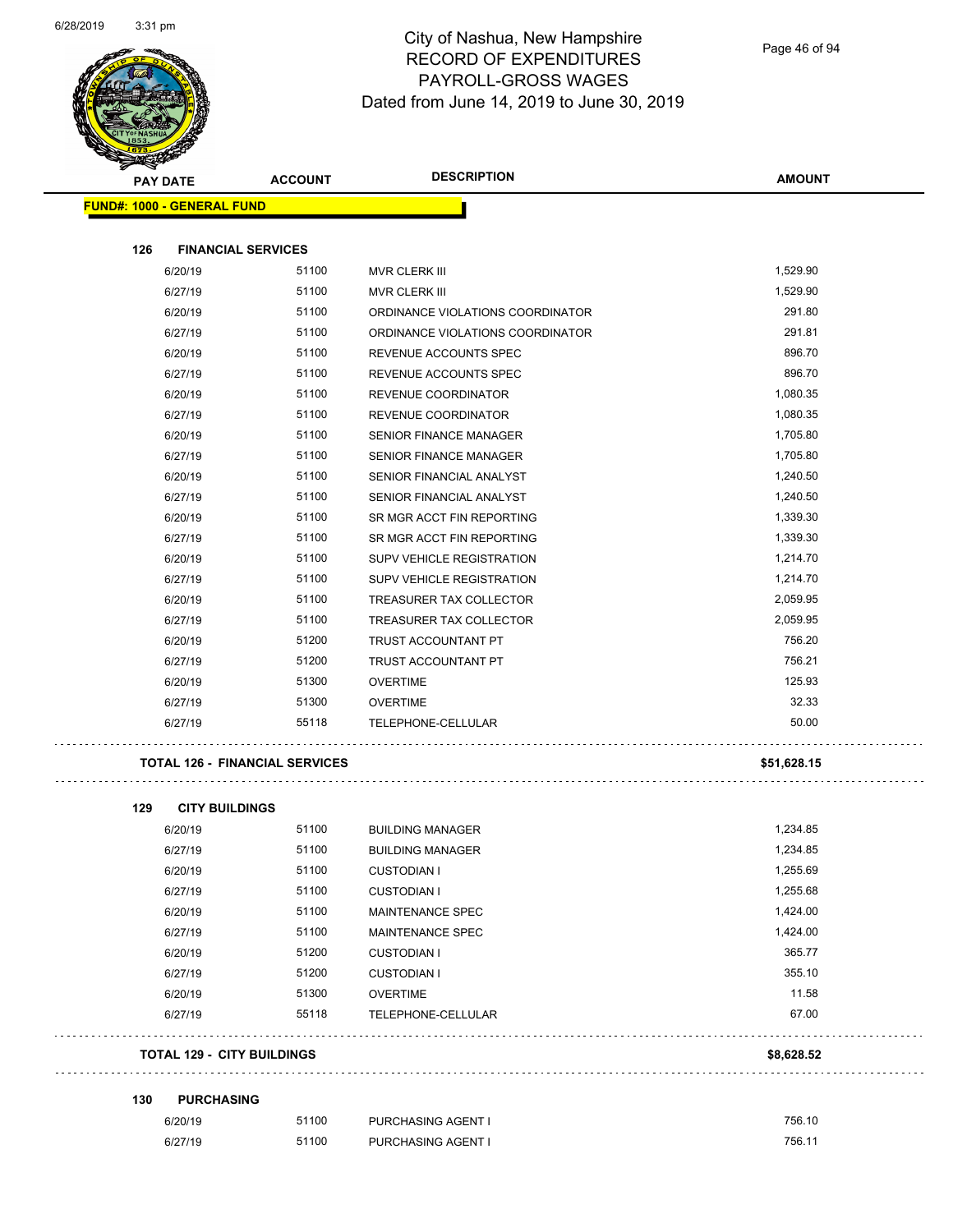# City of Nashua, New Hampshire
## RECORD OF EXPENDITURES
## PAYROLL-GROSS WAGES
## Dated from June 14, 2019 to June 30, 2019

| PAY DATE | ACCOUNT | DESCRIPTION | AMOUNT |
|---|---|---|---|
| **FUND#: 1000 - GENERAL FUND** | | | |
| **126 FINANCIAL SERVICES** | | | |
| 6/20/19 | 51100 | MVR CLERK III | 1,529.90 |
| 6/27/19 | 51100 | MVR CLERK III | 1,529.90 |
| 6/20/19 | 51100 | ORDINANCE VIOLATIONS COORDINATOR | 291.80 |
| 6/27/19 | 51100 | ORDINANCE VIOLATIONS COORDINATOR | 291.81 |
| 6/20/19 | 51100 | REVENUE ACCOUNTS SPEC | 896.70 |
| 6/27/19 | 51100 | REVENUE ACCOUNTS SPEC | 896.70 |
| 6/20/19 | 51100 | REVENUE COORDINATOR | 1,080.35 |
| 6/27/19 | 51100 | REVENUE COORDINATOR | 1,080.35 |
| 6/20/19 | 51100 | SENIOR FINANCE MANAGER | 1,705.80 |
| 6/27/19 | 51100 | SENIOR FINANCE MANAGER | 1,705.80 |
| 6/20/19 | 51100 | SENIOR FINANCIAL ANALYST | 1,240.50 |
| 6/27/19 | 51100 | SENIOR FINANCIAL ANALYST | 1,240.50 |
| 6/20/19 | 51100 | SR MGR ACCT FIN REPORTING | 1,339.30 |
| 6/27/19 | 51100 | SR MGR ACCT FIN REPORTING | 1,339.30 |
| 6/20/19 | 51100 | SUPV VEHICLE REGISTRATION | 1,214.70 |
| 6/27/19 | 51100 | SUPV VEHICLE REGISTRATION | 1,214.70 |
| 6/20/19 | 51100 | TREASURER TAX COLLECTOR | 2,059.95 |
| 6/27/19 | 51100 | TREASURER TAX COLLECTOR | 2,059.95 |
| 6/20/19 | 51200 | TRUST ACCOUNTANT PT | 756.20 |
| 6/27/19 | 51200 | TRUST ACCOUNTANT PT | 756.21 |
| 6/20/19 | 51300 | OVERTIME | 125.93 |
| 6/27/19 | 51300 | OVERTIME | 32.33 |
| 6/27/19 | 55118 | TELEPHONE-CELLULAR | 50.00 |
| **TOTAL 126 - FINANCIAL SERVICES** | | | **$51,628.15** |
| **129 CITY BUILDINGS** | | | |
| 6/20/19 | 51100 | BUILDING MANAGER | 1,234.85 |
| 6/27/19 | 51100 | BUILDING MANAGER | 1,234.85 |
| 6/20/19 | 51100 | CUSTODIAN I | 1,255.69 |
| 6/27/19 | 51100 | CUSTODIAN I | 1,255.68 |
| 6/20/19 | 51100 | MAINTENANCE SPEC | 1,424.00 |
| 6/27/19 | 51100 | MAINTENANCE SPEC | 1,424.00 |
| 6/20/19 | 51200 | CUSTODIAN I | 365.77 |
| 6/27/19 | 51200 | CUSTODIAN I | 355.10 |
| 6/20/19 | 51300 | OVERTIME | 11.58 |
| 6/27/19 | 55118 | TELEPHONE-CELLULAR | 67.00 |
| **TOTAL 129 - CITY BUILDINGS** | | | **$8,628.52** |
| **130 PURCHASING** | | | |
| 6/20/19 | 51100 | PURCHASING AGENT I | 756.10 |
| 6/27/19 | 51100 | PURCHASING AGENT I | 756.11 |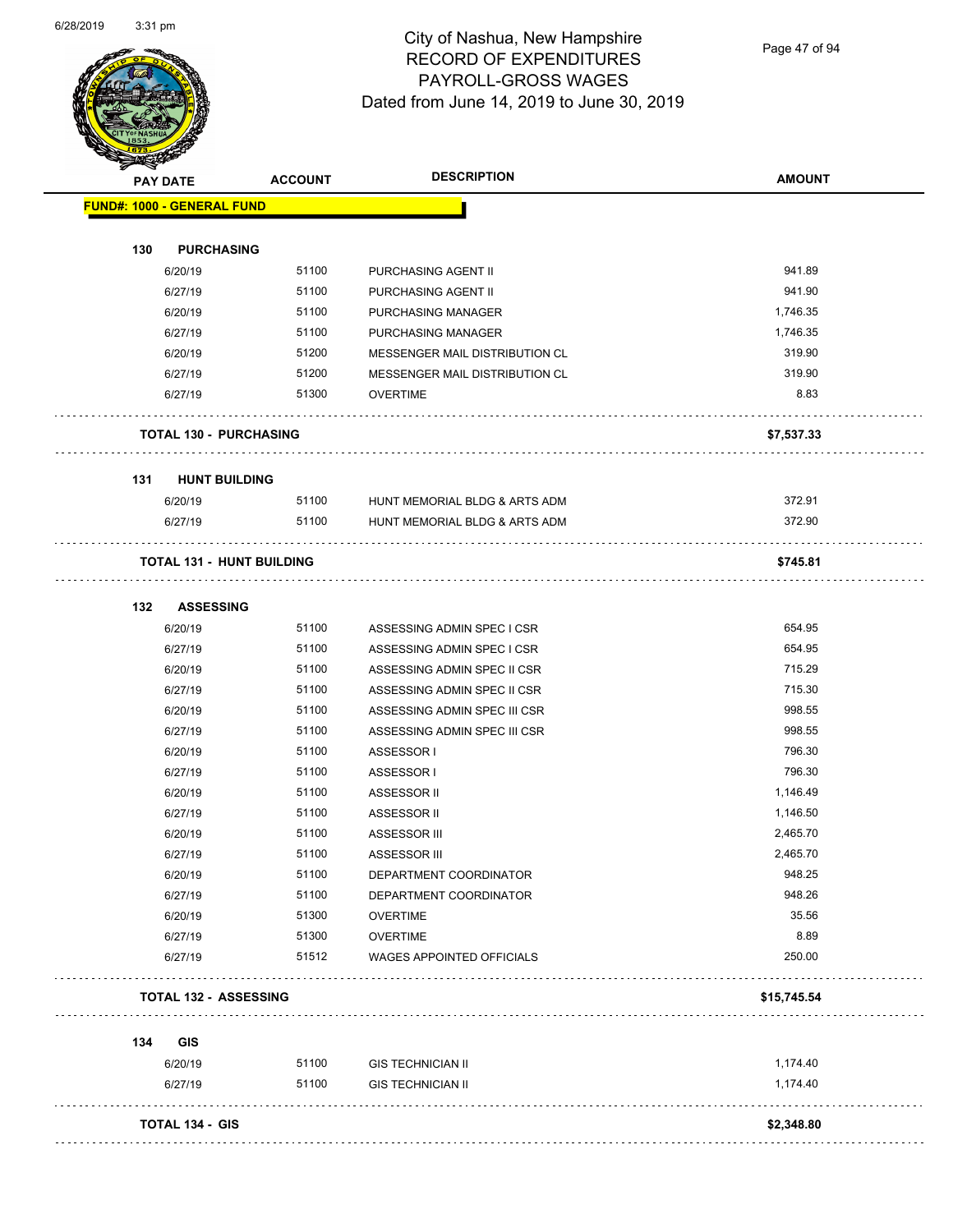# City of Nashua, New Hampshire
## RECORD OF EXPENDITURES
## PAYROLL-GROSS WAGES
## Dated from June 14, 2019 to June 30, 2019

| PAY DATE | ACCOUNT | DESCRIPTION | AMOUNT |
|---|---|---|---|
| **FUND#: 1000 - GENERAL FUND** | | | |
| **130 PURCHASING** | | | |
| 6/20/19 | 51100 | PURCHASING AGENT II | 941.89 |
| 6/27/19 | 51100 | PURCHASING AGENT II | 941.90 |
| 6/20/19 | 51100 | PURCHASING MANAGER | 1,746.35 |
| 6/27/19 | 51100 | PURCHASING MANAGER | 1,746.35 |
| 6/20/19 | 51200 | MESSENGER MAIL DISTRIBUTION CL | 319.90 |
| 6/27/19 | 51200 | MESSENGER MAIL DISTRIBUTION CL | 319.90 |
| 6/27/19 | 51300 | OVERTIME | 8.83 |
| **TOTAL 130 - PURCHASING** | | | **$7,537.33** |
| **131 HUNT BUILDING** | | | |
| 6/20/19 | 51100 | HUNT MEMORIAL BLDG & ARTS ADM | 372.91 |
| 6/27/19 | 51100 | HUNT MEMORIAL BLDG & ARTS ADM | 372.90 |
| **TOTAL 131 - HUNT BUILDING** | | | **$745.81** |
| **132 ASSESSING** | | | |
| 6/20/19 | 51100 | ASSESSING ADMIN SPEC I CSR | 654.95 |
| 6/27/19 | 51100 | ASSESSING ADMIN SPEC I CSR | 654.95 |
| 6/20/19 | 51100 | ASSESSING ADMIN SPEC II CSR | 715.29 |
| 6/27/19 | 51100 | ASSESSING ADMIN SPEC II CSR | 715.30 |
| 6/20/19 | 51100 | ASSESSING ADMIN SPEC III CSR | 998.55 |
| 6/27/19 | 51100 | ASSESSING ADMIN SPEC III CSR | 998.55 |
| 6/20/19 | 51100 | ASSESSOR I | 796.30 |
| 6/27/19 | 51100 | ASSESSOR I | 796.30 |
| 6/20/19 | 51100 | ASSESSOR II | 1,146.49 |
| 6/27/19 | 51100 | ASSESSOR II | 1,146.50 |
| 6/20/19 | 51100 | ASSESSOR III | 2,465.70 |
| 6/27/19 | 51100 | ASSESSOR III | 2,465.70 |
| 6/20/19 | 51100 | DEPARTMENT COORDINATOR | 948.25 |
| 6/27/19 | 51100 | DEPARTMENT COORDINATOR | 948.26 |
| 6/20/19 | 51300 | OVERTIME | 35.56 |
| 6/27/19 | 51300 | OVERTIME | 8.89 |
| 6/27/19 | 51512 | WAGES APPOINTED OFFICIALS | 250.00 |
| **TOTAL 132 - ASSESSING** | | | **$15,745.54** |
| **134 GIS** | | | |
| 6/20/19 | 51100 | GIS TECHNICIAN II | 1,174.40 |
| 6/27/19 | 51100 | GIS TECHNICIAN II | 1,174.40 |
| **TOTAL 134 - GIS** | | | **$2,348.80** |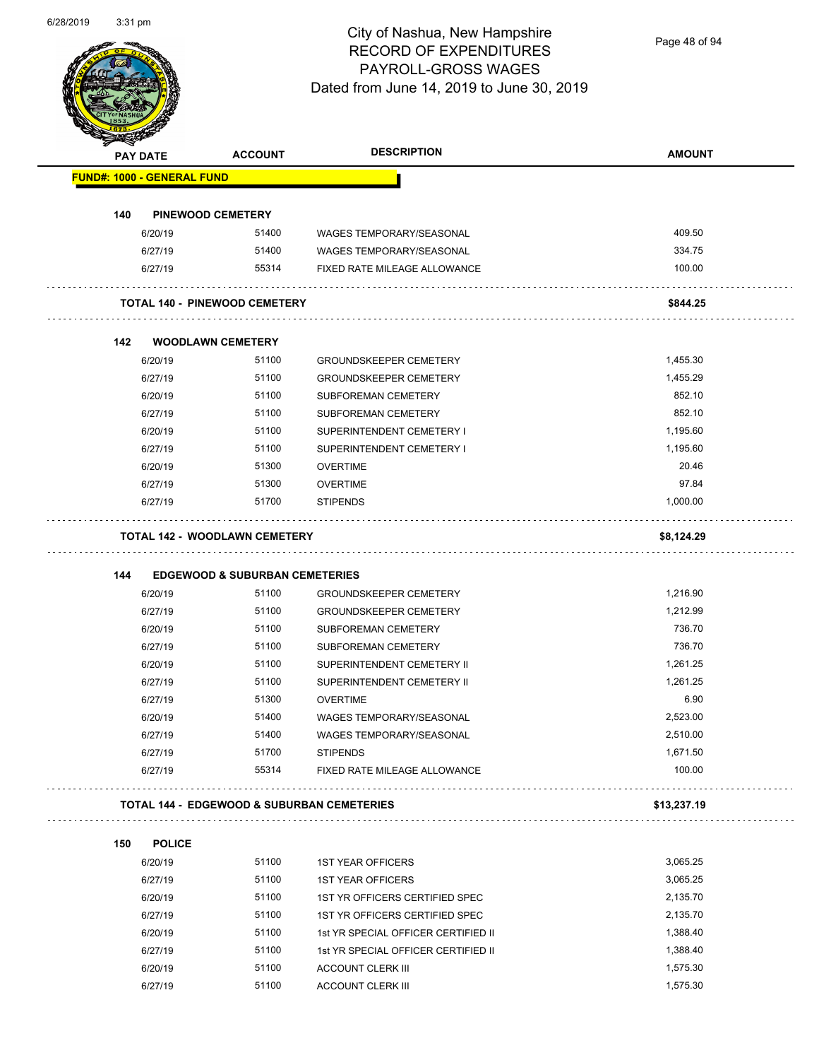# City of Nashua, New Hampshire
## RECORD OF EXPENDITURES
## PAYROLL-GROSS WAGES
### Dated from June 14, 2019 to June 30, 2019

**FUND#: 1000 - GENERAL FUND**

| PAY DATE | ACCOUNT | DESCRIPTION | AMOUNT |
|---|---|---|---|
| **140 PINEWOOD CEMETERY** | | | |
| 6/20/19 | 51400 | WAGES TEMPORARY/SEASONAL | 409.50 |
| 6/27/19 | 51400 | WAGES TEMPORARY/SEASONAL | 334.75 |
| 6/27/19 | 55314 | FIXED RATE MILEAGE ALLOWANCE | 100.00 |
| **TOTAL 140 - PINEWOOD CEMETERY** | | | **$844.25** |
| **142 WOODLAWN CEMETERY** | | | |
| 6/20/19 | 51100 | GROUNDSKEEPER CEMETERY | 1,455.30 |
| 6/27/19 | 51100 | GROUNDSKEEPER CEMETERY | 1,455.29 |
| 6/20/19 | 51100 | SUBFOREMAN CEMETERY | 852.10 |
| 6/27/19 | 51100 | SUBFOREMAN CEMETERY | 852.10 |
| 6/20/19 | 51100 | SUPERINTENDENT CEMETERY I | 1,195.60 |
| 6/27/19 | 51100 | SUPERINTENDENT CEMETERY I | 1,195.60 |
| 6/20/19 | 51300 | OVERTIME | 20.46 |
| 6/27/19 | 51300 | OVERTIME | 97.84 |
| 6/27/19 | 51700 | STIPENDS | 1,000.00 |
| **TOTAL 142 - WOODLAWN CEMETERY** | | | **$8,124.29** |
| **144 EDGEWOOD & SUBURBAN CEMETERIES** | | | |
| 6/20/19 | 51100 | GROUNDSKEEPER CEMETERY | 1,216.90 |
| 6/27/19 | 51100 | GROUNDSKEEPER CEMETERY | 1,212.99 |
| 6/20/19 | 51100 | SUBFOREMAN CEMETERY | 736.70 |
| 6/27/19 | 51100 | SUBFOREMAN CEMETERY | 736.70 |
| 6/20/19 | 51100 | SUPERINTENDENT CEMETERY II | 1,261.25 |
| 6/27/19 | 51100 | SUPERINTENDENT CEMETERY II | 1,261.25 |
| 6/27/19 | 51300 | OVERTIME | 6.90 |
| 6/20/19 | 51400 | WAGES TEMPORARY/SEASONAL | 2,523.00 |
| 6/27/19 | 51400 | WAGES TEMPORARY/SEASONAL | 2,510.00 |
| 6/27/19 | 51700 | STIPENDS | 1,671.50 |
| 6/27/19 | 55314 | FIXED RATE MILEAGE ALLOWANCE | 100.00 |
| **TOTAL 144 - EDGEWOOD & SUBURBAN CEMETERIES** | | | **$13,237.19** |
| **150 POLICE** | | | |
| 6/20/19 | 51100 | 1ST YEAR OFFICERS | 3,065.25 |
| 6/27/19 | 51100 | 1ST YEAR OFFICERS | 3,065.25 |
| 6/20/19 | 51100 | 1ST YR OFFICERS CERTIFIED SPEC | 2,135.70 |
| 6/27/19 | 51100 | 1ST YR OFFICERS CERTIFIED SPEC | 2,135.70 |
| 6/20/19 | 51100 | 1st YR SPECIAL OFFICER CERTIFIED II | 1,388.40 |
| 6/27/19 | 51100 | 1st YR SPECIAL OFFICER CERTIFIED II | 1,388.40 |
| 6/20/19 | 51100 | ACCOUNT CLERK III | 1,575.30 |
| 6/27/19 | 51100 | ACCOUNT CLERK III | 1,575.30 |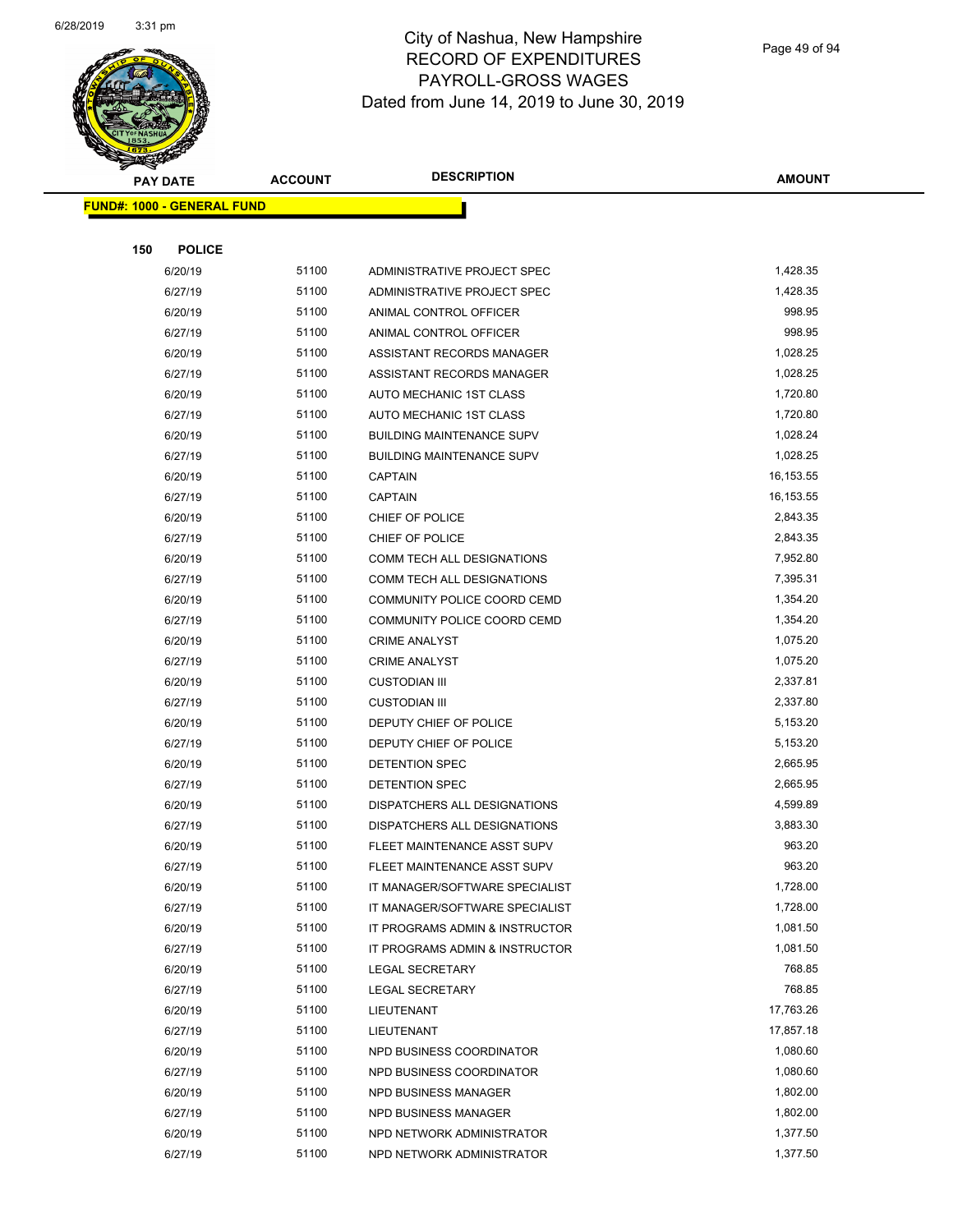# City of Nashua, New Hampshire
## RECORD OF EXPENDITURES
## PAYROLL-GROSS WAGES
## Dated from June 14, 2019 to June 30, 2019

**FUND#: 1000 - GENERAL FUND**

**150 POLICE**

| PAY DATE | ACCOUNT | DESCRIPTION | AMOUNT |
|---|---|---|---|
| 6/20/19 | 51100 | ADMINISTRATIVE PROJECT SPEC | 1,428.35 |
| 6/27/19 | 51100 | ADMINISTRATIVE PROJECT SPEC | 1,428.35 |
| 6/20/19 | 51100 | ANIMAL CONTROL OFFICER | 998.95 |
| 6/27/19 | 51100 | ANIMAL CONTROL OFFICER | 998.95 |
| 6/20/19 | 51100 | ASSISTANT RECORDS MANAGER | 1,028.25 |
| 6/27/19 | 51100 | ASSISTANT RECORDS MANAGER | 1,028.25 |
| 6/20/19 | 51100 | AUTO MECHANIC 1ST CLASS | 1,720.80 |
| 6/27/19 | 51100 | AUTO MECHANIC 1ST CLASS | 1,720.80 |
| 6/20/19 | 51100 | BUILDING MAINTENANCE SUPV | 1,028.24 |
| 6/27/19 | 51100 | BUILDING MAINTENANCE SUPV | 1,028.25 |
| 6/20/19 | 51100 | CAPTAIN | 16,153.55 |
| 6/27/19 | 51100 | CAPTAIN | 16,153.55 |
| 6/20/19 | 51100 | CHIEF OF POLICE | 2,843.35 |
| 6/27/19 | 51100 | CHIEF OF POLICE | 2,843.35 |
| 6/20/19 | 51100 | COMM TECH ALL DESIGNATIONS | 7,952.80 |
| 6/27/19 | 51100 | COMM TECH ALL DESIGNATIONS | 7,395.31 |
| 6/20/19 | 51100 | COMMUNITY POLICE COORD CEMD | 1,354.20 |
| 6/27/19 | 51100 | COMMUNITY POLICE COORD CEMD | 1,354.20 |
| 6/20/19 | 51100 | CRIME ANALYST | 1,075.20 |
| 6/27/19 | 51100 | CRIME ANALYST | 1,075.20 |
| 6/20/19 | 51100 | CUSTODIAN III | 2,337.81 |
| 6/27/19 | 51100 | CUSTODIAN III | 2,337.80 |
| 6/20/19 | 51100 | DEPUTY CHIEF OF POLICE | 5,153.20 |
| 6/27/19 | 51100 | DEPUTY CHIEF OF POLICE | 5,153.20 |
| 6/20/19 | 51100 | DETENTION SPEC | 2,665.95 |
| 6/27/19 | 51100 | DETENTION SPEC | 2,665.95 |
| 6/20/19 | 51100 | DISPATCHERS ALL DESIGNATIONS | 4,599.89 |
| 6/27/19 | 51100 | DISPATCHERS ALL DESIGNATIONS | 3,883.30 |
| 6/20/19 | 51100 | FLEET MAINTENANCE ASST SUPV | 963.20 |
| 6/27/19 | 51100 | FLEET MAINTENANCE ASST SUPV | 963.20 |
| 6/20/19 | 51100 | IT MANAGER/SOFTWARE SPECIALIST | 1,728.00 |
| 6/27/19 | 51100 | IT MANAGER/SOFTWARE SPECIALIST | 1,728.00 |
| 6/20/19 | 51100 | IT PROGRAMS ADMIN & INSTRUCTOR | 1,081.50 |
| 6/27/19 | 51100 | IT PROGRAMS ADMIN & INSTRUCTOR | 1,081.50 |
| 6/20/19 | 51100 | LEGAL SECRETARY | 768.85 |
| 6/27/19 | 51100 | LEGAL SECRETARY | 768.85 |
| 6/20/19 | 51100 | LIEUTENANT | 17,763.26 |
| 6/27/19 | 51100 | LIEUTENANT | 17,857.18 |
| 6/20/19 | 51100 | NPD BUSINESS COORDINATOR | 1,080.60 |
| 6/27/19 | 51100 | NPD BUSINESS COORDINATOR | 1,080.60 |
| 6/20/19 | 51100 | NPD BUSINESS MANAGER | 1,802.00 |
| 6/27/19 | 51100 | NPD BUSINESS MANAGER | 1,802.00 |
| 6/20/19 | 51100 | NPD NETWORK ADMINISTRATOR | 1,377.50 |
| 6/27/19 | 51100 | NPD NETWORK ADMINISTRATOR | 1,377.50 |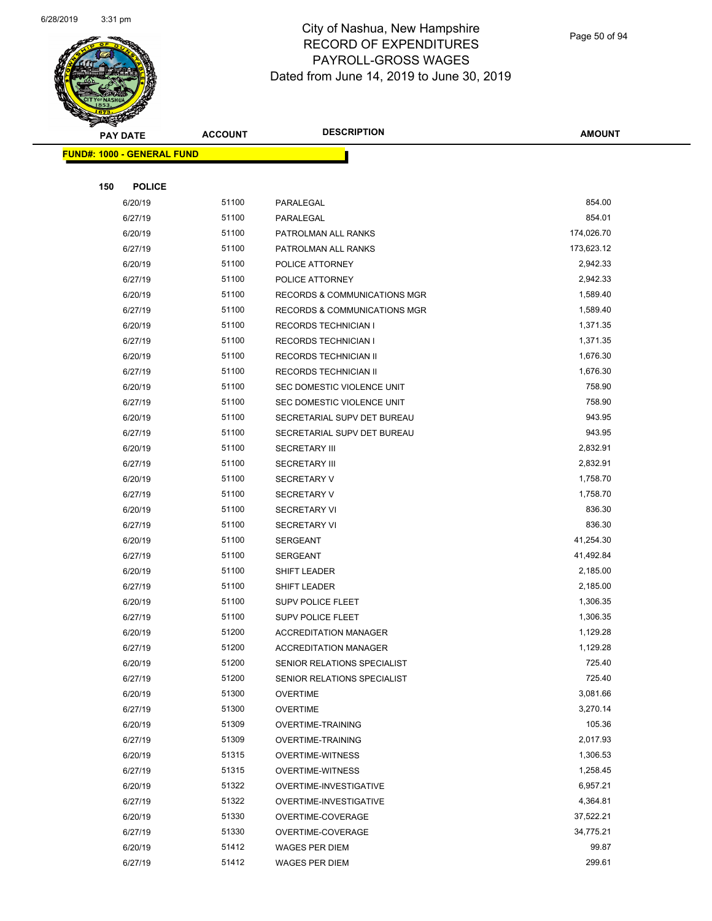# City of Nashua, New Hampshire
## RECORD OF EXPENDITURES
## PAYROLL-GROSS WAGES
### Dated from June 14, 2019 to June 30, 2019

| PAY DATE | ACCOUNT | DESCRIPTION | AMOUNT |
|---|---|---|---|

**FUND#: 1000 - GENERAL FUND**

**150 POLICE**

| PAY DATE | ACCOUNT | DESCRIPTION | AMOUNT |
|---|---|---|---|
| 6/20/19 | 51100 | PARALEGAL | 854.00 |
| 6/27/19 | 51100 | PARALEGAL | 854.01 |
| 6/20/19 | 51100 | PATROLMAN ALL RANKS | 174,026.70 |
| 6/27/19 | 51100 | PATROLMAN ALL RANKS | 173,623.12 |
| 6/20/19 | 51100 | POLICE ATTORNEY | 2,942.33 |
| 6/27/19 | 51100 | POLICE ATTORNEY | 2,942.33 |
| 6/20/19 | 51100 | RECORDS & COMMUNICATIONS MGR | 1,589.40 |
| 6/27/19 | 51100 | RECORDS & COMMUNICATIONS MGR | 1,589.40 |
| 6/20/19 | 51100 | RECORDS TECHNICIAN I | 1,371.35 |
| 6/27/19 | 51100 | RECORDS TECHNICIAN I | 1,371.35 |
| 6/20/19 | 51100 | RECORDS TECHNICIAN II | 1,676.30 |
| 6/27/19 | 51100 | RECORDS TECHNICIAN II | 1,676.30 |
| 6/20/19 | 51100 | SEC DOMESTIC VIOLENCE UNIT | 758.90 |
| 6/27/19 | 51100 | SEC DOMESTIC VIOLENCE UNIT | 758.90 |
| 6/20/19 | 51100 | SECRETARIAL SUPV DET BUREAU | 943.95 |
| 6/27/19 | 51100 | SECRETARIAL SUPV DET BUREAU | 943.95 |
| 6/20/19 | 51100 | SECRETARY III | 2,832.91 |
| 6/27/19 | 51100 | SECRETARY III | 2,832.91 |
| 6/20/19 | 51100 | SECRETARY V | 1,758.70 |
| 6/27/19 | 51100 | SECRETARY V | 1,758.70 |
| 6/20/19 | 51100 | SECRETARY VI | 836.30 |
| 6/27/19 | 51100 | SECRETARY VI | 836.30 |
| 6/20/19 | 51100 | SERGEANT | 41,254.30 |
| 6/27/19 | 51100 | SERGEANT | 41,492.84 |
| 6/20/19 | 51100 | SHIFT LEADER | 2,185.00 |
| 6/27/19 | 51100 | SHIFT LEADER | 2,185.00 |
| 6/20/19 | 51100 | SUPV POLICE FLEET | 1,306.35 |
| 6/27/19 | 51100 | SUPV POLICE FLEET | 1,306.35 |
| 6/20/19 | 51200 | ACCREDITATION MANAGER | 1,129.28 |
| 6/27/19 | 51200 | ACCREDITATION MANAGER | 1,129.28 |
| 6/20/19 | 51200 | SENIOR RELATIONS SPECIALIST | 725.40 |
| 6/27/19 | 51200 | SENIOR RELATIONS SPECIALIST | 725.40 |
| 6/20/19 | 51300 | OVERTIME | 3,081.66 |
| 6/27/19 | 51300 | OVERTIME | 3,270.14 |
| 6/20/19 | 51309 | OVERTIME-TRAINING | 105.36 |
| 6/27/19 | 51309 | OVERTIME-TRAINING | 2,017.93 |
| 6/20/19 | 51315 | OVERTIME-WITNESS | 1,306.53 |
| 6/27/19 | 51315 | OVERTIME-WITNESS | 1,258.45 |
| 6/20/19 | 51322 | OVERTIME-INVESTIGATIVE | 6,957.21 |
| 6/27/19 | 51322 | OVERTIME-INVESTIGATIVE | 4,364.81 |
| 6/20/19 | 51330 | OVERTIME-COVERAGE | 37,522.21 |
| 6/27/19 | 51330 | OVERTIME-COVERAGE | 34,775.21 |
| 6/20/19 | 51412 | WAGES PER DIEM | 99.87 |
| 6/27/19 | 51412 | WAGES PER DIEM | 299.61 |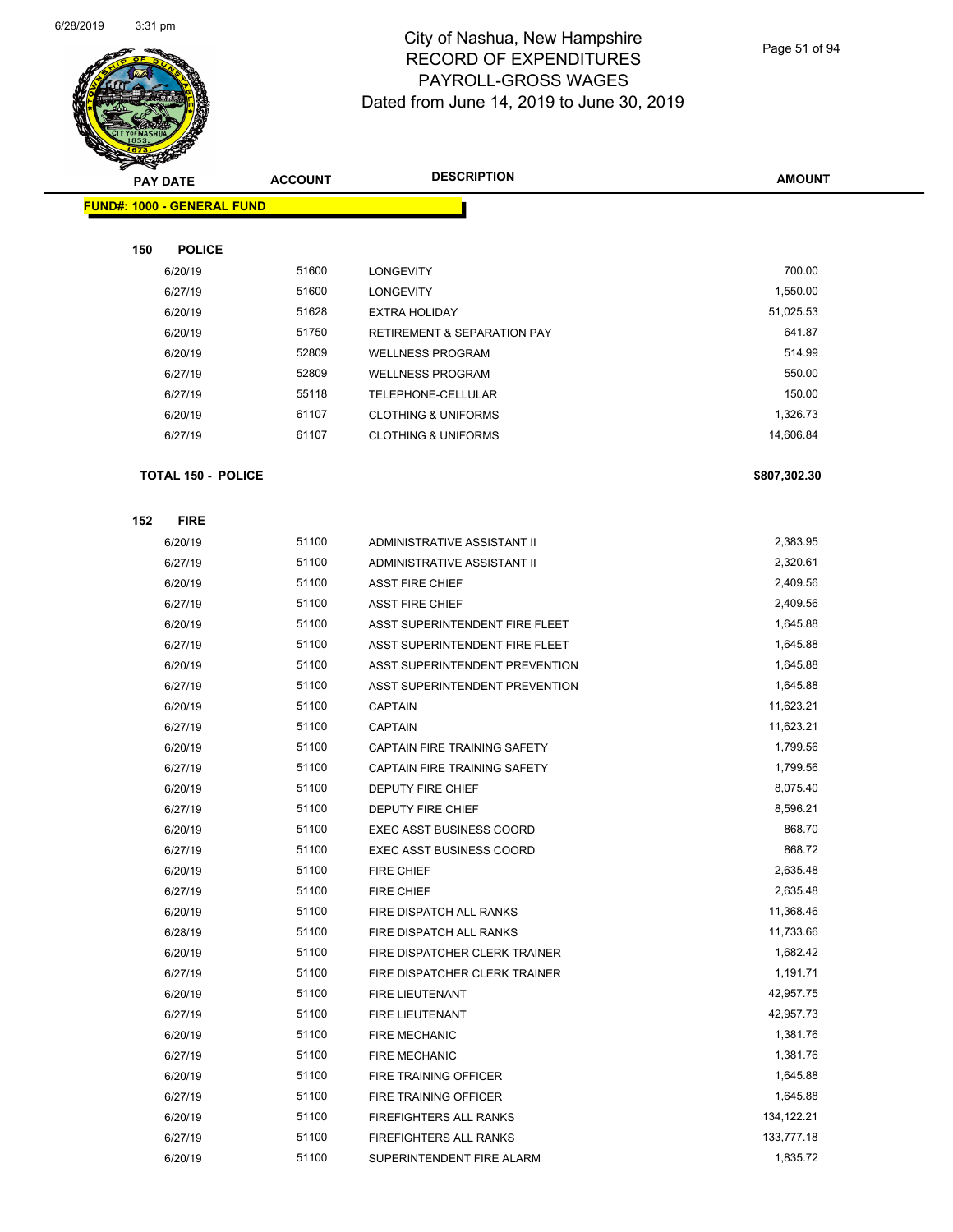# City of Nashua, New Hampshire
## RECORD OF EXPENDITURES
## PAYROLL-GROSS WAGES
## Dated from June 14, 2019 to June 30, 2019

| PAY DATE | ACCOUNT | DESCRIPTION | AMOUNT |
|---|---|---|---|
| **FUND#: 1000 - GENERAL FUND** | | | |
| **150 POLICE** | | | |
| 6/20/19 | 51600 | LONGEVITY | 700.00 |
| 6/27/19 | 51600 | LONGEVITY | 1,550.00 |
| 6/20/19 | 51628 | EXTRA HOLIDAY | 51,025.53 |
| 6/20/19 | 51750 | RETIREMENT & SEPARATION PAY | 641.87 |
| 6/20/19 | 52809 | WELLNESS PROGRAM | 514.99 |
| 6/27/19 | 52809 | WELLNESS PROGRAM | 550.00 |
| 6/27/19 | 55118 | TELEPHONE-CELLULAR | 150.00 |
| 6/20/19 | 61107 | CLOTHING & UNIFORMS | 1,326.73 |
| 6/27/19 | 61107 | CLOTHING & UNIFORMS | 14,606.84 |
| **TOTAL 150 - POLICE** | | | **$807,302.30** |
| **152 FIRE** | | | |
| 6/20/19 | 51100 | ADMINISTRATIVE ASSISTANT II | 2,383.95 |
| 6/27/19 | 51100 | ADMINISTRATIVE ASSISTANT II | 2,320.61 |
| 6/20/19 | 51100 | ASST FIRE CHIEF | 2,409.56 |
| 6/27/19 | 51100 | ASST FIRE CHIEF | 2,409.56 |
| 6/20/19 | 51100 | ASST SUPERINTENDENT FIRE FLEET | 1,645.88 |
| 6/27/19 | 51100 | ASST SUPERINTENDENT FIRE FLEET | 1,645.88 |
| 6/20/19 | 51100 | ASST SUPERINTENDENT PREVENTION | 1,645.88 |
| 6/27/19 | 51100 | ASST SUPERINTENDENT PREVENTION | 1,645.88 |
| 6/20/19 | 51100 | CAPTAIN | 11,623.21 |
| 6/27/19 | 51100 | CAPTAIN | 11,623.21 |
| 6/20/19 | 51100 | CAPTAIN FIRE TRAINING SAFETY | 1,799.56 |
| 6/27/19 | 51100 | CAPTAIN FIRE TRAINING SAFETY | 1,799.56 |
| 6/20/19 | 51100 | DEPUTY FIRE CHIEF | 8,075.40 |
| 6/27/19 | 51100 | DEPUTY FIRE CHIEF | 8,596.21 |
| 6/20/19 | 51100 | EXEC ASST BUSINESS COORD | 868.70 |
| 6/27/19 | 51100 | EXEC ASST BUSINESS COORD | 868.72 |
| 6/20/19 | 51100 | FIRE CHIEF | 2,635.48 |
| 6/27/19 | 51100 | FIRE CHIEF | 2,635.48 |
| 6/20/19 | 51100 | FIRE DISPATCH ALL RANKS | 11,368.46 |
| 6/28/19 | 51100 | FIRE DISPATCH ALL RANKS | 11,733.66 |
| 6/20/19 | 51100 | FIRE DISPATCHER CLERK TRAINER | 1,682.42 |
| 6/27/19 | 51100 | FIRE DISPATCHER CLERK TRAINER | 1,191.71 |
| 6/20/19 | 51100 | FIRE LIEUTENANT | 42,957.75 |
| 6/27/19 | 51100 | FIRE LIEUTENANT | 42,957.73 |
| 6/20/19 | 51100 | FIRE MECHANIC | 1,381.76 |
| 6/27/19 | 51100 | FIRE MECHANIC | 1,381.76 |
| 6/20/19 | 51100 | FIRE TRAINING OFFICER | 1,645.88 |
| 6/27/19 | 51100 | FIRE TRAINING OFFICER | 1,645.88 |
| 6/20/19 | 51100 | FIREFIGHTERS ALL RANKS | 134,122.21 |
| 6/27/19 | 51100 | FIREFIGHTERS ALL RANKS | 133,777.18 |
| 6/20/19 | 51100 | SUPERINTENDENT FIRE ALARM | 1,835.72 |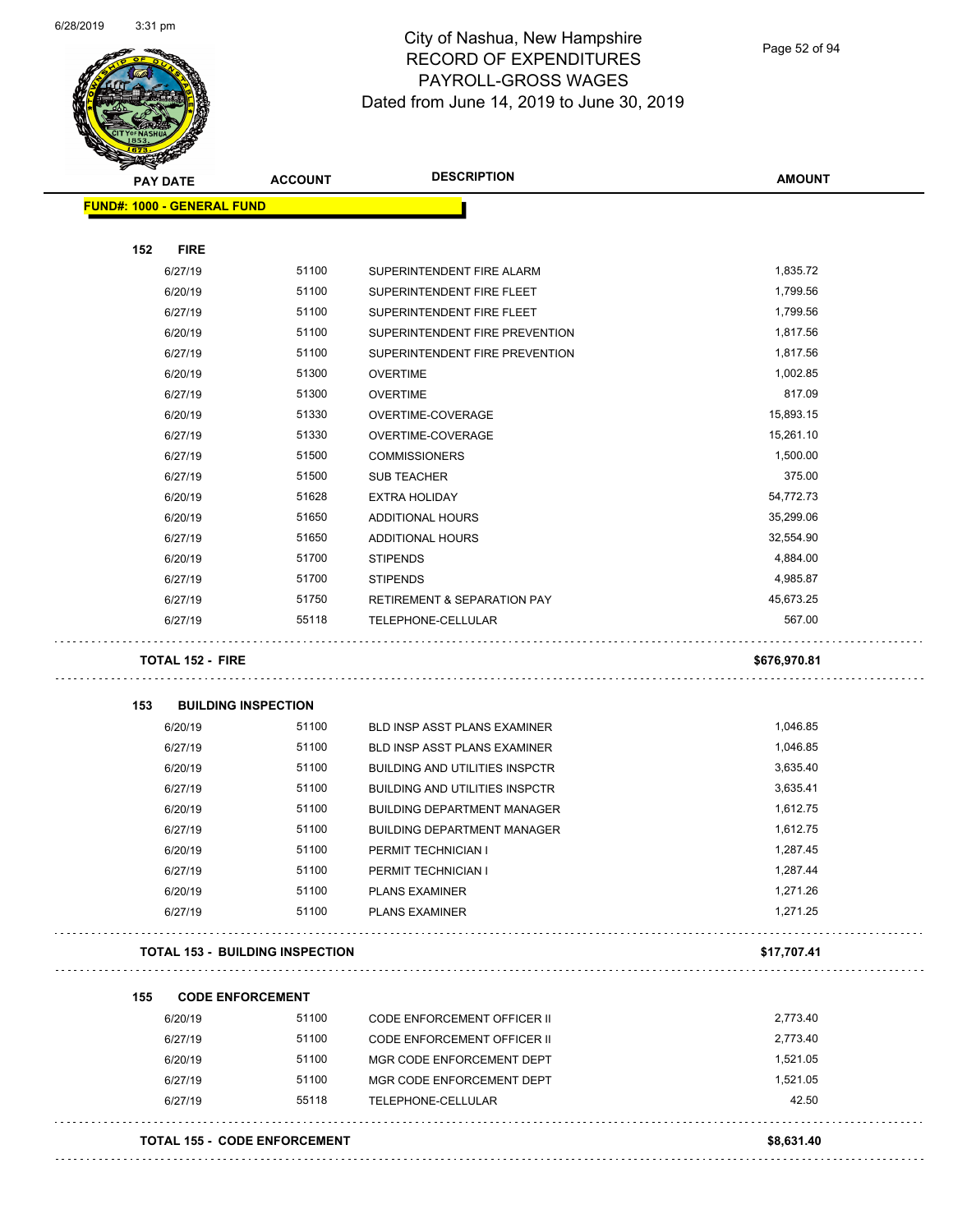# City of Nashua, New Hampshire
## RECORD OF EXPENDITURES
## PAYROLL-GROSS WAGES
### Dated from June 14, 2019 to June 30, 2019

| PAY DATE | ACCOUNT | DESCRIPTION | AMOUNT |
|---|---|---|---|
| **FUND#: 1000 - GENERAL FUND** | | | |
| **152 FIRE** | | | |
| 6/27/19 | 51100 | SUPERINTENDENT FIRE ALARM | 1,835.72 |
| 6/20/19 | 51100 | SUPERINTENDENT FIRE FLEET | 1,799.56 |
| 6/27/19 | 51100 | SUPERINTENDENT FIRE FLEET | 1,799.56 |
| 6/20/19 | 51100 | SUPERINTENDENT FIRE PREVENTION | 1,817.56 |
| 6/27/19 | 51100 | SUPERINTENDENT FIRE PREVENTION | 1,817.56 |
| 6/20/19 | 51300 | OVERTIME | 1,002.85 |
| 6/27/19 | 51300 | OVERTIME | 817.09 |
| 6/20/19 | 51330 | OVERTIME-COVERAGE | 15,893.15 |
| 6/27/19 | 51330 | OVERTIME-COVERAGE | 15,261.10 |
| 6/27/19 | 51500 | COMMISSIONERS | 1,500.00 |
| 6/27/19 | 51500 | SUB TEACHER | 375.00 |
| 6/20/19 | 51628 | EXTRA HOLIDAY | 54,772.73 |
| 6/20/19 | 51650 | ADDITIONAL HOURS | 35,299.06 |
| 6/27/19 | 51650 | ADDITIONAL HOURS | 32,554.90 |
| 6/20/19 | 51700 | STIPENDS | 4,884.00 |
| 6/27/19 | 51700 | STIPENDS | 4,985.87 |
| 6/27/19 | 51750 | RETIREMENT & SEPARATION PAY | 45,673.25 |
| 6/27/19 | 55118 | TELEPHONE-CELLULAR | 567.00 |
| **TOTAL 152 - FIRE** | | | **$676,970.81** |
| **153 BUILDING INSPECTION** | | | |
| 6/20/19 | 51100 | BLD INSP ASST PLANS EXAMINER | 1,046.85 |
| 6/27/19 | 51100 | BLD INSP ASST PLANS EXAMINER | 1,046.85 |
| 6/20/19 | 51100 | BUILDING AND UTILITIES INSPCTR | 3,635.40 |
| 6/27/19 | 51100 | BUILDING AND UTILITIES INSPCTR | 3,635.41 |
| 6/20/19 | 51100 | BUILDING DEPARTMENT MANAGER | 1,612.75 |
| 6/27/19 | 51100 | BUILDING DEPARTMENT MANAGER | 1,612.75 |
| 6/20/19 | 51100 | PERMIT TECHNICIAN I | 1,287.45 |
| 6/27/19 | 51100 | PERMIT TECHNICIAN I | 1,287.44 |
| 6/20/19 | 51100 | PLANS EXAMINER | 1,271.26 |
| 6/27/19 | 51100 | PLANS EXAMINER | 1,271.25 |
| **TOTAL 153 - BUILDING INSPECTION** | | | **$17,707.41** |
| **155 CODE ENFORCEMENT** | | | |
| 6/20/19 | 51100 | CODE ENFORCEMENT OFFICER II | 2,773.40 |
| 6/27/19 | 51100 | CODE ENFORCEMENT OFFICER II | 2,773.40 |
| 6/20/19 | 51100 | MGR CODE ENFORCEMENT DEPT | 1,521.05 |
| 6/27/19 | 51100 | MGR CODE ENFORCEMENT DEPT | 1,521.05 |
| 6/27/19 | 55118 | TELEPHONE-CELLULAR | 42.50 |
| **TOTAL 155 - CODE ENFORCEMENT** | | | **$8,631.40** |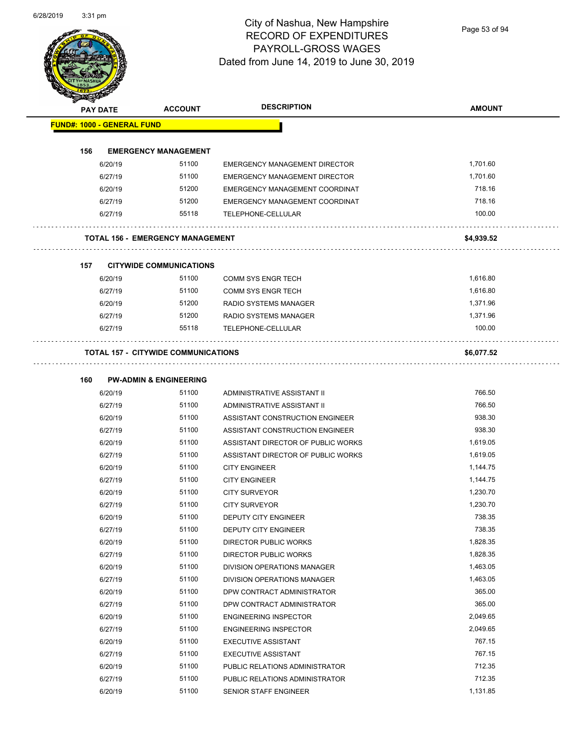# City of Nashua, New Hampshire
## RECORD OF EXPENDITURES
## PAYROLL-GROSS WAGES
### Dated from June 14, 2019 to June 30, 2019

| PAY DATE | ACCOUNT | DESCRIPTION | AMOUNT |
|---|---|---|---|
| **FUND#: 1000 - GENERAL FUND** | | | |
| **156 EMERGENCY MANAGEMENT** | | | |
| 6/20/19 | 51100 | EMERGENCY MANAGEMENT DIRECTOR | 1,701.60 |
| 6/27/19 | 51100 | EMERGENCY MANAGEMENT DIRECTOR | 1,701.60 |
| 6/20/19 | 51200 | EMERGENCY MANAGEMENT COORDINAT | 718.16 |
| 6/27/19 | 51200 | EMERGENCY MANAGEMENT COORDINAT | 718.16 |
| 6/27/19 | 55118 | TELEPHONE-CELLULAR | 100.00 |
| **TOTAL 156 - EMERGENCY MANAGEMENT** | | | **$4,939.52** |
| **157 CITYWIDE COMMUNICATIONS** | | | |
| 6/20/19 | 51100 | COMM SYS ENGR TECH | 1,616.80 |
| 6/27/19 | 51100 | COMM SYS ENGR TECH | 1,616.80 |
| 6/20/19 | 51200 | RADIO SYSTEMS MANAGER | 1,371.96 |
| 6/27/19 | 51200 | RADIO SYSTEMS MANAGER | 1,371.96 |
| 6/27/19 | 55118 | TELEPHONE-CELLULAR | 100.00 |
| **TOTAL 157 - CITYWIDE COMMUNICATIONS** | | | **$6,077.52** |
| **160 PW-ADMIN & ENGINEERING** | | | |
| 6/20/19 | 51100 | ADMINISTRATIVE ASSISTANT II | 766.50 |
| 6/27/19 | 51100 | ADMINISTRATIVE ASSISTANT II | 766.50 |
| 6/20/19 | 51100 | ASSISTANT CONSTRUCTION ENGINEER | 938.30 |
| 6/27/19 | 51100 | ASSISTANT CONSTRUCTION ENGINEER | 938.30 |
| 6/20/19 | 51100 | ASSISTANT DIRECTOR OF PUBLIC WORKS | 1,619.05 |
| 6/27/19 | 51100 | ASSISTANT DIRECTOR OF PUBLIC WORKS | 1,619.05 |
| 6/20/19 | 51100 | CITY ENGINEER | 1,144.75 |
| 6/27/19 | 51100 | CITY ENGINEER | 1,144.75 |
| 6/20/19 | 51100 | CITY SURVEYOR | 1,230.70 |
| 6/27/19 | 51100 | CITY SURVEYOR | 1,230.70 |
| 6/20/19 | 51100 | DEPUTY CITY ENGINEER | 738.35 |
| 6/27/19 | 51100 | DEPUTY CITY ENGINEER | 738.35 |
| 6/20/19 | 51100 | DIRECTOR PUBLIC WORKS | 1,828.35 |
| 6/27/19 | 51100 | DIRECTOR PUBLIC WORKS | 1,828.35 |
| 6/20/19 | 51100 | DIVISION OPERATIONS MANAGER | 1,463.05 |
| 6/27/19 | 51100 | DIVISION OPERATIONS MANAGER | 1,463.05 |
| 6/20/19 | 51100 | DPW CONTRACT ADMINISTRATOR | 365.00 |
| 6/27/19 | 51100 | DPW CONTRACT ADMINISTRATOR | 365.00 |
| 6/20/19 | 51100 | ENGINEERING INSPECTOR | 2,049.65 |
| 6/27/19 | 51100 | ENGINEERING INSPECTOR | 2,049.65 |
| 6/20/19 | 51100 | EXECUTIVE ASSISTANT | 767.15 |
| 6/27/19 | 51100 | EXECUTIVE ASSISTANT | 767.15 |
| 6/20/19 | 51100 | PUBLIC RELATIONS ADMINISTRATOR | 712.35 |
| 6/27/19 | 51100 | PUBLIC RELATIONS ADMINISTRATOR | 712.35 |
| 6/20/19 | 51100 | SENIOR STAFF ENGINEER | 1,131.85 |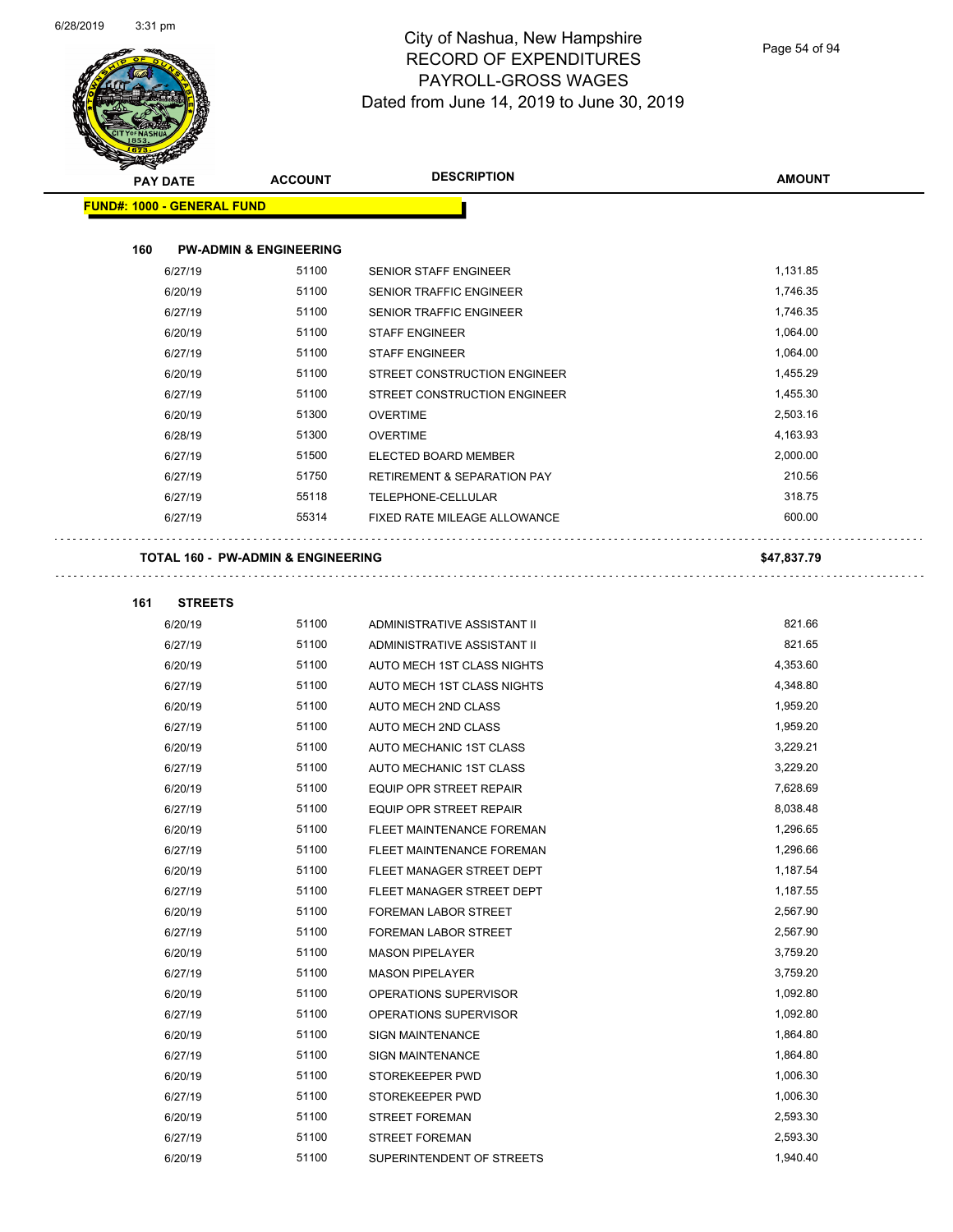# City of Nashua, New Hampshire
## RECORD OF EXPENDITURES
## PAYROLL-GROSS WAGES
## Dated from June 14, 2019 to June 30, 2019

| PAY DATE | ACCOUNT | DESCRIPTION | AMOUNT |
|---|---|---|---|
| **FUND#: 1000 - GENERAL FUND** | | | |
| **160 PW-ADMIN & ENGINEERING** | | | |
| 6/27/19 | 51100 | SENIOR STAFF ENGINEER | 1,131.85 |
| 6/20/19 | 51100 | SENIOR TRAFFIC ENGINEER | 1,746.35 |
| 6/27/19 | 51100 | SENIOR TRAFFIC ENGINEER | 1,746.35 |
| 6/20/19 | 51100 | STAFF ENGINEER | 1,064.00 |
| 6/27/19 | 51100 | STAFF ENGINEER | 1,064.00 |
| 6/20/19 | 51100 | STREET CONSTRUCTION ENGINEER | 1,455.29 |
| 6/27/19 | 51100 | STREET CONSTRUCTION ENGINEER | 1,455.30 |
| 6/20/19 | 51300 | OVERTIME | 2,503.16 |
| 6/28/19 | 51300 | OVERTIME | 4,163.93 |
| 6/27/19 | 51500 | ELECTED BOARD MEMBER | 2,000.00 |
| 6/27/19 | 51750 | RETIREMENT & SEPARATION PAY | 210.56 |
| 6/27/19 | 55118 | TELEPHONE-CELLULAR | 318.75 |
| 6/27/19 | 55314 | FIXED RATE MILEAGE ALLOWANCE | 600.00 |
| **TOTAL 160 - PW-ADMIN & ENGINEERING** | | | **$47,837.79** |
| **161 STREETS** | | | |
| 6/20/19 | 51100 | ADMINISTRATIVE ASSISTANT II | 821.66 |
| 6/27/19 | 51100 | ADMINISTRATIVE ASSISTANT II | 821.65 |
| 6/20/19 | 51100 | AUTO MECH 1ST CLASS NIGHTS | 4,353.60 |
| 6/27/19 | 51100 | AUTO MECH 1ST CLASS NIGHTS | 4,348.80 |
| 6/20/19 | 51100 | AUTO MECH 2ND CLASS | 1,959.20 |
| 6/27/19 | 51100 | AUTO MECH 2ND CLASS | 1,959.20 |
| 6/20/19 | 51100 | AUTO MECHANIC 1ST CLASS | 3,229.21 |
| 6/27/19 | 51100 | AUTO MECHANIC 1ST CLASS | 3,229.20 |
| 6/20/19 | 51100 | EQUIP OPR STREET REPAIR | 7,628.69 |
| 6/27/19 | 51100 | EQUIP OPR STREET REPAIR | 8,038.48 |
| 6/20/19 | 51100 | FLEET MAINTENANCE FOREMAN | 1,296.65 |
| 6/27/19 | 51100 | FLEET MAINTENANCE FOREMAN | 1,296.66 |
| 6/20/19 | 51100 | FLEET MANAGER STREET DEPT | 1,187.54 |
| 6/27/19 | 51100 | FLEET MANAGER STREET DEPT | 1,187.55 |
| 6/20/19 | 51100 | FOREMAN LABOR STREET | 2,567.90 |
| 6/27/19 | 51100 | FOREMAN LABOR STREET | 2,567.90 |
| 6/20/19 | 51100 | MASON PIPELAYER | 3,759.20 |
| 6/27/19 | 51100 | MASON PIPELAYER | 3,759.20 |
| 6/20/19 | 51100 | OPERATIONS SUPERVISOR | 1,092.80 |
| 6/27/19 | 51100 | OPERATIONS SUPERVISOR | 1,092.80 |
| 6/20/19 | 51100 | SIGN MAINTENANCE | 1,864.80 |
| 6/27/19 | 51100 | SIGN MAINTENANCE | 1,864.80 |
| 6/20/19 | 51100 | STOREKEEPER PWD | 1,006.30 |
| 6/27/19 | 51100 | STOREKEEPER PWD | 1,006.30 |
| 6/20/19 | 51100 | STREET FOREMAN | 2,593.30 |
| 6/27/19 | 51100 | STREET FOREMAN | 2,593.30 |
| 6/20/19 | 51100 | SUPERINTENDENT OF STREETS | 1,940.40 |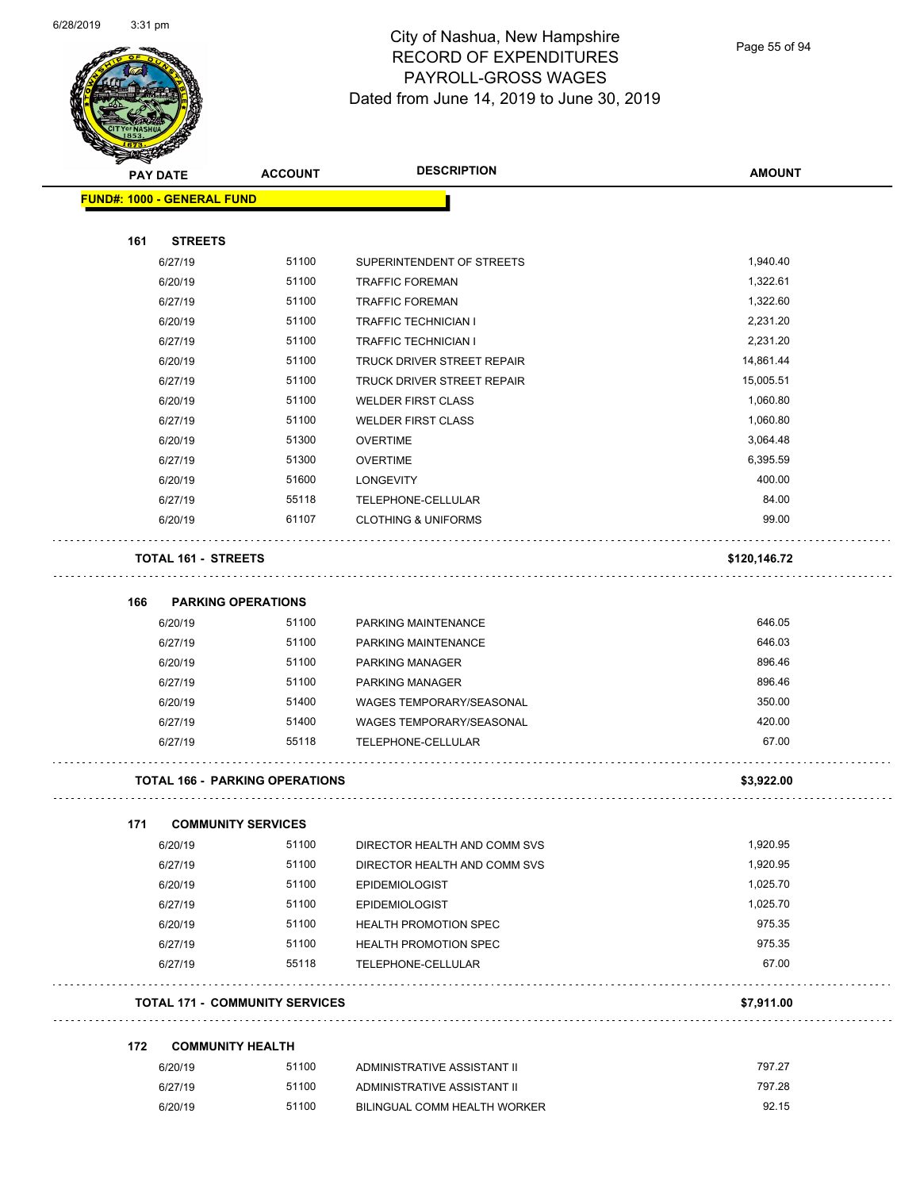# City of Nashua, New Hampshire
## RECORD OF EXPENDITURES
## PAYROLL-GROSS WAGES
## Dated from June 14, 2019 to June 30, 2019

| PAY DATE | ACCOUNT | DESCRIPTION | AMOUNT |
|---|---|---|---|
| **FUND#: 1000 - GENERAL FUND** | | | |
| **161 STREETS** | | | |
| 6/27/19 | 51100 | SUPERINTENDENT OF STREETS | 1,940.40 |
| 6/20/19 | 51100 | TRAFFIC FOREMAN | 1,322.61 |
| 6/27/19 | 51100 | TRAFFIC FOREMAN | 1,322.60 |
| 6/20/19 | 51100 | TRAFFIC TECHNICIAN I | 2,231.20 |
| 6/27/19 | 51100 | TRAFFIC TECHNICIAN I | 2,231.20 |
| 6/20/19 | 51100 | TRUCK DRIVER STREET REPAIR | 14,861.44 |
| 6/27/19 | 51100 | TRUCK DRIVER STREET REPAIR | 15,005.51 |
| 6/20/19 | 51100 | WELDER FIRST CLASS | 1,060.80 |
| 6/27/19 | 51100 | WELDER FIRST CLASS | 1,060.80 |
| 6/20/19 | 51300 | OVERTIME | 3,064.48 |
| 6/27/19 | 51300 | OVERTIME | 6,395.59 |
| 6/20/19 | 51600 | LONGEVITY | 400.00 |
| 6/27/19 | 55118 | TELEPHONE-CELLULAR | 84.00 |
| 6/20/19 | 61107 | CLOTHING & UNIFORMS | 99.00 |
| **TOTAL 161 - STREETS** | | | **$120,146.72** |
| **166 PARKING OPERATIONS** | | | |
| 6/20/19 | 51100 | PARKING MAINTENANCE | 646.05 |
| 6/27/19 | 51100 | PARKING MAINTENANCE | 646.03 |
| 6/20/19 | 51100 | PARKING MANAGER | 896.46 |
| 6/27/19 | 51100 | PARKING MANAGER | 896.46 |
| 6/20/19 | 51400 | WAGES TEMPORARY/SEASONAL | 350.00 |
| 6/27/19 | 51400 | WAGES TEMPORARY/SEASONAL | 420.00 |
| 6/27/19 | 55118 | TELEPHONE-CELLULAR | 67.00 |
| **TOTAL 166 - PARKING OPERATIONS** | | | **$3,922.00** |
| **171 COMMUNITY SERVICES** | | | |
| 6/20/19 | 51100 | DIRECTOR HEALTH AND COMM SVS | 1,920.95 |
| 6/27/19 | 51100 | DIRECTOR HEALTH AND COMM SVS | 1,920.95 |
| 6/20/19 | 51100 | EPIDEMIOLOGIST | 1,025.70 |
| 6/27/19 | 51100 | EPIDEMIOLOGIST | 1,025.70 |
| 6/20/19 | 51100 | HEALTH PROMOTION SPEC | 975.35 |
| 6/27/19 | 51100 | HEALTH PROMOTION SPEC | 975.35 |
| 6/27/19 | 55118 | TELEPHONE-CELLULAR | 67.00 |
| **TOTAL 171 - COMMUNITY SERVICES** | | | **$7,911.00** |
| **172 COMMUNITY HEALTH** | | | |
| 6/20/19 | 51100 | ADMINISTRATIVE ASSISTANT II | 797.27 |
| 6/27/19 | 51100 | ADMINISTRATIVE ASSISTANT II | 797.28 |
| 6/20/19 | 51100 | BILINGUAL COMM HEALTH WORKER | 92.15 |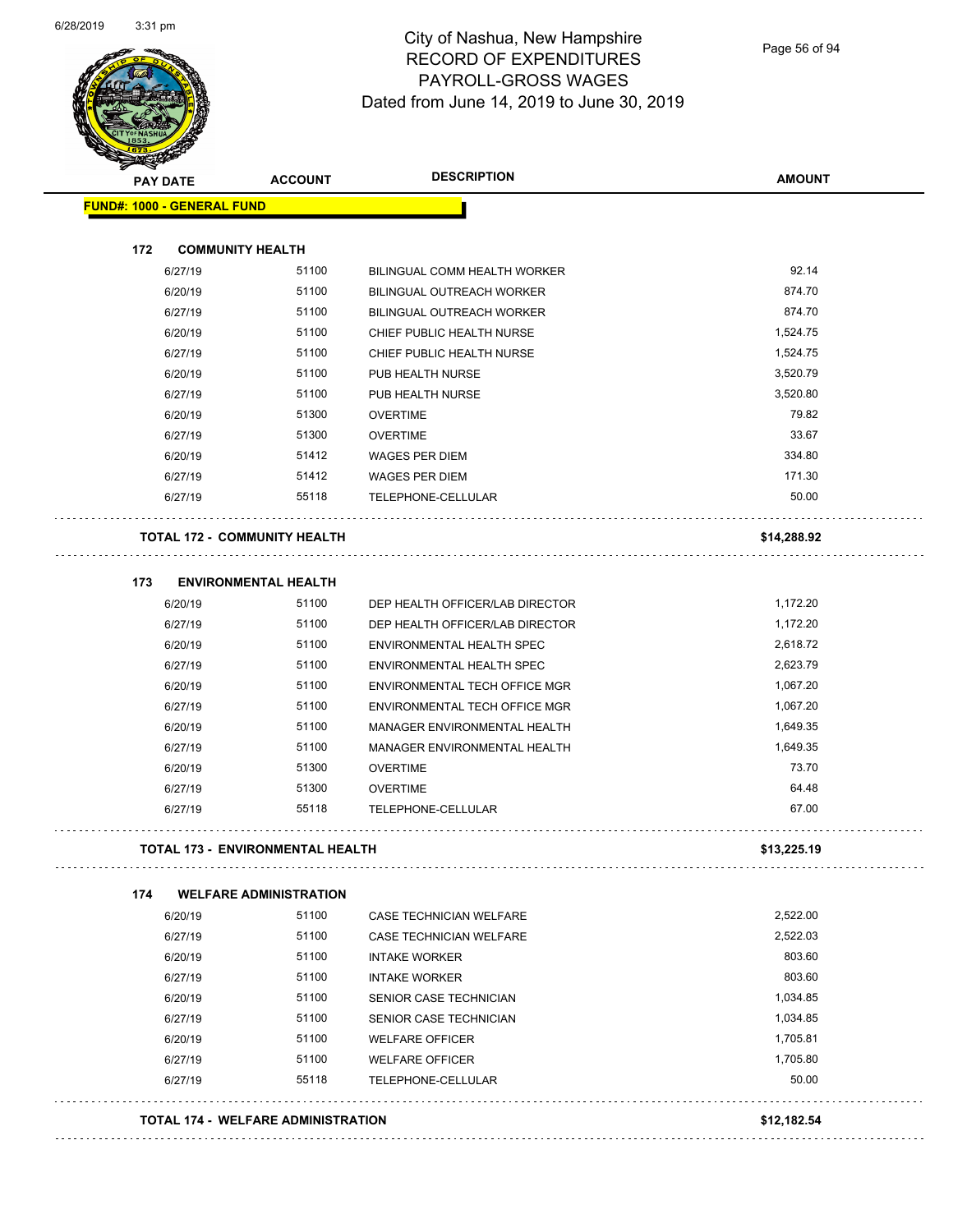# City of Nashua, New Hampshire
## RECORD OF EXPENDITURES
## PAYROLL-GROSS WAGES
## Dated from June 14, 2019 to June 30, 2019

| PAY DATE | ACCOUNT | DESCRIPTION | AMOUNT |
|---|---|---|---|
| **FUND#: 1000 - GENERAL FUND** | | | |
| **172 COMMUNITY HEALTH** | | | |
| 6/27/19 | 51100 | BILINGUAL COMM HEALTH WORKER | 92.14 |
| 6/20/19 | 51100 | BILINGUAL OUTREACH WORKER | 874.70 |
| 6/27/19 | 51100 | BILINGUAL OUTREACH WORKER | 874.70 |
| 6/20/19 | 51100 | CHIEF PUBLIC HEALTH NURSE | 1,524.75 |
| 6/27/19 | 51100 | CHIEF PUBLIC HEALTH NURSE | 1,524.75 |
| 6/20/19 | 51100 | PUB HEALTH NURSE | 3,520.79 |
| 6/27/19 | 51100 | PUB HEALTH NURSE | 3,520.80 |
| 6/20/19 | 51300 | OVERTIME | 79.82 |
| 6/27/19 | 51300 | OVERTIME | 33.67 |
| 6/20/19 | 51412 | WAGES PER DIEM | 334.80 |
| 6/27/19 | 51412 | WAGES PER DIEM | 171.30 |
| 6/27/19 | 55118 | TELEPHONE-CELLULAR | 50.00 |
| **TOTAL 172 - COMMUNITY HEALTH** | | | **$14,288.92** |
| **173 ENVIRONMENTAL HEALTH** | | | |
| 6/20/19 | 51100 | DEP HEALTH OFFICER/LAB DIRECTOR | 1,172.20 |
| 6/27/19 | 51100 | DEP HEALTH OFFICER/LAB DIRECTOR | 1,172.20 |
| 6/20/19 | 51100 | ENVIRONMENTAL HEALTH SPEC | 2,618.72 |
| 6/27/19 | 51100 | ENVIRONMENTAL HEALTH SPEC | 2,623.79 |
| 6/20/19 | 51100 | ENVIRONMENTAL TECH OFFICE MGR | 1,067.20 |
| 6/27/19 | 51100 | ENVIRONMENTAL TECH OFFICE MGR | 1,067.20 |
| 6/20/19 | 51100 | MANAGER ENVIRONMENTAL HEALTH | 1,649.35 |
| 6/27/19 | 51100 | MANAGER ENVIRONMENTAL HEALTH | 1,649.35 |
| 6/20/19 | 51300 | OVERTIME | 73.70 |
| 6/27/19 | 51300 | OVERTIME | 64.48 |
| 6/27/19 | 55118 | TELEPHONE-CELLULAR | 67.00 |
| **TOTAL 173 - ENVIRONMENTAL HEALTH** | | | **$13,225.19** |
| **174 WELFARE ADMINISTRATION** | | | |
| 6/20/19 | 51100 | CASE TECHNICIAN WELFARE | 2,522.00 |
| 6/27/19 | 51100 | CASE TECHNICIAN WELFARE | 2,522.03 |
| 6/20/19 | 51100 | INTAKE WORKER | 803.60 |
| 6/27/19 | 51100 | INTAKE WORKER | 803.60 |
| 6/20/19 | 51100 | SENIOR CASE TECHNICIAN | 1,034.85 |
| 6/27/19 | 51100 | SENIOR CASE TECHNICIAN | 1,034.85 |
| 6/20/19 | 51100 | WELFARE OFFICER | 1,705.81 |
| 6/27/19 | 51100 | WELFARE OFFICER | 1,705.80 |
| 6/27/19 | 55118 | TELEPHONE-CELLULAR | 50.00 |
| **TOTAL 174 - WELFARE ADMINISTRATION** | | | **$12,182.54** |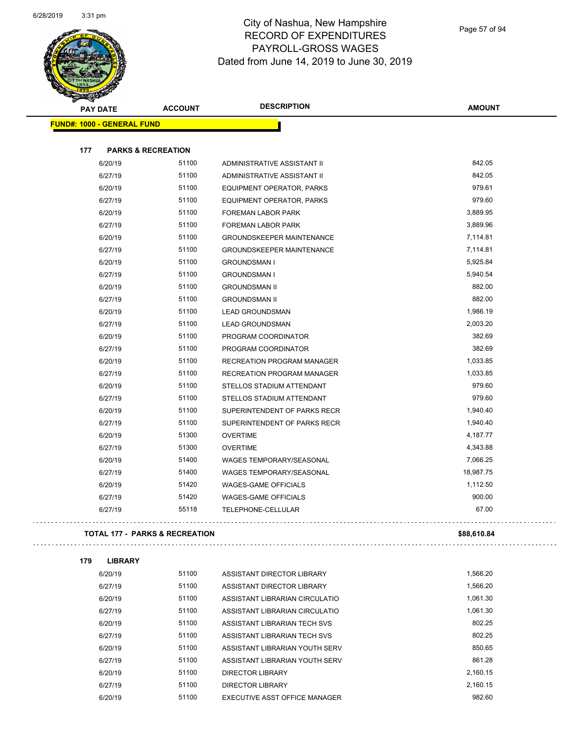# City of Nashua, New Hampshire
## RECORD OF EXPENDITURES
## PAYROLL-GROSS WAGES
### Dated from June 14, 2019 to June 30, 2019

**FUND#: 1000 - GENERAL FUND**

**177 PARKS & RECREATION**

| PAY DATE | ACCOUNT | DESCRIPTION | AMOUNT |
|---|---|---|---|
| 6/20/19 | 51100 | ADMINISTRATIVE ASSISTANT II | 842.05 |
| 6/27/19 | 51100 | ADMINISTRATIVE ASSISTANT II | 842.05 |
| 6/20/19 | 51100 | EQUIPMENT OPERATOR, PARKS | 979.61 |
| 6/27/19 | 51100 | EQUIPMENT OPERATOR, PARKS | 979.60 |
| 6/20/19 | 51100 | FOREMAN LABOR PARK | 3,889.95 |
| 6/27/19 | 51100 | FOREMAN LABOR PARK | 3,889.96 |
| 6/20/19 | 51100 | GROUNDSKEEPER MAINTENANCE | 7,114.81 |
| 6/27/19 | 51100 | GROUNDSKEEPER MAINTENANCE | 7,114.81 |
| 6/20/19 | 51100 | GROUNDSMAN I | 5,925.84 |
| 6/27/19 | 51100 | GROUNDSMAN I | 5,940.54 |
| 6/20/19 | 51100 | GROUNDSMAN II | 882.00 |
| 6/27/19 | 51100 | GROUNDSMAN II | 882.00 |
| 6/20/19 | 51100 | LEAD GROUNDSMAN | 1,986.19 |
| 6/27/19 | 51100 | LEAD GROUNDSMAN | 2,003.20 |
| 6/20/19 | 51100 | PROGRAM COORDINATOR | 382.69 |
| 6/27/19 | 51100 | PROGRAM COORDINATOR | 382.69 |
| 6/20/19 | 51100 | RECREATION PROGRAM MANAGER | 1,033.85 |
| 6/27/19 | 51100 | RECREATION PROGRAM MANAGER | 1,033.85 |
| 6/20/19 | 51100 | STELLOS STADIUM ATTENDANT | 979.60 |
| 6/27/19 | 51100 | STELLOS STADIUM ATTENDANT | 979.60 |
| 6/20/19 | 51100 | SUPERINTENDENT OF PARKS RECR | 1,940.40 |
| 6/27/19 | 51100 | SUPERINTENDENT OF PARKS RECR | 1,940.40 |
| 6/20/19 | 51300 | OVERTIME | 4,187.77 |
| 6/27/19 | 51300 | OVERTIME | 4,343.88 |
| 6/20/19 | 51400 | WAGES TEMPORARY/SEASONAL | 7,066.25 |
| 6/27/19 | 51400 | WAGES TEMPORARY/SEASONAL | 18,987.75 |
| 6/20/19 | 51420 | WAGES-GAME OFFICIALS | 1,112.50 |
| 6/27/19 | 51420 | WAGES-GAME OFFICIALS | 900.00 |
| 6/27/19 | 55118 | TELEPHONE-CELLULAR | 67.00 |

**TOTAL 177 - PARKS & RECREATION** **$88,610.84**

**179 LIBRARY**

| PAY DATE | ACCOUNT | DESCRIPTION | AMOUNT |
|---|---|---|---|
| 6/20/19 | 51100 | ASSISTANT DIRECTOR LIBRARY | 1,566.20 |
| 6/27/19 | 51100 | ASSISTANT DIRECTOR LIBRARY | 1,566.20 |
| 6/20/19 | 51100 | ASSISTANT LIBRARIAN CIRCULATIO | 1,061.30 |
| 6/27/19 | 51100 | ASSISTANT LIBRARIAN CIRCULATIO | 1,061.30 |
| 6/20/19 | 51100 | ASSISTANT LIBRARIAN TECH SVS | 802.25 |
| 6/27/19 | 51100 | ASSISTANT LIBRARIAN TECH SVS | 802.25 |
| 6/20/19 | 51100 | ASSISTANT LIBRARIAN YOUTH SERV | 850.65 |
| 6/27/19 | 51100 | ASSISTANT LIBRARIAN YOUTH SERV | 861.28 |
| 6/20/19 | 51100 | DIRECTOR LIBRARY | 2,160.15 |
| 6/27/19 | 51100 | DIRECTOR LIBRARY | 2,160.15 |
| 6/20/19 | 51100 | EXECUTIVE ASST OFFICE MANAGER | 982.60 |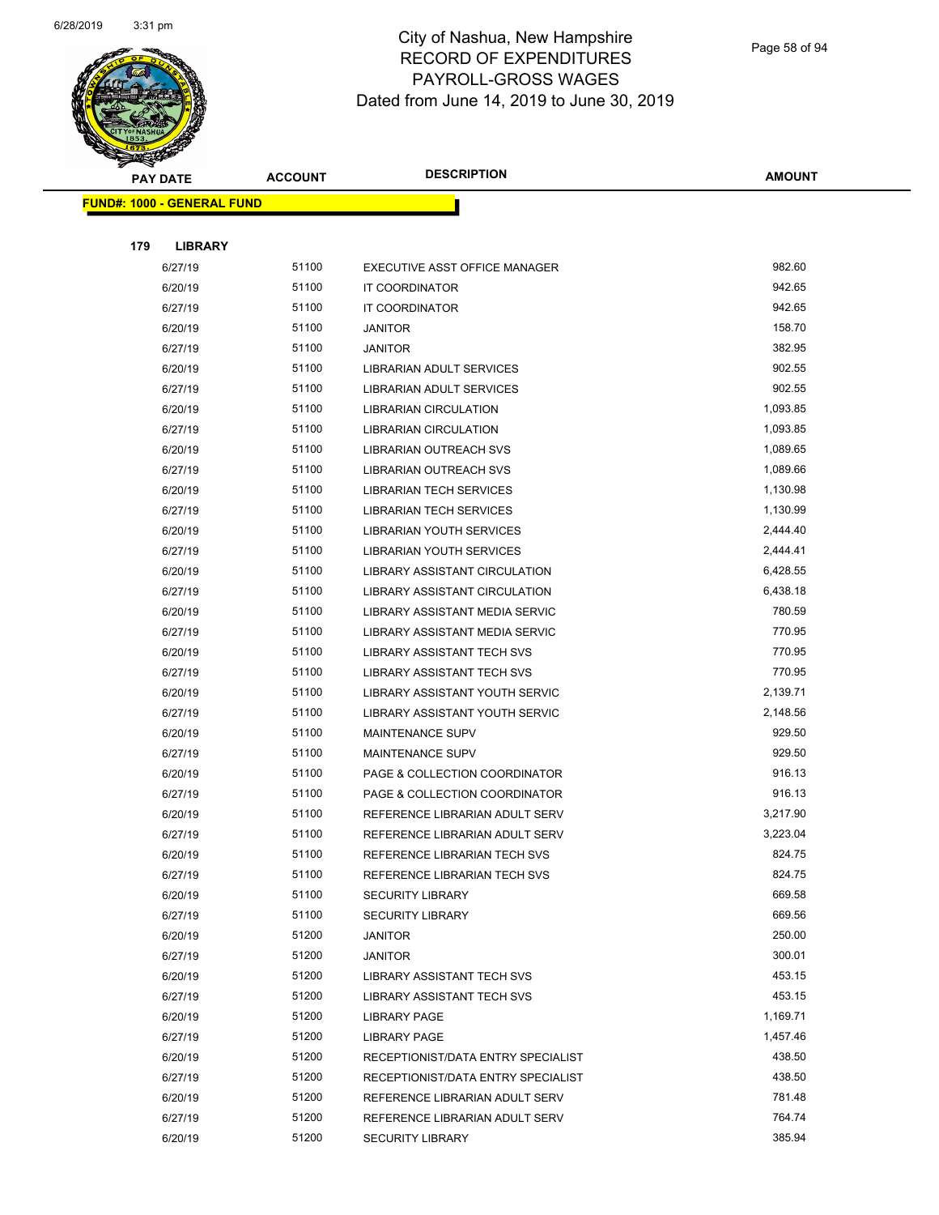# City of Nashua, New Hampshire
## RECORD OF EXPENDITURES
## PAYROLL-GROSS WAGES
## Dated from June 14, 2019 to June 30, 2019

**FUND#: 1000 - GENERAL FUND**

**179 LIBRARY**

| PAY DATE | ACCOUNT | DESCRIPTION | AMOUNT |
|---|---|---|---|
| 6/27/19 | 51100 | EXECUTIVE ASST OFFICE MANAGER | 982.60 |
| 6/20/19 | 51100 | IT COORDINATOR | 942.65 |
| 6/27/19 | 51100 | IT COORDINATOR | 942.65 |
| 6/20/19 | 51100 | JANITOR | 158.70 |
| 6/27/19 | 51100 | JANITOR | 382.95 |
| 6/20/19 | 51100 | LIBRARIAN ADULT SERVICES | 902.55 |
| 6/27/19 | 51100 | LIBRARIAN ADULT SERVICES | 902.55 |
| 6/20/19 | 51100 | LIBRARIAN CIRCULATION | 1,093.85 |
| 6/27/19 | 51100 | LIBRARIAN CIRCULATION | 1,093.85 |
| 6/20/19 | 51100 | LIBRARIAN OUTREACH SVS | 1,089.65 |
| 6/27/19 | 51100 | LIBRARIAN OUTREACH SVS | 1,089.66 |
| 6/20/19 | 51100 | LIBRARIAN TECH SERVICES | 1,130.98 |
| 6/27/19 | 51100 | LIBRARIAN TECH SERVICES | 1,130.99 |
| 6/20/19 | 51100 | LIBRARIAN YOUTH SERVICES | 2,444.40 |
| 6/27/19 | 51100 | LIBRARIAN YOUTH SERVICES | 2,444.41 |
| 6/20/19 | 51100 | LIBRARY ASSISTANT CIRCULATION | 6,428.55 |
| 6/27/19 | 51100 | LIBRARY ASSISTANT CIRCULATION | 6,438.18 |
| 6/20/19 | 51100 | LIBRARY ASSISTANT MEDIA SERVIC | 780.59 |
| 6/27/19 | 51100 | LIBRARY ASSISTANT MEDIA SERVIC | 770.95 |
| 6/20/19 | 51100 | LIBRARY ASSISTANT TECH SVS | 770.95 |
| 6/27/19 | 51100 | LIBRARY ASSISTANT TECH SVS | 770.95 |
| 6/20/19 | 51100 | LIBRARY ASSISTANT YOUTH SERVIC | 2,139.71 |
| 6/27/19 | 51100 | LIBRARY ASSISTANT YOUTH SERVIC | 2,148.56 |
| 6/20/19 | 51100 | MAINTENANCE SUPV | 929.50 |
| 6/27/19 | 51100 | MAINTENANCE SUPV | 929.50 |
| 6/20/19 | 51100 | PAGE & COLLECTION COORDINATOR | 916.13 |
| 6/27/19 | 51100 | PAGE & COLLECTION COORDINATOR | 916.13 |
| 6/20/19 | 51100 | REFERENCE LIBRARIAN ADULT SERV | 3,217.90 |
| 6/27/19 | 51100 | REFERENCE LIBRARIAN ADULT SERV | 3,223.04 |
| 6/20/19 | 51100 | REFERENCE LIBRARIAN TECH SVS | 824.75 |
| 6/27/19 | 51100 | REFERENCE LIBRARIAN TECH SVS | 824.75 |
| 6/20/19 | 51100 | SECURITY LIBRARY | 669.58 |
| 6/27/19 | 51100 | SECURITY LIBRARY | 669.56 |
| 6/20/19 | 51200 | JANITOR | 250.00 |
| 6/27/19 | 51200 | JANITOR | 300.01 |
| 6/20/19 | 51200 | LIBRARY ASSISTANT TECH SVS | 453.15 |
| 6/27/19 | 51200 | LIBRARY ASSISTANT TECH SVS | 453.15 |
| 6/20/19 | 51200 | LIBRARY PAGE | 1,169.71 |
| 6/27/19 | 51200 | LIBRARY PAGE | 1,457.46 |
| 6/20/19 | 51200 | RECEPTIONIST/DATA ENTRY SPECIALIST | 438.50 |
| 6/27/19 | 51200 | RECEPTIONIST/DATA ENTRY SPECIALIST | 438.50 |
| 6/20/19 | 51200 | REFERENCE LIBRARIAN ADULT SERV | 781.48 |
| 6/27/19 | 51200 | REFERENCE LIBRARIAN ADULT SERV | 764.74 |
| 6/20/19 | 51200 | SECURITY LIBRARY | 385.94 |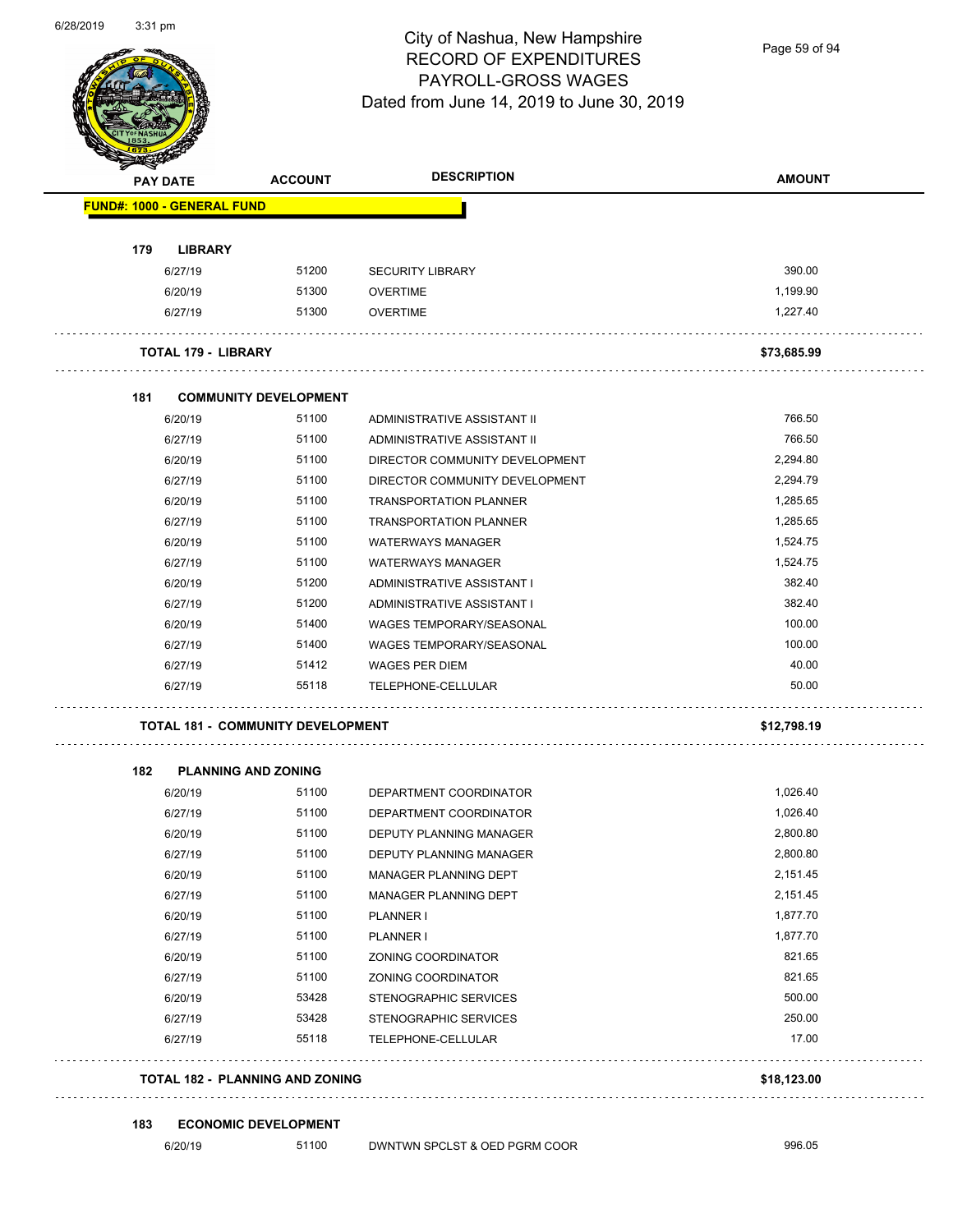# City of Nashua, New Hampshire
## RECORD OF EXPENDITURES
## PAYROLL-GROSS WAGES
## Dated from June 14, 2019 to June 30, 2019

| PAY DATE | ACCOUNT | DESCRIPTION | AMOUNT |
|---|---|---|---|
| **FUND#: 1000 - GENERAL FUND** | | | |
| **179 LIBRARY** | | | |
| 6/27/19 | 51200 | SECURITY LIBRARY | 390.00 |
| 6/20/19 | 51300 | OVERTIME | 1,199.90 |
| 6/27/19 | 51300 | OVERTIME | 1,227.40 |
| **TOTAL 179 - LIBRARY** | | | **$73,685.99** |
| **181 COMMUNITY DEVELOPMENT** | | | |
| 6/20/19 | 51100 | ADMINISTRATIVE ASSISTANT II | 766.50 |
| 6/27/19 | 51100 | ADMINISTRATIVE ASSISTANT II | 766.50 |
| 6/20/19 | 51100 | DIRECTOR COMMUNITY DEVELOPMENT | 2,294.80 |
| 6/27/19 | 51100 | DIRECTOR COMMUNITY DEVELOPMENT | 2,294.79 |
| 6/20/19 | 51100 | TRANSPORTATION PLANNER | 1,285.65 |
| 6/27/19 | 51100 | TRANSPORTATION PLANNER | 1,285.65 |
| 6/20/19 | 51100 | WATERWAYS MANAGER | 1,524.75 |
| 6/27/19 | 51100 | WATERWAYS MANAGER | 1,524.75 |
| 6/20/19 | 51200 | ADMINISTRATIVE ASSISTANT I | 382.40 |
| 6/27/19 | 51200 | ADMINISTRATIVE ASSISTANT I | 382.40 |
| 6/20/19 | 51400 | WAGES TEMPORARY/SEASONAL | 100.00 |
| 6/27/19 | 51400 | WAGES TEMPORARY/SEASONAL | 100.00 |
| 6/27/19 | 51412 | WAGES PER DIEM | 40.00 |
| 6/27/19 | 55118 | TELEPHONE-CELLULAR | 50.00 |
| **TOTAL 181 - COMMUNITY DEVELOPMENT** | | | **$12,798.19** |
| **182 PLANNING AND ZONING** | | | |
| 6/20/19 | 51100 | DEPARTMENT COORDINATOR | 1,026.40 |
| 6/27/19 | 51100 | DEPARTMENT COORDINATOR | 1,026.40 |
| 6/20/19 | 51100 | DEPUTY PLANNING MANAGER | 2,800.80 |
| 6/27/19 | 51100 | DEPUTY PLANNING MANAGER | 2,800.80 |
| 6/20/19 | 51100 | MANAGER PLANNING DEPT | 2,151.45 |
| 6/27/19 | 51100 | MANAGER PLANNING DEPT | 2,151.45 |
| 6/20/19 | 51100 | PLANNER I | 1,877.70 |
| 6/27/19 | 51100 | PLANNER I | 1,877.70 |
| 6/20/19 | 51100 | ZONING COORDINATOR | 821.65 |
| 6/27/19 | 51100 | ZONING COORDINATOR | 821.65 |
| 6/20/19 | 53428 | STENOGRAPHIC SERVICES | 500.00 |
| 6/27/19 | 53428 | STENOGRAPHIC SERVICES | 250.00 |
| 6/27/19 | 55118 | TELEPHONE-CELLULAR | 17.00 |
| **TOTAL 182 - PLANNING AND ZONING** | | | **$18,123.00** |
| **183 ECONOMIC DEVELOPMENT** | | | |
| 6/20/19 | 51100 | DWNTWN SPCLST & OED PGRM COOR | 996.05 |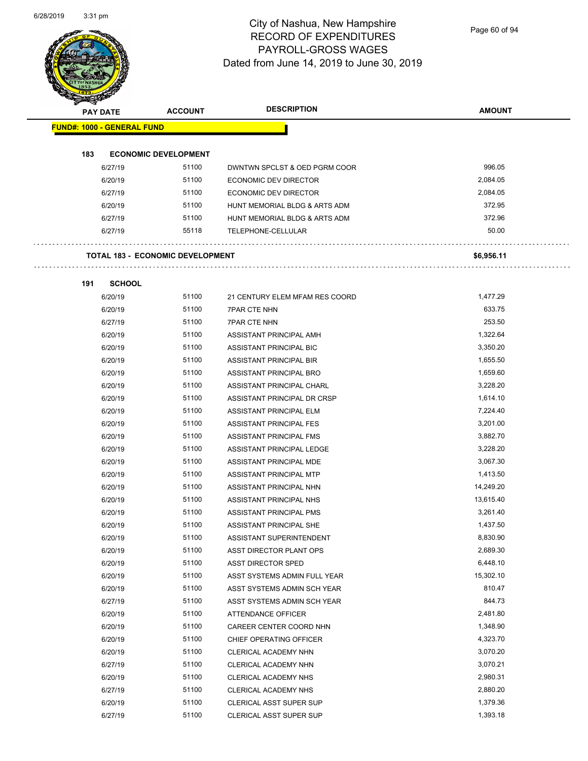# City of Nashua, New Hampshire
## RECORD OF EXPENDITURES
## PAYROLL-GROSS WAGES
## Dated from June 14, 2019 to June 30, 2019

| PAY DATE | ACCOUNT | DESCRIPTION | AMOUNT |
|---|---|---|---|
| **FUND#: 1000 - GENERAL FUND** | | | |
| **183 ECONOMIC DEVELOPMENT** | | | |
| 6/27/19 | 51100 | DWNTWN SPCLST & OED PGRM COOR | 996.05 |
| 6/20/19 | 51100 | ECONOMIC DEV DIRECTOR | 2,084.05 |
| 6/27/19 | 51100 | ECONOMIC DEV DIRECTOR | 2,084.05 |
| 6/20/19 | 51100 | HUNT MEMORIAL BLDG & ARTS ADM | 372.95 |
| 6/27/19 | 51100 | HUNT MEMORIAL BLDG & ARTS ADM | 372.96 |
| 6/27/19 | 55118 | TELEPHONE-CELLULAR | 50.00 |
| **TOTAL 183 - ECONOMIC DEVELOPMENT** | | | **$6,956.11** |
| **191 SCHOOL** | | | |
| 6/20/19 | 51100 | 21 CENTURY ELEM MFAM RES COORD | 1,477.29 |
| 6/20/19 | 51100 | 7PAR CTE NHN | 633.75 |
| 6/27/19 | 51100 | 7PAR CTE NHN | 253.50 |
| 6/20/19 | 51100 | ASSISTANT PRINCIPAL AMH | 1,322.64 |
| 6/20/19 | 51100 | ASSISTANT PRINCIPAL BIC | 3,350.20 |
| 6/20/19 | 51100 | ASSISTANT PRINCIPAL BIR | 1,655.50 |
| 6/20/19 | 51100 | ASSISTANT PRINCIPAL BRO | 1,659.60 |
| 6/20/19 | 51100 | ASSISTANT PRINCIPAL CHARL | 3,228.20 |
| 6/20/19 | 51100 | ASSISTANT PRINCIPAL DR CRSP | 1,614.10 |
| 6/20/19 | 51100 | ASSISTANT PRINCIPAL ELM | 7,224.40 |
| 6/20/19 | 51100 | ASSISTANT PRINCIPAL FES | 3,201.00 |
| 6/20/19 | 51100 | ASSISTANT PRINCIPAL FMS | 3,882.70 |
| 6/20/19 | 51100 | ASSISTANT PRINCIPAL LEDGE | 3,228.20 |
| 6/20/19 | 51100 | ASSISTANT PRINCIPAL MDE | 3,067.30 |
| 6/20/19 | 51100 | ASSISTANT PRINCIPAL MTP | 1,413.50 |
| 6/20/19 | 51100 | ASSISTANT PRINCIPAL NHN | 14,249.20 |
| 6/20/19 | 51100 | ASSISTANT PRINCIPAL NHS | 13,615.40 |
| 6/20/19 | 51100 | ASSISTANT PRINCIPAL PMS | 3,261.40 |
| 6/20/19 | 51100 | ASSISTANT PRINCIPAL SHE | 1,437.50 |
| 6/20/19 | 51100 | ASSISTANT SUPERINTENDENT | 8,830.90 |
| 6/20/19 | 51100 | ASST DIRECTOR PLANT OPS | 2,689.30 |
| 6/20/19 | 51100 | ASST DIRECTOR SPED | 6,448.10 |
| 6/20/19 | 51100 | ASST SYSTEMS ADMIN FULL YEAR | 15,302.10 |
| 6/20/19 | 51100 | ASST SYSTEMS ADMIN SCH YEAR | 810.47 |
| 6/27/19 | 51100 | ASST SYSTEMS ADMIN SCH YEAR | 844.73 |
| 6/20/19 | 51100 | ATTENDANCE OFFICER | 2,481.80 |
| 6/20/19 | 51100 | CAREER CENTER COORD NHN | 1,348.90 |
| 6/20/19 | 51100 | CHIEF OPERATING OFFICER | 4,323.70 |
| 6/20/19 | 51100 | CLERICAL ACADEMY NHN | 3,070.20 |
| 6/27/19 | 51100 | CLERICAL ACADEMY NHN | 3,070.21 |
| 6/20/19 | 51100 | CLERICAL ACADEMY NHS | 2,980.31 |
| 6/27/19 | 51100 | CLERICAL ACADEMY NHS | 2,880.20 |
| 6/20/19 | 51100 | CLERICAL ASST SUPER SUP | 1,379.36 |
| 6/27/19 | 51100 | CLERICAL ASST SUPER SUP | 1,393.18 |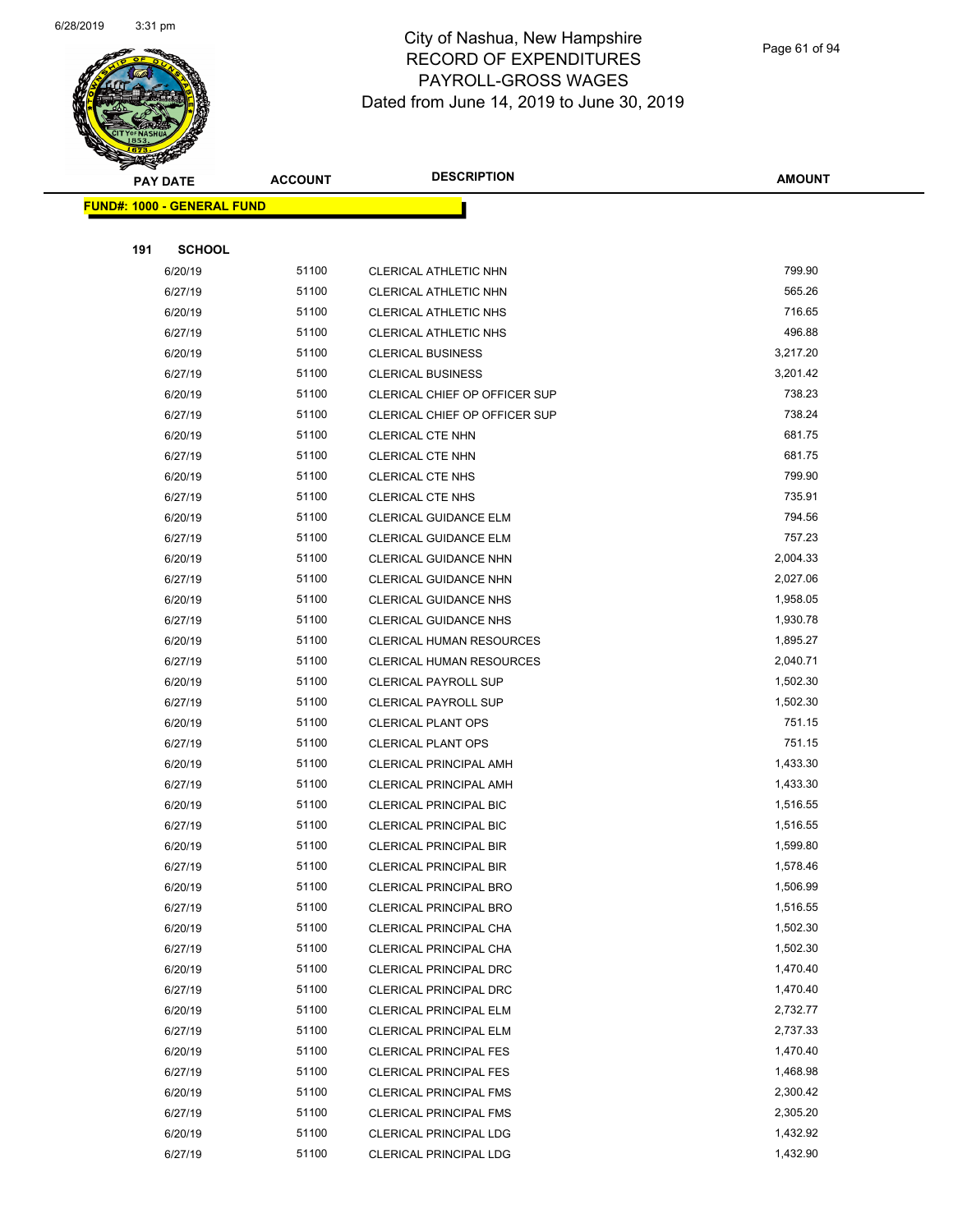# City of Nashua, New Hampshire
## RECORD OF EXPENDITURES
## PAYROLL-GROSS WAGES
## Dated from June 14, 2019 to June 30, 2019

**FUND#: 1000 - GENERAL FUND**

**191 SCHOOL**

| PAY DATE | ACCOUNT | DESCRIPTION | AMOUNT |
|---|---|---|---|
| 6/20/19 | 51100 | CLERICAL ATHLETIC NHN | 799.90 |
| 6/27/19 | 51100 | CLERICAL ATHLETIC NHN | 565.26 |
| 6/20/19 | 51100 | CLERICAL ATHLETIC NHS | 716.65 |
| 6/27/19 | 51100 | CLERICAL ATHLETIC NHS | 496.88 |
| 6/20/19 | 51100 | CLERICAL BUSINESS | 3,217.20 |
| 6/27/19 | 51100 | CLERICAL BUSINESS | 3,201.42 |
| 6/20/19 | 51100 | CLERICAL CHIEF OP OFFICER SUP | 738.23 |
| 6/27/19 | 51100 | CLERICAL CHIEF OP OFFICER SUP | 738.24 |
| 6/20/19 | 51100 | CLERICAL CTE NHN | 681.75 |
| 6/27/19 | 51100 | CLERICAL CTE NHN | 681.75 |
| 6/20/19 | 51100 | CLERICAL CTE NHS | 799.90 |
| 6/27/19 | 51100 | CLERICAL CTE NHS | 735.91 |
| 6/20/19 | 51100 | CLERICAL GUIDANCE ELM | 794.56 |
| 6/27/19 | 51100 | CLERICAL GUIDANCE ELM | 757.23 |
| 6/20/19 | 51100 | CLERICAL GUIDANCE NHN | 2,004.33 |
| 6/27/19 | 51100 | CLERICAL GUIDANCE NHN | 2,027.06 |
| 6/20/19 | 51100 | CLERICAL GUIDANCE NHS | 1,958.05 |
| 6/27/19 | 51100 | CLERICAL GUIDANCE NHS | 1,930.78 |
| 6/20/19 | 51100 | CLERICAL HUMAN RESOURCES | 1,895.27 |
| 6/27/19 | 51100 | CLERICAL HUMAN RESOURCES | 2,040.71 |
| 6/20/19 | 51100 | CLERICAL PAYROLL SUP | 1,502.30 |
| 6/27/19 | 51100 | CLERICAL PAYROLL SUP | 1,502.30 |
| 6/20/19 | 51100 | CLERICAL PLANT OPS | 751.15 |
| 6/27/19 | 51100 | CLERICAL PLANT OPS | 751.15 |
| 6/20/19 | 51100 | CLERICAL PRINCIPAL AMH | 1,433.30 |
| 6/27/19 | 51100 | CLERICAL PRINCIPAL AMH | 1,433.30 |
| 6/20/19 | 51100 | CLERICAL PRINCIPAL BIC | 1,516.55 |
| 6/27/19 | 51100 | CLERICAL PRINCIPAL BIC | 1,516.55 |
| 6/20/19 | 51100 | CLERICAL PRINCIPAL BIR | 1,599.80 |
| 6/27/19 | 51100 | CLERICAL PRINCIPAL BIR | 1,578.46 |
| 6/20/19 | 51100 | CLERICAL PRINCIPAL BRO | 1,506.99 |
| 6/27/19 | 51100 | CLERICAL PRINCIPAL BRO | 1,516.55 |
| 6/20/19 | 51100 | CLERICAL PRINCIPAL CHA | 1,502.30 |
| 6/27/19 | 51100 | CLERICAL PRINCIPAL CHA | 1,502.30 |
| 6/20/19 | 51100 | CLERICAL PRINCIPAL DRC | 1,470.40 |
| 6/27/19 | 51100 | CLERICAL PRINCIPAL DRC | 1,470.40 |
| 6/20/19 | 51100 | CLERICAL PRINCIPAL ELM | 2,732.77 |
| 6/27/19 | 51100 | CLERICAL PRINCIPAL ELM | 2,737.33 |
| 6/20/19 | 51100 | CLERICAL PRINCIPAL FES | 1,470.40 |
| 6/27/19 | 51100 | CLERICAL PRINCIPAL FES | 1,468.98 |
| 6/20/19 | 51100 | CLERICAL PRINCIPAL FMS | 2,300.42 |
| 6/27/19 | 51100 | CLERICAL PRINCIPAL FMS | 2,305.20 |
| 6/20/19 | 51100 | CLERICAL PRINCIPAL LDG | 1,432.92 |
| 6/27/19 | 51100 | CLERICAL PRINCIPAL LDG | 1,432.90 |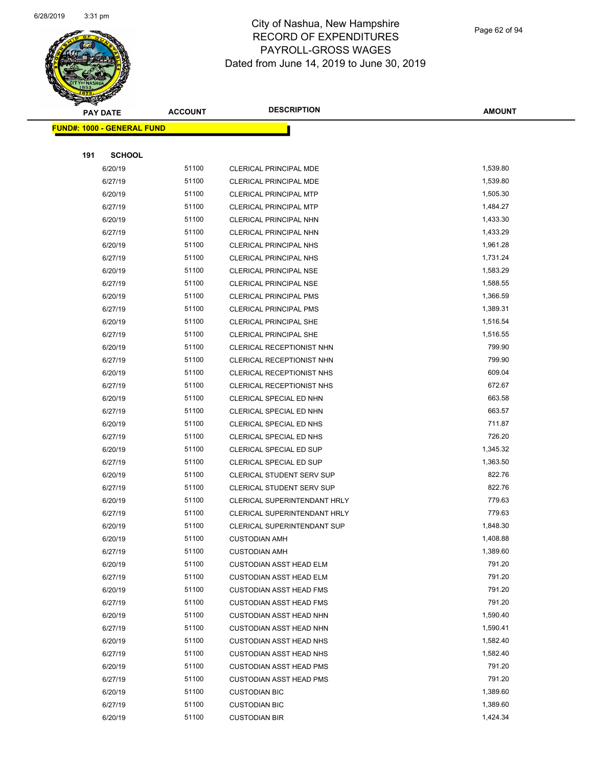# City of Nashua, New Hampshire
# RECORD OF EXPENDITURES
# PAYROLL-GROSS WAGES
# Dated from June 14, 2019 to June 30, 2019

| PAY DATE | ACCOUNT | DESCRIPTION | AMOUNT |
|---|---|---|---|
| **FUND#: 1000 - GENERAL FUND** | | | |
| **191 SCHOOL** | | | |
| 6/20/19 | 51100 | CLERICAL PRINCIPAL MDE | 1,539.80 |
| 6/27/19 | 51100 | CLERICAL PRINCIPAL MDE | 1,539.80 |
| 6/20/19 | 51100 | CLERICAL PRINCIPAL MTP | 1,505.30 |
| 6/27/19 | 51100 | CLERICAL PRINCIPAL MTP | 1,484.27 |
| 6/20/19 | 51100 | CLERICAL PRINCIPAL NHN | 1,433.30 |
| 6/27/19 | 51100 | CLERICAL PRINCIPAL NHN | 1,433.29 |
| 6/20/19 | 51100 | CLERICAL PRINCIPAL NHS | 1,961.28 |
| 6/27/19 | 51100 | CLERICAL PRINCIPAL NHS | 1,731.24 |
| 6/20/19 | 51100 | CLERICAL PRINCIPAL NSE | 1,583.29 |
| 6/27/19 | 51100 | CLERICAL PRINCIPAL NSE | 1,588.55 |
| 6/20/19 | 51100 | CLERICAL PRINCIPAL PMS | 1,366.59 |
| 6/27/19 | 51100 | CLERICAL PRINCIPAL PMS | 1,389.31 |
| 6/20/19 | 51100 | CLERICAL PRINCIPAL SHE | 1,516.54 |
| 6/27/19 | 51100 | CLERICAL PRINCIPAL SHE | 1,516.55 |
| 6/20/19 | 51100 | CLERICAL RECEPTIONIST NHN | 799.90 |
| 6/27/19 | 51100 | CLERICAL RECEPTIONIST NHN | 799.90 |
| 6/20/19 | 51100 | CLERICAL RECEPTIONIST NHS | 609.04 |
| 6/27/19 | 51100 | CLERICAL RECEPTIONIST NHS | 672.67 |
| 6/20/19 | 51100 | CLERICAL SPECIAL ED NHN | 663.58 |
| 6/27/19 | 51100 | CLERICAL SPECIAL ED NHN | 663.57 |
| 6/20/19 | 51100 | CLERICAL SPECIAL ED NHS | 711.87 |
| 6/27/19 | 51100 | CLERICAL SPECIAL ED NHS | 726.20 |
| 6/20/19 | 51100 | CLERICAL SPECIAL ED SUP | 1,345.32 |
| 6/27/19 | 51100 | CLERICAL SPECIAL ED SUP | 1,363.50 |
| 6/20/19 | 51100 | CLERICAL STUDENT SERV SUP | 822.76 |
| 6/27/19 | 51100 | CLERICAL STUDENT SERV SUP | 822.76 |
| 6/20/19 | 51100 | CLERICAL SUPERINTENDANT HRLY | 779.63 |
| 6/27/19 | 51100 | CLERICAL SUPERINTENDANT HRLY | 779.63 |
| 6/20/19 | 51100 | CLERICAL SUPERINTENDANT SUP | 1,848.30 |
| 6/20/19 | 51100 | CUSTODIAN AMH | 1,408.88 |
| 6/27/19 | 51100 | CUSTODIAN AMH | 1,389.60 |
| 6/20/19 | 51100 | CUSTODIAN ASST HEAD ELM | 791.20 |
| 6/27/19 | 51100 | CUSTODIAN ASST HEAD ELM | 791.20 |
| 6/20/19 | 51100 | CUSTODIAN ASST HEAD FMS | 791.20 |
| 6/27/19 | 51100 | CUSTODIAN ASST HEAD FMS | 791.20 |
| 6/20/19 | 51100 | CUSTODIAN ASST HEAD NHN | 1,590.40 |
| 6/27/19 | 51100 | CUSTODIAN ASST HEAD NHN | 1,590.41 |
| 6/20/19 | 51100 | CUSTODIAN ASST HEAD NHS | 1,582.40 |
| 6/27/19 | 51100 | CUSTODIAN ASST HEAD NHS | 1,582.40 |
| 6/20/19 | 51100 | CUSTODIAN ASST HEAD PMS | 791.20 |
| 6/27/19 | 51100 | CUSTODIAN ASST HEAD PMS | 791.20 |
| 6/20/19 | 51100 | CUSTODIAN BIC | 1,389.60 |
| 6/27/19 | 51100 | CUSTODIAN BIC | 1,389.60 |
| 6/20/19 | 51100 | CUSTODIAN BIR | 1,424.34 |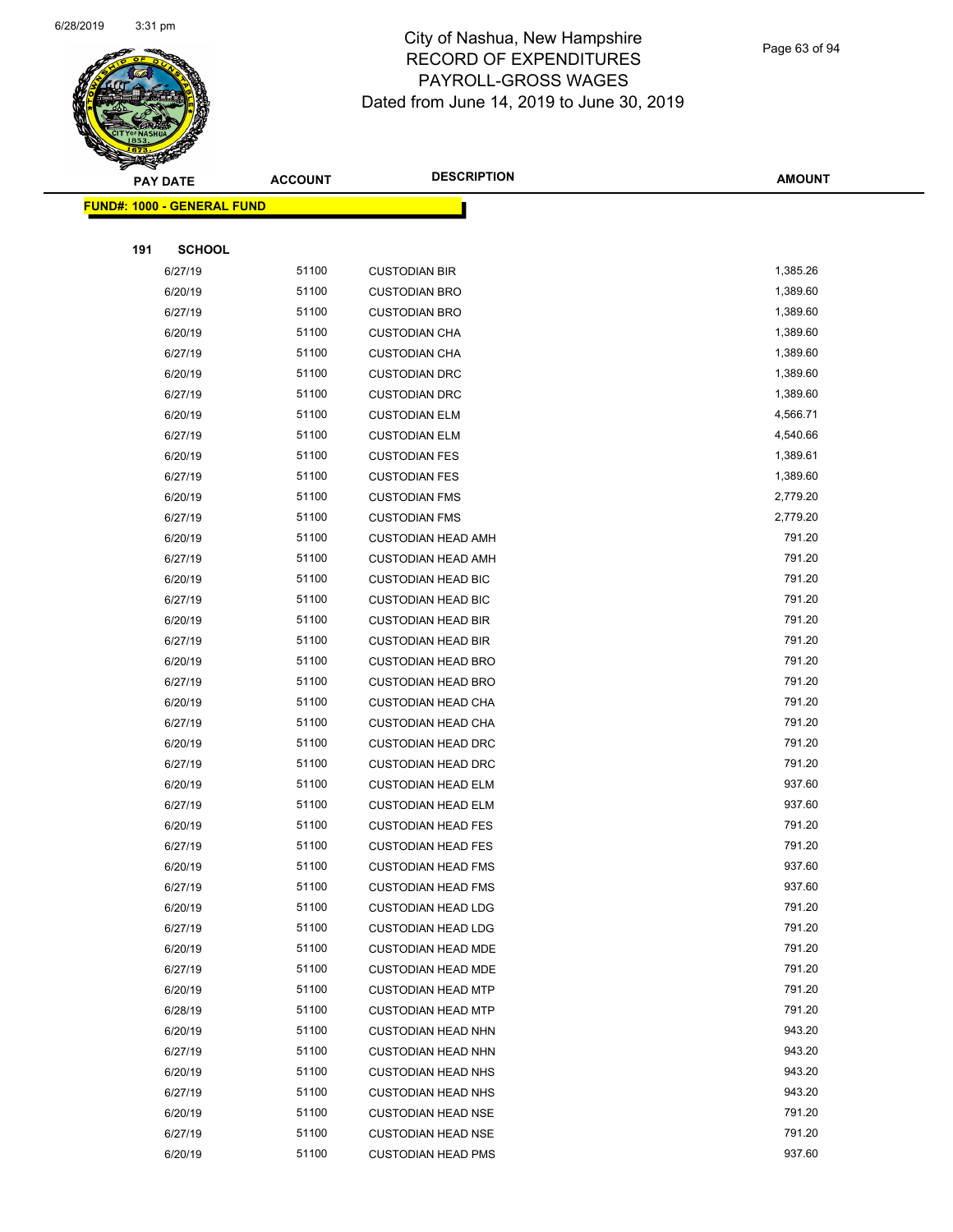# City of Nashua, New Hampshire
# RECORD OF EXPENDITURES
# PAYROLL-GROSS WAGES
# Dated from June 14, 2019 to June 30, 2019

**FUND#: 1000 - GENERAL FUND**

**191 SCHOOL**

| PAY DATE | ACCOUNT | DESCRIPTION | AMOUNT |
|---|---|---|---|
| 6/27/19 | 51100 | CUSTODIAN BIR | 1,385.26 |
| 6/20/19 | 51100 | CUSTODIAN BRO | 1,389.60 |
| 6/27/19 | 51100 | CUSTODIAN BRO | 1,389.60 |
| 6/20/19 | 51100 | CUSTODIAN CHA | 1,389.60 |
| 6/27/19 | 51100 | CUSTODIAN CHA | 1,389.60 |
| 6/20/19 | 51100 | CUSTODIAN DRC | 1,389.60 |
| 6/27/19 | 51100 | CUSTODIAN DRC | 1,389.60 |
| 6/20/19 | 51100 | CUSTODIAN ELM | 4,566.71 |
| 6/27/19 | 51100 | CUSTODIAN ELM | 4,540.66 |
| 6/20/19 | 51100 | CUSTODIAN FES | 1,389.61 |
| 6/27/19 | 51100 | CUSTODIAN FES | 1,389.60 |
| 6/20/19 | 51100 | CUSTODIAN FMS | 2,779.20 |
| 6/27/19 | 51100 | CUSTODIAN FMS | 2,779.20 |
| 6/20/19 | 51100 | CUSTODIAN HEAD AMH | 791.20 |
| 6/27/19 | 51100 | CUSTODIAN HEAD AMH | 791.20 |
| 6/20/19 | 51100 | CUSTODIAN HEAD BIC | 791.20 |
| 6/27/19 | 51100 | CUSTODIAN HEAD BIC | 791.20 |
| 6/20/19 | 51100 | CUSTODIAN HEAD BIR | 791.20 |
| 6/27/19 | 51100 | CUSTODIAN HEAD BIR | 791.20 |
| 6/20/19 | 51100 | CUSTODIAN HEAD BRO | 791.20 |
| 6/27/19 | 51100 | CUSTODIAN HEAD BRO | 791.20 |
| 6/20/19 | 51100 | CUSTODIAN HEAD CHA | 791.20 |
| 6/27/19 | 51100 | CUSTODIAN HEAD CHA | 791.20 |
| 6/20/19 | 51100 | CUSTODIAN HEAD DRC | 791.20 |
| 6/27/19 | 51100 | CUSTODIAN HEAD DRC | 791.20 |
| 6/20/19 | 51100 | CUSTODIAN HEAD ELM | 937.60 |
| 6/27/19 | 51100 | CUSTODIAN HEAD ELM | 937.60 |
| 6/20/19 | 51100 | CUSTODIAN HEAD FES | 791.20 |
| 6/27/19 | 51100 | CUSTODIAN HEAD FES | 791.20 |
| 6/20/19 | 51100 | CUSTODIAN HEAD FMS | 937.60 |
| 6/27/19 | 51100 | CUSTODIAN HEAD FMS | 937.60 |
| 6/20/19 | 51100 | CUSTODIAN HEAD LDG | 791.20 |
| 6/27/19 | 51100 | CUSTODIAN HEAD LDG | 791.20 |
| 6/20/19 | 51100 | CUSTODIAN HEAD MDE | 791.20 |
| 6/27/19 | 51100 | CUSTODIAN HEAD MDE | 791.20 |
| 6/20/19 | 51100 | CUSTODIAN HEAD MTP | 791.20 |
| 6/28/19 | 51100 | CUSTODIAN HEAD MTP | 791.20 |
| 6/20/19 | 51100 | CUSTODIAN HEAD NHN | 943.20 |
| 6/27/19 | 51100 | CUSTODIAN HEAD NHN | 943.20 |
| 6/20/19 | 51100 | CUSTODIAN HEAD NHS | 943.20 |
| 6/27/19 | 51100 | CUSTODIAN HEAD NHS | 943.20 |
| 6/20/19 | 51100 | CUSTODIAN HEAD NSE | 791.20 |
| 6/27/19 | 51100 | CUSTODIAN HEAD NSE | 791.20 |
| 6/20/19 | 51100 | CUSTODIAN HEAD PMS | 937.60 |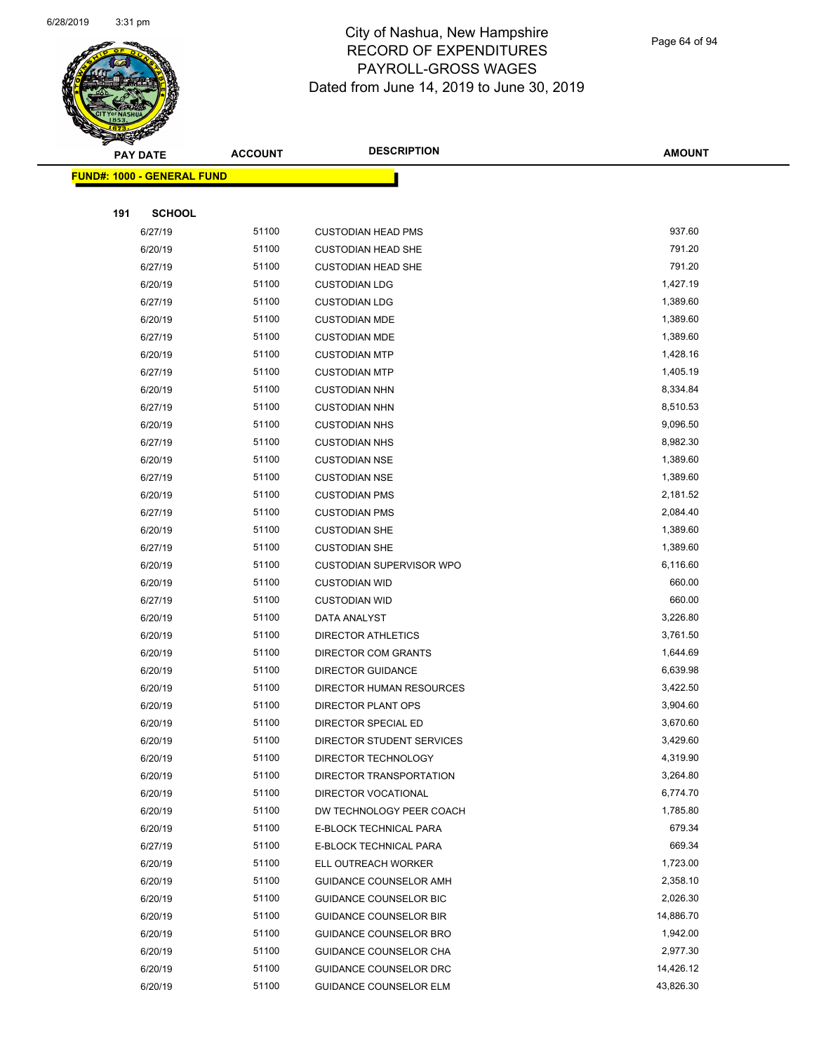# City of Nashua, New Hampshire
## RECORD OF EXPENDITURES
## PAYROLL-GROSS WAGES
## Dated from June 14, 2019 to June 30, 2019

**FUND#: 1000 - GENERAL FUND**

**191 SCHOOL**

| PAY DATE | ACCOUNT | DESCRIPTION | AMOUNT |
|---|---|---|---|
| 6/27/19 | 51100 | CUSTODIAN HEAD PMS | 937.60 |
| 6/20/19 | 51100 | CUSTODIAN HEAD SHE | 791.20 |
| 6/27/19 | 51100 | CUSTODIAN HEAD SHE | 791.20 |
| 6/20/19 | 51100 | CUSTODIAN LDG | 1,427.19 |
| 6/27/19 | 51100 | CUSTODIAN LDG | 1,389.60 |
| 6/20/19 | 51100 | CUSTODIAN MDE | 1,389.60 |
| 6/27/19 | 51100 | CUSTODIAN MDE | 1,389.60 |
| 6/20/19 | 51100 | CUSTODIAN MTP | 1,428.16 |
| 6/27/19 | 51100 | CUSTODIAN MTP | 1,405.19 |
| 6/20/19 | 51100 | CUSTODIAN NHN | 8,334.84 |
| 6/27/19 | 51100 | CUSTODIAN NHN | 8,510.53 |
| 6/20/19 | 51100 | CUSTODIAN NHS | 9,096.50 |
| 6/27/19 | 51100 | CUSTODIAN NHS | 8,982.30 |
| 6/20/19 | 51100 | CUSTODIAN NSE | 1,389.60 |
| 6/27/19 | 51100 | CUSTODIAN NSE | 1,389.60 |
| 6/20/19 | 51100 | CUSTODIAN PMS | 2,181.52 |
| 6/27/19 | 51100 | CUSTODIAN PMS | 2,084.40 |
| 6/20/19 | 51100 | CUSTODIAN SHE | 1,389.60 |
| 6/27/19 | 51100 | CUSTODIAN SHE | 1,389.60 |
| 6/20/19 | 51100 | CUSTODIAN SUPERVISOR WPO | 6,116.60 |
| 6/20/19 | 51100 | CUSTODIAN WID | 660.00 |
| 6/27/19 | 51100 | CUSTODIAN WID | 660.00 |
| 6/20/19 | 51100 | DATA ANALYST | 3,226.80 |
| 6/20/19 | 51100 | DIRECTOR ATHLETICS | 3,761.50 |
| 6/20/19 | 51100 | DIRECTOR COM GRANTS | 1,644.69 |
| 6/20/19 | 51100 | DIRECTOR GUIDANCE | 6,639.98 |
| 6/20/19 | 51100 | DIRECTOR HUMAN RESOURCES | 3,422.50 |
| 6/20/19 | 51100 | DIRECTOR PLANT OPS | 3,904.60 |
| 6/20/19 | 51100 | DIRECTOR SPECIAL ED | 3,670.60 |
| 6/20/19 | 51100 | DIRECTOR STUDENT SERVICES | 3,429.60 |
| 6/20/19 | 51100 | DIRECTOR TECHNOLOGY | 4,319.90 |
| 6/20/19 | 51100 | DIRECTOR TRANSPORTATION | 3,264.80 |
| 6/20/19 | 51100 | DIRECTOR VOCATIONAL | 6,774.70 |
| 6/20/19 | 51100 | DW TECHNOLOGY PEER COACH | 1,785.80 |
| 6/20/19 | 51100 | E-BLOCK TECHNICAL PARA | 679.34 |
| 6/27/19 | 51100 | E-BLOCK TECHNICAL PARA | 669.34 |
| 6/20/19 | 51100 | ELL OUTREACH WORKER | 1,723.00 |
| 6/20/19 | 51100 | GUIDANCE COUNSELOR AMH | 2,358.10 |
| 6/20/19 | 51100 | GUIDANCE COUNSELOR BIC | 2,026.30 |
| 6/20/19 | 51100 | GUIDANCE COUNSELOR BIR | 14,886.70 |
| 6/20/19 | 51100 | GUIDANCE COUNSELOR BRO | 1,942.00 |
| 6/20/19 | 51100 | GUIDANCE COUNSELOR CHA | 2,977.30 |
| 6/20/19 | 51100 | GUIDANCE COUNSELOR DRC | 14,426.12 |
| 6/20/19 | 51100 | GUIDANCE COUNSELOR ELM | 43,826.30 |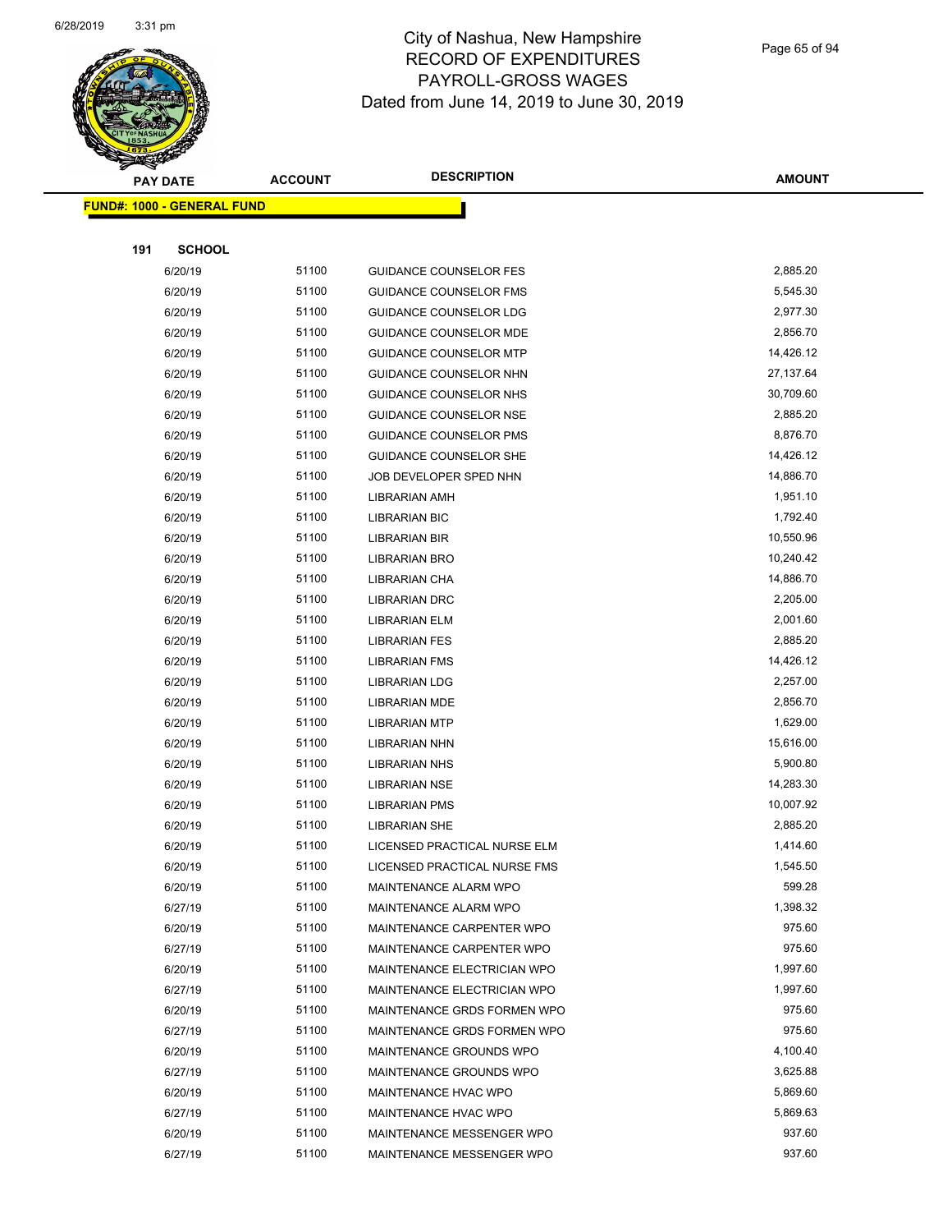# City of Nashua, New Hampshire
## RECORD OF EXPENDITURES
## PAYROLL-GROSS WAGES
## Dated from June 14, 2019 to June 30, 2019

6/28/2019 3:31 pm

**FUND#: 1000 - GENERAL FUND**

**191 SCHOOL**

| PAY DATE | ACCOUNT | DESCRIPTION | AMOUNT |
|---|---|---|---|
| 6/20/19 | 51100 | GUIDANCE COUNSELOR FES | 2,885.20 |
| 6/20/19 | 51100 | GUIDANCE COUNSELOR FMS | 5,545.30 |
| 6/20/19 | 51100 | GUIDANCE COUNSELOR LDG | 2,977.30 |
| 6/20/19 | 51100 | GUIDANCE COUNSELOR MDE | 2,856.70 |
| 6/20/19 | 51100 | GUIDANCE COUNSELOR MTP | 14,426.12 |
| 6/20/19 | 51100 | GUIDANCE COUNSELOR NHN | 27,137.64 |
| 6/20/19 | 51100 | GUIDANCE COUNSELOR NHS | 30,709.60 |
| 6/20/19 | 51100 | GUIDANCE COUNSELOR NSE | 2,885.20 |
| 6/20/19 | 51100 | GUIDANCE COUNSELOR PMS | 8,876.70 |
| 6/20/19 | 51100 | GUIDANCE COUNSELOR SHE | 14,426.12 |
| 6/20/19 | 51100 | JOB DEVELOPER SPED NHN | 14,886.70 |
| 6/20/19 | 51100 | LIBRARIAN AMH | 1,951.10 |
| 6/20/19 | 51100 | LIBRARIAN BIC | 1,792.40 |
| 6/20/19 | 51100 | LIBRARIAN BIR | 10,550.96 |
| 6/20/19 | 51100 | LIBRARIAN BRO | 10,240.42 |
| 6/20/19 | 51100 | LIBRARIAN CHA | 14,886.70 |
| 6/20/19 | 51100 | LIBRARIAN DRC | 2,205.00 |
| 6/20/19 | 51100 | LIBRARIAN ELM | 2,001.60 |
| 6/20/19 | 51100 | LIBRARIAN FES | 2,885.20 |
| 6/20/19 | 51100 | LIBRARIAN FMS | 14,426.12 |
| 6/20/19 | 51100 | LIBRARIAN LDG | 2,257.00 |
| 6/20/19 | 51100 | LIBRARIAN MDE | 2,856.70 |
| 6/20/19 | 51100 | LIBRARIAN MTP | 1,629.00 |
| 6/20/19 | 51100 | LIBRARIAN NHN | 15,616.00 |
| 6/20/19 | 51100 | LIBRARIAN NHS | 5,900.80 |
| 6/20/19 | 51100 | LIBRARIAN NSE | 14,283.30 |
| 6/20/19 | 51100 | LIBRARIAN PMS | 10,007.92 |
| 6/20/19 | 51100 | LIBRARIAN SHE | 2,885.20 |
| 6/20/19 | 51100 | LICENSED PRACTICAL NURSE ELM | 1,414.60 |
| 6/20/19 | 51100 | LICENSED PRACTICAL NURSE FMS | 1,545.50 |
| 6/20/19 | 51100 | MAINTENANCE ALARM WPO | 599.28 |
| 6/27/19 | 51100 | MAINTENANCE ALARM WPO | 1,398.32 |
| 6/20/19 | 51100 | MAINTENANCE CARPENTER WPO | 975.60 |
| 6/27/19 | 51100 | MAINTENANCE CARPENTER WPO | 975.60 |
| 6/20/19 | 51100 | MAINTENANCE ELECTRICIAN WPO | 1,997.60 |
| 6/27/19 | 51100 | MAINTENANCE ELECTRICIAN WPO | 1,997.60 |
| 6/20/19 | 51100 | MAINTENANCE GRDS FORMEN WPO | 975.60 |
| 6/27/19 | 51100 | MAINTENANCE GRDS FORMEN WPO | 975.60 |
| 6/20/19 | 51100 | MAINTENANCE GROUNDS WPO | 4,100.40 |
| 6/27/19 | 51100 | MAINTENANCE GROUNDS WPO | 3,625.88 |
| 6/20/19 | 51100 | MAINTENANCE HVAC WPO | 5,869.60 |
| 6/27/19 | 51100 | MAINTENANCE HVAC WPO | 5,869.63 |
| 6/20/19 | 51100 | MAINTENANCE MESSENGER WPO | 937.60 |
| 6/27/19 | 51100 | MAINTENANCE MESSENGER WPO | 937.60 |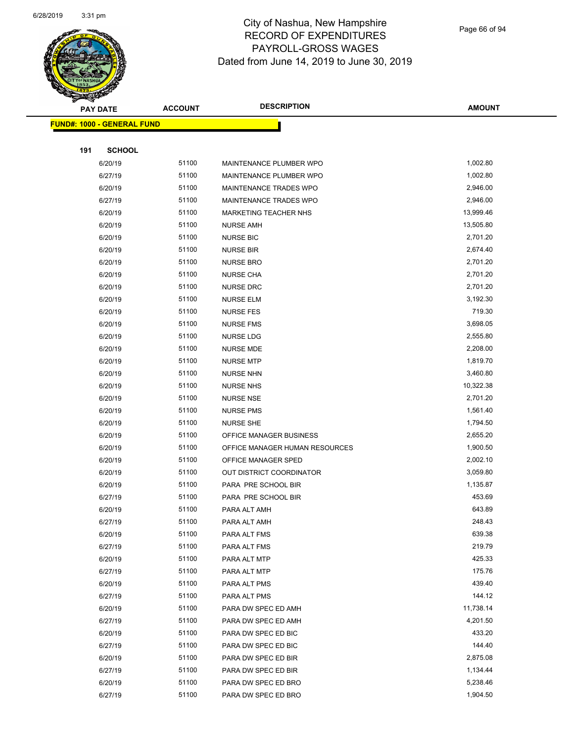# City of Nashua, New Hampshire
# RECORD OF EXPENDITURES
# PAYROLL-GROSS WAGES
# Dated from June 14, 2019 to June 30, 2019

| PAY DATE | ACCOUNT | DESCRIPTION | AMOUNT |
|---|---|---|---|
| **FUND#: 1000 - GENERAL FUND** | | | |
| **191 SCHOOL** | | | |
| 6/20/19 | 51100 | MAINTENANCE PLUMBER WPO | 1,002.80 |
| 6/27/19 | 51100 | MAINTENANCE PLUMBER WPO | 1,002.80 |
| 6/20/19 | 51100 | MAINTENANCE TRADES WPO | 2,946.00 |
| 6/27/19 | 51100 | MAINTENANCE TRADES WPO | 2,946.00 |
| 6/20/19 | 51100 | MARKETING TEACHER NHS | 13,999.46 |
| 6/20/19 | 51100 | NURSE AMH | 13,505.80 |
| 6/20/19 | 51100 | NURSE BIC | 2,701.20 |
| 6/20/19 | 51100 | NURSE BIR | 2,674.40 |
| 6/20/19 | 51100 | NURSE BRO | 2,701.20 |
| 6/20/19 | 51100 | NURSE CHA | 2,701.20 |
| 6/20/19 | 51100 | NURSE DRC | 2,701.20 |
| 6/20/19 | 51100 | NURSE ELM | 3,192.30 |
| 6/20/19 | 51100 | NURSE FES | 719.30 |
| 6/20/19 | 51100 | NURSE FMS | 3,698.05 |
| 6/20/19 | 51100 | NURSE LDG | 2,555.80 |
| 6/20/19 | 51100 | NURSE MDE | 2,208.00 |
| 6/20/19 | 51100 | NURSE MTP | 1,819.70 |
| 6/20/19 | 51100 | NURSE NHN | 3,460.80 |
| 6/20/19 | 51100 | NURSE NHS | 10,322.38 |
| 6/20/19 | 51100 | NURSE NSE | 2,701.20 |
| 6/20/19 | 51100 | NURSE PMS | 1,561.40 |
| 6/20/19 | 51100 | NURSE SHE | 1,794.50 |
| 6/20/19 | 51100 | OFFICE MANAGER BUSINESS | 2,655.20 |
| 6/20/19 | 51100 | OFFICE MANAGER HUMAN RESOURCES | 1,900.50 |
| 6/20/19 | 51100 | OFFICE MANAGER SPED | 2,002.10 |
| 6/20/19 | 51100 | OUT DISTRICT COORDINATOR | 3,059.80 |
| 6/20/19 | 51100 | PARA PRE SCHOOL BIR | 1,135.87 |
| 6/27/19 | 51100 | PARA PRE SCHOOL BIR | 453.69 |
| 6/20/19 | 51100 | PARA ALT AMH | 643.89 |
| 6/27/19 | 51100 | PARA ALT AMH | 248.43 |
| 6/20/19 | 51100 | PARA ALT FMS | 639.38 |
| 6/27/19 | 51100 | PARA ALT FMS | 219.79 |
| 6/20/19 | 51100 | PARA ALT MTP | 425.33 |
| 6/27/19 | 51100 | PARA ALT MTP | 175.76 |
| 6/20/19 | 51100 | PARA ALT PMS | 439.40 |
| 6/27/19 | 51100 | PARA ALT PMS | 144.12 |
| 6/20/19 | 51100 | PARA DW SPEC ED AMH | 11,738.14 |
| 6/27/19 | 51100 | PARA DW SPEC ED AMH | 4,201.50 |
| 6/20/19 | 51100 | PARA DW SPEC ED BIC | 433.20 |
| 6/27/19 | 51100 | PARA DW SPEC ED BIC | 144.40 |
| 6/20/19 | 51100 | PARA DW SPEC ED BIR | 2,875.08 |
| 6/27/19 | 51100 | PARA DW SPEC ED BIR | 1,134.44 |
| 6/20/19 | 51100 | PARA DW SPEC ED BRO | 5,238.46 |
| 6/27/19 | 51100 | PARA DW SPEC ED BRO | 1,904.50 |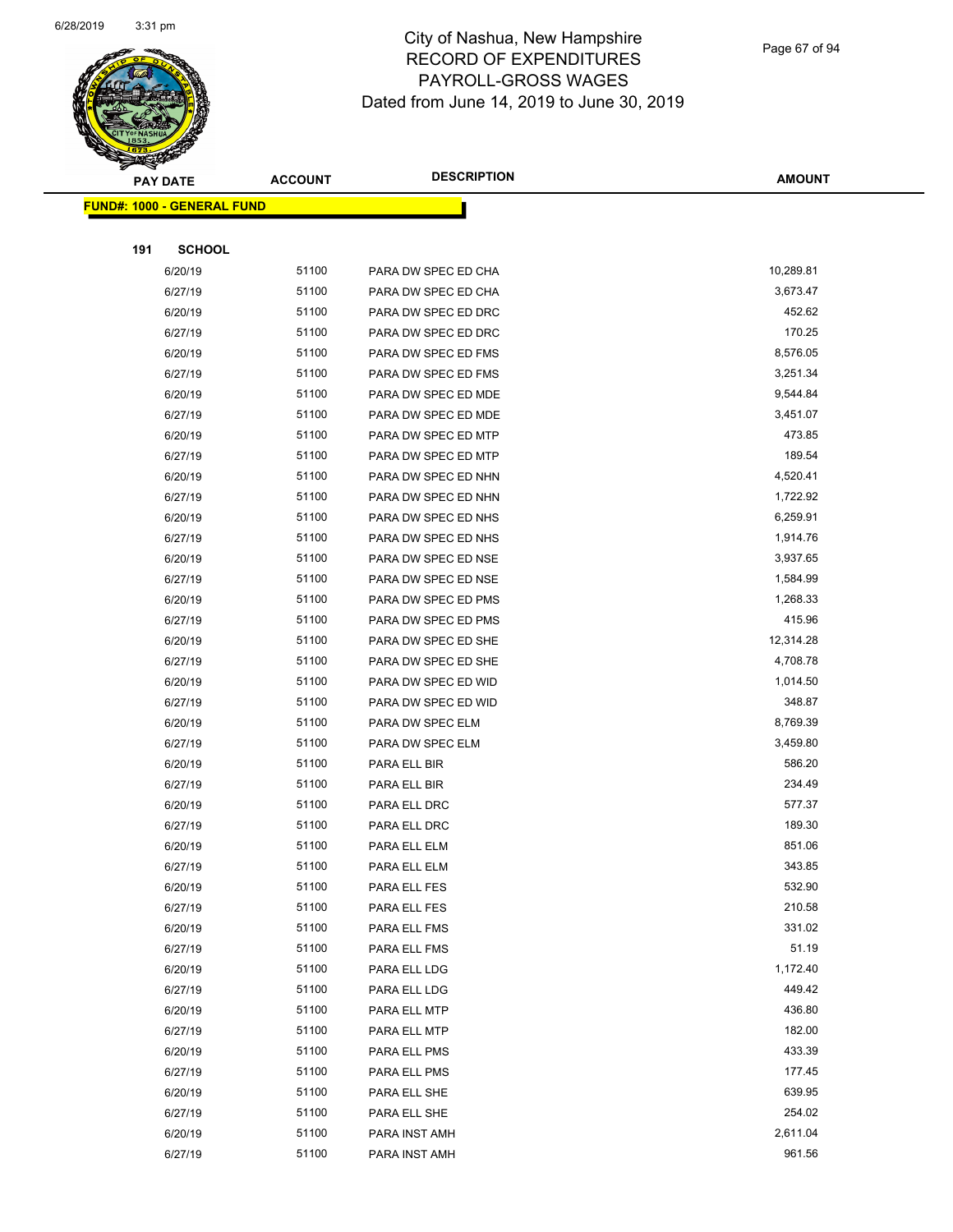# City of Nashua, New Hampshire
## RECORD OF EXPENDITURES
## PAYROLL-GROSS WAGES
## Dated from June 14, 2019 to June 30, 2019

| PAY DATE | ACCOUNT | DESCRIPTION | AMOUNT |
|---|---|---|---|

**FUND#: 1000 - GENERAL FUND**

**191 SCHOOL**

| PAY DATE | ACCOUNT | DESCRIPTION | AMOUNT |
|---|---|---|---|
| 6/20/19 | 51100 | PARA DW SPEC ED CHA | 10,289.81 |
| 6/27/19 | 51100 | PARA DW SPEC ED CHA | 3,673.47 |
| 6/20/19 | 51100 | PARA DW SPEC ED DRC | 452.62 |
| 6/27/19 | 51100 | PARA DW SPEC ED DRC | 170.25 |
| 6/20/19 | 51100 | PARA DW SPEC ED FMS | 8,576.05 |
| 6/27/19 | 51100 | PARA DW SPEC ED FMS | 3,251.34 |
| 6/20/19 | 51100 | PARA DW SPEC ED MDE | 9,544.84 |
| 6/27/19 | 51100 | PARA DW SPEC ED MDE | 3,451.07 |
| 6/20/19 | 51100 | PARA DW SPEC ED MTP | 473.85 |
| 6/27/19 | 51100 | PARA DW SPEC ED MTP | 189.54 |
| 6/20/19 | 51100 | PARA DW SPEC ED NHN | 4,520.41 |
| 6/27/19 | 51100 | PARA DW SPEC ED NHN | 1,722.92 |
| 6/20/19 | 51100 | PARA DW SPEC ED NHS | 6,259.91 |
| 6/27/19 | 51100 | PARA DW SPEC ED NHS | 1,914.76 |
| 6/20/19 | 51100 | PARA DW SPEC ED NSE | 3,937.65 |
| 6/27/19 | 51100 | PARA DW SPEC ED NSE | 1,584.99 |
| 6/20/19 | 51100 | PARA DW SPEC ED PMS | 1,268.33 |
| 6/27/19 | 51100 | PARA DW SPEC ED PMS | 415.96 |
| 6/20/19 | 51100 | PARA DW SPEC ED SHE | 12,314.28 |
| 6/27/19 | 51100 | PARA DW SPEC ED SHE | 4,708.78 |
| 6/20/19 | 51100 | PARA DW SPEC ED WID | 1,014.50 |
| 6/27/19 | 51100 | PARA DW SPEC ED WID | 348.87 |
| 6/20/19 | 51100 | PARA DW SPEC ELM | 8,769.39 |
| 6/27/19 | 51100 | PARA DW SPEC ELM | 3,459.80 |
| 6/20/19 | 51100 | PARA ELL BIR | 586.20 |
| 6/27/19 | 51100 | PARA ELL BIR | 234.49 |
| 6/20/19 | 51100 | PARA ELL DRC | 577.37 |
| 6/27/19 | 51100 | PARA ELL DRC | 189.30 |
| 6/20/19 | 51100 | PARA ELL ELM | 851.06 |
| 6/27/19 | 51100 | PARA ELL ELM | 343.85 |
| 6/20/19 | 51100 | PARA ELL FES | 532.90 |
| 6/27/19 | 51100 | PARA ELL FES | 210.58 |
| 6/20/19 | 51100 | PARA ELL FMS | 331.02 |
| 6/27/19 | 51100 | PARA ELL FMS | 51.19 |
| 6/20/19 | 51100 | PARA ELL LDG | 1,172.40 |
| 6/27/19 | 51100 | PARA ELL LDG | 449.42 |
| 6/20/19 | 51100 | PARA ELL MTP | 436.80 |
| 6/27/19 | 51100 | PARA ELL MTP | 182.00 |
| 6/20/19 | 51100 | PARA ELL PMS | 433.39 |
| 6/27/19 | 51100 | PARA ELL PMS | 177.45 |
| 6/20/19 | 51100 | PARA ELL SHE | 639.95 |
| 6/27/19 | 51100 | PARA ELL SHE | 254.02 |
| 6/20/19 | 51100 | PARA INST AMH | 2,611.04 |
| 6/27/19 | 51100 | PARA INST AMH | 961.56 |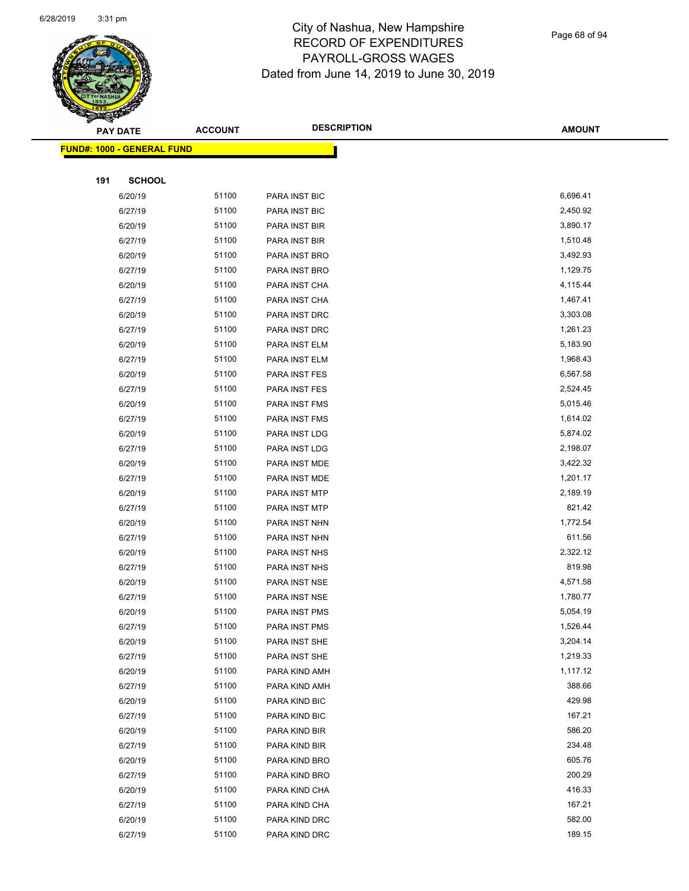# City of Nashua, New Hampshire
## RECORD OF EXPENDITURES
## PAYROLL-GROSS WAGES
## Dated from June 14, 2019 to June 30, 2019

**FUND#: 1000 - GENERAL FUND**

**191 SCHOOL**

| PAY DATE | ACCOUNT | DESCRIPTION | AMOUNT |
|---|---|---|---|
| 6/20/19 | 51100 | PARA INST BIC | 6,696.41 |
| 6/27/19 | 51100 | PARA INST BIC | 2,450.92 |
| 6/20/19 | 51100 | PARA INST BIR | 3,890.17 |
| 6/27/19 | 51100 | PARA INST BIR | 1,510.48 |
| 6/20/19 | 51100 | PARA INST BRO | 3,492.93 |
| 6/27/19 | 51100 | PARA INST BRO | 1,129.75 |
| 6/20/19 | 51100 | PARA INST CHA | 4,115.44 |
| 6/27/19 | 51100 | PARA INST CHA | 1,467.41 |
| 6/20/19 | 51100 | PARA INST DRC | 3,303.08 |
| 6/27/19 | 51100 | PARA INST DRC | 1,261.23 |
| 6/20/19 | 51100 | PARA INST ELM | 5,183.90 |
| 6/27/19 | 51100 | PARA INST ELM | 1,968.43 |
| 6/20/19 | 51100 | PARA INST FES | 6,567.58 |
| 6/27/19 | 51100 | PARA INST FES | 2,524.45 |
| 6/20/19 | 51100 | PARA INST FMS | 5,015.46 |
| 6/27/19 | 51100 | PARA INST FMS | 1,614.02 |
| 6/20/19 | 51100 | PARA INST LDG | 5,874.02 |
| 6/27/19 | 51100 | PARA INST LDG | 2,198.07 |
| 6/20/19 | 51100 | PARA INST MDE | 3,422.32 |
| 6/27/19 | 51100 | PARA INST MDE | 1,201.17 |
| 6/20/19 | 51100 | PARA INST MTP | 2,189.19 |
| 6/27/19 | 51100 | PARA INST MTP | 821.42 |
| 6/20/19 | 51100 | PARA INST NHN | 1,772.54 |
| 6/27/19 | 51100 | PARA INST NHN | 611.56 |
| 6/20/19 | 51100 | PARA INST NHS | 2,322.12 |
| 6/27/19 | 51100 | PARA INST NHS | 819.98 |
| 6/20/19 | 51100 | PARA INST NSE | 4,571.58 |
| 6/27/19 | 51100 | PARA INST NSE | 1,780.77 |
| 6/20/19 | 51100 | PARA INST PMS | 5,054.19 |
| 6/27/19 | 51100 | PARA INST PMS | 1,526.44 |
| 6/20/19 | 51100 | PARA INST SHE | 3,204.14 |
| 6/27/19 | 51100 | PARA INST SHE | 1,219.33 |
| 6/20/19 | 51100 | PARA KIND AMH | 1,117.12 |
| 6/27/19 | 51100 | PARA KIND AMH | 388.66 |
| 6/20/19 | 51100 | PARA KIND BIC | 429.98 |
| 6/27/19 | 51100 | PARA KIND BIC | 167.21 |
| 6/20/19 | 51100 | PARA KIND BIR | 586.20 |
| 6/27/19 | 51100 | PARA KIND BIR | 234.48 |
| 6/20/19 | 51100 | PARA KIND BRO | 605.76 |
| 6/27/19 | 51100 | PARA KIND BRO | 200.29 |
| 6/20/19 | 51100 | PARA KIND CHA | 416.33 |
| 6/27/19 | 51100 | PARA KIND CHA | 167.21 |
| 6/20/19 | 51100 | PARA KIND DRC | 582.00 |
| 6/27/19 | 51100 | PARA KIND DRC | 189.15 |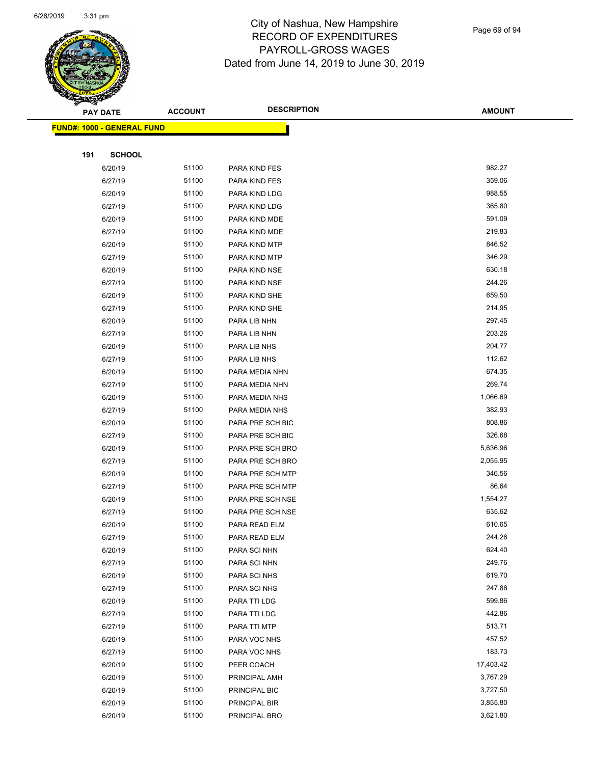# City of Nashua, New Hampshire
# RECORD OF EXPENDITURES
# PAYROLL-GROSS WAGES
# Dated from June 14, 2019 to June 30, 2019

| PAY DATE | ACCOUNT | DESCRIPTION | AMOUNT |
|---|---|---|---|
| **FUND#: 1000 - GENERAL FUND** | | | |
| **191 SCHOOL** | | | |
| 6/20/19 | 51100 | PARA KIND FES | 982.27 |
| 6/27/19 | 51100 | PARA KIND FES | 359.06 |
| 6/20/19 | 51100 | PARA KIND LDG | 988.55 |
| 6/27/19 | 51100 | PARA KIND LDG | 365.80 |
| 6/20/19 | 51100 | PARA KIND MDE | 591.09 |
| 6/27/19 | 51100 | PARA KIND MDE | 219.83 |
| 6/20/19 | 51100 | PARA KIND MTP | 846.52 |
| 6/27/19 | 51100 | PARA KIND MTP | 346.29 |
| 6/20/19 | 51100 | PARA KIND NSE | 630.18 |
| 6/27/19 | 51100 | PARA KIND NSE | 244.26 |
| 6/20/19 | 51100 | PARA KIND SHE | 659.50 |
| 6/27/19 | 51100 | PARA KIND SHE | 214.95 |
| 6/20/19 | 51100 | PARA LIB NHN | 297.45 |
| 6/27/19 | 51100 | PARA LIB NHN | 203.26 |
| 6/20/19 | 51100 | PARA LIB NHS | 204.77 |
| 6/27/19 | 51100 | PARA LIB NHS | 112.62 |
| 6/20/19 | 51100 | PARA MEDIA NHN | 674.35 |
| 6/27/19 | 51100 | PARA MEDIA NHN | 269.74 |
| 6/20/19 | 51100 | PARA MEDIA NHS | 1,066.69 |
| 6/27/19 | 51100 | PARA MEDIA NHS | 382.93 |
| 6/20/19 | 51100 | PARA PRE SCH BIC | 808.86 |
| 6/27/19 | 51100 | PARA PRE SCH BIC | 326.68 |
| 6/20/19 | 51100 | PARA PRE SCH BRO | 5,636.96 |
| 6/27/19 | 51100 | PARA PRE SCH BRO | 2,055.95 |
| 6/20/19 | 51100 | PARA PRE SCH MTP | 346.56 |
| 6/27/19 | 51100 | PARA PRE SCH MTP | 86.64 |
| 6/20/19 | 51100 | PARA PRE SCH NSE | 1,554.27 |
| 6/27/19 | 51100 | PARA PRE SCH NSE | 635.62 |
| 6/20/19 | 51100 | PARA READ ELM | 610.65 |
| 6/27/19 | 51100 | PARA READ ELM | 244.26 |
| 6/20/19 | 51100 | PARA SCI NHN | 624.40 |
| 6/27/19 | 51100 | PARA SCI NHN | 249.76 |
| 6/20/19 | 51100 | PARA SCI NHS | 619.70 |
| 6/27/19 | 51100 | PARA SCI NHS | 247.88 |
| 6/20/19 | 51100 | PARA TTI LDG | 599.86 |
| 6/27/19 | 51100 | PARA TTI LDG | 442.86 |
| 6/27/19 | 51100 | PARA TTI MTP | 513.71 |
| 6/20/19 | 51100 | PARA VOC NHS | 457.52 |
| 6/27/19 | 51100 | PARA VOC NHS | 183.73 |
| 6/20/19 | 51100 | PEER COACH | 17,403.42 |
| 6/20/19 | 51100 | PRINCIPAL AMH | 3,767.29 |
| 6/20/19 | 51100 | PRINCIPAL BIC | 3,727.50 |
| 6/20/19 | 51100 | PRINCIPAL BIR | 3,855.80 |
| 6/20/19 | 51100 | PRINCIPAL BRO | 3,621.80 |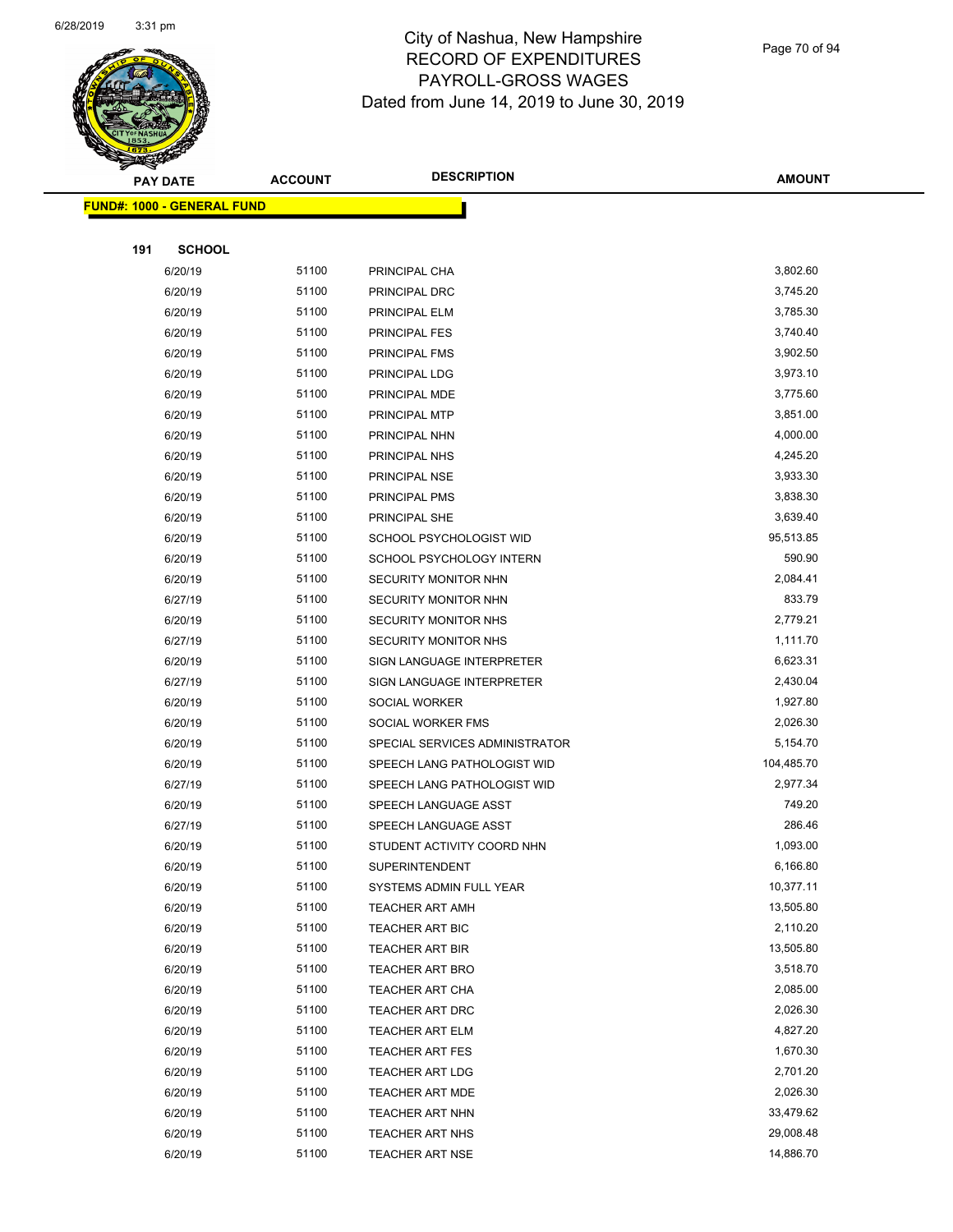# City of Nashua, New Hampshire
## RECORD OF EXPENDITURES
## PAYROLL-GROSS WAGES
## Dated from June 14, 2019 to June 30, 2019

| PAY DATE | ACCOUNT | DESCRIPTION | AMOUNT |
|---|---|---|---|
| **FUND#: 1000 - GENERAL FUND** | | | |
| **191 SCHOOL** | | | |
| 6/20/19 | 51100 | PRINCIPAL CHA | 3,802.60 |
| 6/20/19 | 51100 | PRINCIPAL DRC | 3,745.20 |
| 6/20/19 | 51100 | PRINCIPAL ELM | 3,785.30 |
| 6/20/19 | 51100 | PRINCIPAL FES | 3,740.40 |
| 6/20/19 | 51100 | PRINCIPAL FMS | 3,902.50 |
| 6/20/19 | 51100 | PRINCIPAL LDG | 3,973.10 |
| 6/20/19 | 51100 | PRINCIPAL MDE | 3,775.60 |
| 6/20/19 | 51100 | PRINCIPAL MTP | 3,851.00 |
| 6/20/19 | 51100 | PRINCIPAL NHN | 4,000.00 |
| 6/20/19 | 51100 | PRINCIPAL NHS | 4,245.20 |
| 6/20/19 | 51100 | PRINCIPAL NSE | 3,933.30 |
| 6/20/19 | 51100 | PRINCIPAL PMS | 3,838.30 |
| 6/20/19 | 51100 | PRINCIPAL SHE | 3,639.40 |
| 6/20/19 | 51100 | SCHOOL PSYCHOLOGIST WID | 95,513.85 |
| 6/20/19 | 51100 | SCHOOL PSYCHOLOGY INTERN | 590.90 |
| 6/20/19 | 51100 | SECURITY MONITOR NHN | 2,084.41 |
| 6/27/19 | 51100 | SECURITY MONITOR NHN | 833.79 |
| 6/20/19 | 51100 | SECURITY MONITOR NHS | 2,779.21 |
| 6/27/19 | 51100 | SECURITY MONITOR NHS | 1,111.70 |
| 6/20/19 | 51100 | SIGN LANGUAGE INTERPRETER | 6,623.31 |
| 6/27/19 | 51100 | SIGN LANGUAGE INTERPRETER | 2,430.04 |
| 6/20/19 | 51100 | SOCIAL WORKER | 1,927.80 |
| 6/20/19 | 51100 | SOCIAL WORKER FMS | 2,026.30 |
| 6/20/19 | 51100 | SPECIAL SERVICES ADMINISTRATOR | 5,154.70 |
| 6/20/19 | 51100 | SPEECH LANG PATHOLOGIST WID | 104,485.70 |
| 6/27/19 | 51100 | SPEECH LANG PATHOLOGIST WID | 2,977.34 |
| 6/20/19 | 51100 | SPEECH LANGUAGE ASST | 749.20 |
| 6/27/19 | 51100 | SPEECH LANGUAGE ASST | 286.46 |
| 6/20/19 | 51100 | STUDENT ACTIVITY COORD NHN | 1,093.00 |
| 6/20/19 | 51100 | SUPERINTENDENT | 6,166.80 |
| 6/20/19 | 51100 | SYSTEMS ADMIN FULL YEAR | 10,377.11 |
| 6/20/19 | 51100 | TEACHER ART AMH | 13,505.80 |
| 6/20/19 | 51100 | TEACHER ART BIC | 2,110.20 |
| 6/20/19 | 51100 | TEACHER ART BIR | 13,505.80 |
| 6/20/19 | 51100 | TEACHER ART BRO | 3,518.70 |
| 6/20/19 | 51100 | TEACHER ART CHA | 2,085.00 |
| 6/20/19 | 51100 | TEACHER ART DRC | 2,026.30 |
| 6/20/19 | 51100 | TEACHER ART ELM | 4,827.20 |
| 6/20/19 | 51100 | TEACHER ART FES | 1,670.30 |
| 6/20/19 | 51100 | TEACHER ART LDG | 2,701.20 |
| 6/20/19 | 51100 | TEACHER ART MDE | 2,026.30 |
| 6/20/19 | 51100 | TEACHER ART NHN | 33,479.62 |
| 6/20/19 | 51100 | TEACHER ART NHS | 29,008.48 |
| 6/20/19 | 51100 | TEACHER ART NSE | 14,886.70 |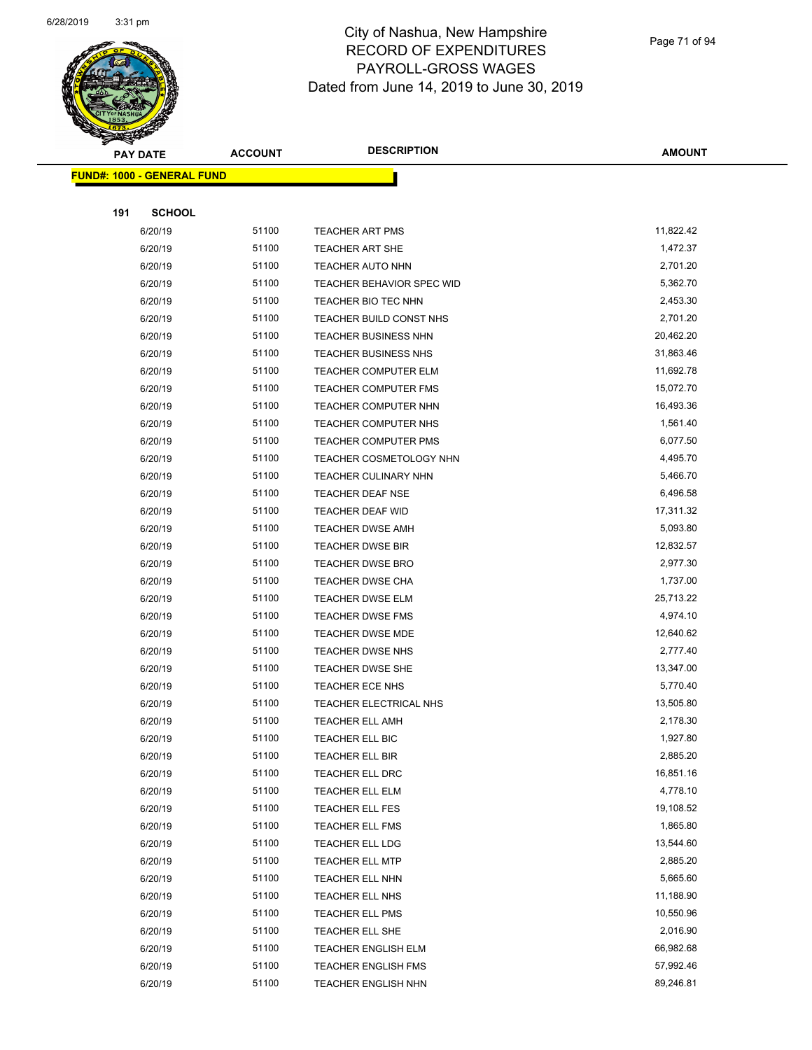# City of Nashua, New Hampshire
## RECORD OF EXPENDITURES
## PAYROLL-GROSS WAGES
## Dated from June 14, 2019 to June 30, 2019

| PAY DATE | ACCOUNT | DESCRIPTION | AMOUNT |
|---|---|---|---|

**FUND#: 1000 - GENERAL FUND**

**191 SCHOOL**

| PAY DATE | ACCOUNT | DESCRIPTION | AMOUNT |
|---|---|---|---|
| 6/20/19 | 51100 | TEACHER ART PMS | 11,822.42 |
| 6/20/19 | 51100 | TEACHER ART SHE | 1,472.37 |
| 6/20/19 | 51100 | TEACHER AUTO NHN | 2,701.20 |
| 6/20/19 | 51100 | TEACHER BEHAVIOR SPEC WID | 5,362.70 |
| 6/20/19 | 51100 | TEACHER BIO TEC NHN | 2,453.30 |
| 6/20/19 | 51100 | TEACHER BUILD CONST NHS | 2,701.20 |
| 6/20/19 | 51100 | TEACHER BUSINESS NHN | 20,462.20 |
| 6/20/19 | 51100 | TEACHER BUSINESS NHS | 31,863.46 |
| 6/20/19 | 51100 | TEACHER COMPUTER ELM | 11,692.78 |
| 6/20/19 | 51100 | TEACHER COMPUTER FMS | 15,072.70 |
| 6/20/19 | 51100 | TEACHER COMPUTER NHN | 16,493.36 |
| 6/20/19 | 51100 | TEACHER COMPUTER NHS | 1,561.40 |
| 6/20/19 | 51100 | TEACHER COMPUTER PMS | 6,077.50 |
| 6/20/19 | 51100 | TEACHER COSMETOLOGY NHN | 4,495.70 |
| 6/20/19 | 51100 | TEACHER CULINARY NHN | 5,466.70 |
| 6/20/19 | 51100 | TEACHER DEAF NSE | 6,496.58 |
| 6/20/19 | 51100 | TEACHER DEAF WID | 17,311.32 |
| 6/20/19 | 51100 | TEACHER DWSE AMH | 5,093.80 |
| 6/20/19 | 51100 | TEACHER DWSE BIR | 12,832.57 |
| 6/20/19 | 51100 | TEACHER DWSE BRO | 2,977.30 |
| 6/20/19 | 51100 | TEACHER DWSE CHA | 1,737.00 |
| 6/20/19 | 51100 | TEACHER DWSE ELM | 25,713.22 |
| 6/20/19 | 51100 | TEACHER DWSE FMS | 4,974.10 |
| 6/20/19 | 51100 | TEACHER DWSE MDE | 12,640.62 |
| 6/20/19 | 51100 | TEACHER DWSE NHS | 2,777.40 |
| 6/20/19 | 51100 | TEACHER DWSE SHE | 13,347.00 |
| 6/20/19 | 51100 | TEACHER ECE NHS | 5,770.40 |
| 6/20/19 | 51100 | TEACHER ELECTRICAL NHS | 13,505.80 |
| 6/20/19 | 51100 | TEACHER ELL AMH | 2,178.30 |
| 6/20/19 | 51100 | TEACHER ELL BIC | 1,927.80 |
| 6/20/19 | 51100 | TEACHER ELL BIR | 2,885.20 |
| 6/20/19 | 51100 | TEACHER ELL DRC | 16,851.16 |
| 6/20/19 | 51100 | TEACHER ELL ELM | 4,778.10 |
| 6/20/19 | 51100 | TEACHER ELL FES | 19,108.52 |
| 6/20/19 | 51100 | TEACHER ELL FMS | 1,865.80 |
| 6/20/19 | 51100 | TEACHER ELL LDG | 13,544.60 |
| 6/20/19 | 51100 | TEACHER ELL MTP | 2,885.20 |
| 6/20/19 | 51100 | TEACHER ELL NHN | 5,665.60 |
| 6/20/19 | 51100 | TEACHER ELL NHS | 11,188.90 |
| 6/20/19 | 51100 | TEACHER ELL PMS | 10,550.96 |
| 6/20/19 | 51100 | TEACHER ELL SHE | 2,016.90 |
| 6/20/19 | 51100 | TEACHER ENGLISH ELM | 66,982.68 |
| 6/20/19 | 51100 | TEACHER ENGLISH FMS | 57,992.46 |
| 6/20/19 | 51100 | TEACHER ENGLISH NHN | 89,246.81 |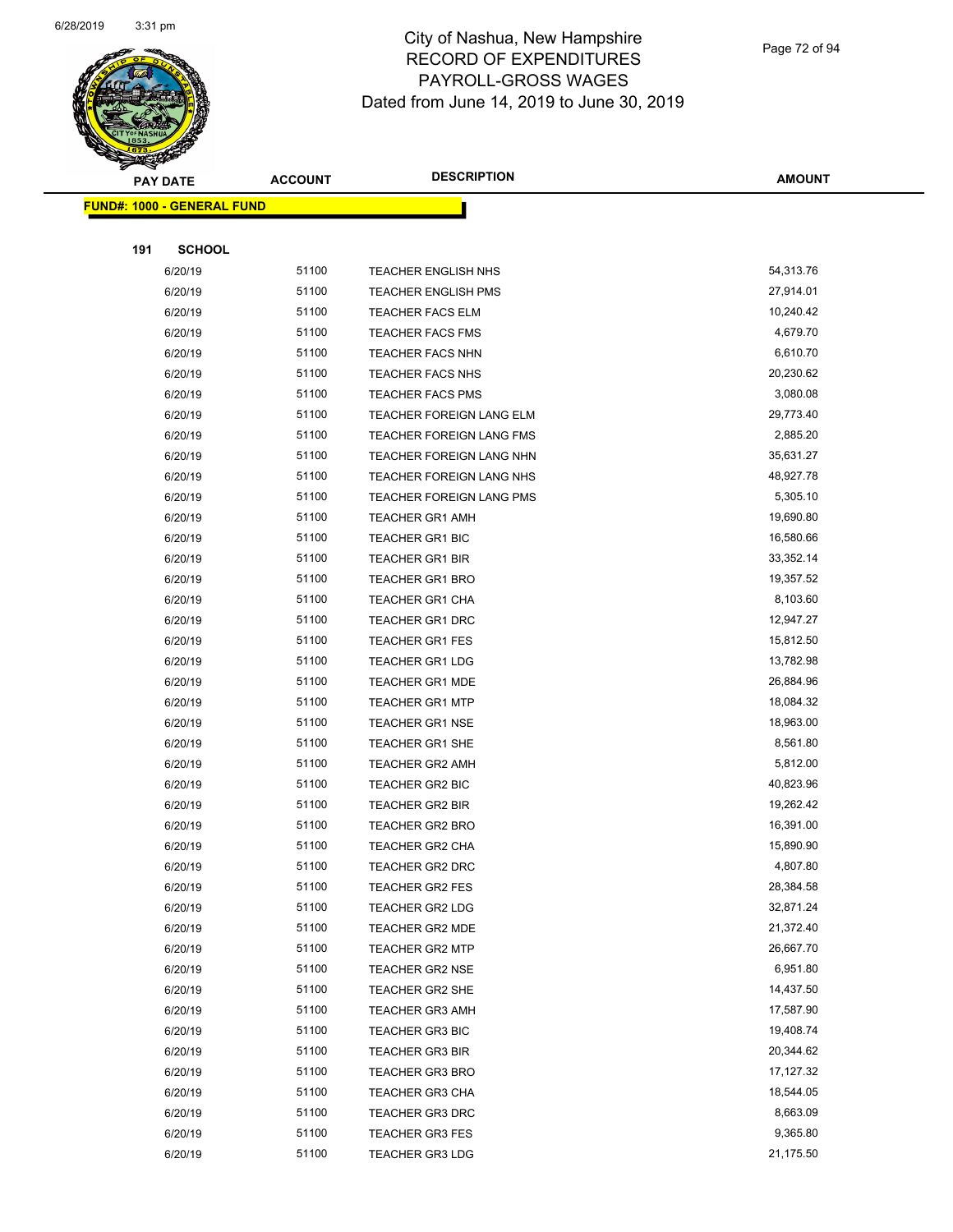# City of Nashua, New Hampshire
## RECORD OF EXPENDITURES
## PAYROLL-GROSS WAGES
## Dated from June 14, 2019 to June 30, 2019

| PAY DATE | ACCOUNT | DESCRIPTION | AMOUNT |
|---|---|---|---|
| **FUND#: 1000 - GENERAL FUND** | | | |
| **191 SCHOOL** | | | |
| 6/20/19 | 51100 | TEACHER ENGLISH NHS | 54,313.76 |
| 6/20/19 | 51100 | TEACHER ENGLISH PMS | 27,914.01 |
| 6/20/19 | 51100 | TEACHER FACS ELM | 10,240.42 |
| 6/20/19 | 51100 | TEACHER FACS FMS | 4,679.70 |
| 6/20/19 | 51100 | TEACHER FACS NHN | 6,610.70 |
| 6/20/19 | 51100 | TEACHER FACS NHS | 20,230.62 |
| 6/20/19 | 51100 | TEACHER FACS PMS | 3,080.08 |
| 6/20/19 | 51100 | TEACHER FOREIGN LANG ELM | 29,773.40 |
| 6/20/19 | 51100 | TEACHER FOREIGN LANG FMS | 2,885.20 |
| 6/20/19 | 51100 | TEACHER FOREIGN LANG NHN | 35,631.27 |
| 6/20/19 | 51100 | TEACHER FOREIGN LANG NHS | 48,927.78 |
| 6/20/19 | 51100 | TEACHER FOREIGN LANG PMS | 5,305.10 |
| 6/20/19 | 51100 | TEACHER GR1 AMH | 19,690.80 |
| 6/20/19 | 51100 | TEACHER GR1 BIC | 16,580.66 |
| 6/20/19 | 51100 | TEACHER GR1 BIR | 33,352.14 |
| 6/20/19 | 51100 | TEACHER GR1 BRO | 19,357.52 |
| 6/20/19 | 51100 | TEACHER GR1 CHA | 8,103.60 |
| 6/20/19 | 51100 | TEACHER GR1 DRC | 12,947.27 |
| 6/20/19 | 51100 | TEACHER GR1 FES | 15,812.50 |
| 6/20/19 | 51100 | TEACHER GR1 LDG | 13,782.98 |
| 6/20/19 | 51100 | TEACHER GR1 MDE | 26,884.96 |
| 6/20/19 | 51100 | TEACHER GR1 MTP | 18,084.32 |
| 6/20/19 | 51100 | TEACHER GR1 NSE | 18,963.00 |
| 6/20/19 | 51100 | TEACHER GR1 SHE | 8,561.80 |
| 6/20/19 | 51100 | TEACHER GR2 AMH | 5,812.00 |
| 6/20/19 | 51100 | TEACHER GR2 BIC | 40,823.96 |
| 6/20/19 | 51100 | TEACHER GR2 BIR | 19,262.42 |
| 6/20/19 | 51100 | TEACHER GR2 BRO | 16,391.00 |
| 6/20/19 | 51100 | TEACHER GR2 CHA | 15,890.90 |
| 6/20/19 | 51100 | TEACHER GR2 DRC | 4,807.80 |
| 6/20/19 | 51100 | TEACHER GR2 FES | 28,384.58 |
| 6/20/19 | 51100 | TEACHER GR2 LDG | 32,871.24 |
| 6/20/19 | 51100 | TEACHER GR2 MDE | 21,372.40 |
| 6/20/19 | 51100 | TEACHER GR2 MTP | 26,667.70 |
| 6/20/19 | 51100 | TEACHER GR2 NSE | 6,951.80 |
| 6/20/19 | 51100 | TEACHER GR2 SHE | 14,437.50 |
| 6/20/19 | 51100 | TEACHER GR3 AMH | 17,587.90 |
| 6/20/19 | 51100 | TEACHER GR3 BIC | 19,408.74 |
| 6/20/19 | 51100 | TEACHER GR3 BIR | 20,344.62 |
| 6/20/19 | 51100 | TEACHER GR3 BRO | 17,127.32 |
| 6/20/19 | 51100 | TEACHER GR3 CHA | 18,544.05 |
| 6/20/19 | 51100 | TEACHER GR3 DRC | 8,663.09 |
| 6/20/19 | 51100 | TEACHER GR3 FES | 9,365.80 |
| 6/20/19 | 51100 | TEACHER GR3 LDG | 21,175.50 |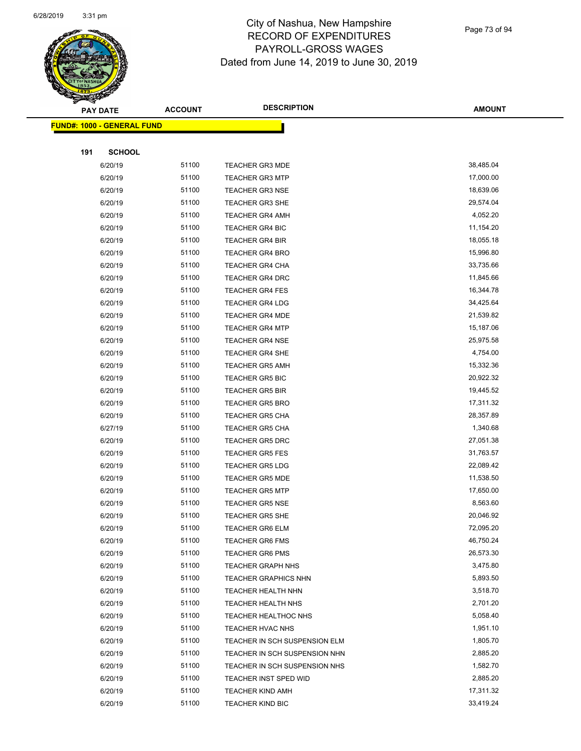# City of Nashua, New Hampshire
## RECORD OF EXPENDITURES
## PAYROLL-GROSS WAGES
## Dated from June 14, 2019 to June 30, 2019

**FUND#: 1000 - GENERAL FUND**

**191 SCHOOL**

| PAY DATE | ACCOUNT | DESCRIPTION | AMOUNT |
|---|---|---|---|
| 6/20/19 | 51100 | TEACHER GR3 MDE | 38,485.04 |
| 6/20/19 | 51100 | TEACHER GR3 MTP | 17,000.00 |
| 6/20/19 | 51100 | TEACHER GR3 NSE | 18,639.06 |
| 6/20/19 | 51100 | TEACHER GR3 SHE | 29,574.04 |
| 6/20/19 | 51100 | TEACHER GR4 AMH | 4,052.20 |
| 6/20/19 | 51100 | TEACHER GR4 BIC | 11,154.20 |
| 6/20/19 | 51100 | TEACHER GR4 BIR | 18,055.18 |
| 6/20/19 | 51100 | TEACHER GR4 BRO | 15,996.80 |
| 6/20/19 | 51100 | TEACHER GR4 CHA | 33,735.66 |
| 6/20/19 | 51100 | TEACHER GR4 DRC | 11,845.66 |
| 6/20/19 | 51100 | TEACHER GR4 FES | 16,344.78 |
| 6/20/19 | 51100 | TEACHER GR4 LDG | 34,425.64 |
| 6/20/19 | 51100 | TEACHER GR4 MDE | 21,539.82 |
| 6/20/19 | 51100 | TEACHER GR4 MTP | 15,187.06 |
| 6/20/19 | 51100 | TEACHER GR4 NSE | 25,975.58 |
| 6/20/19 | 51100 | TEACHER GR4 SHE | 4,754.00 |
| 6/20/19 | 51100 | TEACHER GR5 AMH | 15,332.36 |
| 6/20/19 | 51100 | TEACHER GR5 BIC | 20,922.32 |
| 6/20/19 | 51100 | TEACHER GR5 BIR | 19,445.52 |
| 6/20/19 | 51100 | TEACHER GR5 BRO | 17,311.32 |
| 6/20/19 | 51100 | TEACHER GR5 CHA | 28,357.89 |
| 6/27/19 | 51100 | TEACHER GR5 CHA | 1,340.68 |
| 6/20/19 | 51100 | TEACHER GR5 DRC | 27,051.38 |
| 6/20/19 | 51100 | TEACHER GR5 FES | 31,763.57 |
| 6/20/19 | 51100 | TEACHER GR5 LDG | 22,089.42 |
| 6/20/19 | 51100 | TEACHER GR5 MDE | 11,538.50 |
| 6/20/19 | 51100 | TEACHER GR5 MTP | 17,650.00 |
| 6/20/19 | 51100 | TEACHER GR5 NSE | 8,563.60 |
| 6/20/19 | 51100 | TEACHER GR5 SHE | 20,046.92 |
| 6/20/19 | 51100 | TEACHER GR6 ELM | 72,095.20 |
| 6/20/19 | 51100 | TEACHER GR6 FMS | 46,750.24 |
| 6/20/19 | 51100 | TEACHER GR6 PMS | 26,573.30 |
| 6/20/19 | 51100 | TEACHER GRAPH NHS | 3,475.80 |
| 6/20/19 | 51100 | TEACHER GRAPHICS NHN | 5,893.50 |
| 6/20/19 | 51100 | TEACHER HEALTH NHN | 3,518.70 |
| 6/20/19 | 51100 | TEACHER HEALTH NHS | 2,701.20 |
| 6/20/19 | 51100 | TEACHER HEALTHOC NHS | 5,058.40 |
| 6/20/19 | 51100 | TEACHER HVAC NHS | 1,951.10 |
| 6/20/19 | 51100 | TEACHER IN SCH SUSPENSION ELM | 1,805.70 |
| 6/20/19 | 51100 | TEACHER IN SCH SUSPENSION NHN | 2,885.20 |
| 6/20/19 | 51100 | TEACHER IN SCH SUSPENSION NHS | 1,582.70 |
| 6/20/19 | 51100 | TEACHER INST SPED WID | 2,885.20 |
| 6/20/19 | 51100 | TEACHER KIND AMH | 17,311.32 |
| 6/20/19 | 51100 | TEACHER KIND BIC | 33,419.24 |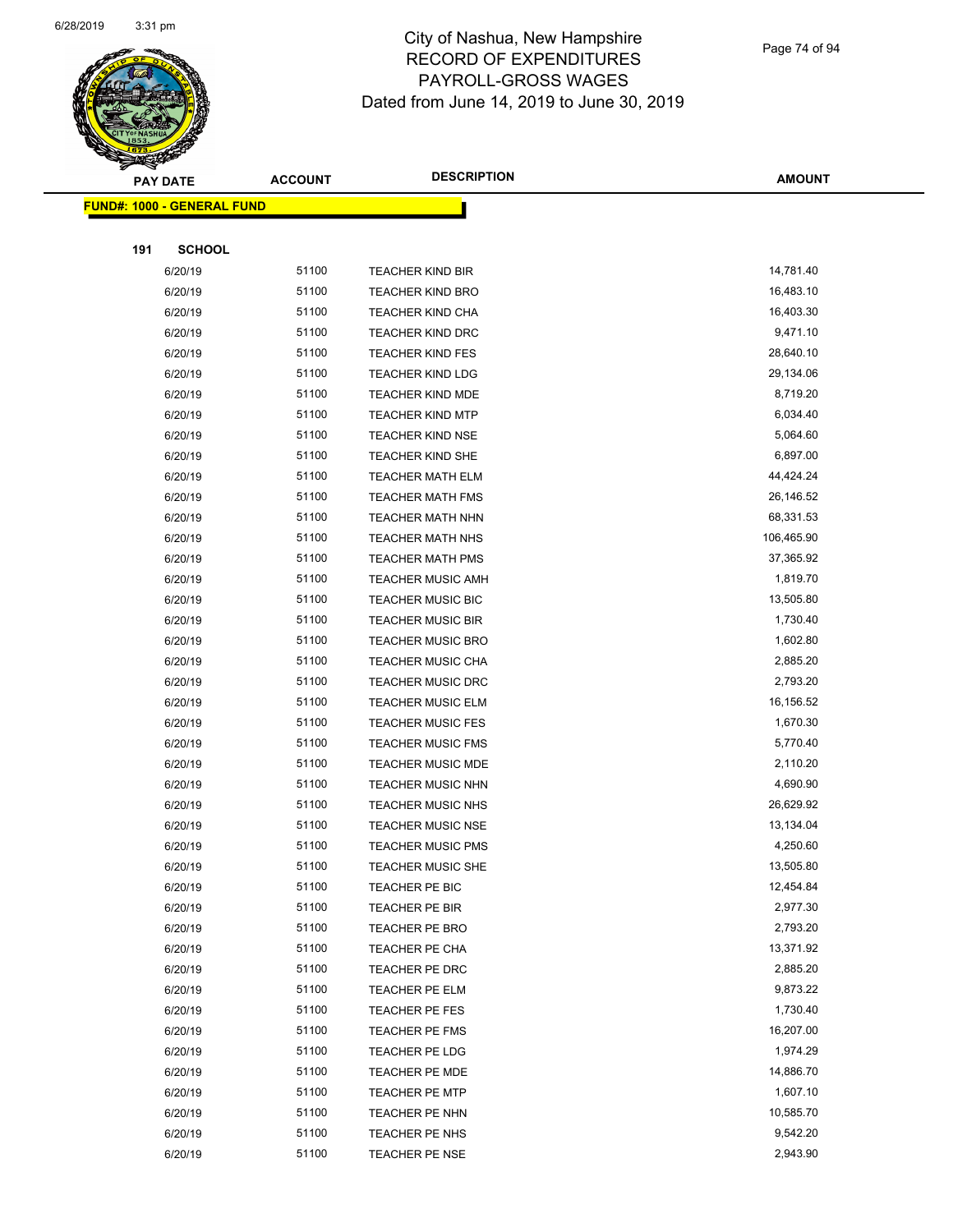# City of Nashua, New Hampshire
## RECORD OF EXPENDITURES
## PAYROLL-GROSS WAGES
## Dated from June 14, 2019 to June 30, 2019

**FUND#: 1000 - GENERAL FUND**

**191 SCHOOL**

| PAY DATE | ACCOUNT | DESCRIPTION | AMOUNT |
|---|---|---|---|
| 6/20/19 | 51100 | TEACHER KIND BIR | 14,781.40 |
| 6/20/19 | 51100 | TEACHER KIND BRO | 16,483.10 |
| 6/20/19 | 51100 | TEACHER KIND CHA | 16,403.30 |
| 6/20/19 | 51100 | TEACHER KIND DRC | 9,471.10 |
| 6/20/19 | 51100 | TEACHER KIND FES | 28,640.10 |
| 6/20/19 | 51100 | TEACHER KIND LDG | 29,134.06 |
| 6/20/19 | 51100 | TEACHER KIND MDE | 8,719.20 |
| 6/20/19 | 51100 | TEACHER KIND MTP | 6,034.40 |
| 6/20/19 | 51100 | TEACHER KIND NSE | 5,064.60 |
| 6/20/19 | 51100 | TEACHER KIND SHE | 6,897.00 |
| 6/20/19 | 51100 | TEACHER MATH ELM | 44,424.24 |
| 6/20/19 | 51100 | TEACHER MATH FMS | 26,146.52 |
| 6/20/19 | 51100 | TEACHER MATH NHN | 68,331.53 |
| 6/20/19 | 51100 | TEACHER MATH NHS | 106,465.90 |
| 6/20/19 | 51100 | TEACHER MATH PMS | 37,365.92 |
| 6/20/19 | 51100 | TEACHER MUSIC AMH | 1,819.70 |
| 6/20/19 | 51100 | TEACHER MUSIC BIC | 13,505.80 |
| 6/20/19 | 51100 | TEACHER MUSIC BIR | 1,730.40 |
| 6/20/19 | 51100 | TEACHER MUSIC BRO | 1,602.80 |
| 6/20/19 | 51100 | TEACHER MUSIC CHA | 2,885.20 |
| 6/20/19 | 51100 | TEACHER MUSIC DRC | 2,793.20 |
| 6/20/19 | 51100 | TEACHER MUSIC ELM | 16,156.52 |
| 6/20/19 | 51100 | TEACHER MUSIC FES | 1,670.30 |
| 6/20/19 | 51100 | TEACHER MUSIC FMS | 5,770.40 |
| 6/20/19 | 51100 | TEACHER MUSIC MDE | 2,110.20 |
| 6/20/19 | 51100 | TEACHER MUSIC NHN | 4,690.90 |
| 6/20/19 | 51100 | TEACHER MUSIC NHS | 26,629.92 |
| 6/20/19 | 51100 | TEACHER MUSIC NSE | 13,134.04 |
| 6/20/19 | 51100 | TEACHER MUSIC PMS | 4,250.60 |
| 6/20/19 | 51100 | TEACHER MUSIC SHE | 13,505.80 |
| 6/20/19 | 51100 | TEACHER PE BIC | 12,454.84 |
| 6/20/19 | 51100 | TEACHER PE BIR | 2,977.30 |
| 6/20/19 | 51100 | TEACHER PE BRO | 2,793.20 |
| 6/20/19 | 51100 | TEACHER PE CHA | 13,371.92 |
| 6/20/19 | 51100 | TEACHER PE DRC | 2,885.20 |
| 6/20/19 | 51100 | TEACHER PE ELM | 9,873.22 |
| 6/20/19 | 51100 | TEACHER PE FES | 1,730.40 |
| 6/20/19 | 51100 | TEACHER PE FMS | 16,207.00 |
| 6/20/19 | 51100 | TEACHER PE LDG | 1,974.29 |
| 6/20/19 | 51100 | TEACHER PE MDE | 14,886.70 |
| 6/20/19 | 51100 | TEACHER PE MTP | 1,607.10 |
| 6/20/19 | 51100 | TEACHER PE NHN | 10,585.70 |
| 6/20/19 | 51100 | TEACHER PE NHS | 9,542.20 |
| 6/20/19 | 51100 | TEACHER PE NSE | 2,943.90 |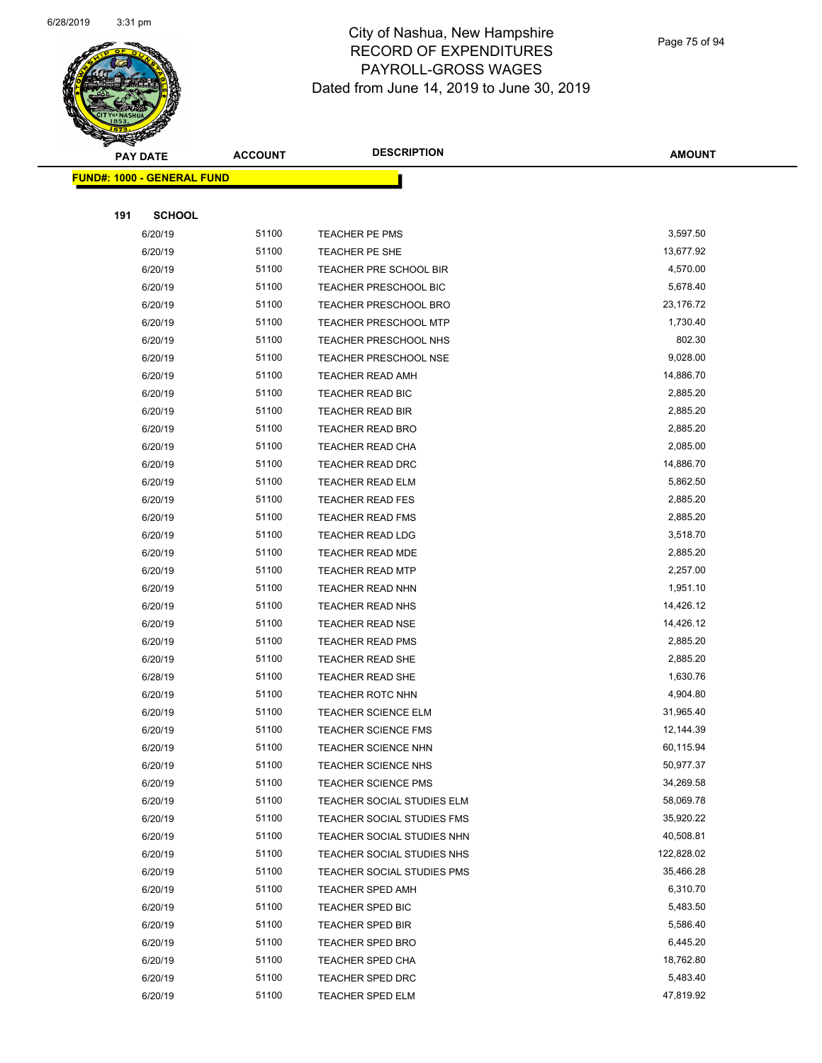# City of Nashua, New Hampshire
## RECORD OF EXPENDITURES
## PAYROLL-GROSS WAGES
## Dated from June 14, 2019 to June 30, 2019

**FUND#: 1000 - GENERAL FUND**

**191 SCHOOL**

| PAY DATE | ACCOUNT | DESCRIPTION | AMOUNT |
|---|---|---|---|
| 6/20/19 | 51100 | TEACHER PE PMS | 3,597.50 |
| 6/20/19 | 51100 | TEACHER PE SHE | 13,677.92 |
| 6/20/19 | 51100 | TEACHER PRE SCHOOL BIR | 4,570.00 |
| 6/20/19 | 51100 | TEACHER PRESCHOOL BIC | 5,678.40 |
| 6/20/19 | 51100 | TEACHER PRESCHOOL BRO | 23,176.72 |
| 6/20/19 | 51100 | TEACHER PRESCHOOL MTP | 1,730.40 |
| 6/20/19 | 51100 | TEACHER PRESCHOOL NHS | 802.30 |
| 6/20/19 | 51100 | TEACHER PRESCHOOL NSE | 9,028.00 |
| 6/20/19 | 51100 | TEACHER READ AMH | 14,886.70 |
| 6/20/19 | 51100 | TEACHER READ BIC | 2,885.20 |
| 6/20/19 | 51100 | TEACHER READ BIR | 2,885.20 |
| 6/20/19 | 51100 | TEACHER READ BRO | 2,885.20 |
| 6/20/19 | 51100 | TEACHER READ CHA | 2,085.00 |
| 6/20/19 | 51100 | TEACHER READ DRC | 14,886.70 |
| 6/20/19 | 51100 | TEACHER READ ELM | 5,862.50 |
| 6/20/19 | 51100 | TEACHER READ FES | 2,885.20 |
| 6/20/19 | 51100 | TEACHER READ FMS | 2,885.20 |
| 6/20/19 | 51100 | TEACHER READ LDG | 3,518.70 |
| 6/20/19 | 51100 | TEACHER READ MDE | 2,885.20 |
| 6/20/19 | 51100 | TEACHER READ MTP | 2,257.00 |
| 6/20/19 | 51100 | TEACHER READ NHN | 1,951.10 |
| 6/20/19 | 51100 | TEACHER READ NHS | 14,426.12 |
| 6/20/19 | 51100 | TEACHER READ NSE | 14,426.12 |
| 6/20/19 | 51100 | TEACHER READ PMS | 2,885.20 |
| 6/20/19 | 51100 | TEACHER READ SHE | 2,885.20 |
| 6/28/19 | 51100 | TEACHER READ SHE | 1,630.76 |
| 6/20/19 | 51100 | TEACHER ROTC NHN | 4,904.80 |
| 6/20/19 | 51100 | TEACHER SCIENCE ELM | 31,965.40 |
| 6/20/19 | 51100 | TEACHER SCIENCE FMS | 12,144.39 |
| 6/20/19 | 51100 | TEACHER SCIENCE NHN | 60,115.94 |
| 6/20/19 | 51100 | TEACHER SCIENCE NHS | 50,977.37 |
| 6/20/19 | 51100 | TEACHER SCIENCE PMS | 34,269.58 |
| 6/20/19 | 51100 | TEACHER SOCIAL STUDIES ELM | 58,069.78 |
| 6/20/19 | 51100 | TEACHER SOCIAL STUDIES FMS | 35,920.22 |
| 6/20/19 | 51100 | TEACHER SOCIAL STUDIES NHN | 40,508.81 |
| 6/20/19 | 51100 | TEACHER SOCIAL STUDIES NHS | 122,828.02 |
| 6/20/19 | 51100 | TEACHER SOCIAL STUDIES PMS | 35,466.28 |
| 6/20/19 | 51100 | TEACHER SPED AMH | 6,310.70 |
| 6/20/19 | 51100 | TEACHER SPED BIC | 5,483.50 |
| 6/20/19 | 51100 | TEACHER SPED BIR | 5,586.40 |
| 6/20/19 | 51100 | TEACHER SPED BRO | 6,445.20 |
| 6/20/19 | 51100 | TEACHER SPED CHA | 18,762.80 |
| 6/20/19 | 51100 | TEACHER SPED DRC | 5,483.40 |
| 6/20/19 | 51100 | TEACHER SPED ELM | 47,819.92 |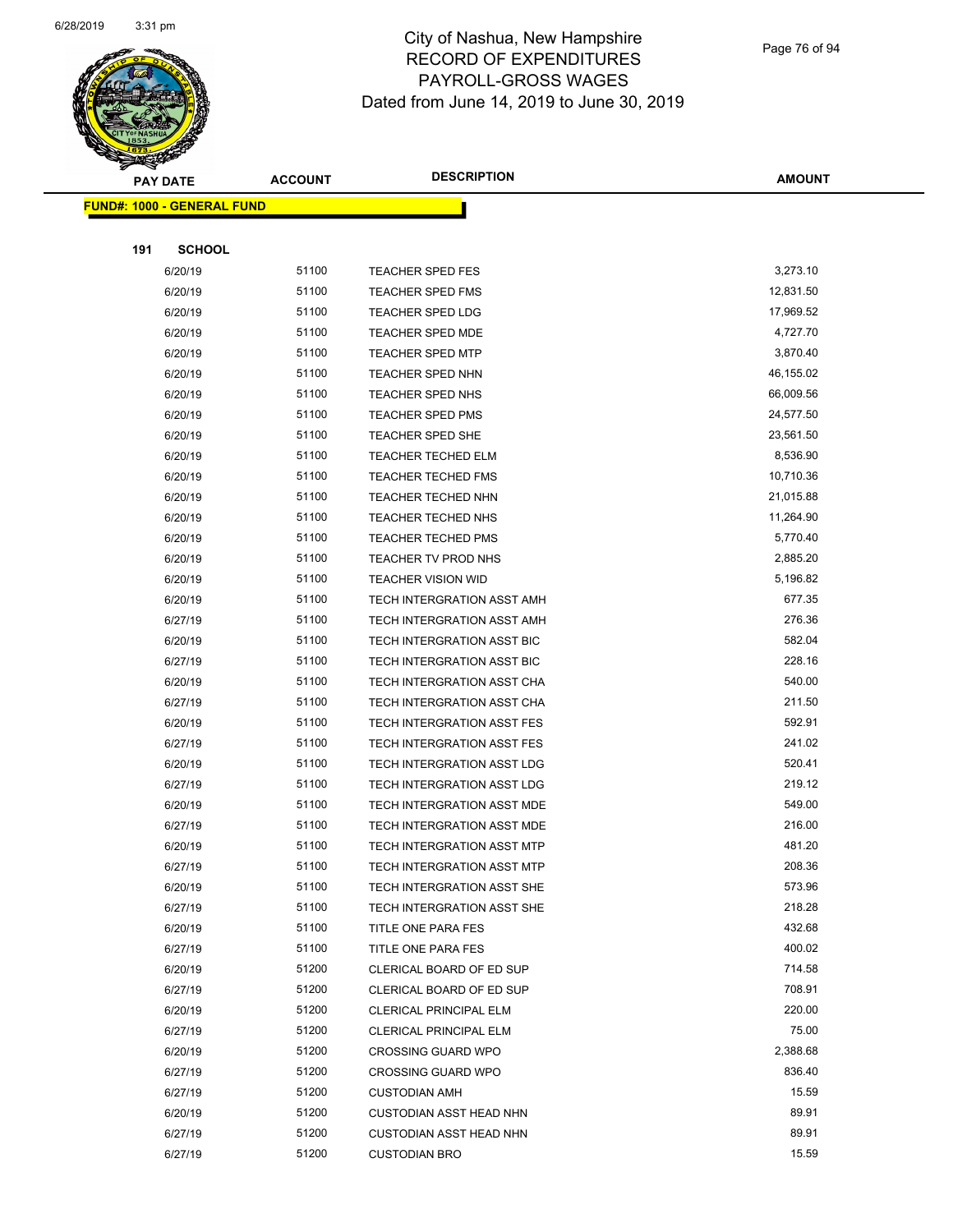# City of Nashua, New Hampshire
## RECORD OF EXPENDITURES
## PAYROLL-GROSS WAGES
## Dated from June 14, 2019 to June 30, 2019

**FUND#: 1000 - GENERAL FUND**

**191 SCHOOL**

| PAY DATE | ACCOUNT | DESCRIPTION | AMOUNT |
|---|---|---|---|
| 6/20/19 | 51100 | TEACHER SPED FES | 3,273.10 |
| 6/20/19 | 51100 | TEACHER SPED FMS | 12,831.50 |
| 6/20/19 | 51100 | TEACHER SPED LDG | 17,969.52 |
| 6/20/19 | 51100 | TEACHER SPED MDE | 4,727.70 |
| 6/20/19 | 51100 | TEACHER SPED MTP | 3,870.40 |
| 6/20/19 | 51100 | TEACHER SPED NHN | 46,155.02 |
| 6/20/19 | 51100 | TEACHER SPED NHS | 66,009.56 |
| 6/20/19 | 51100 | TEACHER SPED PMS | 24,577.50 |
| 6/20/19 | 51100 | TEACHER SPED SHE | 23,561.50 |
| 6/20/19 | 51100 | TEACHER TECHED ELM | 8,536.90 |
| 6/20/19 | 51100 | TEACHER TECHED FMS | 10,710.36 |
| 6/20/19 | 51100 | TEACHER TECHED NHN | 21,015.88 |
| 6/20/19 | 51100 | TEACHER TECHED NHS | 11,264.90 |
| 6/20/19 | 51100 | TEACHER TECHED PMS | 5,770.40 |
| 6/20/19 | 51100 | TEACHER TV PROD NHS | 2,885.20 |
| 6/20/19 | 51100 | TEACHER VISION WID | 5,196.82 |
| 6/20/19 | 51100 | TECH INTERGRATION ASST AMH | 677.35 |
| 6/27/19 | 51100 | TECH INTERGRATION ASST AMH | 276.36 |
| 6/20/19 | 51100 | TECH INTERGRATION ASST BIC | 582.04 |
| 6/27/19 | 51100 | TECH INTERGRATION ASST BIC | 228.16 |
| 6/20/19 | 51100 | TECH INTERGRATION ASST CHA | 540.00 |
| 6/27/19 | 51100 | TECH INTERGRATION ASST CHA | 211.50 |
| 6/20/19 | 51100 | TECH INTERGRATION ASST FES | 592.91 |
| 6/27/19 | 51100 | TECH INTERGRATION ASST FES | 241.02 |
| 6/20/19 | 51100 | TECH INTERGRATION ASST LDG | 520.41 |
| 6/27/19 | 51100 | TECH INTERGRATION ASST LDG | 219.12 |
| 6/20/19 | 51100 | TECH INTERGRATION ASST MDE | 549.00 |
| 6/27/19 | 51100 | TECH INTERGRATION ASST MDE | 216.00 |
| 6/20/19 | 51100 | TECH INTERGRATION ASST MTP | 481.20 |
| 6/27/19 | 51100 | TECH INTERGRATION ASST MTP | 208.36 |
| 6/20/19 | 51100 | TECH INTERGRATION ASST SHE | 573.96 |
| 6/27/19 | 51100 | TECH INTERGRATION ASST SHE | 218.28 |
| 6/20/19 | 51100 | TITLE ONE PARA FES | 432.68 |
| 6/27/19 | 51100 | TITLE ONE PARA FES | 400.02 |
| 6/20/19 | 51200 | CLERICAL BOARD OF ED SUP | 714.58 |
| 6/27/19 | 51200 | CLERICAL BOARD OF ED SUP | 708.91 |
| 6/20/19 | 51200 | CLERICAL PRINCIPAL ELM | 220.00 |
| 6/27/19 | 51200 | CLERICAL PRINCIPAL ELM | 75.00 |
| 6/20/19 | 51200 | CROSSING GUARD WPO | 2,388.68 |
| 6/27/19 | 51200 | CROSSING GUARD WPO | 836.40 |
| 6/27/19 | 51200 | CUSTODIAN AMH | 15.59 |
| 6/20/19 | 51200 | CUSTODIAN ASST HEAD NHN | 89.91 |
| 6/27/19 | 51200 | CUSTODIAN ASST HEAD NHN | 89.91 |
| 6/27/19 | 51200 | CUSTODIAN BRO | 15.59 |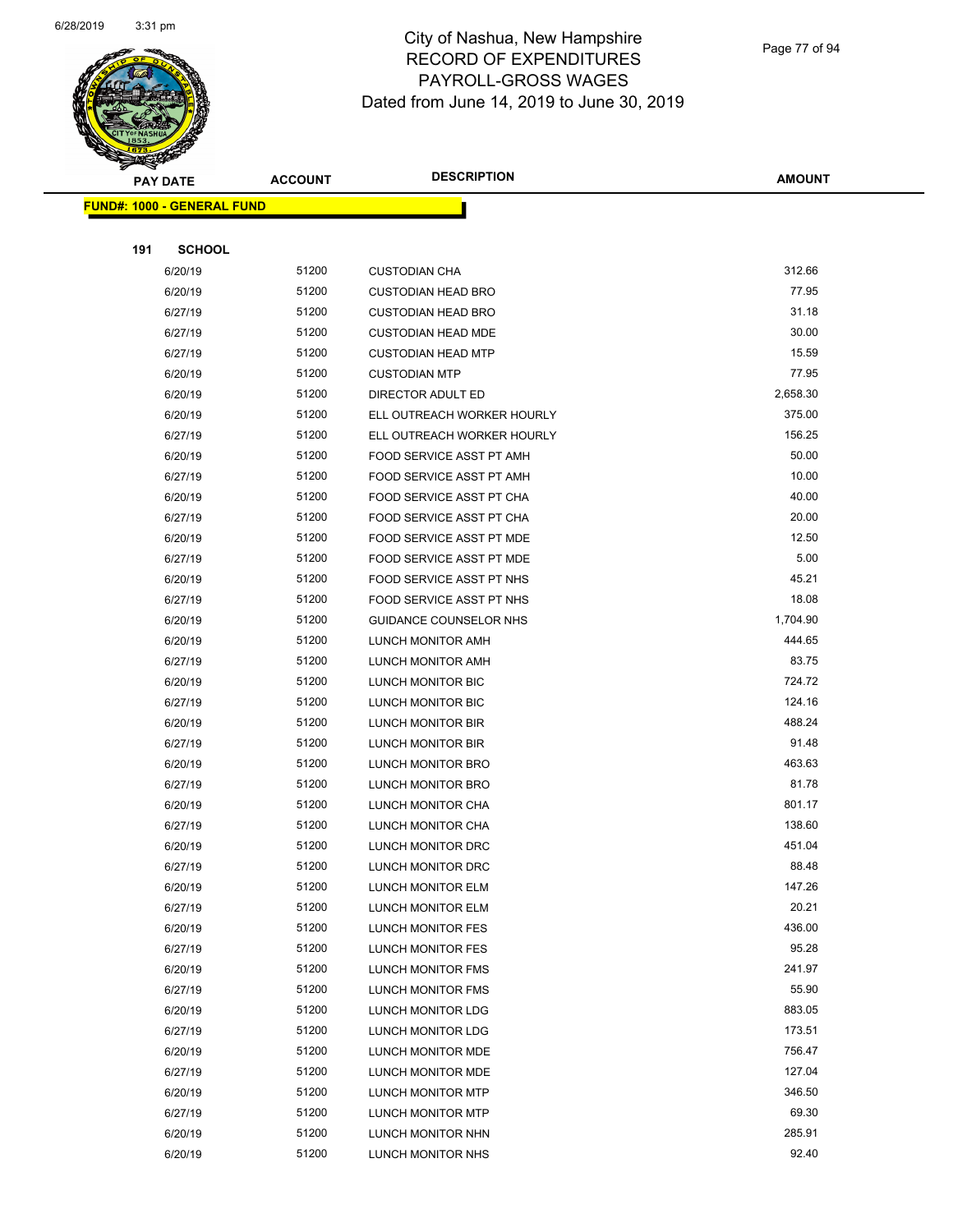# City of Nashua, New Hampshire
## RECORD OF EXPENDITURES
## PAYROLL-GROSS WAGES
## Dated from June 14, 2019 to June 30, 2019

| PAY DATE | ACCOUNT | DESCRIPTION | AMOUNT |
|---|---|---|---|

**FUND#: 1000 - GENERAL FUND**

**191 SCHOOL**

| PAY DATE | ACCOUNT | DESCRIPTION | AMOUNT |
|---|---|---|---|
| 6/20/19 | 51200 | CUSTODIAN CHA | 312.66 |
| 6/20/19 | 51200 | CUSTODIAN HEAD BRO | 77.95 |
| 6/27/19 | 51200 | CUSTODIAN HEAD BRO | 31.18 |
| 6/27/19 | 51200 | CUSTODIAN HEAD MDE | 30.00 |
| 6/27/19 | 51200 | CUSTODIAN HEAD MTP | 15.59 |
| 6/20/19 | 51200 | CUSTODIAN MTP | 77.95 |
| 6/20/19 | 51200 | DIRECTOR ADULT ED | 2,658.30 |
| 6/20/19 | 51200 | ELL OUTREACH WORKER HOURLY | 375.00 |
| 6/27/19 | 51200 | ELL OUTREACH WORKER HOURLY | 156.25 |
| 6/20/19 | 51200 | FOOD SERVICE ASST PT AMH | 50.00 |
| 6/27/19 | 51200 | FOOD SERVICE ASST PT AMH | 10.00 |
| 6/20/19 | 51200 | FOOD SERVICE ASST PT CHA | 40.00 |
| 6/27/19 | 51200 | FOOD SERVICE ASST PT CHA | 20.00 |
| 6/20/19 | 51200 | FOOD SERVICE ASST PT MDE | 12.50 |
| 6/27/19 | 51200 | FOOD SERVICE ASST PT MDE | 5.00 |
| 6/20/19 | 51200 | FOOD SERVICE ASST PT NHS | 45.21 |
| 6/27/19 | 51200 | FOOD SERVICE ASST PT NHS | 18.08 |
| 6/20/19 | 51200 | GUIDANCE COUNSELOR NHS | 1,704.90 |
| 6/20/19 | 51200 | LUNCH MONITOR AMH | 444.65 |
| 6/27/19 | 51200 | LUNCH MONITOR AMH | 83.75 |
| 6/20/19 | 51200 | LUNCH MONITOR BIC | 724.72 |
| 6/27/19 | 51200 | LUNCH MONITOR BIC | 124.16 |
| 6/20/19 | 51200 | LUNCH MONITOR BIR | 488.24 |
| 6/27/19 | 51200 | LUNCH MONITOR BIR | 91.48 |
| 6/20/19 | 51200 | LUNCH MONITOR BRO | 463.63 |
| 6/27/19 | 51200 | LUNCH MONITOR BRO | 81.78 |
| 6/20/19 | 51200 | LUNCH MONITOR CHA | 801.17 |
| 6/27/19 | 51200 | LUNCH MONITOR CHA | 138.60 |
| 6/20/19 | 51200 | LUNCH MONITOR DRC | 451.04 |
| 6/27/19 | 51200 | LUNCH MONITOR DRC | 88.48 |
| 6/20/19 | 51200 | LUNCH MONITOR ELM | 147.26 |
| 6/27/19 | 51200 | LUNCH MONITOR ELM | 20.21 |
| 6/20/19 | 51200 | LUNCH MONITOR FES | 436.00 |
| 6/27/19 | 51200 | LUNCH MONITOR FES | 95.28 |
| 6/20/19 | 51200 | LUNCH MONITOR FMS | 241.97 |
| 6/27/19 | 51200 | LUNCH MONITOR FMS | 55.90 |
| 6/20/19 | 51200 | LUNCH MONITOR LDG | 883.05 |
| 6/27/19 | 51200 | LUNCH MONITOR LDG | 173.51 |
| 6/20/19 | 51200 | LUNCH MONITOR MDE | 756.47 |
| 6/27/19 | 51200 | LUNCH MONITOR MDE | 127.04 |
| 6/20/19 | 51200 | LUNCH MONITOR MTP | 346.50 |
| 6/27/19 | 51200 | LUNCH MONITOR MTP | 69.30 |
| 6/20/19 | 51200 | LUNCH MONITOR NHN | 285.91 |
| 6/20/19 | 51200 | LUNCH MONITOR NHS | 92.40 |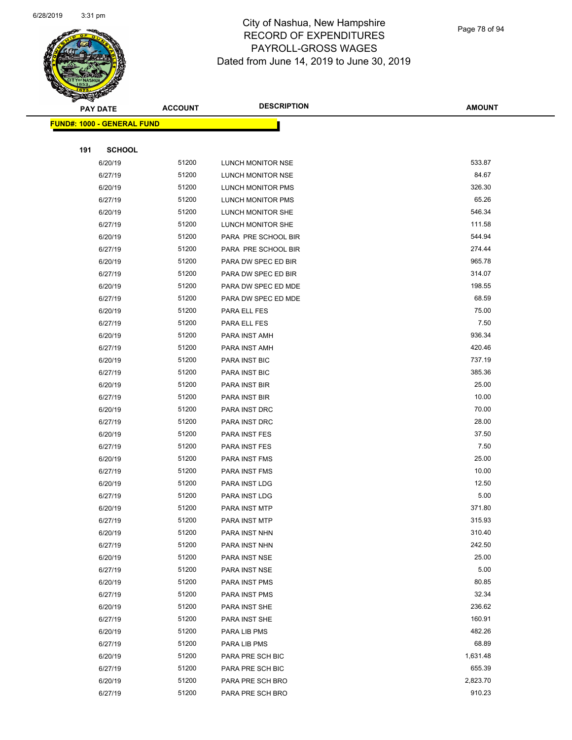# City of Nashua, New Hampshire
## RECORD OF EXPENDITURES
## PAYROLL-GROSS WAGES
## Dated from June 14, 2019 to June 30, 2019

**FUND#: 1000 - GENERAL FUND**

**191 SCHOOL**

| PAY DATE | ACCOUNT | DESCRIPTION | AMOUNT |
|---|---|---|---|
| 6/20/19 | 51200 | LUNCH MONITOR NSE | 533.87 |
| 6/27/19 | 51200 | LUNCH MONITOR NSE | 84.67 |
| 6/20/19 | 51200 | LUNCH MONITOR PMS | 326.30 |
| 6/27/19 | 51200 | LUNCH MONITOR PMS | 65.26 |
| 6/20/19 | 51200 | LUNCH MONITOR SHE | 546.34 |
| 6/27/19 | 51200 | LUNCH MONITOR SHE | 111.58 |
| 6/20/19 | 51200 | PARA PRE SCHOOL BIR | 544.94 |
| 6/27/19 | 51200 | PARA PRE SCHOOL BIR | 274.44 |
| 6/20/19 | 51200 | PARA DW SPEC ED BIR | 965.78 |
| 6/27/19 | 51200 | PARA DW SPEC ED BIR | 314.07 |
| 6/20/19 | 51200 | PARA DW SPEC ED MDE | 198.55 |
| 6/27/19 | 51200 | PARA DW SPEC ED MDE | 68.59 |
| 6/20/19 | 51200 | PARA ELL FES | 75.00 |
| 6/27/19 | 51200 | PARA ELL FES | 7.50 |
| 6/20/19 | 51200 | PARA INST AMH | 936.34 |
| 6/27/19 | 51200 | PARA INST AMH | 420.46 |
| 6/20/19 | 51200 | PARA INST BIC | 737.19 |
| 6/27/19 | 51200 | PARA INST BIC | 385.36 |
| 6/20/19 | 51200 | PARA INST BIR | 25.00 |
| 6/27/19 | 51200 | PARA INST BIR | 10.00 |
| 6/20/19 | 51200 | PARA INST DRC | 70.00 |
| 6/27/19 | 51200 | PARA INST DRC | 28.00 |
| 6/20/19 | 51200 | PARA INST FES | 37.50 |
| 6/27/19 | 51200 | PARA INST FES | 7.50 |
| 6/20/19 | 51200 | PARA INST FMS | 25.00 |
| 6/27/19 | 51200 | PARA INST FMS | 10.00 |
| 6/20/19 | 51200 | PARA INST LDG | 12.50 |
| 6/27/19 | 51200 | PARA INST LDG | 5.00 |
| 6/20/19 | 51200 | PARA INST MTP | 371.80 |
| 6/27/19 | 51200 | PARA INST MTP | 315.93 |
| 6/20/19 | 51200 | PARA INST NHN | 310.40 |
| 6/27/19 | 51200 | PARA INST NHN | 242.50 |
| 6/20/19 | 51200 | PARA INST NSE | 25.00 |
| 6/27/19 | 51200 | PARA INST NSE | 5.00 |
| 6/20/19 | 51200 | PARA INST PMS | 80.85 |
| 6/27/19 | 51200 | PARA INST PMS | 32.34 |
| 6/20/19 | 51200 | PARA INST SHE | 236.62 |
| 6/27/19 | 51200 | PARA INST SHE | 160.91 |
| 6/20/19 | 51200 | PARA LIB PMS | 482.26 |
| 6/27/19 | 51200 | PARA LIB PMS | 68.89 |
| 6/20/19 | 51200 | PARA PRE SCH BIC | 1,631.48 |
| 6/27/19 | 51200 | PARA PRE SCH BIC | 655.39 |
| 6/20/19 | 51200 | PARA PRE SCH BRO | 2,823.70 |
| 6/27/19 | 51200 | PARA PRE SCH BRO | 910.23 |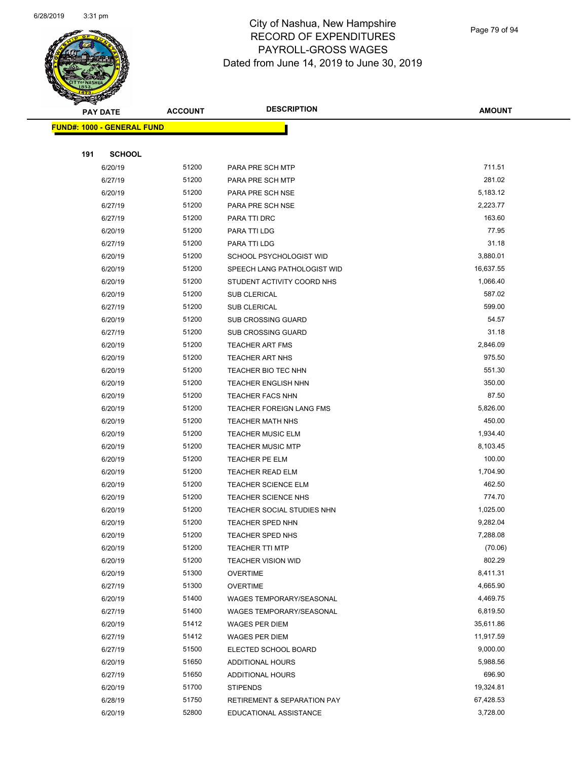# City of Nashua, New Hampshire
## RECORD OF EXPENDITURES
## PAYROLL-GROSS WAGES
## Dated from June 14, 2019 to June 30, 2019

**FUND#: 1000 - GENERAL FUND**

**191 SCHOOL**

| PAY DATE | ACCOUNT | DESCRIPTION | AMOUNT |
|---|---|---|---|
| 6/20/19 | 51200 | PARA PRE SCH MTP | 711.51 |
| 6/27/19 | 51200 | PARA PRE SCH MTP | 281.02 |
| 6/20/19 | 51200 | PARA PRE SCH NSE | 5,183.12 |
| 6/27/19 | 51200 | PARA PRE SCH NSE | 2,223.77 |
| 6/27/19 | 51200 | PARA TTI DRC | 163.60 |
| 6/20/19 | 51200 | PARA TTI LDG | 77.95 |
| 6/27/19 | 51200 | PARA TTI LDG | 31.18 |
| 6/20/19 | 51200 | SCHOOL PSYCHOLOGIST WID | 3,880.01 |
| 6/20/19 | 51200 | SPEECH LANG PATHOLOGIST WID | 16,637.55 |
| 6/20/19 | 51200 | STUDENT ACTIVITY COORD NHS | 1,066.40 |
| 6/20/19 | 51200 | SUB CLERICAL | 587.02 |
| 6/27/19 | 51200 | SUB CLERICAL | 599.00 |
| 6/20/19 | 51200 | SUB CROSSING GUARD | 54.57 |
| 6/27/19 | 51200 | SUB CROSSING GUARD | 31.18 |
| 6/20/19 | 51200 | TEACHER ART FMS | 2,846.09 |
| 6/20/19 | 51200 | TEACHER ART NHS | 975.50 |
| 6/20/19 | 51200 | TEACHER BIO TEC NHN | 551.30 |
| 6/20/19 | 51200 | TEACHER ENGLISH NHN | 350.00 |
| 6/20/19 | 51200 | TEACHER FACS NHN | 87.50 |
| 6/20/19 | 51200 | TEACHER FOREIGN LANG FMS | 5,826.00 |
| 6/20/19 | 51200 | TEACHER MATH NHS | 450.00 |
| 6/20/19 | 51200 | TEACHER MUSIC ELM | 1,934.40 |
| 6/20/19 | 51200 | TEACHER MUSIC MTP | 8,103.45 |
| 6/20/19 | 51200 | TEACHER PE ELM | 100.00 |
| 6/20/19 | 51200 | TEACHER READ ELM | 1,704.90 |
| 6/20/19 | 51200 | TEACHER SCIENCE ELM | 462.50 |
| 6/20/19 | 51200 | TEACHER SCIENCE NHS | 774.70 |
| 6/20/19 | 51200 | TEACHER SOCIAL STUDIES NHN | 1,025.00 |
| 6/20/19 | 51200 | TEACHER SPED NHN | 9,282.04 |
| 6/20/19 | 51200 | TEACHER SPED NHS | 7,288.08 |
| 6/20/19 | 51200 | TEACHER TTI MTP | (70.06) |
| 6/20/19 | 51200 | TEACHER VISION WID | 802.29 |
| 6/20/19 | 51300 | OVERTIME | 8,411.31 |
| 6/27/19 | 51300 | OVERTIME | 4,665.90 |
| 6/20/19 | 51400 | WAGES TEMPORARY/SEASONAL | 4,469.75 |
| 6/27/19 | 51400 | WAGES TEMPORARY/SEASONAL | 6,819.50 |
| 6/20/19 | 51412 | WAGES PER DIEM | 35,611.86 |
| 6/27/19 | 51412 | WAGES PER DIEM | 11,917.59 |
| 6/27/19 | 51500 | ELECTED SCHOOL BOARD | 9,000.00 |
| 6/20/19 | 51650 | ADDITIONAL HOURS | 5,988.56 |
| 6/27/19 | 51650 | ADDITIONAL HOURS | 696.90 |
| 6/20/19 | 51700 | STIPENDS | 19,324.81 |
| 6/28/19 | 51750 | RETIREMENT & SEPARATION PAY | 67,428.53 |
| 6/20/19 | 52800 | EDUCATIONAL ASSISTANCE | 3,728.00 |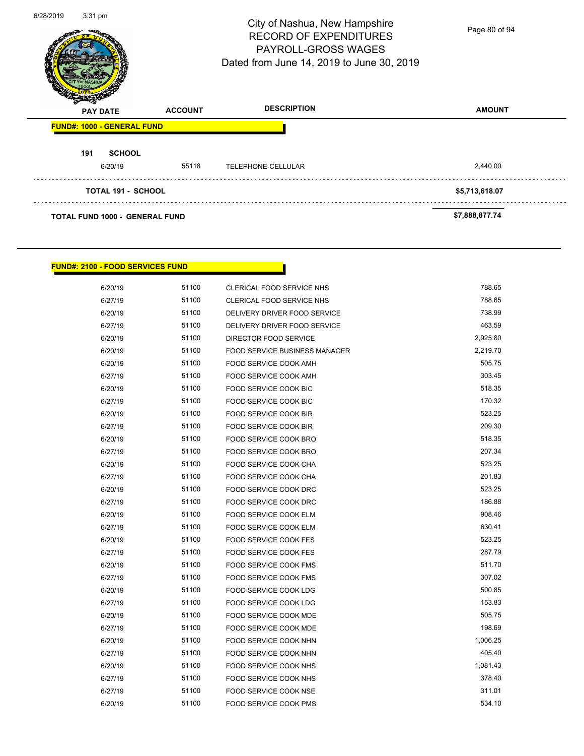# City of Nashua, New Hampshire
## RECORD OF EXPENDITURES
## PAYROLL-GROSS WAGES
Dated from June 14, 2019 to June 30, 2019

| PAY DATE | ACCOUNT | DESCRIPTION | AMOUNT |
|---|---|---|---|
| **FUND#: 1000 - GENERAL FUND** | | | |
| **191 SCHOOL** | | | |
| 6/20/19 | 55118 | TELEPHONE-CELLULAR | 2,440.00 |
| **TOTAL 191 - SCHOOL** | | | **$5,713,618.07** |
| **TOTAL FUND 1000 - GENERAL FUND** | | | **$7,888,877.74** |

**FUND#: 2100 - FOOD SERVICES FUND**

| PAY DATE | ACCOUNT | DESCRIPTION | AMOUNT |
|---|---|---|---|
| 6/20/19 | 51100 | CLERICAL FOOD SERVICE NHS | 788.65 |
| 6/27/19 | 51100 | CLERICAL FOOD SERVICE NHS | 788.65 |
| 6/20/19 | 51100 | DELIVERY DRIVER FOOD SERVICE | 738.99 |
| 6/27/19 | 51100 | DELIVERY DRIVER FOOD SERVICE | 463.59 |
| 6/20/19 | 51100 | DIRECTOR FOOD SERVICE | 2,925.80 |
| 6/20/19 | 51100 | FOOD SERVICE BUSINESS MANAGER | 2,219.70 |
| 6/20/19 | 51100 | FOOD SERVICE COOK AMH | 505.75 |
| 6/27/19 | 51100 | FOOD SERVICE COOK AMH | 303.45 |
| 6/20/19 | 51100 | FOOD SERVICE COOK BIC | 518.35 |
| 6/27/19 | 51100 | FOOD SERVICE COOK BIC | 170.32 |
| 6/20/19 | 51100 | FOOD SERVICE COOK BIR | 523.25 |
| 6/27/19 | 51100 | FOOD SERVICE COOK BIR | 209.30 |
| 6/20/19 | 51100 | FOOD SERVICE COOK BRO | 518.35 |
| 6/27/19 | 51100 | FOOD SERVICE COOK BRO | 207.34 |
| 6/20/19 | 51100 | FOOD SERVICE COOK CHA | 523.25 |
| 6/27/19 | 51100 | FOOD SERVICE COOK CHA | 201.83 |
| 6/20/19 | 51100 | FOOD SERVICE COOK DRC | 523.25 |
| 6/27/19 | 51100 | FOOD SERVICE COOK DRC | 186.88 |
| 6/20/19 | 51100 | FOOD SERVICE COOK ELM | 908.46 |
| 6/27/19 | 51100 | FOOD SERVICE COOK ELM | 630.41 |
| 6/20/19 | 51100 | FOOD SERVICE COOK FES | 523.25 |
| 6/27/19 | 51100 | FOOD SERVICE COOK FES | 287.79 |
| 6/20/19 | 51100 | FOOD SERVICE COOK FMS | 511.70 |
| 6/27/19 | 51100 | FOOD SERVICE COOK FMS | 307.02 |
| 6/20/19 | 51100 | FOOD SERVICE COOK LDG | 500.85 |
| 6/27/19 | 51100 | FOOD SERVICE COOK LDG | 153.83 |
| 6/20/19 | 51100 | FOOD SERVICE COOK MDE | 505.75 |
| 6/27/19 | 51100 | FOOD SERVICE COOK MDE | 198.69 |
| 6/20/19 | 51100 | FOOD SERVICE COOK NHN | 1,006.25 |
| 6/27/19 | 51100 | FOOD SERVICE COOK NHN | 405.40 |
| 6/20/19 | 51100 | FOOD SERVICE COOK NHS | 1,081.43 |
| 6/27/19 | 51100 | FOOD SERVICE COOK NHS | 378.40 |
| 6/27/19 | 51100 | FOOD SERVICE COOK NSE | 311.01 |
| 6/20/19 | 51100 | FOOD SERVICE COOK PMS | 534.10 |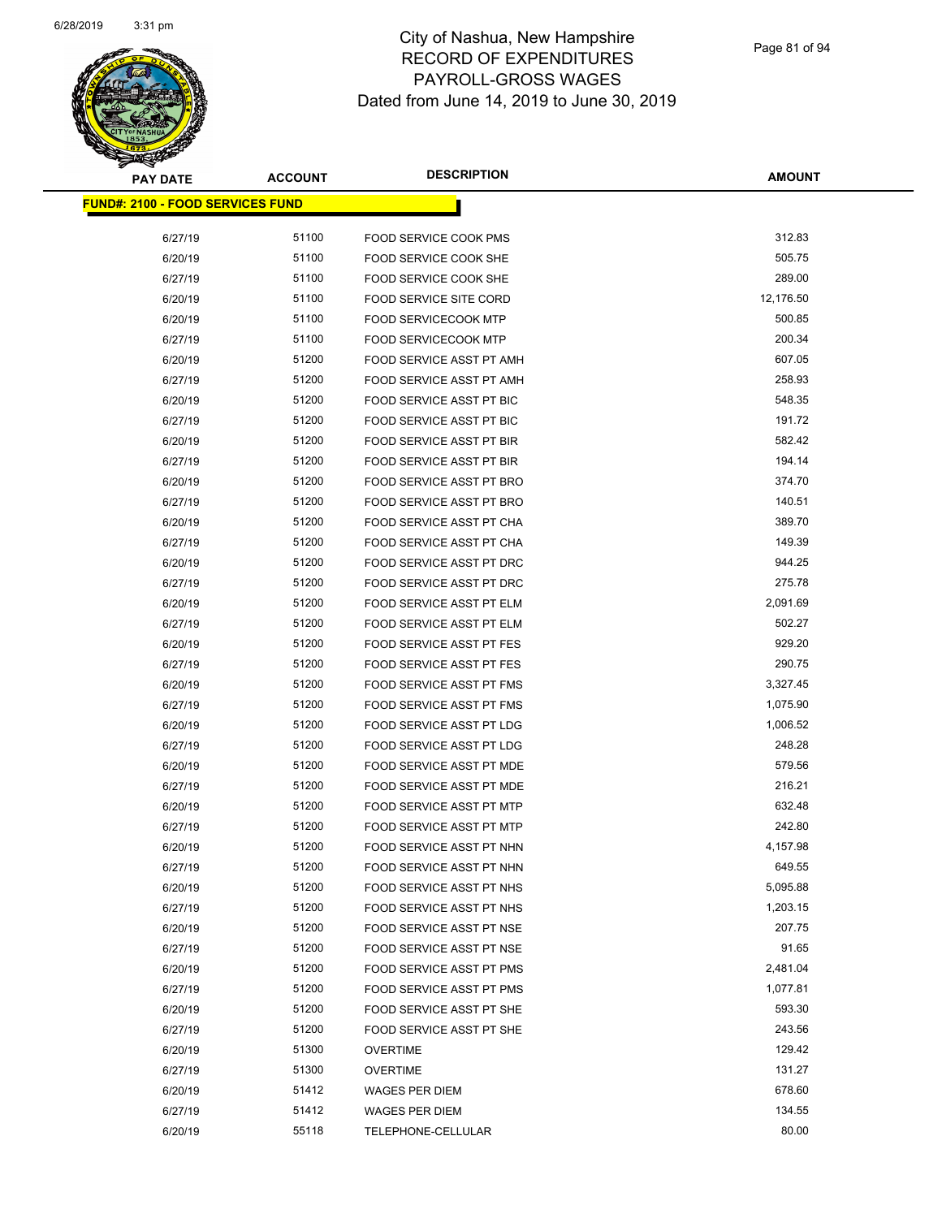# City of Nashua, New Hampshire
## RECORD OF EXPENDITURES
## PAYROLL-GROSS WAGES
## Dated from June 14, 2019 to June 30, 2019

6/28/2019 3:31 pm

| PAY DATE | ACCOUNT | DESCRIPTION | AMOUNT |
|---|---|---|---|
| **FUND#: 2100 - FOOD SERVICES FUND** | | | |
| 6/27/19 | 51100 | FOOD SERVICE COOK PMS | 312.83 |
| 6/20/19 | 51100 | FOOD SERVICE COOK SHE | 505.75 |
| 6/27/19 | 51100 | FOOD SERVICE COOK SHE | 289.00 |
| 6/20/19 | 51100 | FOOD SERVICE SITE CORD | 12,176.50 |
| 6/20/19 | 51100 | FOOD SERVICECOOK MTP | 500.85 |
| 6/27/19 | 51100 | FOOD SERVICECOOK MTP | 200.34 |
| 6/20/19 | 51200 | FOOD SERVICE ASST PT AMH | 607.05 |
| 6/27/19 | 51200 | FOOD SERVICE ASST PT AMH | 258.93 |
| 6/20/19 | 51200 | FOOD SERVICE ASST PT BIC | 548.35 |
| 6/27/19 | 51200 | FOOD SERVICE ASST PT BIC | 191.72 |
| 6/20/19 | 51200 | FOOD SERVICE ASST PT BIR | 582.42 |
| 6/27/19 | 51200 | FOOD SERVICE ASST PT BIR | 194.14 |
| 6/20/19 | 51200 | FOOD SERVICE ASST PT BRO | 374.70 |
| 6/27/19 | 51200 | FOOD SERVICE ASST PT BRO | 140.51 |
| 6/20/19 | 51200 | FOOD SERVICE ASST PT CHA | 389.70 |
| 6/27/19 | 51200 | FOOD SERVICE ASST PT CHA | 149.39 |
| 6/20/19 | 51200 | FOOD SERVICE ASST PT DRC | 944.25 |
| 6/27/19 | 51200 | FOOD SERVICE ASST PT DRC | 275.78 |
| 6/20/19 | 51200 | FOOD SERVICE ASST PT ELM | 2,091.69 |
| 6/27/19 | 51200 | FOOD SERVICE ASST PT ELM | 502.27 |
| 6/20/19 | 51200 | FOOD SERVICE ASST PT FES | 929.20 |
| 6/27/19 | 51200 | FOOD SERVICE ASST PT FES | 290.75 |
| 6/20/19 | 51200 | FOOD SERVICE ASST PT FMS | 3,327.45 |
| 6/27/19 | 51200 | FOOD SERVICE ASST PT FMS | 1,075.90 |
| 6/20/19 | 51200 | FOOD SERVICE ASST PT LDG | 1,006.52 |
| 6/27/19 | 51200 | FOOD SERVICE ASST PT LDG | 248.28 |
| 6/20/19 | 51200 | FOOD SERVICE ASST PT MDE | 579.56 |
| 6/27/19 | 51200 | FOOD SERVICE ASST PT MDE | 216.21 |
| 6/20/19 | 51200 | FOOD SERVICE ASST PT MTP | 632.48 |
| 6/27/19 | 51200 | FOOD SERVICE ASST PT MTP | 242.80 |
| 6/20/19 | 51200 | FOOD SERVICE ASST PT NHN | 4,157.98 |
| 6/27/19 | 51200 | FOOD SERVICE ASST PT NHN | 649.55 |
| 6/20/19 | 51200 | FOOD SERVICE ASST PT NHS | 5,095.88 |
| 6/27/19 | 51200 | FOOD SERVICE ASST PT NHS | 1,203.15 |
| 6/20/19 | 51200 | FOOD SERVICE ASST PT NSE | 207.75 |
| 6/27/19 | 51200 | FOOD SERVICE ASST PT NSE | 91.65 |
| 6/20/19 | 51200 | FOOD SERVICE ASST PT PMS | 2,481.04 |
| 6/27/19 | 51200 | FOOD SERVICE ASST PT PMS | 1,077.81 |
| 6/20/19 | 51200 | FOOD SERVICE ASST PT SHE | 593.30 |
| 6/27/19 | 51200 | FOOD SERVICE ASST PT SHE | 243.56 |
| 6/20/19 | 51300 | OVERTIME | 129.42 |
| 6/27/19 | 51300 | OVERTIME | 131.27 |
| 6/20/19 | 51412 | WAGES PER DIEM | 678.60 |
| 6/27/19 | 51412 | WAGES PER DIEM | 134.55 |
| 6/20/19 | 55118 | TELEPHONE-CELLULAR | 80.00 |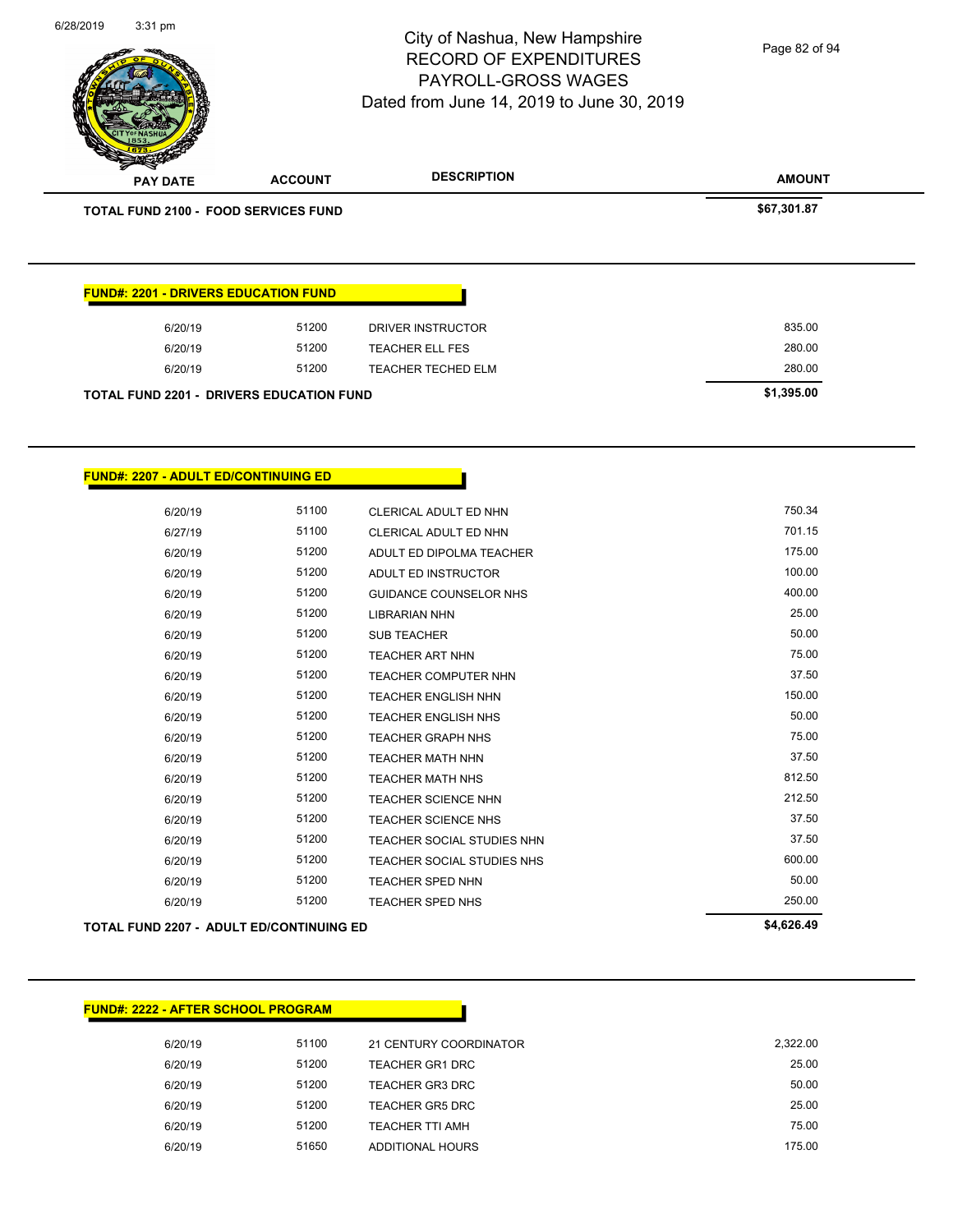| PAY DATE | ACCOUNT | DESCRIPTION | AMOUNT |
|---|---|---|---|
| **TOTAL FUND 2100 - FOOD SERVICES FUND** | | | **$67,301.87** |

**FUND#: 2201 - DRIVERS EDUCATION FUND**

| PAY DATE | ACCOUNT | DESCRIPTION | AMOUNT |
|---|---|---|---|
| 6/20/19 | 51200 | DRIVER INSTRUCTOR | 835.00 |
| 6/20/19 | 51200 | TEACHER ELL FES | 280.00 |
| 6/20/19 | 51200 | TEACHER TECHED ELM | 280.00 |
| **TOTAL FUND 2201 - DRIVERS EDUCATION FUND** | | | **$1,395.00** |

**FUND#: 2207 - ADULT ED/CONTINUING ED**

| PAY DATE | ACCOUNT | DESCRIPTION | AMOUNT |
|---|---|---|---|
| 6/20/19 | 51100 | CLERICAL ADULT ED NHN | 750.34 |
| 6/27/19 | 51100 | CLERICAL ADULT ED NHN | 701.15 |
| 6/20/19 | 51200 | ADULT ED DIPOLMA TEACHER | 175.00 |
| 6/20/19 | 51200 | ADULT ED INSTRUCTOR | 100.00 |
| 6/20/19 | 51200 | GUIDANCE COUNSELOR NHS | 400.00 |
| 6/20/19 | 51200 | LIBRARIAN NHN | 25.00 |
| 6/20/19 | 51200 | SUB TEACHER | 50.00 |
| 6/20/19 | 51200 | TEACHER ART NHN | 75.00 |
| 6/20/19 | 51200 | TEACHER COMPUTER NHN | 37.50 |
| 6/20/19 | 51200 | TEACHER ENGLISH NHN | 150.00 |
| 6/20/19 | 51200 | TEACHER ENGLISH NHS | 50.00 |
| 6/20/19 | 51200 | TEACHER GRAPH NHS | 75.00 |
| 6/20/19 | 51200 | TEACHER MATH NHN | 37.50 |
| 6/20/19 | 51200 | TEACHER MATH NHS | 812.50 |
| 6/20/19 | 51200 | TEACHER SCIENCE NHN | 212.50 |
| 6/20/19 | 51200 | TEACHER SCIENCE NHS | 37.50 |
| 6/20/19 | 51200 | TEACHER SOCIAL STUDIES NHN | 37.50 |
| 6/20/19 | 51200 | TEACHER SOCIAL STUDIES NHS | 600.00 |
| 6/20/19 | 51200 | TEACHER SPED NHN | 50.00 |
| 6/20/19 | 51200 | TEACHER SPED NHS | 250.00 |
| **TOTAL FUND 2207 - ADULT ED/CONTINUING ED** | | | **$4,626.49** |

**FUND#: 2222 - AFTER SCHOOL PROGRAM**

| PAY DATE | ACCOUNT | DESCRIPTION | AMOUNT |
|---|---|---|---|
| 6/20/19 | 51100 | 21 CENTURY COORDINATOR | 2,322.00 |
| 6/20/19 | 51200 | TEACHER GR1 DRC | 25.00 |
| 6/20/19 | 51200 | TEACHER GR3 DRC | 50.00 |
| 6/20/19 | 51200 | TEACHER GR5 DRC | 25.00 |
| 6/20/19 | 51200 | TEACHER TTI AMH | 75.00 |
| 6/20/19 | 51650 | ADDITIONAL HOURS | 175.00 |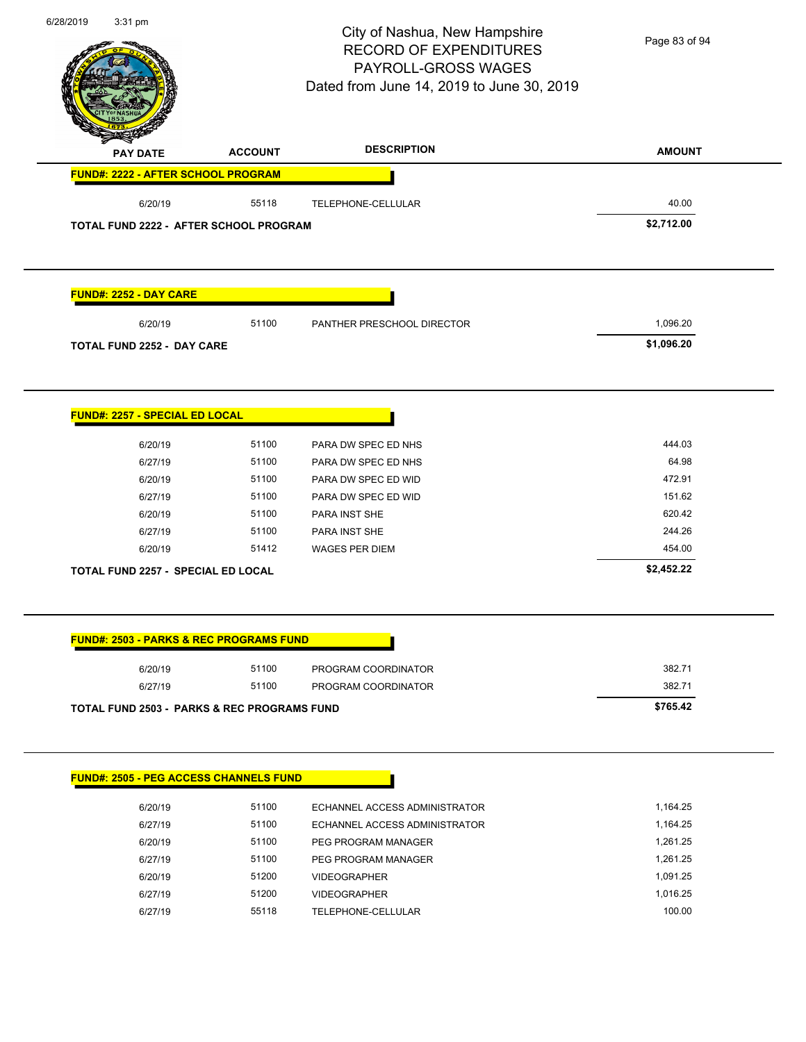# City of Nashua, New Hampshire
## RECORD OF EXPENDITURES
## PAYROLL-GROSS WAGES
### Dated from June 14, 2019 to June 30, 2019

| PAY DATE | ACCOUNT | DESCRIPTION | AMOUNT |
|---|---|---|---|
| **FUND#: 2222 - AFTER SCHOOL PROGRAM** | | | |
| 6/20/19 | 55118 | TELEPHONE-CELLULAR | 40.00 |
| **TOTAL FUND 2222 - AFTER SCHOOL PROGRAM** | | | **$2,712.00** |

| PAY DATE | ACCOUNT | DESCRIPTION | AMOUNT |
|---|---|---|---|
| **FUND#: 2252 - DAY CARE** | | | |
| 6/20/19 | 51100 | PANTHER PRESCHOOL DIRECTOR | 1,096.20 |
| **TOTAL FUND 2252 - DAY CARE** | | | **$1,096.20** |

| PAY DATE | ACCOUNT | DESCRIPTION | AMOUNT |
|---|---|---|---|
| **FUND#: 2257 - SPECIAL ED LOCAL** | | | |
| 6/20/19 | 51100 | PARA DW SPEC ED NHS | 444.03 |
| 6/27/19 | 51100 | PARA DW SPEC ED NHS | 64.98 |
| 6/20/19 | 51100 | PARA DW SPEC ED WID | 472.91 |
| 6/27/19 | 51100 | PARA DW SPEC ED WID | 151.62 |
| 6/20/19 | 51100 | PARA INST SHE | 620.42 |
| 6/27/19 | 51100 | PARA INST SHE | 244.26 |
| 6/20/19 | 51412 | WAGES PER DIEM | 454.00 |
| **TOTAL FUND 2257 - SPECIAL ED LOCAL** | | | **$2,452.22** |

| PAY DATE | ACCOUNT | DESCRIPTION | AMOUNT |
|---|---|---|---|
| **FUND#: 2503 - PARKS & REC PROGRAMS FUND** | | | |
| 6/20/19 | 51100 | PROGRAM COORDINATOR | 382.71 |
| 6/27/19 | 51100 | PROGRAM COORDINATOR | 382.71 |
| **TOTAL FUND 2503 - PARKS & REC PROGRAMS FUND** | | | **$765.42** |

| PAY DATE | ACCOUNT | DESCRIPTION | AMOUNT |
|---|---|---|---|
| **FUND#: 2505 - PEG ACCESS CHANNELS FUND** | | | |
| 6/20/19 | 51100 | ECHANNEL ACCESS ADMINISTRATOR | 1,164.25 |
| 6/27/19 | 51100 | ECHANNEL ACCESS ADMINISTRATOR | 1,164.25 |
| 6/20/19 | 51100 | PEG PROGRAM MANAGER | 1,261.25 |
| 6/27/19 | 51100 | PEG PROGRAM MANAGER | 1,261.25 |
| 6/20/19 | 51200 | VIDEOGRAPHER | 1,091.25 |
| 6/27/19 | 51200 | VIDEOGRAPHER | 1,016.25 |
| 6/27/19 | 55118 | TELEPHONE-CELLULAR | 100.00 |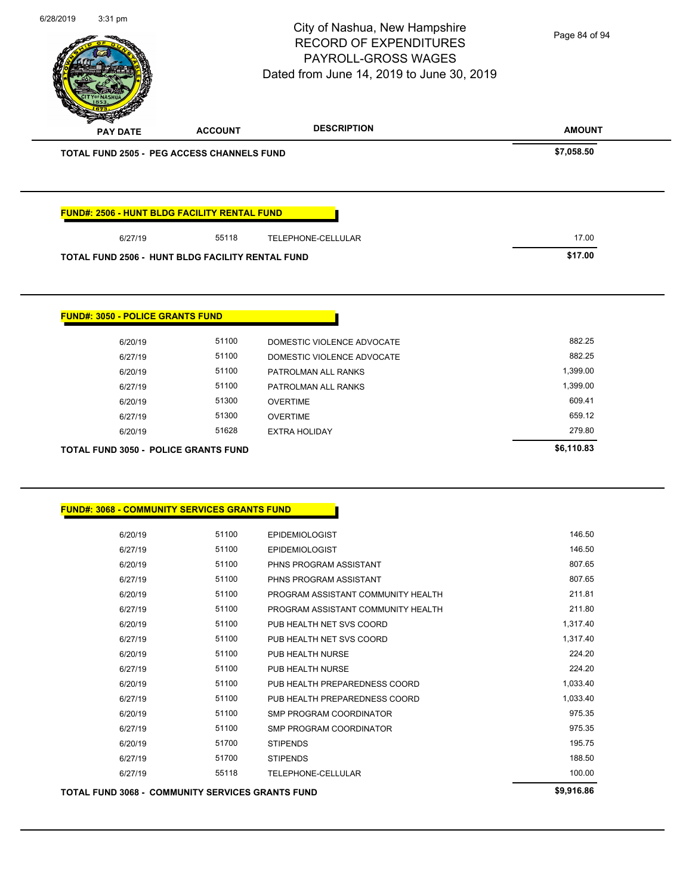| PAY DATE | ACCOUNT | DESCRIPTION | AMOUNT |
|---|---|---|---|
| **TOTAL FUND 2505 - PEG ACCESS CHANNELS FUND** | | | **$7,058.50** |

**FUND#: 2506 - HUNT BLDG FACILITY RENTAL FUND**

| PAY DATE | ACCOUNT | DESCRIPTION | AMOUNT |
|---|---|---|---|
| 6/27/19 | 55118 | TELEPHONE-CELLULAR | 17.00 |
| **TOTAL FUND 2506 - HUNT BLDG FACILITY RENTAL FUND** | | | **$17.00** |

**FUND#: 3050 - POLICE GRANTS FUND**

| PAY DATE | ACCOUNT | DESCRIPTION | AMOUNT |
|---|---|---|---|
| 6/20/19 | 51100 | DOMESTIC VIOLENCE ADVOCATE | 882.25 |
| 6/27/19 | 51100 | DOMESTIC VIOLENCE ADVOCATE | 882.25 |
| 6/20/19 | 51100 | PATROLMAN ALL RANKS | 1,399.00 |
| 6/27/19 | 51100 | PATROLMAN ALL RANKS | 1,399.00 |
| 6/20/19 | 51300 | OVERTIME | 609.41 |
| 6/27/19 | 51300 | OVERTIME | 659.12 |
| 6/20/19 | 51628 | EXTRA HOLIDAY | 279.80 |
| **TOTAL FUND 3050 - POLICE GRANTS FUND** | | | **$6,110.83** |

**FUND#: 3068 - COMMUNITY SERVICES GRANTS FUND**

| PAY DATE | ACCOUNT | DESCRIPTION | AMOUNT |
|---|---|---|---|
| 6/20/19 | 51100 | EPIDEMIOLOGIST | 146.50 |
| 6/27/19 | 51100 | EPIDEMIOLOGIST | 146.50 |
| 6/20/19 | 51100 | PHNS PROGRAM ASSISTANT | 807.65 |
| 6/27/19 | 51100 | PHNS PROGRAM ASSISTANT | 807.65 |
| 6/20/19 | 51100 | PROGRAM ASSISTANT COMMUNITY HEALTH | 211.81 |
| 6/27/19 | 51100 | PROGRAM ASSISTANT COMMUNITY HEALTH | 211.80 |
| 6/20/19 | 51100 | PUB HEALTH NET SVS COORD | 1,317.40 |
| 6/27/19 | 51100 | PUB HEALTH NET SVS COORD | 1,317.40 |
| 6/20/19 | 51100 | PUB HEALTH NURSE | 224.20 |
| 6/27/19 | 51100 | PUB HEALTH NURSE | 224.20 |
| 6/20/19 | 51100 | PUB HEALTH PREPAREDNESS COORD | 1,033.40 |
| 6/27/19 | 51100 | PUB HEALTH PREPAREDNESS COORD | 1,033.40 |
| 6/20/19 | 51100 | SMP PROGRAM COORDINATOR | 975.35 |
| 6/27/19 | 51100 | SMP PROGRAM COORDINATOR | 975.35 |
| 6/20/19 | 51700 | STIPENDS | 195.75 |
| 6/27/19 | 51700 | STIPENDS | 188.50 |
| 6/27/19 | 55118 | TELEPHONE-CELLULAR | 100.00 |
| **TOTAL FUND 3068 - COMMUNITY SERVICES GRANTS FUND** | | | **$9,916.86** |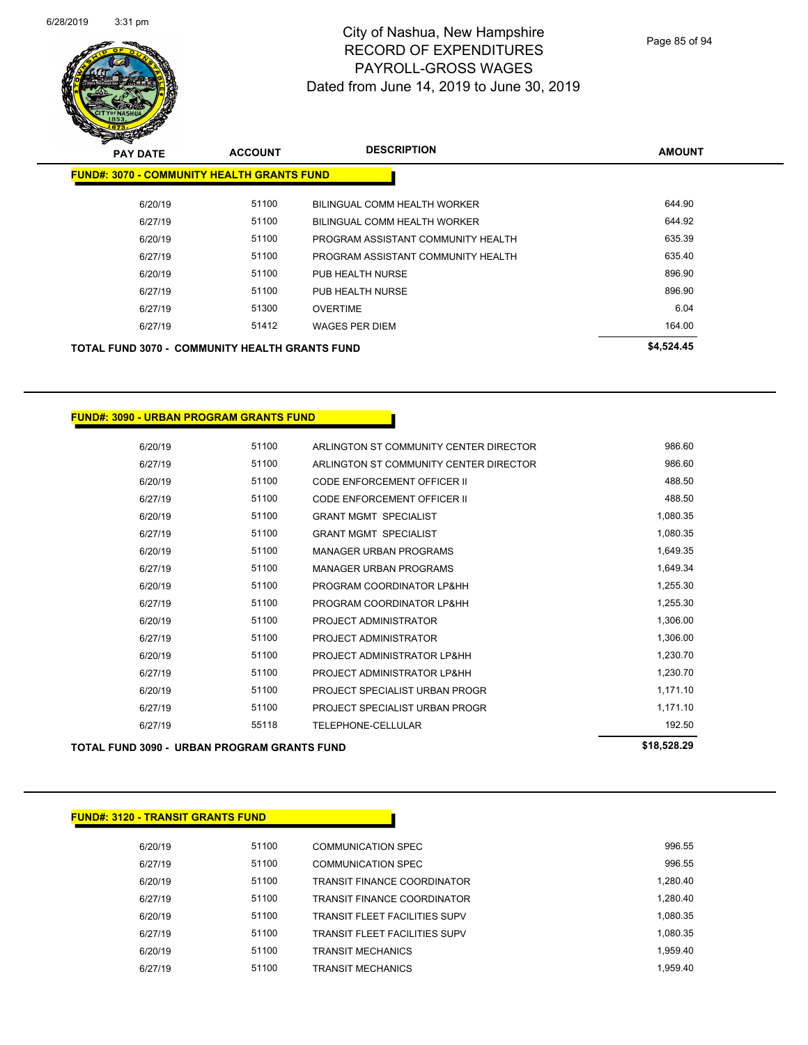# City of Nashua, New Hampshire
## RECORD OF EXPENDITURES
## PAYROLL-GROSS WAGES
### Dated from June 14, 2019 to June 30, 2019

| PAY DATE | ACCOUNT | DESCRIPTION | AMOUNT |
|---|---|---|---|
| **FUND#: 3070 - COMMUNITY HEALTH GRANTS FUND** | | | |
| 6/20/19 | 51100 | BILINGUAL COMM HEALTH WORKER | 644.90 |
| 6/27/19 | 51100 | BILINGUAL COMM HEALTH WORKER | 644.92 |
| 6/20/19 | 51100 | PROGRAM ASSISTANT COMMUNITY HEALTH | 635.39 |
| 6/27/19 | 51100 | PROGRAM ASSISTANT COMMUNITY HEALTH | 635.40 |
| 6/20/19 | 51100 | PUB HEALTH NURSE | 896.90 |
| 6/27/19 | 51100 | PUB HEALTH NURSE | 896.90 |
| 6/27/19 | 51300 | OVERTIME | 6.04 |
| 6/27/19 | 51412 | WAGES PER DIEM | 164.00 |
| **TOTAL FUND 3070 - COMMUNITY HEALTH GRANTS FUND** | | | **$4,524.45** |

| PAY DATE | ACCOUNT | DESCRIPTION | AMOUNT |
|---|---|---|---|
| **FUND#: 3090 - URBAN PROGRAM GRANTS FUND** | | | |
| 6/20/19 | 51100 | ARLINGTON ST COMMUNITY CENTER DIRECTOR | 986.60 |
| 6/27/19 | 51100 | ARLINGTON ST COMMUNITY CENTER DIRECTOR | 986.60 |
| 6/20/19 | 51100 | CODE ENFORCEMENT OFFICER II | 488.50 |
| 6/27/19 | 51100 | CODE ENFORCEMENT OFFICER II | 488.50 |
| 6/20/19 | 51100 | GRANT MGMT SPECIALIST | 1,080.35 |
| 6/27/19 | 51100 | GRANT MGMT SPECIALIST | 1,080.35 |
| 6/20/19 | 51100 | MANAGER URBAN PROGRAMS | 1,649.35 |
| 6/27/19 | 51100 | MANAGER URBAN PROGRAMS | 1,649.34 |
| 6/20/19 | 51100 | PROGRAM COORDINATOR LP&HH | 1,255.30 |
| 6/27/19 | 51100 | PROGRAM COORDINATOR LP&HH | 1,255.30 |
| 6/20/19 | 51100 | PROJECT ADMINISTRATOR | 1,306.00 |
| 6/27/19 | 51100 | PROJECT ADMINISTRATOR | 1,306.00 |
| 6/20/19 | 51100 | PROJECT ADMINISTRATOR LP&HH | 1,230.70 |
| 6/27/19 | 51100 | PROJECT ADMINISTRATOR LP&HH | 1,230.70 |
| 6/20/19 | 51100 | PROJECT SPECIALIST URBAN PROGR | 1,171.10 |
| 6/27/19 | 51100 | PROJECT SPECIALIST URBAN PROGR | 1,171.10 |
| 6/27/19 | 55118 | TELEPHONE-CELLULAR | 192.50 |
| **TOTAL FUND 3090 - URBAN PROGRAM GRANTS FUND** | | | **$18,528.29** |

| PAY DATE | ACCOUNT | DESCRIPTION | AMOUNT |
|---|---|---|---|
| **FUND#: 3120 - TRANSIT GRANTS FUND** | | | |
| 6/20/19 | 51100 | COMMUNICATION SPEC | 996.55 |
| 6/27/19 | 51100 | COMMUNICATION SPEC | 996.55 |
| 6/20/19 | 51100 | TRANSIT FINANCE COORDINATOR | 1,280.40 |
| 6/27/19 | 51100 | TRANSIT FINANCE COORDINATOR | 1,280.40 |
| 6/20/19 | 51100 | TRANSIT FLEET FACILITIES SUPV | 1,080.35 |
| 6/27/19 | 51100 | TRANSIT FLEET FACILITIES SUPV | 1,080.35 |
| 6/20/19 | 51100 | TRANSIT MECHANICS | 1,959.40 |
| 6/27/19 | 51100 | TRANSIT MECHANICS | 1,959.40 |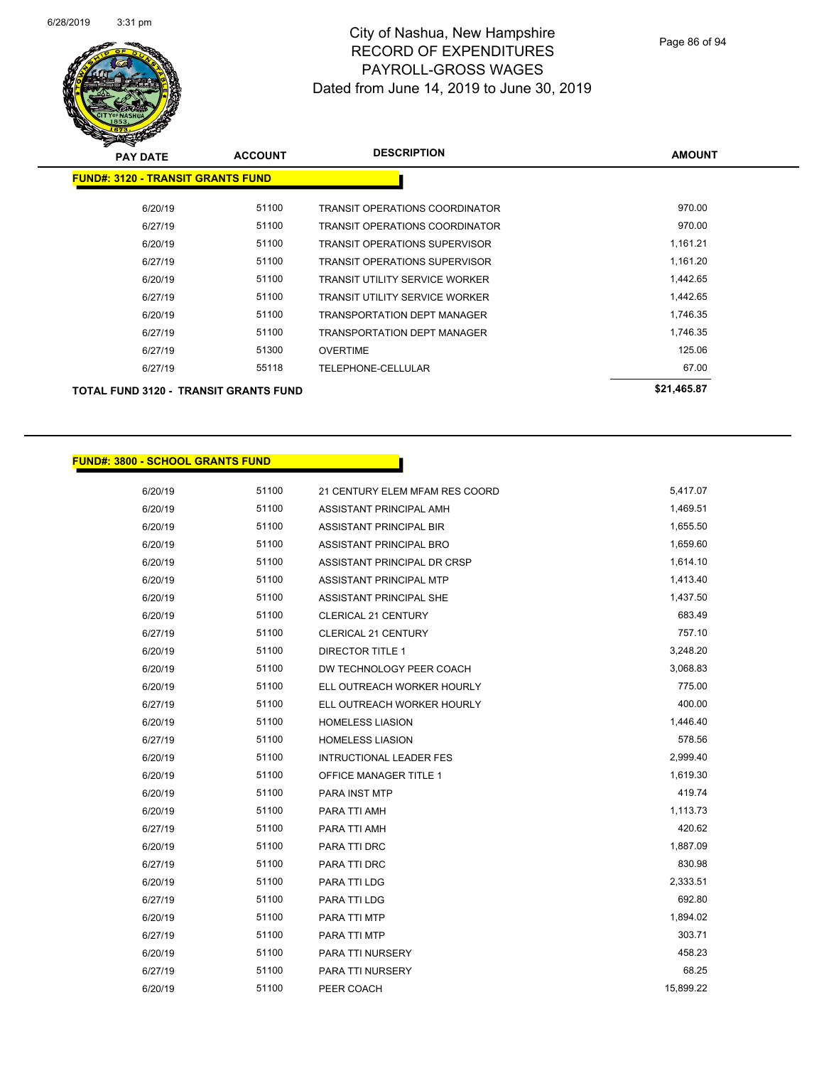# City of Nashua, New Hampshire
# RECORD OF EXPENDITURES
# PAYROLL-GROSS WAGES
# Dated from June 14, 2019 to June 30, 2019

| PAY DATE | ACCOUNT | DESCRIPTION | AMOUNT |
|---|---|---|---|
| **FUND#: 3120 - TRANSIT GRANTS FUND** | | | |
| 6/20/19 | 51100 | TRANSIT OPERATIONS COORDINATOR | 970.00 |
| 6/27/19 | 51100 | TRANSIT OPERATIONS COORDINATOR | 970.00 |
| 6/20/19 | 51100 | TRANSIT OPERATIONS SUPERVISOR | 1,161.21 |
| 6/27/19 | 51100 | TRANSIT OPERATIONS SUPERVISOR | 1,161.20 |
| 6/20/19 | 51100 | TRANSIT UTILITY SERVICE WORKER | 1,442.65 |
| 6/27/19 | 51100 | TRANSIT UTILITY SERVICE WORKER | 1,442.65 |
| 6/20/19 | 51100 | TRANSPORTATION DEPT MANAGER | 1,746.35 |
| 6/27/19 | 51100 | TRANSPORTATION DEPT MANAGER | 1,746.35 |
| 6/27/19 | 51300 | OVERTIME | 125.06 |
| 6/27/19 | 55118 | TELEPHONE-CELLULAR | 67.00 |
| **TOTAL FUND 3120 - TRANSIT GRANTS FUND** | | | **$21,465.87** |

| PAY DATE | ACCOUNT | DESCRIPTION | AMOUNT |
|---|---|---|---|
| **FUND#: 3800 - SCHOOL GRANTS FUND** | | | |
| 6/20/19 | 51100 | 21 CENTURY ELEM MFAM RES COORD | 5,417.07 |
| 6/20/19 | 51100 | ASSISTANT PRINCIPAL AMH | 1,469.51 |
| 6/20/19 | 51100 | ASSISTANT PRINCIPAL BIR | 1,655.50 |
| 6/20/19 | 51100 | ASSISTANT PRINCIPAL BRO | 1,659.60 |
| 6/20/19 | 51100 | ASSISTANT PRINCIPAL DR CRSP | 1,614.10 |
| 6/20/19 | 51100 | ASSISTANT PRINCIPAL MTP | 1,413.40 |
| 6/20/19 | 51100 | ASSISTANT PRINCIPAL SHE | 1,437.50 |
| 6/20/19 | 51100 | CLERICAL 21 CENTURY | 683.49 |
| 6/27/19 | 51100 | CLERICAL 21 CENTURY | 757.10 |
| 6/20/19 | 51100 | DIRECTOR TITLE 1 | 3,248.20 |
| 6/20/19 | 51100 | DW TECHNOLOGY PEER COACH | 3,068.83 |
| 6/20/19 | 51100 | ELL OUTREACH WORKER HOURLY | 775.00 |
| 6/27/19 | 51100 | ELL OUTREACH WORKER HOURLY | 400.00 |
| 6/20/19 | 51100 | HOMELESS LIASION | 1,446.40 |
| 6/27/19 | 51100 | HOMELESS LIASION | 578.56 |
| 6/20/19 | 51100 | INTRUCTIONAL LEADER FES | 2,999.40 |
| 6/20/19 | 51100 | OFFICE MANAGER TITLE 1 | 1,619.30 |
| 6/20/19 | 51100 | PARA INST MTP | 419.74 |
| 6/20/19 | 51100 | PARA TTI AMH | 1,113.73 |
| 6/27/19 | 51100 | PARA TTI AMH | 420.62 |
| 6/20/19 | 51100 | PARA TTI DRC | 1,887.09 |
| 6/27/19 | 51100 | PARA TTI DRC | 830.98 |
| 6/20/19 | 51100 | PARA TTI LDG | 2,333.51 |
| 6/27/19 | 51100 | PARA TTI LDG | 692.80 |
| 6/20/19 | 51100 | PARA TTI MTP | 1,894.02 |
| 6/27/19 | 51100 | PARA TTI MTP | 303.71 |
| 6/20/19 | 51100 | PARA TTI NURSERY | 458.23 |
| 6/27/19 | 51100 | PARA TTI NURSERY | 68.25 |
| 6/20/19 | 51100 | PEER COACH | 15,899.22 |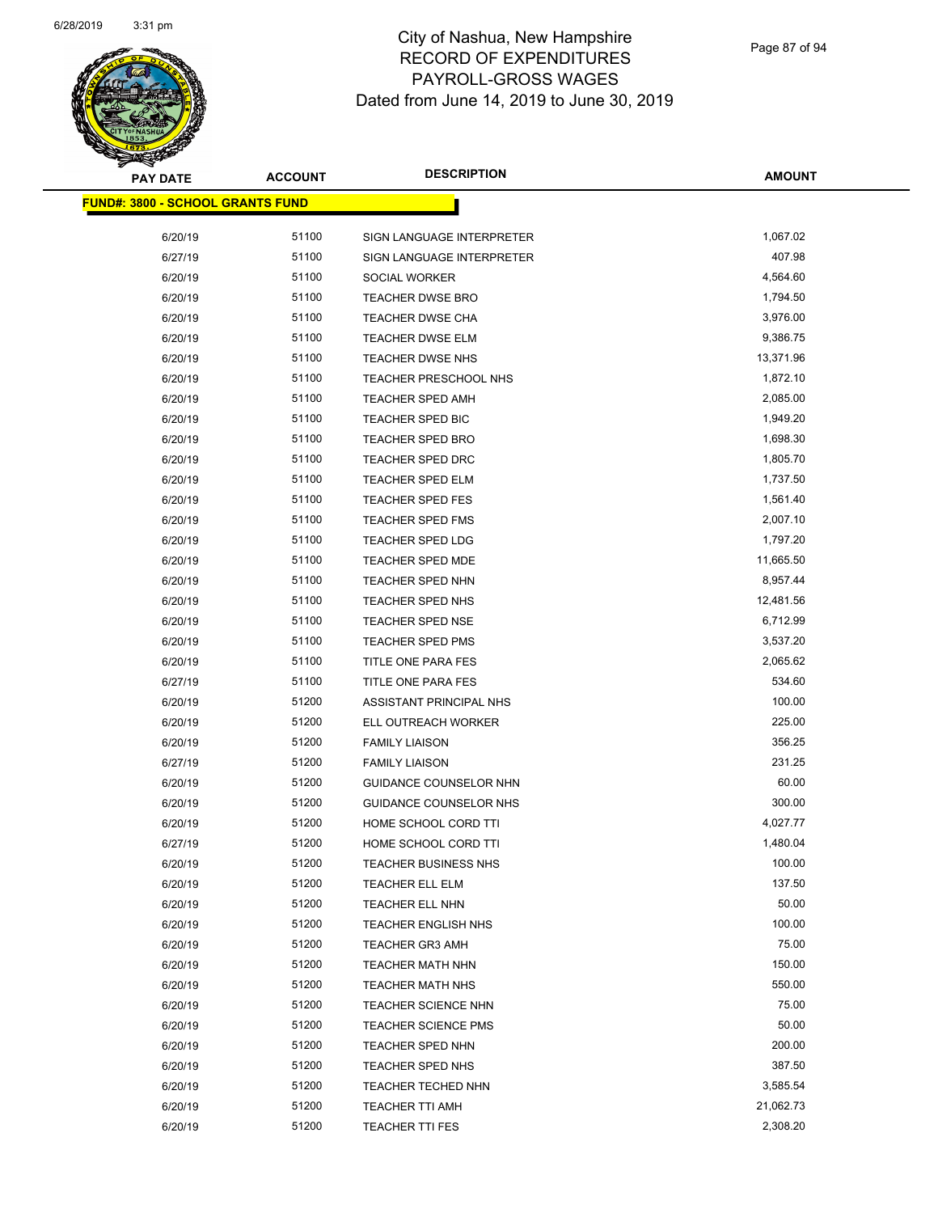# City of Nashua, New Hampshire
## RECORD OF EXPENDITURES
## PAYROLL-GROSS WAGES
## Dated from June 14, 2019 to June 30, 2019

| PAY DATE | ACCOUNT | DESCRIPTION | AMOUNT |
|---|---|---|---|
| **FUND#: 3800 - SCHOOL GRANTS FUND** | | | |
| 6/20/19 | 51100 | SIGN LANGUAGE INTERPRETER | 1,067.02 |
| 6/27/19 | 51100 | SIGN LANGUAGE INTERPRETER | 407.98 |
| 6/20/19 | 51100 | SOCIAL WORKER | 4,564.60 |
| 6/20/19 | 51100 | TEACHER DWSE BRO | 1,794.50 |
| 6/20/19 | 51100 | TEACHER DWSE CHA | 3,976.00 |
| 6/20/19 | 51100 | TEACHER DWSE ELM | 9,386.75 |
| 6/20/19 | 51100 | TEACHER DWSE NHS | 13,371.96 |
| 6/20/19 | 51100 | TEACHER PRESCHOOL NHS | 1,872.10 |
| 6/20/19 | 51100 | TEACHER SPED AMH | 2,085.00 |
| 6/20/19 | 51100 | TEACHER SPED BIC | 1,949.20 |
| 6/20/19 | 51100 | TEACHER SPED BRO | 1,698.30 |
| 6/20/19 | 51100 | TEACHER SPED DRC | 1,805.70 |
| 6/20/19 | 51100 | TEACHER SPED ELM | 1,737.50 |
| 6/20/19 | 51100 | TEACHER SPED FES | 1,561.40 |
| 6/20/19 | 51100 | TEACHER SPED FMS | 2,007.10 |
| 6/20/19 | 51100 | TEACHER SPED LDG | 1,797.20 |
| 6/20/19 | 51100 | TEACHER SPED MDE | 11,665.50 |
| 6/20/19 | 51100 | TEACHER SPED NHN | 8,957.44 |
| 6/20/19 | 51100 | TEACHER SPED NHS | 12,481.56 |
| 6/20/19 | 51100 | TEACHER SPED NSE | 6,712.99 |
| 6/20/19 | 51100 | TEACHER SPED PMS | 3,537.20 |
| 6/20/19 | 51100 | TITLE ONE PARA FES | 2,065.62 |
| 6/27/19 | 51100 | TITLE ONE PARA FES | 534.60 |
| 6/20/19 | 51200 | ASSISTANT PRINCIPAL NHS | 100.00 |
| 6/20/19 | 51200 | ELL OUTREACH WORKER | 225.00 |
| 6/20/19 | 51200 | FAMILY LIAISON | 356.25 |
| 6/27/19 | 51200 | FAMILY LIAISON | 231.25 |
| 6/20/19 | 51200 | GUIDANCE COUNSELOR NHN | 60.00 |
| 6/20/19 | 51200 | GUIDANCE COUNSELOR NHS | 300.00 |
| 6/20/19 | 51200 | HOME SCHOOL CORD TTI | 4,027.77 |
| 6/27/19 | 51200 | HOME SCHOOL CORD TTI | 1,480.04 |
| 6/20/19 | 51200 | TEACHER BUSINESS NHS | 100.00 |
| 6/20/19 | 51200 | TEACHER ELL ELM | 137.50 |
| 6/20/19 | 51200 | TEACHER ELL NHN | 50.00 |
| 6/20/19 | 51200 | TEACHER ENGLISH NHS | 100.00 |
| 6/20/19 | 51200 | TEACHER GR3 AMH | 75.00 |
| 6/20/19 | 51200 | TEACHER MATH NHN | 150.00 |
| 6/20/19 | 51200 | TEACHER MATH NHS | 550.00 |
| 6/20/19 | 51200 | TEACHER SCIENCE NHN | 75.00 |
| 6/20/19 | 51200 | TEACHER SCIENCE PMS | 50.00 |
| 6/20/19 | 51200 | TEACHER SPED NHN | 200.00 |
| 6/20/19 | 51200 | TEACHER SPED NHS | 387.50 |
| 6/20/19 | 51200 | TEACHER TECHED NHN | 3,585.54 |
| 6/20/19 | 51200 | TEACHER TTI AMH | 21,062.73 |
| 6/20/19 | 51200 | TEACHER TTI FES | 2,308.20 |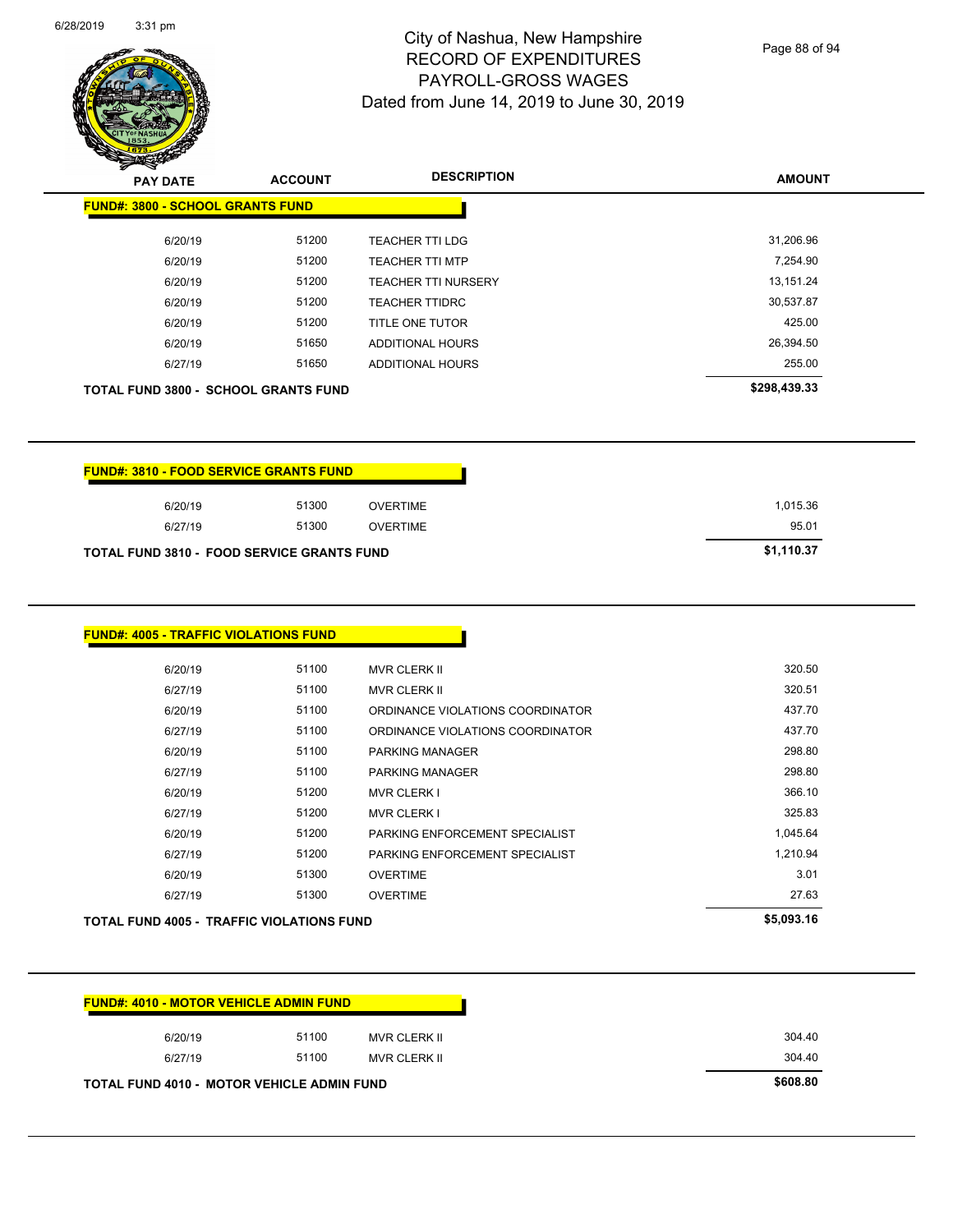# City of Nashua, New Hampshire
## RECORD OF EXPENDITURES
## PAYROLL-GROSS WAGES
## Dated from June 14, 2019 to June 30, 2019

| PAY DATE | ACCOUNT | DESCRIPTION | AMOUNT |
|---|---|---|---|
| **FUND#: 3800 - SCHOOL GRANTS FUND** | | | |
| 6/20/19 | 51200 | TEACHER TTI LDG | 31,206.96 |
| 6/20/19 | 51200 | TEACHER TTI MTP | 7,254.90 |
| 6/20/19 | 51200 | TEACHER TTI NURSERY | 13,151.24 |
| 6/20/19 | 51200 | TEACHER TTIDRC | 30,537.87 |
| 6/20/19 | 51200 | TITLE ONE TUTOR | 425.00 |
| 6/20/19 | 51650 | ADDITIONAL HOURS | 26,394.50 |
| 6/27/19 | 51650 | ADDITIONAL HOURS | 255.00 |
| **TOTAL FUND 3800 - SCHOOL GRANTS FUND** | | | **$298,439.33** |

| PAY DATE | ACCOUNT | DESCRIPTION | AMOUNT |
|---|---|---|---|
| **FUND#: 3810 - FOOD SERVICE GRANTS FUND** | | | |
| 6/20/19 | 51300 | OVERTIME | 1,015.36 |
| 6/27/19 | 51300 | OVERTIME | 95.01 |
| **TOTAL FUND 3810 - FOOD SERVICE GRANTS FUND** | | | **$1,110.37** |

| PAY DATE | ACCOUNT | DESCRIPTION | AMOUNT |
|---|---|---|---|
| **FUND#: 4005 - TRAFFIC VIOLATIONS FUND** | | | |
| 6/20/19 | 51100 | MVR CLERK II | 320.50 |
| 6/27/19 | 51100 | MVR CLERK II | 320.51 |
| 6/20/19 | 51100 | ORDINANCE VIOLATIONS COORDINATOR | 437.70 |
| 6/27/19 | 51100 | ORDINANCE VIOLATIONS COORDINATOR | 437.70 |
| 6/20/19 | 51100 | PARKING MANAGER | 298.80 |
| 6/27/19 | 51100 | PARKING MANAGER | 298.80 |
| 6/20/19 | 51200 | MVR CLERK I | 366.10 |
| 6/27/19 | 51200 | MVR CLERK I | 325.83 |
| 6/20/19 | 51200 | PARKING ENFORCEMENT SPECIALIST | 1,045.64 |
| 6/27/19 | 51200 | PARKING ENFORCEMENT SPECIALIST | 1,210.94 |
| 6/20/19 | 51300 | OVERTIME | 3.01 |
| 6/27/19 | 51300 | OVERTIME | 27.63 |
| **TOTAL FUND 4005 - TRAFFIC VIOLATIONS FUND** | | | **$5,093.16** |

| PAY DATE | ACCOUNT | DESCRIPTION | AMOUNT |
|---|---|---|---|
| **FUND#: 4010 - MOTOR VEHICLE ADMIN FUND** | | | |
| 6/20/19 | 51100 | MVR CLERK II | 304.40 |
| 6/27/19 | 51100 | MVR CLERK II | 304.40 |
| **TOTAL FUND 4010 - MOTOR VEHICLE ADMIN FUND** | | | **$608.80** |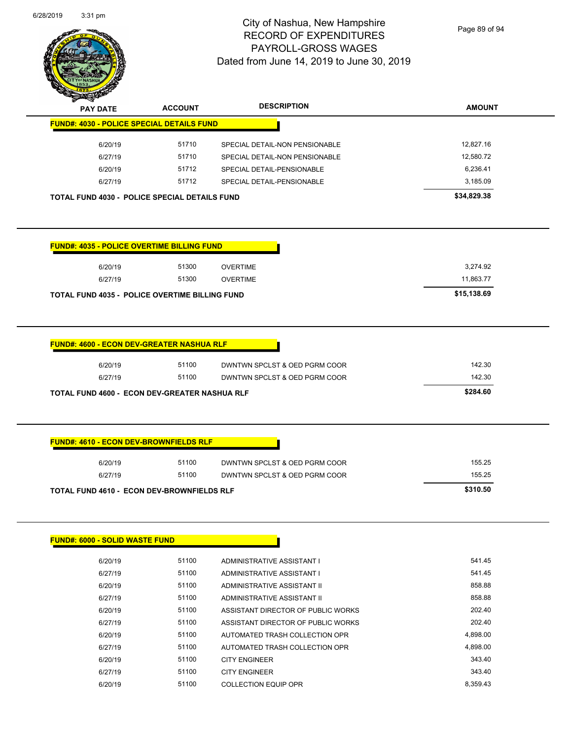# City of Nashua, New Hampshire
## RECORD OF EXPENDITURES
## PAYROLL-GROSS WAGES
## Dated from June 14, 2019 to June 30, 2019

| PAY DATE | ACCOUNT | DESCRIPTION | AMOUNT |
|---|---|---|---|
| **FUND#: 4030 - POLICE SPECIAL DETAILS FUND** | | | |
| 6/20/19 | 51710 | SPECIAL DETAIL-NON PENSIONABLE | 12,827.16 |
| 6/27/19 | 51710 | SPECIAL DETAIL-NON PENSIONABLE | 12,580.72 |
| 6/20/19 | 51712 | SPECIAL DETAIL-PENSIONABLE | 6,236.41 |
| 6/27/19 | 51712 | SPECIAL DETAIL-PENSIONABLE | 3,185.09 |
| **TOTAL FUND 4030 - POLICE SPECIAL DETAILS FUND** | | | **$34,829.38** |

| PAY DATE | ACCOUNT | DESCRIPTION | AMOUNT |
|---|---|---|---|
| **FUND#: 4035 - POLICE OVERTIME BILLING FUND** | | | |
| 6/20/19 | 51300 | OVERTIME | 3,274.92 |
| 6/27/19 | 51300 | OVERTIME | 11,863.77 |
| **TOTAL FUND 4035 - POLICE OVERTIME BILLING FUND** | | | **$15,138.69** |

| PAY DATE | ACCOUNT | DESCRIPTION | AMOUNT |
|---|---|---|---|
| **FUND#: 4600 - ECON DEV-GREATER NASHUA RLF** | | | |
| 6/20/19 | 51100 | DWNTWN SPCLST & OED PGRM COOR | 142.30 |
| 6/27/19 | 51100 | DWNTWN SPCLST & OED PGRM COOR | 142.30 |
| **TOTAL FUND 4600 - ECON DEV-GREATER NASHUA RLF** | | | **$284.60** |

| PAY DATE | ACCOUNT | DESCRIPTION | AMOUNT |
|---|---|---|---|
| **FUND#: 4610 - ECON DEV-BROWNFIELDS RLF** | | | |
| 6/20/19 | 51100 | DWNTWN SPCLST & OED PGRM COOR | 155.25 |
| 6/27/19 | 51100 | DWNTWN SPCLST & OED PGRM COOR | 155.25 |
| **TOTAL FUND 4610 - ECON DEV-BROWNFIELDS RLF** | | | **$310.50** |

| PAY DATE | ACCOUNT | DESCRIPTION | AMOUNT |
|---|---|---|---|
| **FUND#: 6000 - SOLID WASTE FUND** | | | |
| 6/20/19 | 51100 | ADMINISTRATIVE ASSISTANT I | 541.45 |
| 6/27/19 | 51100 | ADMINISTRATIVE ASSISTANT I | 541.45 |
| 6/20/19 | 51100 | ADMINISTRATIVE ASSISTANT II | 858.88 |
| 6/27/19 | 51100 | ADMINISTRATIVE ASSISTANT II | 858.88 |
| 6/20/19 | 51100 | ASSISTANT DIRECTOR OF PUBLIC WORKS | 202.40 |
| 6/27/19 | 51100 | ASSISTANT DIRECTOR OF PUBLIC WORKS | 202.40 |
| 6/20/19 | 51100 | AUTOMATED TRASH COLLECTION OPR | 4,898.00 |
| 6/27/19 | 51100 | AUTOMATED TRASH COLLECTION OPR | 4,898.00 |
| 6/20/19 | 51100 | CITY ENGINEER | 343.40 |
| 6/27/19 | 51100 | CITY ENGINEER | 343.40 |
| 6/20/19 | 51100 | COLLECTION EQUIP OPR | 8,359.43 |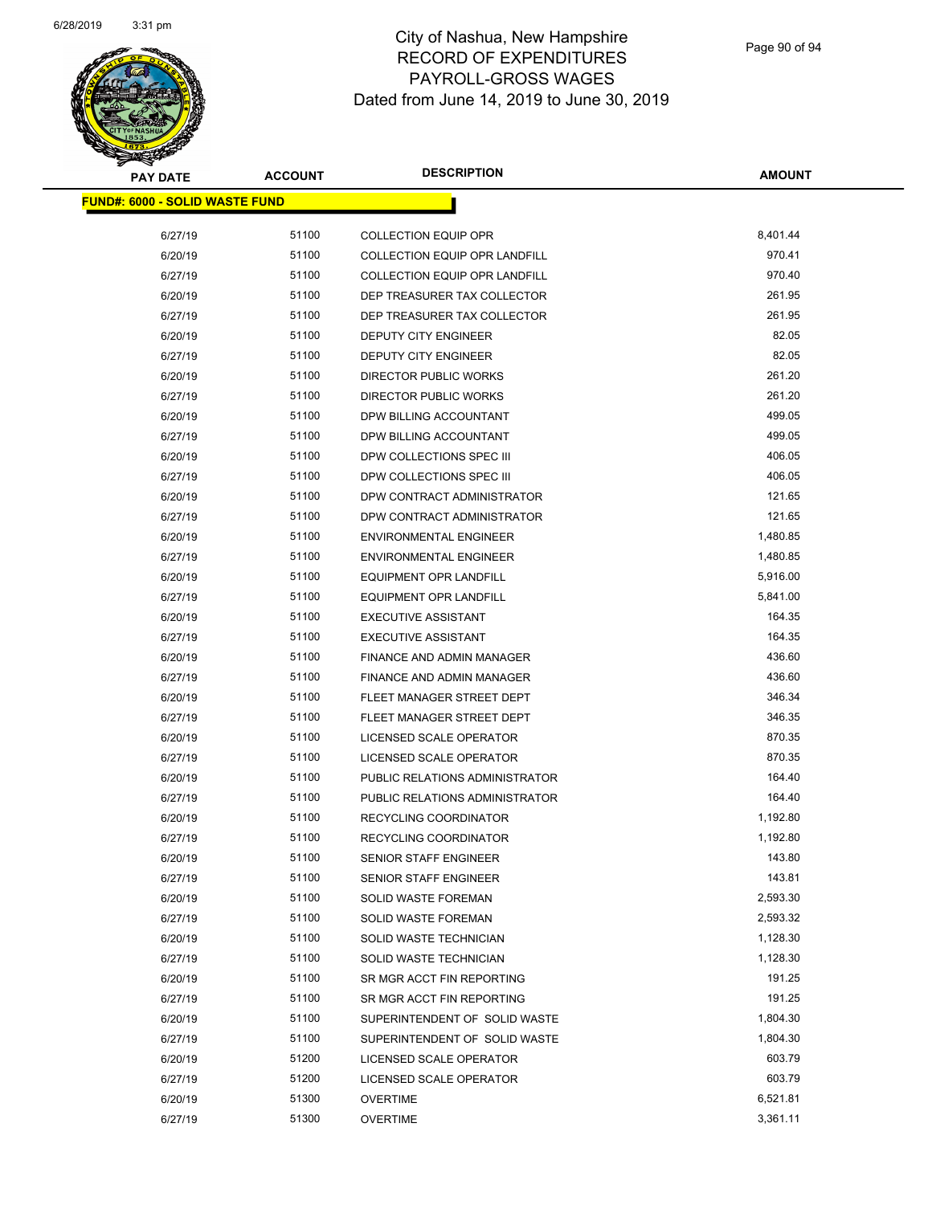# City of Nashua, New Hampshire
## RECORD OF EXPENDITURES
## PAYROLL-GROSS WAGES
## Dated from June 14, 2019 to June 30, 2019

| PAY DATE | ACCOUNT | DESCRIPTION | AMOUNT |
|---|---|---|---|
| **FUND#: 6000 - SOLID WASTE FUND** | | | |
| 6/27/19 | 51100 | COLLECTION EQUIP OPR | 8,401.44 |
| 6/20/19 | 51100 | COLLECTION EQUIP OPR LANDFILL | 970.41 |
| 6/27/19 | 51100 | COLLECTION EQUIP OPR LANDFILL | 970.40 |
| 6/20/19 | 51100 | DEP TREASURER TAX COLLECTOR | 261.95 |
| 6/27/19 | 51100 | DEP TREASURER TAX COLLECTOR | 261.95 |
| 6/20/19 | 51100 | DEPUTY CITY ENGINEER | 82.05 |
| 6/27/19 | 51100 | DEPUTY CITY ENGINEER | 82.05 |
| 6/20/19 | 51100 | DIRECTOR PUBLIC WORKS | 261.20 |
| 6/27/19 | 51100 | DIRECTOR PUBLIC WORKS | 261.20 |
| 6/20/19 | 51100 | DPW BILLING ACCOUNTANT | 499.05 |
| 6/27/19 | 51100 | DPW BILLING ACCOUNTANT | 499.05 |
| 6/20/19 | 51100 | DPW COLLECTIONS SPEC III | 406.05 |
| 6/27/19 | 51100 | DPW COLLECTIONS SPEC III | 406.05 |
| 6/20/19 | 51100 | DPW CONTRACT ADMINISTRATOR | 121.65 |
| 6/27/19 | 51100 | DPW CONTRACT ADMINISTRATOR | 121.65 |
| 6/20/19 | 51100 | ENVIRONMENTAL ENGINEER | 1,480.85 |
| 6/27/19 | 51100 | ENVIRONMENTAL ENGINEER | 1,480.85 |
| 6/20/19 | 51100 | EQUIPMENT OPR LANDFILL | 5,916.00 |
| 6/27/19 | 51100 | EQUIPMENT OPR LANDFILL | 5,841.00 |
| 6/20/19 | 51100 | EXECUTIVE ASSISTANT | 164.35 |
| 6/27/19 | 51100 | EXECUTIVE ASSISTANT | 164.35 |
| 6/20/19 | 51100 | FINANCE AND ADMIN MANAGER | 436.60 |
| 6/27/19 | 51100 | FINANCE AND ADMIN MANAGER | 436.60 |
| 6/20/19 | 51100 | FLEET MANAGER STREET DEPT | 346.34 |
| 6/27/19 | 51100 | FLEET MANAGER STREET DEPT | 346.35 |
| 6/20/19 | 51100 | LICENSED SCALE OPERATOR | 870.35 |
| 6/27/19 | 51100 | LICENSED SCALE OPERATOR | 870.35 |
| 6/20/19 | 51100 | PUBLIC RELATIONS ADMINISTRATOR | 164.40 |
| 6/27/19 | 51100 | PUBLIC RELATIONS ADMINISTRATOR | 164.40 |
| 6/20/19 | 51100 | RECYCLING COORDINATOR | 1,192.80 |
| 6/27/19 | 51100 | RECYCLING COORDINATOR | 1,192.80 |
| 6/20/19 | 51100 | SENIOR STAFF ENGINEER | 143.80 |
| 6/27/19 | 51100 | SENIOR STAFF ENGINEER | 143.81 |
| 6/20/19 | 51100 | SOLID WASTE FOREMAN | 2,593.30 |
| 6/27/19 | 51100 | SOLID WASTE FOREMAN | 2,593.32 |
| 6/20/19 | 51100 | SOLID WASTE TECHNICIAN | 1,128.30 |
| 6/27/19 | 51100 | SOLID WASTE TECHNICIAN | 1,128.30 |
| 6/20/19 | 51100 | SR MGR ACCT FIN REPORTING | 191.25 |
| 6/27/19 | 51100 | SR MGR ACCT FIN REPORTING | 191.25 |
| 6/20/19 | 51100 | SUPERINTENDENT OF SOLID WASTE | 1,804.30 |
| 6/27/19 | 51100 | SUPERINTENDENT OF SOLID WASTE | 1,804.30 |
| 6/20/19 | 51200 | LICENSED SCALE OPERATOR | 603.79 |
| 6/27/19 | 51200 | LICENSED SCALE OPERATOR | 603.79 |
| 6/20/19 | 51300 | OVERTIME | 6,521.81 |
| 6/27/19 | 51300 | OVERTIME | 3,361.11 |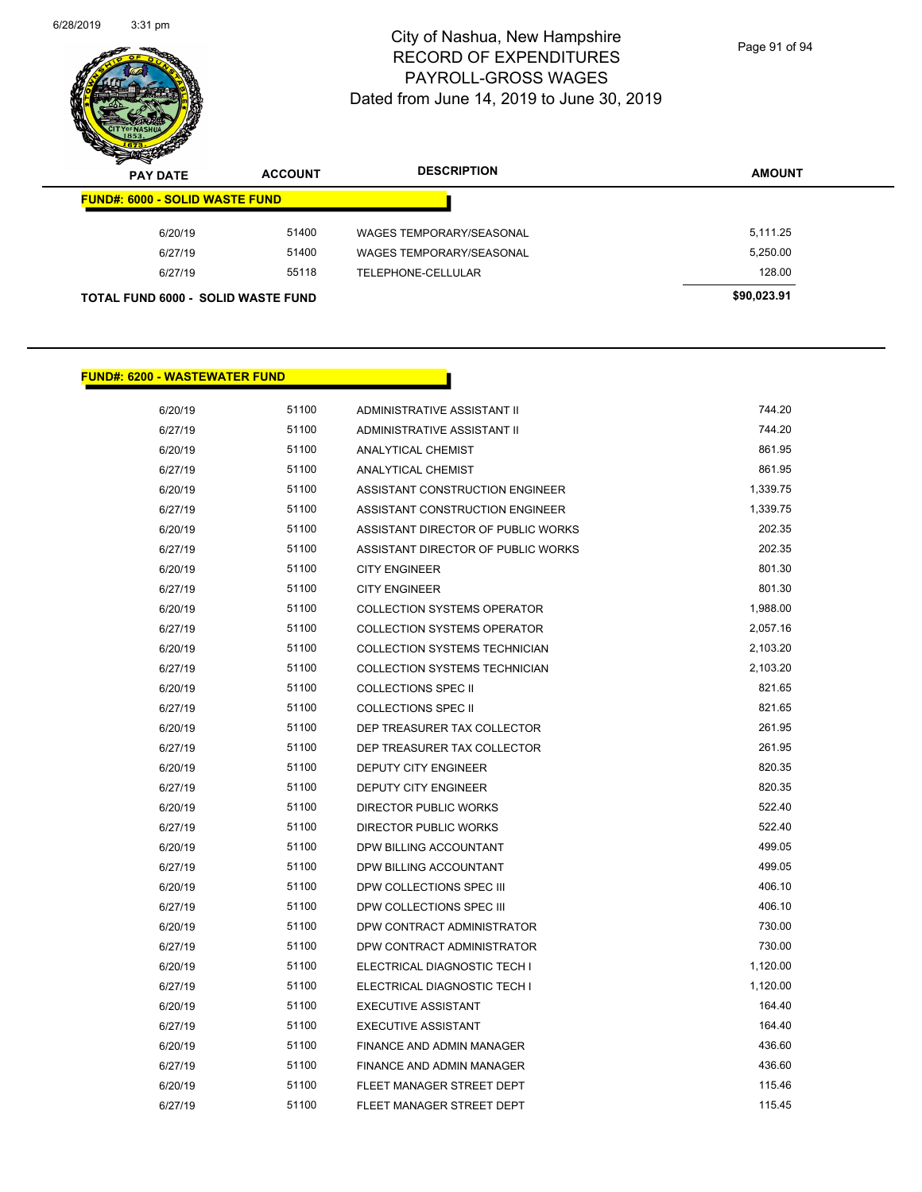# City of Nashua, New Hampshire
## RECORD OF EXPENDITURES
## PAYROLL-GROSS WAGES
## Dated from June 14, 2019 to June 30, 2019

| PAY DATE | ACCOUNT | DESCRIPTION | AMOUNT |
|---|---|---|---|
| **FUND#: 6000 - SOLID WASTE FUND** | | | |
| 6/20/19 | 51400 | WAGES TEMPORARY/SEASONAL | 5,111.25 |
| 6/27/19 | 51400 | WAGES TEMPORARY/SEASONAL | 5,250.00 |
| 6/27/19 | 55118 | TELEPHONE-CELLULAR | 128.00 |
| **TOTAL FUND 6000 - SOLID WASTE FUND** | | | **$90,023.91** |

| PAY DATE | ACCOUNT | DESCRIPTION | AMOUNT |
|---|---|---|---|
| **FUND#: 6200 - WASTEWATER FUND** | | | |
| 6/20/19 | 51100 | ADMINISTRATIVE ASSISTANT II | 744.20 |
| 6/27/19 | 51100 | ADMINISTRATIVE ASSISTANT II | 744.20 |
| 6/20/19 | 51100 | ANALYTICAL CHEMIST | 861.95 |
| 6/27/19 | 51100 | ANALYTICAL CHEMIST | 861.95 |
| 6/20/19 | 51100 | ASSISTANT CONSTRUCTION ENGINEER | 1,339.75 |
| 6/27/19 | 51100 | ASSISTANT CONSTRUCTION ENGINEER | 1,339.75 |
| 6/20/19 | 51100 | ASSISTANT DIRECTOR OF PUBLIC WORKS | 202.35 |
| 6/27/19 | 51100 | ASSISTANT DIRECTOR OF PUBLIC WORKS | 202.35 |
| 6/20/19 | 51100 | CITY ENGINEER | 801.30 |
| 6/27/19 | 51100 | CITY ENGINEER | 801.30 |
| 6/20/19 | 51100 | COLLECTION SYSTEMS OPERATOR | 1,988.00 |
| 6/27/19 | 51100 | COLLECTION SYSTEMS OPERATOR | 2,057.16 |
| 6/20/19 | 51100 | COLLECTION SYSTEMS TECHNICIAN | 2,103.20 |
| 6/27/19 | 51100 | COLLECTION SYSTEMS TECHNICIAN | 2,103.20 |
| 6/20/19 | 51100 | COLLECTIONS SPEC II | 821.65 |
| 6/27/19 | 51100 | COLLECTIONS SPEC II | 821.65 |
| 6/20/19 | 51100 | DEP TREASURER TAX COLLECTOR | 261.95 |
| 6/27/19 | 51100 | DEP TREASURER TAX COLLECTOR | 261.95 |
| 6/20/19 | 51100 | DEPUTY CITY ENGINEER | 820.35 |
| 6/27/19 | 51100 | DEPUTY CITY ENGINEER | 820.35 |
| 6/20/19 | 51100 | DIRECTOR PUBLIC WORKS | 522.40 |
| 6/27/19 | 51100 | DIRECTOR PUBLIC WORKS | 522.40 |
| 6/20/19 | 51100 | DPW BILLING ACCOUNTANT | 499.05 |
| 6/27/19 | 51100 | DPW BILLING ACCOUNTANT | 499.05 |
| 6/20/19 | 51100 | DPW COLLECTIONS SPEC III | 406.10 |
| 6/27/19 | 51100 | DPW COLLECTIONS SPEC III | 406.10 |
| 6/20/19 | 51100 | DPW CONTRACT ADMINISTRATOR | 730.00 |
| 6/27/19 | 51100 | DPW CONTRACT ADMINISTRATOR | 730.00 |
| 6/20/19 | 51100 | ELECTRICAL DIAGNOSTIC TECH I | 1,120.00 |
| 6/27/19 | 51100 | ELECTRICAL DIAGNOSTIC TECH I | 1,120.00 |
| 6/20/19 | 51100 | EXECUTIVE ASSISTANT | 164.40 |
| 6/27/19 | 51100 | EXECUTIVE ASSISTANT | 164.40 |
| 6/20/19 | 51100 | FINANCE AND ADMIN MANAGER | 436.60 |
| 6/27/19 | 51100 | FINANCE AND ADMIN MANAGER | 436.60 |
| 6/20/19 | 51100 | FLEET MANAGER STREET DEPT | 115.46 |
| 6/27/19 | 51100 | FLEET MANAGER STREET DEPT | 115.45 |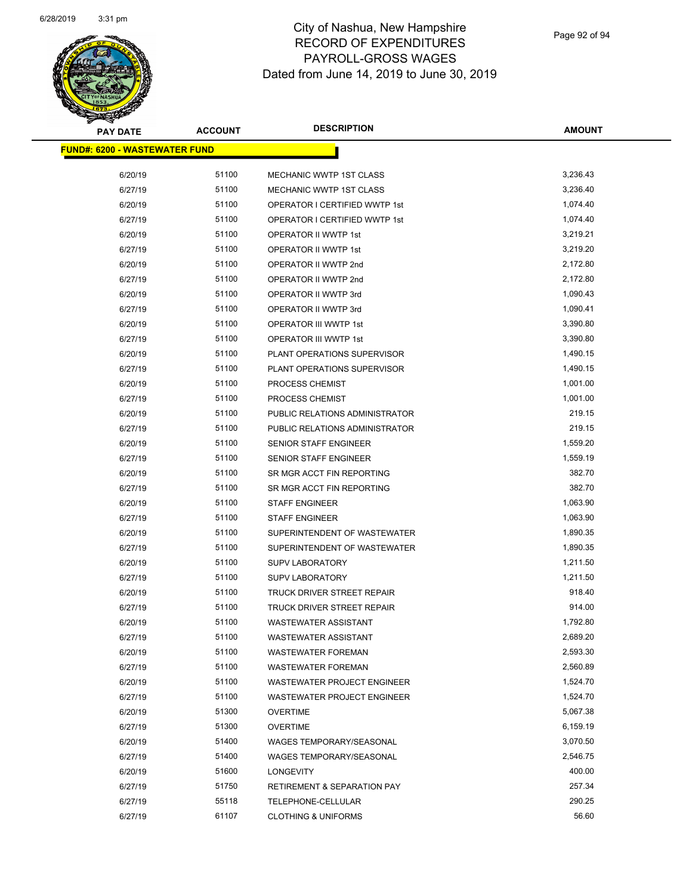# City of Nashua, New Hampshire
# RECORD OF EXPENDITURES
## PAYROLL-GROSS WAGES
### Dated from June 14, 2019 to June 30, 2019

| PAY DATE | ACCOUNT | DESCRIPTION | AMOUNT |
|---|---|---|---|
| **FUND#: 6200 - WASTEWATER FUND** | | | |
| 6/20/19 | 51100 | MECHANIC WWTP 1ST CLASS | 3,236.43 |
| 6/27/19 | 51100 | MECHANIC WWTP 1ST CLASS | 3,236.40 |
| 6/20/19 | 51100 | OPERATOR I CERTIFIED WWTP 1st | 1,074.40 |
| 6/27/19 | 51100 | OPERATOR I CERTIFIED WWTP 1st | 1,074.40 |
| 6/20/19 | 51100 | OPERATOR II WWTP 1st | 3,219.21 |
| 6/27/19 | 51100 | OPERATOR II WWTP 1st | 3,219.20 |
| 6/20/19 | 51100 | OPERATOR II WWTP 2nd | 2,172.80 |
| 6/27/19 | 51100 | OPERATOR II WWTP 2nd | 2,172.80 |
| 6/20/19 | 51100 | OPERATOR II WWTP 3rd | 1,090.43 |
| 6/27/19 | 51100 | OPERATOR II WWTP 3rd | 1,090.41 |
| 6/20/19 | 51100 | OPERATOR III WWTP 1st | 3,390.80 |
| 6/27/19 | 51100 | OPERATOR III WWTP 1st | 3,390.80 |
| 6/20/19 | 51100 | PLANT OPERATIONS SUPERVISOR | 1,490.15 |
| 6/27/19 | 51100 | PLANT OPERATIONS SUPERVISOR | 1,490.15 |
| 6/20/19 | 51100 | PROCESS CHEMIST | 1,001.00 |
| 6/27/19 | 51100 | PROCESS CHEMIST | 1,001.00 |
| 6/20/19 | 51100 | PUBLIC RELATIONS ADMINISTRATOR | 219.15 |
| 6/27/19 | 51100 | PUBLIC RELATIONS ADMINISTRATOR | 219.15 |
| 6/20/19 | 51100 | SENIOR STAFF ENGINEER | 1,559.20 |
| 6/27/19 | 51100 | SENIOR STAFF ENGINEER | 1,559.19 |
| 6/20/19 | 51100 | SR MGR ACCT FIN REPORTING | 382.70 |
| 6/27/19 | 51100 | SR MGR ACCT FIN REPORTING | 382.70 |
| 6/20/19 | 51100 | STAFF ENGINEER | 1,063.90 |
| 6/27/19 | 51100 | STAFF ENGINEER | 1,063.90 |
| 6/20/19 | 51100 | SUPERINTENDENT OF WASTEWATER | 1,890.35 |
| 6/27/19 | 51100 | SUPERINTENDENT OF WASTEWATER | 1,890.35 |
| 6/20/19 | 51100 | SUPV LABORATORY | 1,211.50 |
| 6/27/19 | 51100 | SUPV LABORATORY | 1,211.50 |
| 6/20/19 | 51100 | TRUCK DRIVER STREET REPAIR | 918.40 |
| 6/27/19 | 51100 | TRUCK DRIVER STREET REPAIR | 914.00 |
| 6/20/19 | 51100 | WASTEWATER ASSISTANT | 1,792.80 |
| 6/27/19 | 51100 | WASTEWATER ASSISTANT | 2,689.20 |
| 6/20/19 | 51100 | WASTEWATER FOREMAN | 2,593.30 |
| 6/27/19 | 51100 | WASTEWATER FOREMAN | 2,560.89 |
| 6/20/19 | 51100 | WASTEWATER PROJECT ENGINEER | 1,524.70 |
| 6/27/19 | 51100 | WASTEWATER PROJECT ENGINEER | 1,524.70 |
| 6/20/19 | 51300 | OVERTIME | 5,067.38 |
| 6/27/19 | 51300 | OVERTIME | 6,159.19 |
| 6/20/19 | 51400 | WAGES TEMPORARY/SEASONAL | 3,070.50 |
| 6/27/19 | 51400 | WAGES TEMPORARY/SEASONAL | 2,546.75 |
| 6/20/19 | 51600 | LONGEVITY | 400.00 |
| 6/27/19 | 51750 | RETIREMENT & SEPARATION PAY | 257.34 |
| 6/27/19 | 55118 | TELEPHONE-CELLULAR | 290.25 |
| 6/27/19 | 61107 | CLOTHING & UNIFORMS | 56.60 |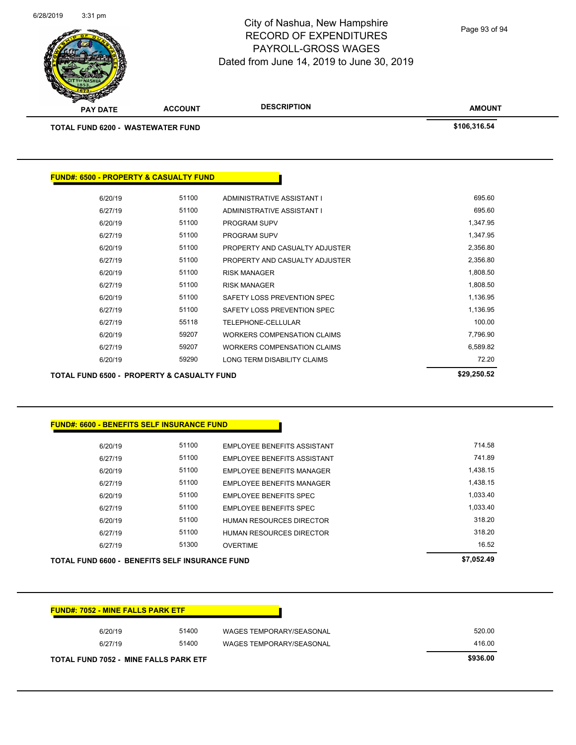| PAY DATE | ACCOUNT | DESCRIPTION | AMOUNT |
|---|---|---|---|
| **TOTAL FUND 6200 - WASTEWATER FUND** | | | **$106,316.54** |

**FUND#: 6500 - PROPERTY & CASUALTY FUND**

| PAY DATE | ACCOUNT | DESCRIPTION | AMOUNT |
|---|---|---|---|
| 6/20/19 | 51100 | ADMINISTRATIVE ASSISTANT I | 695.60 |
| 6/27/19 | 51100 | ADMINISTRATIVE ASSISTANT I | 695.60 |
| 6/20/19 | 51100 | PROGRAM SUPV | 1,347.95 |
| 6/27/19 | 51100 | PROGRAM SUPV | 1,347.95 |
| 6/20/19 | 51100 | PROPERTY AND CASUALTY ADJUSTER | 2,356.80 |
| 6/27/19 | 51100 | PROPERTY AND CASUALTY ADJUSTER | 2,356.80 |
| 6/20/19 | 51100 | RISK MANAGER | 1,808.50 |
| 6/27/19 | 51100 | RISK MANAGER | 1,808.50 |
| 6/20/19 | 51100 | SAFETY LOSS PREVENTION SPEC | 1,136.95 |
| 6/27/19 | 51100 | SAFETY LOSS PREVENTION SPEC | 1,136.95 |
| 6/27/19 | 55118 | TELEPHONE-CELLULAR | 100.00 |
| 6/20/19 | 59207 | WORKERS COMPENSATION CLAIMS | 7,796.90 |
| 6/27/19 | 59207 | WORKERS COMPENSATION CLAIMS | 6,589.82 |
| 6/20/19 | 59290 | LONG TERM DISABILITY CLAIMS | 72.20 |
| **TOTAL FUND 6500 - PROPERTY & CASUALTY FUND** | | | **$29,250.52** |

**FUND#: 6600 - BENEFITS SELF INSURANCE FUND**

| PAY DATE | ACCOUNT | DESCRIPTION | AMOUNT |
|---|---|---|---|
| 6/20/19 | 51100 | EMPLOYEE BENEFITS ASSISTANT | 714.58 |
| 6/27/19 | 51100 | EMPLOYEE BENEFITS ASSISTANT | 741.89 |
| 6/20/19 | 51100 | EMPLOYEE BENEFITS MANAGER | 1,438.15 |
| 6/27/19 | 51100 | EMPLOYEE BENEFITS MANAGER | 1,438.15 |
| 6/20/19 | 51100 | EMPLOYEE BENEFITS SPEC | 1,033.40 |
| 6/27/19 | 51100 | EMPLOYEE BENEFITS SPEC | 1,033.40 |
| 6/20/19 | 51100 | HUMAN RESOURCES DIRECTOR | 318.20 |
| 6/27/19 | 51100 | HUMAN RESOURCES DIRECTOR | 318.20 |
| 6/27/19 | 51300 | OVERTIME | 16.52 |
| **TOTAL FUND 6600 - BENEFITS SELF INSURANCE FUND** | | | **$7,052.49** |

**FUND#: 7052 - MINE FALLS PARK ETF**

| PAY DATE | ACCOUNT | DESCRIPTION | AMOUNT |
|---|---|---|---|
| 6/20/19 | 51400 | WAGES TEMPORARY/SEASONAL | 520.00 |
| 6/27/19 | 51400 | WAGES TEMPORARY/SEASONAL | 416.00 |
| **TOTAL FUND 7052 - MINE FALLS PARK ETF** | | | **$936.00** |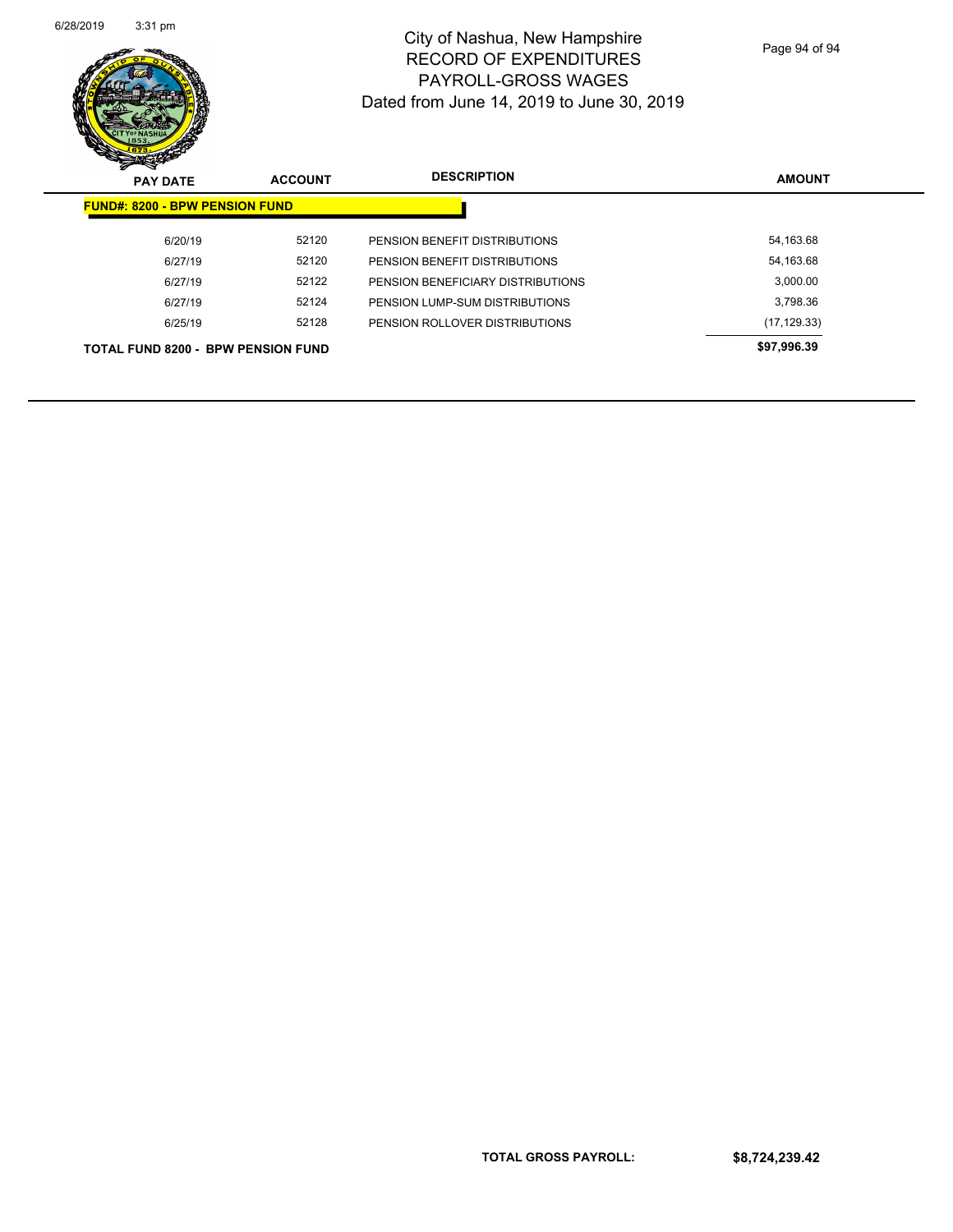# City of Nashua, New Hampshire
## RECORD OF EXPENDITURES
## PAYROLL-GROSS WAGES
### Dated from June 14, 2019 to June 30, 2019

| PAY DATE | ACCOUNT | DESCRIPTION | AMOUNT |
|---|---|---|---|
| **FUND#: 8200 - BPW PENSION FUND** | | | |
| 6/20/19 | 52120 | PENSION BENEFIT DISTRIBUTIONS | 54,163.68 |
| 6/27/19 | 52120 | PENSION BENEFIT DISTRIBUTIONS | 54,163.68 |
| 6/27/19 | 52122 | PENSION BENEFICIARY DISTRIBUTIONS | 3,000.00 |
| 6/27/19 | 52124 | PENSION LUMP-SUM DISTRIBUTIONS | 3,798.36 |
| 6/25/19 | 52128 | PENSION ROLLOVER DISTRIBUTIONS | (17,129.33) |
| **TOTAL FUND 8200 - BPW PENSION FUND** | | | **$97,996.39** |

**TOTAL GROSS PAYROLL: $8,724,239.42**